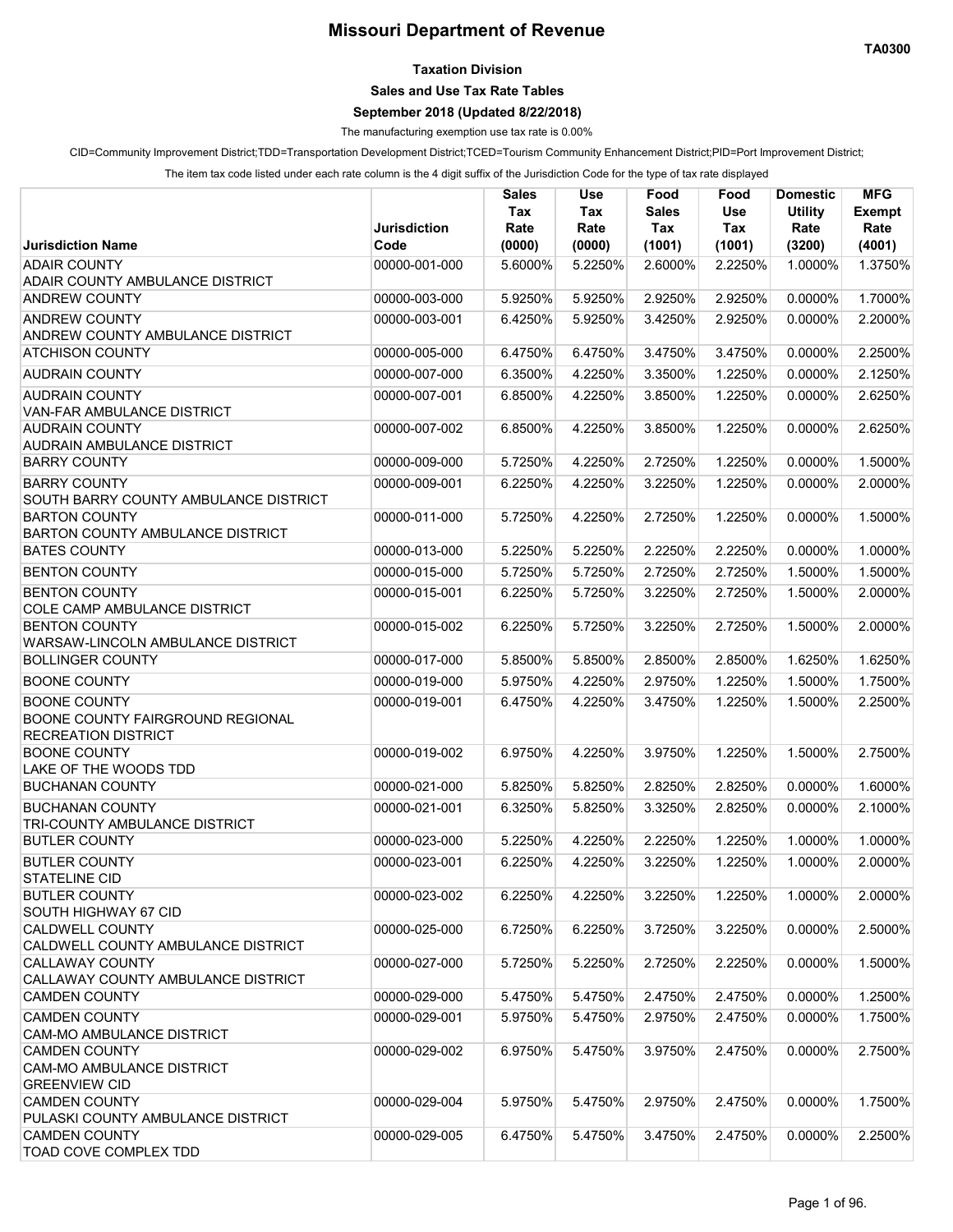# Missouri Department of Revenue

TA0300

## Taxation Division

### Sales and Use Tax Rate Tables

### September 2018 (Updated 8/22/2018)

The manufacturing exemption use tax rate is 0.00%

CID=Community Improvement District;TDD=Transportation Development District;TCED=Tourism Community Enhancement District;PID=Port Improvement District;

The item tax code listed under each rate column is the 4 digit suffix of the Jurisdiction Code for the type of tax rate displayed

| Jurisdiction Name | Jurisdiction Code | Sales Tax Rate (0000) | Use Tax Rate (0000) | Food Sales Tax (1001) | Food Use Tax (1001) | Domestic Utility Rate (3200) | MFG Exempt Rate (4001) |
|---|---|---|---|---|---|---|---|
| ADAIR COUNTY<br>ADAIR COUNTY AMBULANCE DISTRICT | 00000-001-000 | 5.6000% | 5.2250% | 2.6000% | 2.2250% | 1.0000% | 1.3750% |
| ANDREW COUNTY | 00000-003-000 | 5.9250% | 5.9250% | 2.9250% | 2.9250% | 0.0000% | 1.7000% |
| ANDREW COUNTY<br>ANDREW COUNTY AMBULANCE DISTRICT | 00000-003-001 | 6.4250% | 5.9250% | 3.4250% | 2.9250% | 0.0000% | 2.2000% |
| ATCHISON COUNTY | 00000-005-000 | 6.4750% | 6.4750% | 3.4750% | 3.4750% | 0.0000% | 2.2500% |
| AUDRAIN COUNTY | 00000-007-000 | 6.3500% | 4.2250% | 3.3500% | 1.2250% | 0.0000% | 2.1250% |
| AUDRAIN COUNTY<br>VAN-FAR AMBULANCE DISTRICT | 00000-007-001 | 6.8500% | 4.2250% | 3.8500% | 1.2250% | 0.0000% | 2.6250% |
| AUDRAIN COUNTY<br>AUDRAIN AMBULANCE DISTRICT | 00000-007-002 | 6.8500% | 4.2250% | 3.8500% | 1.2250% | 0.0000% | 2.6250% |
| BARRY COUNTY | 00000-009-000 | 5.7250% | 4.2250% | 2.7250% | 1.2250% | 0.0000% | 1.5000% |
| BARRY COUNTY<br>SOUTH BARRY COUNTY AMBULANCE DISTRICT | 00000-009-001 | 6.2250% | 4.2250% | 3.2250% | 1.2250% | 0.0000% | 2.0000% |
| BARTON COUNTY<br>BARTON COUNTY AMBULANCE DISTRICT | 00000-011-000 | 5.7250% | 4.2250% | 2.7250% | 1.2250% | 0.0000% | 1.5000% |
| BATES COUNTY | 00000-013-000 | 5.2250% | 5.2250% | 2.2250% | 2.2250% | 0.0000% | 1.0000% |
| BENTON COUNTY | 00000-015-000 | 5.7250% | 5.7250% | 2.7250% | 2.7250% | 1.5000% | 1.5000% |
| BENTON COUNTY<br>COLE CAMP AMBULANCE DISTRICT | 00000-015-001 | 6.2250% | 5.7250% | 3.2250% | 2.7250% | 1.5000% | 2.0000% |
| BENTON COUNTY<br>WARSAW-LINCOLN AMBULANCE DISTRICT | 00000-015-002 | 6.2250% | 5.7250% | 3.2250% | 2.7250% | 1.5000% | 2.0000% |
| BOLLINGER COUNTY | 00000-017-000 | 5.8500% | 5.8500% | 2.8500% | 2.8500% | 1.6250% | 1.6250% |
| BOONE COUNTY | 00000-019-000 | 5.9750% | 4.2250% | 2.9750% | 1.2250% | 1.5000% | 1.7500% |
| BOONE COUNTY<br>BOONE COUNTY FAIRGROUND REGIONAL RECREATION DISTRICT | 00000-019-001 | 6.4750% | 4.2250% | 3.4750% | 1.2250% | 1.5000% | 2.2500% |
| BOONE COUNTY<br>LAKE OF THE WOODS TDD | 00000-019-002 | 6.9750% | 4.2250% | 3.9750% | 1.2250% | 1.5000% | 2.7500% |
| BUCHANAN COUNTY | 00000-021-000 | 5.8250% | 5.8250% | 2.8250% | 2.8250% | 0.0000% | 1.6000% |
| BUCHANAN COUNTY<br>TRI-COUNTY AMBULANCE DISTRICT | 00000-021-001 | 6.3250% | 5.8250% | 3.3250% | 2.8250% | 0.0000% | 2.1000% |
| BUTLER COUNTY | 00000-023-000 | 5.2250% | 4.2250% | 2.2250% | 1.2250% | 1.0000% | 1.0000% |
| BUTLER COUNTY<br>STATELINE CID | 00000-023-001 | 6.2250% | 4.2250% | 3.2250% | 1.2250% | 1.0000% | 2.0000% |
| BUTLER COUNTY<br>SOUTH HIGHWAY 67 CID | 00000-023-002 | 6.2250% | 4.2250% | 3.2250% | 1.2250% | 1.0000% | 2.0000% |
| CALDWELL COUNTY<br>CALDWELL COUNTY AMBULANCE DISTRICT | 00000-025-000 | 6.7250% | 6.2250% | 3.7250% | 3.2250% | 0.0000% | 2.5000% |
| CALLAWAY COUNTY<br>CALLAWAY COUNTY AMBULANCE DISTRICT | 00000-027-000 | 5.7250% | 5.2250% | 2.7250% | 2.2250% | 0.0000% | 1.5000% |
| CAMDEN COUNTY | 00000-029-000 | 5.4750% | 5.4750% | 2.4750% | 2.4750% | 0.0000% | 1.2500% |
| CAMDEN COUNTY<br>CAM-MO AMBULANCE DISTRICT | 00000-029-001 | 5.9750% | 5.4750% | 2.9750% | 2.4750% | 0.0000% | 1.7500% |
| CAMDEN COUNTY<br>CAM-MO AMBULANCE DISTRICT<br>GREENVIEW CID | 00000-029-002 | 6.9750% | 5.4750% | 3.9750% | 2.4750% | 0.0000% | 2.7500% |
| CAMDEN COUNTY<br>PULASKI COUNTY AMBULANCE DISTRICT | 00000-029-004 | 5.9750% | 5.4750% | 2.9750% | 2.4750% | 0.0000% | 1.7500% |
| CAMDEN COUNTY<br>TOAD COVE COMPLEX TDD | 00000-029-005 | 6.4750% | 5.4750% | 3.4750% | 2.4750% | 0.0000% | 2.2500% |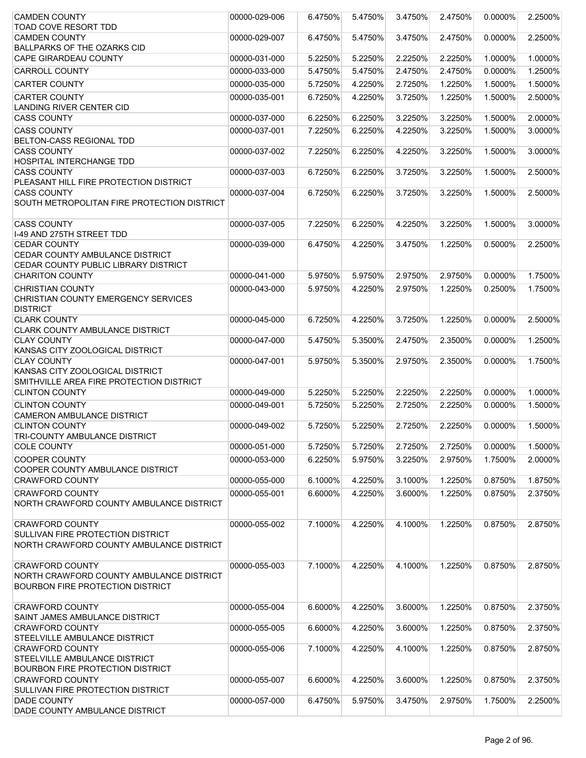| | | | | | | | |
|---|---|---|---|---|---|---|---|
| CAMDEN COUNTY<br>TOAD COVE RESORT TDD | 00000-029-006 | 6.4750% | 5.4750% | 3.4750% | 2.4750% | 0.0000% | 2.2500% |
| CAMDEN COUNTY<br>BALLPARKS OF THE OZARKS CID | 00000-029-007 | 6.4750% | 5.4750% | 3.4750% | 2.4750% | 0.0000% | 2.2500% |
| CAPE GIRARDEAU COUNTY | 00000-031-000 | 5.2250% | 5.2250% | 2.2250% | 2.2250% | 1.0000% | 1.0000% |
| CARROLL COUNTY | 00000-033-000 | 5.4750% | 5.4750% | 2.4750% | 2.4750% | 0.0000% | 1.2500% |
| CARTER COUNTY | 00000-035-000 | 5.7250% | 4.2250% | 2.7250% | 1.2250% | 1.5000% | 1.5000% |
| CARTER COUNTY<br>LANDING RIVER CENTER CID | 00000-035-001 | 6.7250% | 4.2250% | 3.7250% | 1.2250% | 1.5000% | 2.5000% |
| CASS COUNTY | 00000-037-000 | 6.2250% | 6.2250% | 3.2250% | 3.2250% | 1.5000% | 2.0000% |
| CASS COUNTY<br>BELTON-CASS REGIONAL TDD | 00000-037-001 | 7.2250% | 6.2250% | 4.2250% | 3.2250% | 1.5000% | 3.0000% |
| CASS COUNTY<br>HOSPITAL INTERCHANGE TDD | 00000-037-002 | 7.2250% | 6.2250% | 4.2250% | 3.2250% | 1.5000% | 3.0000% |
| CASS COUNTY<br>PLEASANT HILL FIRE PROTECTION DISTRICT | 00000-037-003 | 6.7250% | 6.2250% | 3.7250% | 3.2250% | 1.5000% | 2.5000% |
| CASS COUNTY<br>SOUTH METROPOLITAN FIRE PROTECTION DISTRICT | 00000-037-004 | 6.7250% | 6.2250% | 3.7250% | 3.2250% | 1.5000% | 2.5000% |
| CASS COUNTY<br>I-49 AND 275TH STREET TDD | 00000-037-005 | 7.2250% | 6.2250% | 4.2250% | 3.2250% | 1.5000% | 3.0000% |
| CEDAR COUNTY<br>CEDAR COUNTY AMBULANCE DISTRICT<br>CEDAR COUNTY PUBLIC LIBRARY DISTRICT | 00000-039-000 | 6.4750% | 4.2250% | 3.4750% | 1.2250% | 0.5000% | 2.2500% |
| CHARITON COUNTY | 00000-041-000 | 5.9750% | 5.9750% | 2.9750% | 2.9750% | 0.0000% | 1.7500% |
| CHRISTIAN COUNTY<br>CHRISTIAN COUNTY EMERGENCY SERVICES DISTRICT | 00000-043-000 | 5.9750% | 4.2250% | 2.9750% | 1.2250% | 0.2500% | 1.7500% |
| CLARK COUNTY<br>CLARK COUNTY AMBULANCE DISTRICT | 00000-045-000 | 6.7250% | 4.2250% | 3.7250% | 1.2250% | 0.0000% | 2.5000% |
| CLAY COUNTY<br>KANSAS CITY ZOOLOGICAL DISTRICT | 00000-047-000 | 5.4750% | 5.3500% | 2.4750% | 2.3500% | 0.0000% | 1.2500% |
| CLAY COUNTY<br>KANSAS CITY ZOOLOGICAL DISTRICT<br>SMITHVILLE AREA FIRE PROTECTION DISTRICT | 00000-047-001 | 5.9750% | 5.3500% | 2.9750% | 2.3500% | 0.0000% | 1.7500% |
| CLINTON COUNTY | 00000-049-000 | 5.2250% | 5.2250% | 2.2250% | 2.2250% | 0.0000% | 1.0000% |
| CLINTON COUNTY<br>CAMERON AMBULANCE DISTRICT | 00000-049-001 | 5.7250% | 5.2250% | 2.7250% | 2.2250% | 0.0000% | 1.5000% |
| CLINTON COUNTY<br>TRI-COUNTY AMBULANCE DISTRICT | 00000-049-002 | 5.7250% | 5.2250% | 2.7250% | 2.2250% | 0.0000% | 1.5000% |
| COLE COUNTY | 00000-051-000 | 5.7250% | 5.7250% | 2.7250% | 2.7250% | 0.0000% | 1.5000% |
| COOPER COUNTY<br>COOPER COUNTY AMBULANCE DISTRICT | 00000-053-000 | 6.2250% | 5.9750% | 3.2250% | 2.9750% | 1.7500% | 2.0000% |
| CRAWFORD COUNTY | 00000-055-000 | 6.1000% | 4.2250% | 3.1000% | 1.2250% | 0.8750% | 1.8750% |
| CRAWFORD COUNTY<br>NORTH CRAWFORD COUNTY AMBULANCE DISTRICT | 00000-055-001 | 6.6000% | 4.2250% | 3.6000% | 1.2250% | 0.8750% | 2.3750% |
| CRAWFORD COUNTY<br>SULLIVAN FIRE PROTECTION DISTRICT<br>NORTH CRAWFORD COUNTY AMBULANCE DISTRICT | 00000-055-002 | 7.1000% | 4.2250% | 4.1000% | 1.2250% | 0.8750% | 2.8750% |
| CRAWFORD COUNTY<br>NORTH CRAWFORD COUNTY AMBULANCE DISTRICT<br>BOURBON FIRE PROTECTION DISTRICT | 00000-055-003 | 7.1000% | 4.2250% | 4.1000% | 1.2250% | 0.8750% | 2.8750% |
| CRAWFORD COUNTY<br>SAINT JAMES AMBULANCE DISTRICT | 00000-055-004 | 6.6000% | 4.2250% | 3.6000% | 1.2250% | 0.8750% | 2.3750% |
| CRAWFORD COUNTY<br>STEELVILLE AMBULANCE DISTRICT | 00000-055-005 | 6.6000% | 4.2250% | 3.6000% | 1.2250% | 0.8750% | 2.3750% |
| CRAWFORD COUNTY<br>STEELVILLE AMBULANCE DISTRICT<br>BOURBON FIRE PROTECTION DISTRICT | 00000-055-006 | 7.1000% | 4.2250% | 4.1000% | 1.2250% | 0.8750% | 2.8750% |
| CRAWFORD COUNTY<br>SULLIVAN FIRE PROTECTION DISTRICT | 00000-055-007 | 6.6000% | 4.2250% | 3.6000% | 1.2250% | 0.8750% | 2.3750% |
| DADE COUNTY<br>DADE COUNTY AMBULANCE DISTRICT | 00000-057-000 | 6.4750% | 5.9750% | 3.4750% | 2.9750% | 1.7500% | 2.2500% |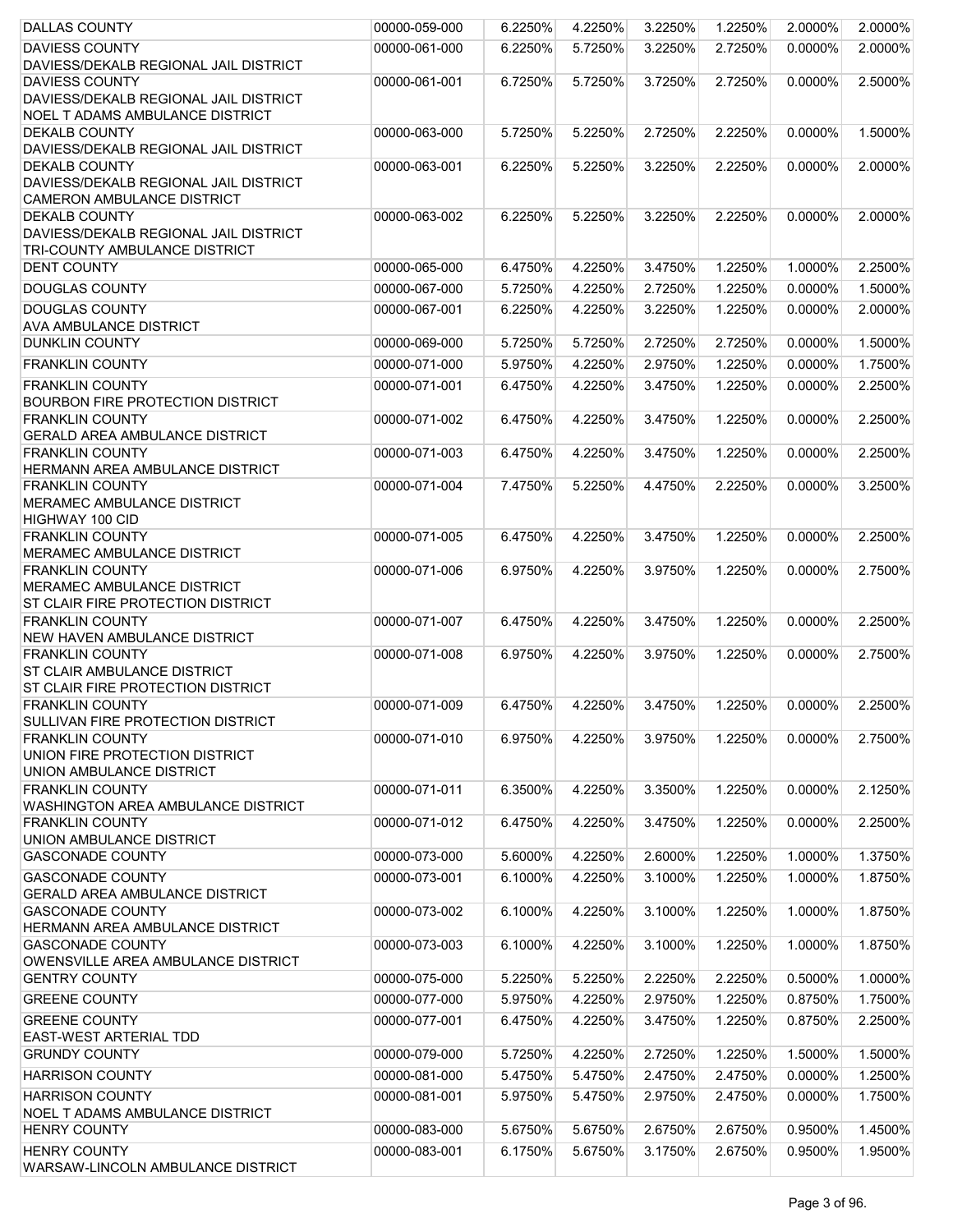| | | | | | | | |
|---|---|---|---|---|---|---|---|
| DALLAS COUNTY | 00000-059-000 | 6.2250% | 4.2250% | 3.2250% | 1.2250% | 2.0000% | 2.0000% |
| DAVIESS COUNTY<br>DAVIESS/DEKALB REGIONAL JAIL DISTRICT | 00000-061-000 | 6.2250% | 5.7250% | 3.2250% | 2.7250% | 0.0000% | 2.0000% |
| DAVIESS COUNTY<br>DAVIESS/DEKALB REGIONAL JAIL DISTRICT<br>NOEL T ADAMS AMBULANCE DISTRICT | 00000-061-001 | 6.7250% | 5.7250% | 3.7250% | 2.7250% | 0.0000% | 2.5000% |
| DEKALB COUNTY<br>DAVIESS/DEKALB REGIONAL JAIL DISTRICT | 00000-063-000 | 5.7250% | 5.2250% | 2.7250% | 2.2250% | 0.0000% | 1.5000% |
| DEKALB COUNTY<br>DAVIESS/DEKALB REGIONAL JAIL DISTRICT<br>CAMERON AMBULANCE DISTRICT | 00000-063-001 | 6.2250% | 5.2250% | 3.2250% | 2.2250% | 0.0000% | 2.0000% |
| DEKALB COUNTY<br>DAVIESS/DEKALB REGIONAL JAIL DISTRICT<br>TRI-COUNTY AMBULANCE DISTRICT | 00000-063-002 | 6.2250% | 5.2250% | 3.2250% | 2.2250% | 0.0000% | 2.0000% |
| DENT COUNTY | 00000-065-000 | 6.4750% | 4.2250% | 3.4750% | 1.2250% | 1.0000% | 2.2500% |
| DOUGLAS COUNTY | 00000-067-000 | 5.7250% | 4.2250% | 2.7250% | 1.2250% | 0.0000% | 1.5000% |
| DOUGLAS COUNTY<br>AVA AMBULANCE DISTRICT | 00000-067-001 | 6.2250% | 4.2250% | 3.2250% | 1.2250% | 0.0000% | 2.0000% |
| DUNKLIN COUNTY | 00000-069-000 | 5.7250% | 5.7250% | 2.7250% | 2.7250% | 0.0000% | 1.5000% |
| FRANKLIN COUNTY | 00000-071-000 | 5.9750% | 4.2250% | 2.9750% | 1.2250% | 0.0000% | 1.7500% |
| FRANKLIN COUNTY<br>BOURBON FIRE PROTECTION DISTRICT | 00000-071-001 | 6.4750% | 4.2250% | 3.4750% | 1.2250% | 0.0000% | 2.2500% |
| FRANKLIN COUNTY<br>GERALD AREA AMBULANCE DISTRICT | 00000-071-002 | 6.4750% | 4.2250% | 3.4750% | 1.2250% | 0.0000% | 2.2500% |
| FRANKLIN COUNTY<br>HERMANN AREA AMBULANCE DISTRICT | 00000-071-003 | 6.4750% | 4.2250% | 3.4750% | 1.2250% | 0.0000% | 2.2500% |
| FRANKLIN COUNTY<br>MERAMEC AMBULANCE DISTRICT<br>HIGHWAY 100 CID | 00000-071-004 | 7.4750% | 5.2250% | 4.4750% | 2.2250% | 0.0000% | 3.2500% |
| FRANKLIN COUNTY<br>MERAMEC AMBULANCE DISTRICT | 00000-071-005 | 6.4750% | 4.2250% | 3.4750% | 1.2250% | 0.0000% | 2.2500% |
| FRANKLIN COUNTY<br>MERAMEC AMBULANCE DISTRICT<br>ST CLAIR FIRE PROTECTION DISTRICT | 00000-071-006 | 6.9750% | 4.2250% | 3.9750% | 1.2250% | 0.0000% | 2.7500% |
| FRANKLIN COUNTY<br>NEW HAVEN AMBULANCE DISTRICT | 00000-071-007 | 6.4750% | 4.2250% | 3.4750% | 1.2250% | 0.0000% | 2.2500% |
| FRANKLIN COUNTY<br>ST CLAIR AMBULANCE DISTRICT<br>ST CLAIR FIRE PROTECTION DISTRICT | 00000-071-008 | 6.9750% | 4.2250% | 3.9750% | 1.2250% | 0.0000% | 2.7500% |
| FRANKLIN COUNTY<br>SULLIVAN FIRE PROTECTION DISTRICT | 00000-071-009 | 6.4750% | 4.2250% | 3.4750% | 1.2250% | 0.0000% | 2.2500% |
| FRANKLIN COUNTY<br>UNION FIRE PROTECTION DISTRICT<br>UNION AMBULANCE DISTRICT | 00000-071-010 | 6.9750% | 4.2250% | 3.9750% | 1.2250% | 0.0000% | 2.7500% |
| FRANKLIN COUNTY<br>WASHINGTON AREA AMBULANCE DISTRICT | 00000-071-011 | 6.3500% | 4.2250% | 3.3500% | 1.2250% | 0.0000% | 2.1250% |
| FRANKLIN COUNTY<br>UNION AMBULANCE DISTRICT | 00000-071-012 | 6.4750% | 4.2250% | 3.4750% | 1.2250% | 0.0000% | 2.2500% |
| GASCONADE COUNTY | 00000-073-000 | 5.6000% | 4.2250% | 2.6000% | 1.2250% | 1.0000% | 1.3750% |
| GASCONADE COUNTY<br>GERALD AREA AMBULANCE DISTRICT | 00000-073-001 | 6.1000% | 4.2250% | 3.1000% | 1.2250% | 1.0000% | 1.8750% |
| GASCONADE COUNTY<br>HERMANN AREA AMBULANCE DISTRICT | 00000-073-002 | 6.1000% | 4.2250% | 3.1000% | 1.2250% | 1.0000% | 1.8750% |
| GASCONADE COUNTY<br>OWENSVILLE AREA AMBULANCE DISTRICT | 00000-073-003 | 6.1000% | 4.2250% | 3.1000% | 1.2250% | 1.0000% | 1.8750% |
| GENTRY COUNTY | 00000-075-000 | 5.2250% | 5.2250% | 2.2250% | 2.2250% | 0.5000% | 1.0000% |
| GREENE COUNTY | 00000-077-000 | 5.9750% | 4.2250% | 2.9750% | 1.2250% | 0.8750% | 1.7500% |
| GREENE COUNTY<br>EAST-WEST ARTERIAL TDD | 00000-077-001 | 6.4750% | 4.2250% | 3.4750% | 1.2250% | 0.8750% | 2.2500% |
| GRUNDY COUNTY | 00000-079-000 | 5.7250% | 4.2250% | 2.7250% | 1.2250% | 1.5000% | 1.5000% |
| HARRISON COUNTY | 00000-081-000 | 5.4750% | 5.4750% | 2.4750% | 2.4750% | 0.0000% | 1.2500% |
| HARRISON COUNTY<br>NOEL T ADAMS AMBULANCE DISTRICT | 00000-081-001 | 5.9750% | 5.4750% | 2.9750% | 2.4750% | 0.0000% | 1.7500% |
| HENRY COUNTY | 00000-083-000 | 5.6750% | 5.6750% | 2.6750% | 2.6750% | 0.9500% | 1.4500% |
| HENRY COUNTY<br>WARSAW-LINCOLN AMBULANCE DISTRICT | 00000-083-001 | 6.1750% | 5.6750% | 3.1750% | 2.6750% | 0.9500% | 1.9500% |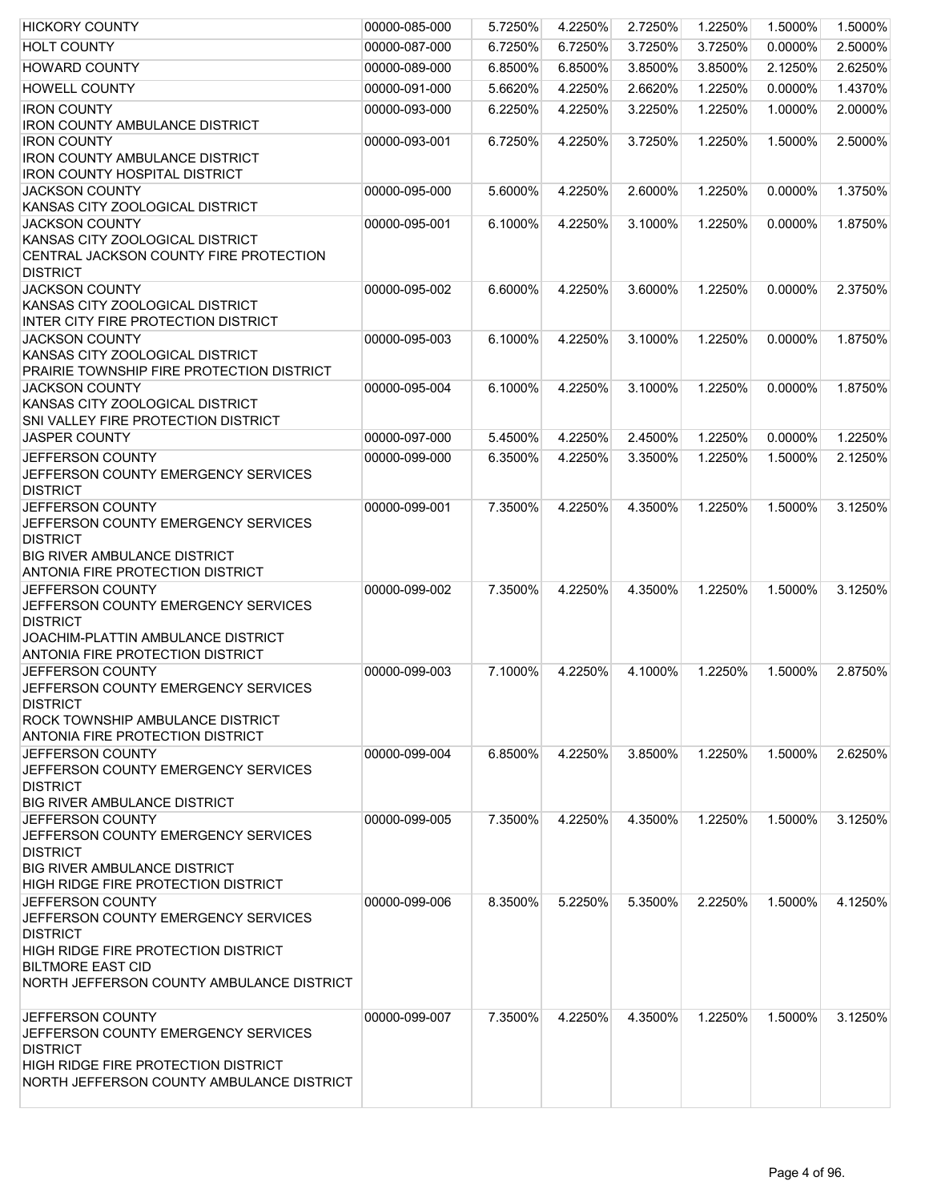| | | | | | | | |
|---|---|---|---|---|---|---|---|
| HICKORY COUNTY | 00000-085-000 | 5.7250% | 4.2250% | 2.7250% | 1.2250% | 1.5000% | 1.5000% |
| HOLT COUNTY | 00000-087-000 | 6.7250% | 6.7250% | 3.7250% | 3.7250% | 0.0000% | 2.5000% |
| HOWARD COUNTY | 00000-089-000 | 6.8500% | 6.8500% | 3.8500% | 3.8500% | 2.1250% | 2.6250% |
| HOWELL COUNTY | 00000-091-000 | 5.6620% | 4.2250% | 2.6620% | 1.2250% | 0.0000% | 1.4370% |
| IRON COUNTY<br>IRON COUNTY AMBULANCE DISTRICT | 00000-093-000 | 6.2250% | 4.2250% | 3.2250% | 1.2250% | 1.0000% | 2.0000% |
| IRON COUNTY<br>IRON COUNTY AMBULANCE DISTRICT<br>IRON COUNTY HOSPITAL DISTRICT | 00000-093-001 | 6.7250% | 4.2250% | 3.7250% | 1.2250% | 1.5000% | 2.5000% |
| JACKSON COUNTY<br>KANSAS CITY ZOOLOGICAL DISTRICT | 00000-095-000 | 5.6000% | 4.2250% | 2.6000% | 1.2250% | 0.0000% | 1.3750% |
| JACKSON COUNTY<br>KANSAS CITY ZOOLOGICAL DISTRICT<br>CENTRAL JACKSON COUNTY FIRE PROTECTION DISTRICT | 00000-095-001 | 6.1000% | 4.2250% | 3.1000% | 1.2250% | 0.0000% | 1.8750% |
| JACKSON COUNTY<br>KANSAS CITY ZOOLOGICAL DISTRICT<br>INTER CITY FIRE PROTECTION DISTRICT | 00000-095-002 | 6.6000% | 4.2250% | 3.6000% | 1.2250% | 0.0000% | 2.3750% |
| JACKSON COUNTY<br>KANSAS CITY ZOOLOGICAL DISTRICT<br>PRAIRIE TOWNSHIP FIRE PROTECTION DISTRICT | 00000-095-003 | 6.1000% | 4.2250% | 3.1000% | 1.2250% | 0.0000% | 1.8750% |
| JACKSON COUNTY<br>KANSAS CITY ZOOLOGICAL DISTRICT<br>SNI VALLEY FIRE PROTECTION DISTRICT | 00000-095-004 | 6.1000% | 4.2250% | 3.1000% | 1.2250% | 0.0000% | 1.8750% |
| JASPER COUNTY | 00000-097-000 | 5.4500% | 4.2250% | 2.4500% | 1.2250% | 0.0000% | 1.2250% |
| JEFFERSON COUNTY<br>JEFFERSON COUNTY EMERGENCY SERVICES DISTRICT | 00000-099-000 | 6.3500% | 4.2250% | 3.3500% | 1.2250% | 1.5000% | 2.1250% |
| JEFFERSON COUNTY<br>JEFFERSON COUNTY EMERGENCY SERVICES DISTRICT<br>BIG RIVER AMBULANCE DISTRICT<br>ANTONIA FIRE PROTECTION DISTRICT | 00000-099-001 | 7.3500% | 4.2250% | 4.3500% | 1.2250% | 1.5000% | 3.1250% |
| JEFFERSON COUNTY<br>JEFFERSON COUNTY EMERGENCY SERVICES DISTRICT<br>JOACHIM-PLATTIN AMBULANCE DISTRICT<br>ANTONIA FIRE PROTECTION DISTRICT | 00000-099-002 | 7.3500% | 4.2250% | 4.3500% | 1.2250% | 1.5000% | 3.1250% |
| JEFFERSON COUNTY<br>JEFFERSON COUNTY EMERGENCY SERVICES DISTRICT<br>ROCK TOWNSHIP AMBULANCE DISTRICT<br>ANTONIA FIRE PROTECTION DISTRICT | 00000-099-003 | 7.1000% | 4.2250% | 4.1000% | 1.2250% | 1.5000% | 2.8750% |
| JEFFERSON COUNTY<br>JEFFERSON COUNTY EMERGENCY SERVICES DISTRICT<br>BIG RIVER AMBULANCE DISTRICT | 00000-099-004 | 6.8500% | 4.2250% | 3.8500% | 1.2250% | 1.5000% | 2.6250% |
| JEFFERSON COUNTY<br>JEFFERSON COUNTY EMERGENCY SERVICES DISTRICT<br>BIG RIVER AMBULANCE DISTRICT<br>HIGH RIDGE FIRE PROTECTION DISTRICT | 00000-099-005 | 7.3500% | 4.2250% | 4.3500% | 1.2250% | 1.5000% | 3.1250% |
| JEFFERSON COUNTY<br>JEFFERSON COUNTY EMERGENCY SERVICES DISTRICT<br>HIGH RIDGE FIRE PROTECTION DISTRICT<br>BILTMORE EAST CID<br>NORTH JEFFERSON COUNTY AMBULANCE DISTRICT | 00000-099-006 | 8.3500% | 5.2250% | 5.3500% | 2.2250% | 1.5000% | 4.1250% |
| JEFFERSON COUNTY<br>JEFFERSON COUNTY EMERGENCY SERVICES DISTRICT<br>HIGH RIDGE FIRE PROTECTION DISTRICT<br>NORTH JEFFERSON COUNTY AMBULANCE DISTRICT | 00000-099-007 | 7.3500% | 4.2250% | 4.3500% | 1.2250% | 1.5000% | 3.1250% |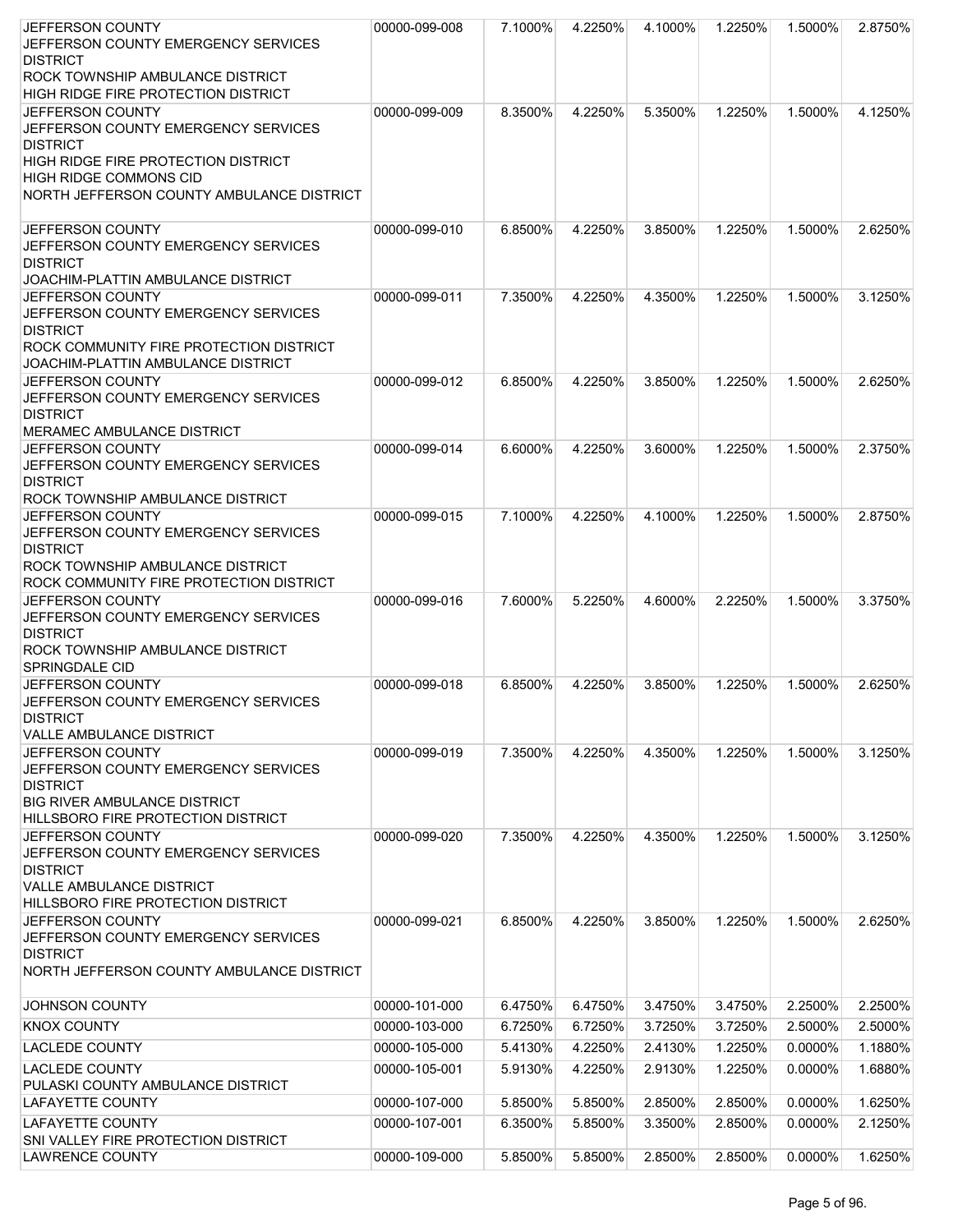| | | | | | | | |
|---|---|---|---|---|---|---|---|
| JEFFERSON COUNTY<br>JEFFERSON COUNTY EMERGENCY SERVICES DISTRICT<br>ROCK TOWNSHIP AMBULANCE DISTRICT<br>HIGH RIDGE FIRE PROTECTION DISTRICT | 00000-099-008 | 7.1000% | 4.2250% | 4.1000% | 1.2250% | 1.5000% | 2.8750% |
| JEFFERSON COUNTY<br>JEFFERSON COUNTY EMERGENCY SERVICES DISTRICT<br>HIGH RIDGE FIRE PROTECTION DISTRICT<br>HIGH RIDGE COMMONS CID<br>NORTH JEFFERSON COUNTY AMBULANCE DISTRICT | 00000-099-009 | 8.3500% | 4.2250% | 5.3500% | 1.2250% | 1.5000% | 4.1250% |
| JEFFERSON COUNTY<br>JEFFERSON COUNTY EMERGENCY SERVICES DISTRICT<br>JOACHIM-PLATTIN AMBULANCE DISTRICT | 00000-099-010 | 6.8500% | 4.2250% | 3.8500% | 1.2250% | 1.5000% | 2.6250% |
| JEFFERSON COUNTY<br>JEFFERSON COUNTY EMERGENCY SERVICES DISTRICT<br>ROCK COMMUNITY FIRE PROTECTION DISTRICT<br>JOACHIM-PLATTIN AMBULANCE DISTRICT | 00000-099-011 | 7.3500% | 4.2250% | 4.3500% | 1.2250% | 1.5000% | 3.1250% |
| JEFFERSON COUNTY<br>JEFFERSON COUNTY EMERGENCY SERVICES DISTRICT<br>MERAMEC AMBULANCE DISTRICT | 00000-099-012 | 6.8500% | 4.2250% | 3.8500% | 1.2250% | 1.5000% | 2.6250% |
| JEFFERSON COUNTY<br>JEFFERSON COUNTY EMERGENCY SERVICES DISTRICT<br>ROCK TOWNSHIP AMBULANCE DISTRICT | 00000-099-014 | 6.6000% | 4.2250% | 3.6000% | 1.2250% | 1.5000% | 2.3750% |
| JEFFERSON COUNTY<br>JEFFERSON COUNTY EMERGENCY SERVICES DISTRICT<br>ROCK TOWNSHIP AMBULANCE DISTRICT<br>ROCK COMMUNITY FIRE PROTECTION DISTRICT | 00000-099-015 | 7.1000% | 4.2250% | 4.1000% | 1.2250% | 1.5000% | 2.8750% |
| JEFFERSON COUNTY<br>JEFFERSON COUNTY EMERGENCY SERVICES DISTRICT<br>ROCK TOWNSHIP AMBULANCE DISTRICT<br>SPRINGDALE CID | 00000-099-016 | 7.6000% | 5.2250% | 4.6000% | 2.2250% | 1.5000% | 3.3750% |
| JEFFERSON COUNTY<br>JEFFERSON COUNTY EMERGENCY SERVICES DISTRICT<br>VALLE AMBULANCE DISTRICT | 00000-099-018 | 6.8500% | 4.2250% | 3.8500% | 1.2250% | 1.5000% | 2.6250% |
| JEFFERSON COUNTY<br>JEFFERSON COUNTY EMERGENCY SERVICES DISTRICT<br>BIG RIVER AMBULANCE DISTRICT<br>HILLSBORO FIRE PROTECTION DISTRICT | 00000-099-019 | 7.3500% | 4.2250% | 4.3500% | 1.2250% | 1.5000% | 3.1250% |
| JEFFERSON COUNTY<br>JEFFERSON COUNTY EMERGENCY SERVICES DISTRICT<br>VALLE AMBULANCE DISTRICT<br>HILLSBORO FIRE PROTECTION DISTRICT | 00000-099-020 | 7.3500% | 4.2250% | 4.3500% | 1.2250% | 1.5000% | 3.1250% |
| JEFFERSON COUNTY<br>JEFFERSON COUNTY EMERGENCY SERVICES DISTRICT<br>NORTH JEFFERSON COUNTY AMBULANCE DISTRICT | 00000-099-021 | 6.8500% | 4.2250% | 3.8500% | 1.2250% | 1.5000% | 2.6250% |
| JOHNSON COUNTY | 00000-101-000 | 6.4750% | 6.4750% | 3.4750% | 3.4750% | 2.2500% | 2.2500% |
| KNOX COUNTY | 00000-103-000 | 6.7250% | 6.7250% | 3.7250% | 3.7250% | 2.5000% | 2.5000% |
| LACLEDE COUNTY | 00000-105-000 | 5.4130% | 4.2250% | 2.4130% | 1.2250% | 0.0000% | 1.1880% |
| LACLEDE COUNTY<br>PULASKI COUNTY AMBULANCE DISTRICT | 00000-105-001 | 5.9130% | 4.2250% | 2.9130% | 1.2250% | 0.0000% | 1.6880% |
| LAFAYETTE COUNTY | 00000-107-000 | 5.8500% | 5.8500% | 2.8500% | 2.8500% | 0.0000% | 1.6250% |
| LAFAYETTE COUNTY<br>SNI VALLEY FIRE PROTECTION DISTRICT | 00000-107-001 | 6.3500% | 5.8500% | 3.3500% | 2.8500% | 0.0000% | 2.1250% |
| LAWRENCE COUNTY | 00000-109-000 | 5.8500% | 5.8500% | 2.8500% | 2.8500% | 0.0000% | 1.6250% |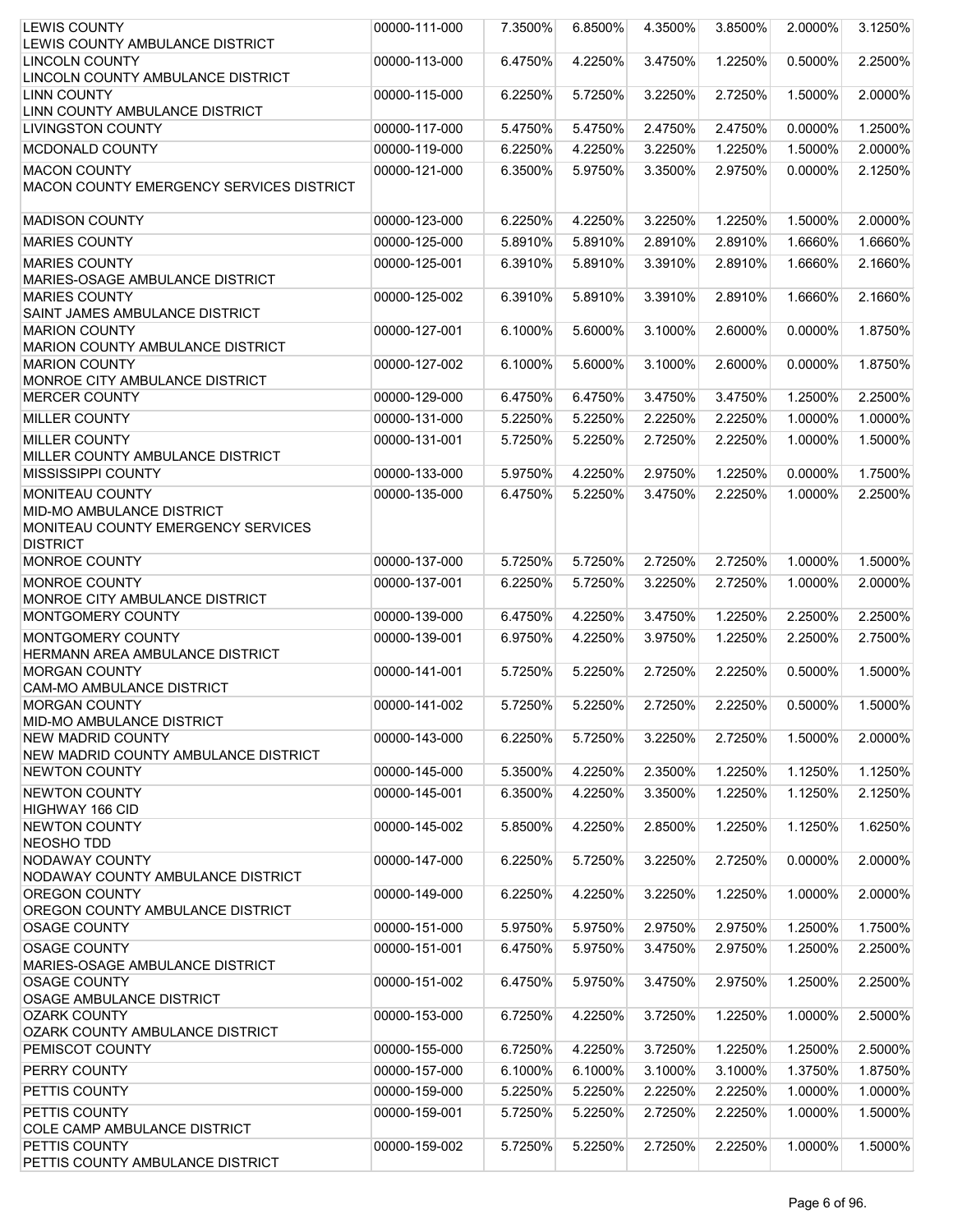| | | | | | | | |
|---|---|---|---|---|---|---|---|
| LEWIS COUNTY<br>LEWIS COUNTY AMBULANCE DISTRICT | 00000-111-000 | 7.3500% | 6.8500% | 4.3500% | 3.8500% | 2.0000% | 3.1250% |
| LINCOLN COUNTY<br>LINCOLN COUNTY AMBULANCE DISTRICT | 00000-113-000 | 6.4750% | 4.2250% | 3.4750% | 1.2250% | 0.5000% | 2.2500% |
| LINN COUNTY<br>LINN COUNTY AMBULANCE DISTRICT | 00000-115-000 | 6.2250% | 5.7250% | 3.2250% | 2.7250% | 1.5000% | 2.0000% |
| LIVINGSTON COUNTY | 00000-117-000 | 5.4750% | 5.4750% | 2.4750% | 2.4750% | 0.0000% | 1.2500% |
| MCDONALD COUNTY | 00000-119-000 | 6.2250% | 4.2250% | 3.2250% | 1.2250% | 1.5000% | 2.0000% |
| MACON COUNTY<br>MACON COUNTY EMERGENCY SERVICES DISTRICT | 00000-121-000 | 6.3500% | 5.9750% | 3.3500% | 2.9750% | 0.0000% | 2.1250% |
| MADISON COUNTY | 00000-123-000 | 6.2250% | 4.2250% | 3.2250% | 1.2250% | 1.5000% | 2.0000% |
| MARIES COUNTY | 00000-125-000 | 5.8910% | 5.8910% | 2.8910% | 2.8910% | 1.6660% | 1.6660% |
| MARIES COUNTY<br>MARIES-OSAGE AMBULANCE DISTRICT | 00000-125-001 | 6.3910% | 5.8910% | 3.3910% | 2.8910% | 1.6660% | 2.1660% |
| MARIES COUNTY<br>SAINT JAMES AMBULANCE DISTRICT | 00000-125-002 | 6.3910% | 5.8910% | 3.3910% | 2.8910% | 1.6660% | 2.1660% |
| MARION COUNTY<br>MARION COUNTY AMBULANCE DISTRICT | 00000-127-001 | 6.1000% | 5.6000% | 3.1000% | 2.6000% | 0.0000% | 1.8750% |
| MARION COUNTY<br>MONROE CITY AMBULANCE DISTRICT | 00000-127-002 | 6.1000% | 5.6000% | 3.1000% | 2.6000% | 0.0000% | 1.8750% |
| MERCER COUNTY | 00000-129-000 | 6.4750% | 6.4750% | 3.4750% | 3.4750% | 1.2500% | 2.2500% |
| MILLER COUNTY | 00000-131-000 | 5.2250% | 5.2250% | 2.2250% | 2.2250% | 1.0000% | 1.0000% |
| MILLER COUNTY<br>MILLER COUNTY AMBULANCE DISTRICT | 00000-131-001 | 5.7250% | 5.2250% | 2.7250% | 2.2250% | 1.0000% | 1.5000% |
| MISSISSIPPI COUNTY | 00000-133-000 | 5.9750% | 4.2250% | 2.9750% | 1.2250% | 0.0000% | 1.7500% |
| MONITEAU COUNTY<br>MID-MO AMBULANCE DISTRICT<br>MONITEAU COUNTY EMERGENCY SERVICES DISTRICT | 00000-135-000 | 6.4750% | 5.2250% | 3.4750% | 2.2250% | 1.0000% | 2.2500% |
| MONROE COUNTY | 00000-137-000 | 5.7250% | 5.7250% | 2.7250% | 2.7250% | 1.0000% | 1.5000% |
| MONROE COUNTY<br>MONROE CITY AMBULANCE DISTRICT | 00000-137-001 | 6.2250% | 5.7250% | 3.2250% | 2.7250% | 1.0000% | 2.0000% |
| MONTGOMERY COUNTY | 00000-139-000 | 6.4750% | 4.2250% | 3.4750% | 1.2250% | 2.2500% | 2.2500% |
| MONTGOMERY COUNTY<br>HERMANN AREA AMBULANCE DISTRICT | 00000-139-001 | 6.9750% | 4.2250% | 3.9750% | 1.2250% | 2.2500% | 2.7500% |
| MORGAN COUNTY<br>CAM-MO AMBULANCE DISTRICT | 00000-141-001 | 5.7250% | 5.2250% | 2.7250% | 2.2250% | 0.5000% | 1.5000% |
| MORGAN COUNTY<br>MID-MO AMBULANCE DISTRICT | 00000-141-002 | 5.7250% | 5.2250% | 2.7250% | 2.2250% | 0.5000% | 1.5000% |
| NEW MADRID COUNTY<br>NEW MADRID COUNTY AMBULANCE DISTRICT | 00000-143-000 | 6.2250% | 5.7250% | 3.2250% | 2.7250% | 1.5000% | 2.0000% |
| NEWTON COUNTY | 00000-145-000 | 5.3500% | 4.2250% | 2.3500% | 1.2250% | 1.1250% | 1.1250% |
| NEWTON COUNTY<br>HIGHWAY 166 CID | 00000-145-001 | 6.3500% | 4.2250% | 3.3500% | 1.2250% | 1.1250% | 2.1250% |
| NEWTON COUNTY<br>NEOSHO TDD | 00000-145-002 | 5.8500% | 4.2250% | 2.8500% | 1.2250% | 1.1250% | 1.6250% |
| NODAWAY COUNTY<br>NODAWAY COUNTY AMBULANCE DISTRICT | 00000-147-000 | 6.2250% | 5.7250% | 3.2250% | 2.7250% | 0.0000% | 2.0000% |
| OREGON COUNTY<br>OREGON COUNTY AMBULANCE DISTRICT | 00000-149-000 | 6.2250% | 4.2250% | 3.2250% | 1.2250% | 1.0000% | 2.0000% |
| OSAGE COUNTY | 00000-151-000 | 5.9750% | 5.9750% | 2.9750% | 2.9750% | 1.2500% | 1.7500% |
| OSAGE COUNTY<br>MARIES-OSAGE AMBULANCE DISTRICT | 00000-151-001 | 6.4750% | 5.9750% | 3.4750% | 2.9750% | 1.2500% | 2.2500% |
| OSAGE COUNTY<br>OSAGE AMBULANCE DISTRICT | 00000-151-002 | 6.4750% | 5.9750% | 3.4750% | 2.9750% | 1.2500% | 2.2500% |
| OZARK COUNTY<br>OZARK COUNTY AMBULANCE DISTRICT | 00000-153-000 | 6.7250% | 4.2250% | 3.7250% | 1.2250% | 1.0000% | 2.5000% |
| PEMISCOT COUNTY | 00000-155-000 | 6.7250% | 4.2250% | 3.7250% | 1.2250% | 1.2500% | 2.5000% |
| PERRY COUNTY | 00000-157-000 | 6.1000% | 6.1000% | 3.1000% | 3.1000% | 1.3750% | 1.8750% |
| PETTIS COUNTY | 00000-159-000 | 5.2250% | 5.2250% | 2.2250% | 2.2250% | 1.0000% | 1.0000% |
| PETTIS COUNTY<br>COLE CAMP AMBULANCE DISTRICT | 00000-159-001 | 5.7250% | 5.2250% | 2.7250% | 2.2250% | 1.0000% | 1.5000% |
| PETTIS COUNTY<br>PETTIS COUNTY AMBULANCE DISTRICT | 00000-159-002 | 5.7250% | 5.2250% | 2.7250% | 2.2250% | 1.0000% | 1.5000% |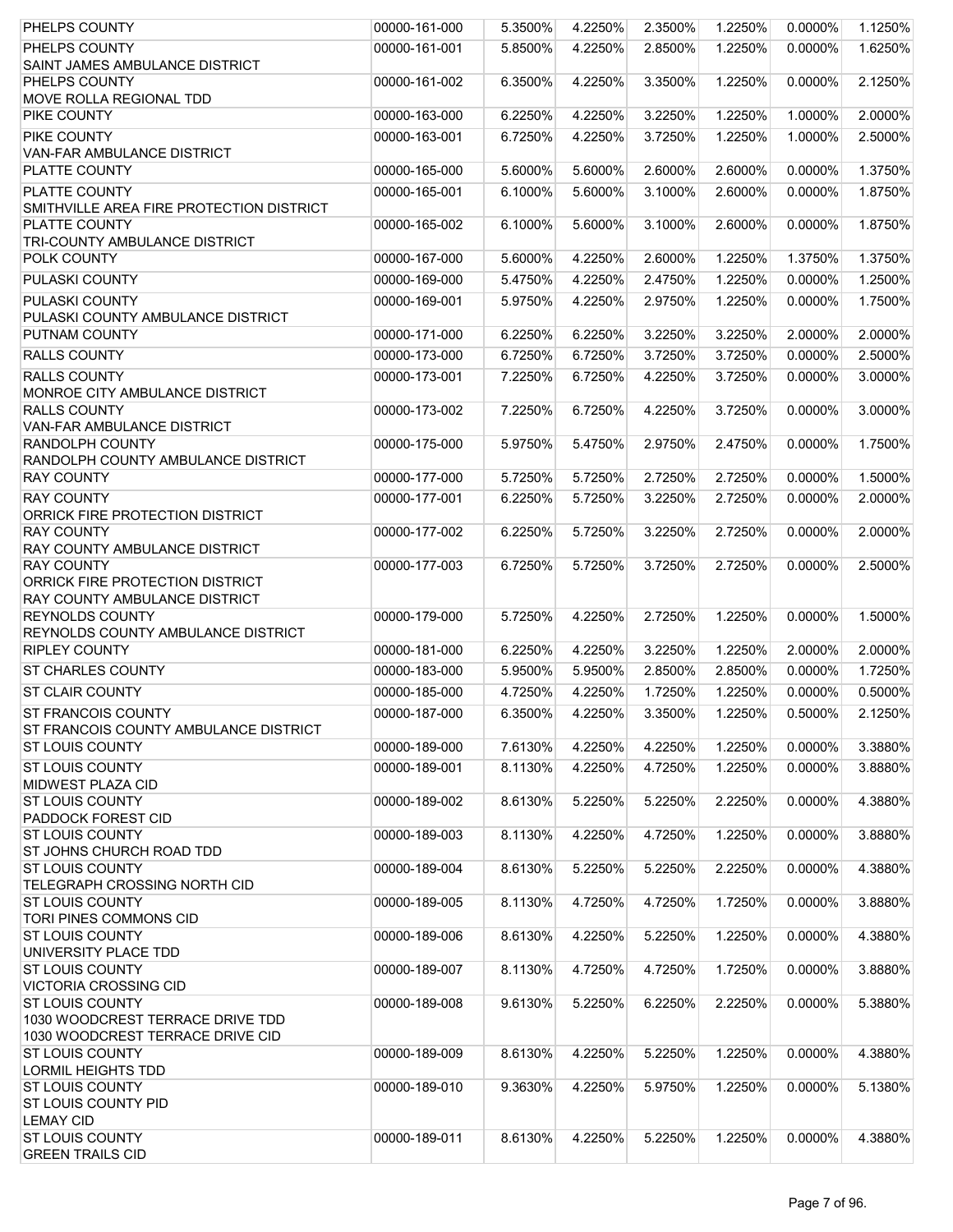| | | | | | | | |
|---|---|---|---|---|---|---|---|
| PHELPS COUNTY | 00000-161-000 | 5.3500% | 4.2250% | 2.3500% | 1.2250% | 0.0000% | 1.1250% |
| PHELPS COUNTY SAINT JAMES AMBULANCE DISTRICT | 00000-161-001 | 5.8500% | 4.2250% | 2.8500% | 1.2250% | 0.0000% | 1.6250% |
| PHELPS COUNTY MOVE ROLLA REGIONAL TDD | 00000-161-002 | 6.3500% | 4.2250% | 3.3500% | 1.2250% | 0.0000% | 2.1250% |
| PIKE COUNTY | 00000-163-000 | 6.2250% | 4.2250% | 3.2250% | 1.2250% | 1.0000% | 2.0000% |
| PIKE COUNTY VAN-FAR AMBULANCE DISTRICT | 00000-163-001 | 6.7250% | 4.2250% | 3.7250% | 1.2250% | 1.0000% | 2.5000% |
| PLATTE COUNTY | 00000-165-000 | 5.6000% | 5.6000% | 2.6000% | 2.6000% | 0.0000% | 1.3750% |
| PLATTE COUNTY SMITHVILLE AREA FIRE PROTECTION DISTRICT | 00000-165-001 | 6.1000% | 5.6000% | 3.1000% | 2.6000% | 0.0000% | 1.8750% |
| PLATTE COUNTY TRI-COUNTY AMBULANCE DISTRICT | 00000-165-002 | 6.1000% | 5.6000% | 3.1000% | 2.6000% | 0.0000% | 1.8750% |
| POLK COUNTY | 00000-167-000 | 5.6000% | 4.2250% | 2.6000% | 1.2250% | 1.3750% | 1.3750% |
| PULASKI COUNTY | 00000-169-000 | 5.4750% | 4.2250% | 2.4750% | 1.2250% | 0.0000% | 1.2500% |
| PULASKI COUNTY PULASKI COUNTY AMBULANCE DISTRICT | 00000-169-001 | 5.9750% | 4.2250% | 2.9750% | 1.2250% | 0.0000% | 1.7500% |
| PUTNAM COUNTY | 00000-171-000 | 6.2250% | 6.2250% | 3.2250% | 3.2250% | 2.0000% | 2.0000% |
| RALLS COUNTY | 00000-173-000 | 6.7250% | 6.7250% | 3.7250% | 3.7250% | 0.0000% | 2.5000% |
| RALLS COUNTY MONROE CITY AMBULANCE DISTRICT | 00000-173-001 | 7.2250% | 6.7250% | 4.2250% | 3.7250% | 0.0000% | 3.0000% |
| RALLS COUNTY VAN-FAR AMBULANCE DISTRICT | 00000-173-002 | 7.2250% | 6.7250% | 4.2250% | 3.7250% | 0.0000% | 3.0000% |
| RANDOLPH COUNTY RANDOLPH COUNTY AMBULANCE DISTRICT | 00000-175-000 | 5.9750% | 5.4750% | 2.9750% | 2.4750% | 0.0000% | 1.7500% |
| RAY COUNTY | 00000-177-000 | 5.7250% | 5.7250% | 2.7250% | 2.7250% | 0.0000% | 1.5000% |
| RAY COUNTY ORRICK FIRE PROTECTION DISTRICT | 00000-177-001 | 6.2250% | 5.7250% | 3.2250% | 2.7250% | 0.0000% | 2.0000% |
| RAY COUNTY RAY COUNTY AMBULANCE DISTRICT | 00000-177-002 | 6.2250% | 5.7250% | 3.2250% | 2.7250% | 0.0000% | 2.0000% |
| RAY COUNTY ORRICK FIRE PROTECTION DISTRICT RAY COUNTY AMBULANCE DISTRICT | 00000-177-003 | 6.7250% | 5.7250% | 3.7250% | 2.7250% | 0.0000% | 2.5000% |
| REYNOLDS COUNTY REYNOLDS COUNTY AMBULANCE DISTRICT | 00000-179-000 | 5.7250% | 4.2250% | 2.7250% | 1.2250% | 0.0000% | 1.5000% |
| RIPLEY COUNTY | 00000-181-000 | 6.2250% | 4.2250% | 3.2250% | 1.2250% | 2.0000% | 2.0000% |
| ST CHARLES COUNTY | 00000-183-000 | 5.9500% | 5.9500% | 2.8500% | 2.8500% | 0.0000% | 1.7250% |
| ST CLAIR COUNTY | 00000-185-000 | 4.7250% | 4.2250% | 1.7250% | 1.2250% | 0.0000% | 0.5000% |
| ST FRANCOIS COUNTY ST FRANCOIS COUNTY AMBULANCE DISTRICT | 00000-187-000 | 6.3500% | 4.2250% | 3.3500% | 1.2250% | 0.5000% | 2.1250% |
| ST LOUIS COUNTY | 00000-189-000 | 7.6130% | 4.2250% | 4.2250% | 1.2250% | 0.0000% | 3.3880% |
| ST LOUIS COUNTY MIDWEST PLAZA CID | 00000-189-001 | 8.1130% | 4.2250% | 4.7250% | 1.2250% | 0.0000% | 3.8880% |
| ST LOUIS COUNTY PADDOCK FOREST CID | 00000-189-002 | 8.6130% | 5.2250% | 5.2250% | 2.2250% | 0.0000% | 4.3880% |
| ST LOUIS COUNTY ST JOHNS CHURCH ROAD TDD | 00000-189-003 | 8.1130% | 4.2250% | 4.7250% | 1.2250% | 0.0000% | 3.8880% |
| ST LOUIS COUNTY TELEGRAPH CROSSING NORTH CID | 00000-189-004 | 8.6130% | 5.2250% | 5.2250% | 2.2250% | 0.0000% | 4.3880% |
| ST LOUIS COUNTY TORI PINES COMMONS CID | 00000-189-005 | 8.1130% | 4.7250% | 4.7250% | 1.7250% | 0.0000% | 3.8880% |
| ST LOUIS COUNTY UNIVERSITY PLACE TDD | 00000-189-006 | 8.6130% | 4.2250% | 5.2250% | 1.2250% | 0.0000% | 4.3880% |
| ST LOUIS COUNTY VICTORIA CROSSING CID | 00000-189-007 | 8.1130% | 4.7250% | 4.7250% | 1.7250% | 0.0000% | 3.8880% |
| ST LOUIS COUNTY 1030 WOODCREST TERRACE DRIVE TDD 1030 WOODCREST TERRACE DRIVE CID | 00000-189-008 | 9.6130% | 5.2250% | 6.2250% | 2.2250% | 0.0000% | 5.3880% |
| ST LOUIS COUNTY LORMIL HEIGHTS TDD | 00000-189-009 | 8.6130% | 4.2250% | 5.2250% | 1.2250% | 0.0000% | 4.3880% |
| ST LOUIS COUNTY ST LOUIS COUNTY PID LEMAY CID | 00000-189-010 | 9.3630% | 4.2250% | 5.9750% | 1.2250% | 0.0000% | 5.1380% |
| ST LOUIS COUNTY GREEN TRAILS CID | 00000-189-011 | 8.6130% | 4.2250% | 5.2250% | 1.2250% | 0.0000% | 4.3880% |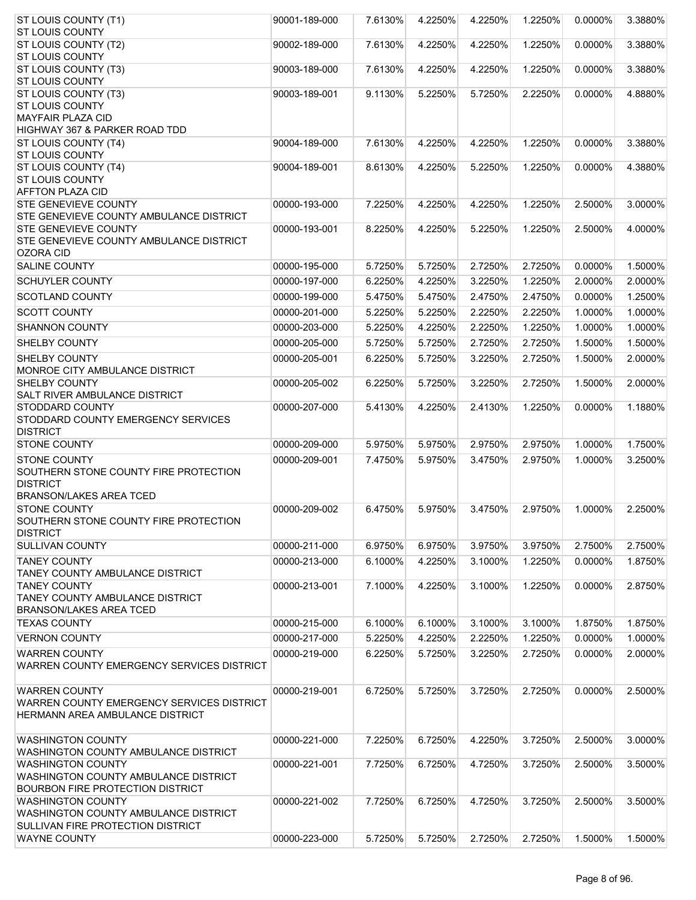| | | | | | | | |
|---|---|---|---|---|---|---|---|
| ST LOUIS COUNTY (T1)<br>ST LOUIS COUNTY | 90001-189-000 | 7.6130% | 4.2250% | 4.2250% | 1.2250% | 0.0000% | 3.3880% |
| ST LOUIS COUNTY (T2)<br>ST LOUIS COUNTY | 90002-189-000 | 7.6130% | 4.2250% | 4.2250% | 1.2250% | 0.0000% | 3.3880% |
| ST LOUIS COUNTY (T3)<br>ST LOUIS COUNTY | 90003-189-000 | 7.6130% | 4.2250% | 4.2250% | 1.2250% | 0.0000% | 3.3880% |
| ST LOUIS COUNTY (T3)<br>ST LOUIS COUNTY<br>MAYFAIR PLAZA CID<br>HIGHWAY 367 & PARKER ROAD TDD | 90003-189-001 | 9.1130% | 5.2250% | 5.7250% | 2.2250% | 0.0000% | 4.8880% |
| ST LOUIS COUNTY (T4)<br>ST LOUIS COUNTY | 90004-189-000 | 7.6130% | 4.2250% | 4.2250% | 1.2250% | 0.0000% | 3.3880% |
| ST LOUIS COUNTY (T4)<br>ST LOUIS COUNTY<br>AFFTON PLAZA CID | 90004-189-001 | 8.6130% | 4.2250% | 5.2250% | 1.2250% | 0.0000% | 4.3880% |
| STE GENEVIEVE COUNTY<br>STE GENEVIEVE COUNTY AMBULANCE DISTRICT | 00000-193-000 | 7.2250% | 4.2250% | 4.2250% | 1.2250% | 2.5000% | 3.0000% |
| STE GENEVIEVE COUNTY<br>STE GENEVIEVE COUNTY AMBULANCE DISTRICT<br>OZORA CID | 00000-193-001 | 8.2250% | 4.2250% | 5.2250% | 1.2250% | 2.5000% | 4.0000% |
| SALINE COUNTY | 00000-195-000 | 5.7250% | 5.7250% | 2.7250% | 2.7250% | 0.0000% | 1.5000% |
| SCHUYLER COUNTY | 00000-197-000 | 6.2250% | 4.2250% | 3.2250% | 1.2250% | 2.0000% | 2.0000% |
| SCOTLAND COUNTY | 00000-199-000 | 5.4750% | 5.4750% | 2.4750% | 2.4750% | 0.0000% | 1.2500% |
| SCOTT COUNTY | 00000-201-000 | 5.2250% | 5.2250% | 2.2250% | 2.2250% | 1.0000% | 1.0000% |
| SHANNON COUNTY | 00000-203-000 | 5.2250% | 4.2250% | 2.2250% | 1.2250% | 1.0000% | 1.0000% |
| SHELBY COUNTY | 00000-205-000 | 5.7250% | 5.7250% | 2.7250% | 2.7250% | 1.5000% | 1.5000% |
| SHELBY COUNTY<br>MONROE CITY AMBULANCE DISTRICT | 00000-205-001 | 6.2250% | 5.7250% | 3.2250% | 2.7250% | 1.5000% | 2.0000% |
| SHELBY COUNTY<br>SALT RIVER AMBULANCE DISTRICT | 00000-205-002 | 6.2250% | 5.7250% | 3.2250% | 2.7250% | 1.5000% | 2.0000% |
| STODDARD COUNTY<br>STODDARD COUNTY EMERGENCY SERVICES DISTRICT | 00000-207-000 | 5.4130% | 4.2250% | 2.4130% | 1.2250% | 0.0000% | 1.1880% |
| STONE COUNTY | 00000-209-000 | 5.9750% | 5.9750% | 2.9750% | 2.9750% | 1.0000% | 1.7500% |
| STONE COUNTY<br>SOUTHERN STONE COUNTY FIRE PROTECTION DISTRICT<br>BRANSON/LAKES AREA TCED | 00000-209-001 | 7.4750% | 5.9750% | 3.4750% | 2.9750% | 1.0000% | 3.2500% |
| STONE COUNTY<br>SOUTHERN STONE COUNTY FIRE PROTECTION DISTRICT | 00000-209-002 | 6.4750% | 5.9750% | 3.4750% | 2.9750% | 1.0000% | 2.2500% |
| SULLIVAN COUNTY | 00000-211-000 | 6.9750% | 6.9750% | 3.9750% | 3.9750% | 2.7500% | 2.7500% |
| TANEY COUNTY<br>TANEY COUNTY AMBULANCE DISTRICT | 00000-213-000 | 6.1000% | 4.2250% | 3.1000% | 1.2250% | 0.0000% | 1.8750% |
| TANEY COUNTY<br>TANEY COUNTY AMBULANCE DISTRICT<br>BRANSON/LAKES AREA TCED | 00000-213-001 | 7.1000% | 4.2250% | 3.1000% | 1.2250% | 0.0000% | 2.8750% |
| TEXAS COUNTY | 00000-215-000 | 6.1000% | 6.1000% | 3.1000% | 3.1000% | 1.8750% | 1.8750% |
| VERNON COUNTY | 00000-217-000 | 5.2250% | 4.2250% | 2.2250% | 1.2250% | 0.0000% | 1.0000% |
| WARREN COUNTY<br>WARREN COUNTY EMERGENCY SERVICES DISTRICT | 00000-219-000 | 6.2250% | 5.7250% | 3.2250% | 2.7250% | 0.0000% | 2.0000% |
| WARREN COUNTY<br>WARREN COUNTY EMERGENCY SERVICES DISTRICT<br>HERMANN AREA AMBULANCE DISTRICT | 00000-219-001 | 6.7250% | 5.7250% | 3.7250% | 2.7250% | 0.0000% | 2.5000% |
| WASHINGTON COUNTY<br>WASHINGTON COUNTY AMBULANCE DISTRICT | 00000-221-000 | 7.2250% | 6.7250% | 4.2250% | 3.7250% | 2.5000% | 3.0000% |
| WASHINGTON COUNTY<br>WASHINGTON COUNTY AMBULANCE DISTRICT<br>BOURBON FIRE PROTECTION DISTRICT | 00000-221-001 | 7.7250% | 6.7250% | 4.7250% | 3.7250% | 2.5000% | 3.5000% |
| WASHINGTON COUNTY<br>WASHINGTON COUNTY AMBULANCE DISTRICT<br>SULLIVAN FIRE PROTECTION DISTRICT | 00000-221-002 | 7.7250% | 6.7250% | 4.7250% | 3.7250% | 2.5000% | 3.5000% |
| WAYNE COUNTY | 00000-223-000 | 5.7250% | 5.7250% | 2.7250% | 2.7250% | 1.5000% | 1.5000% |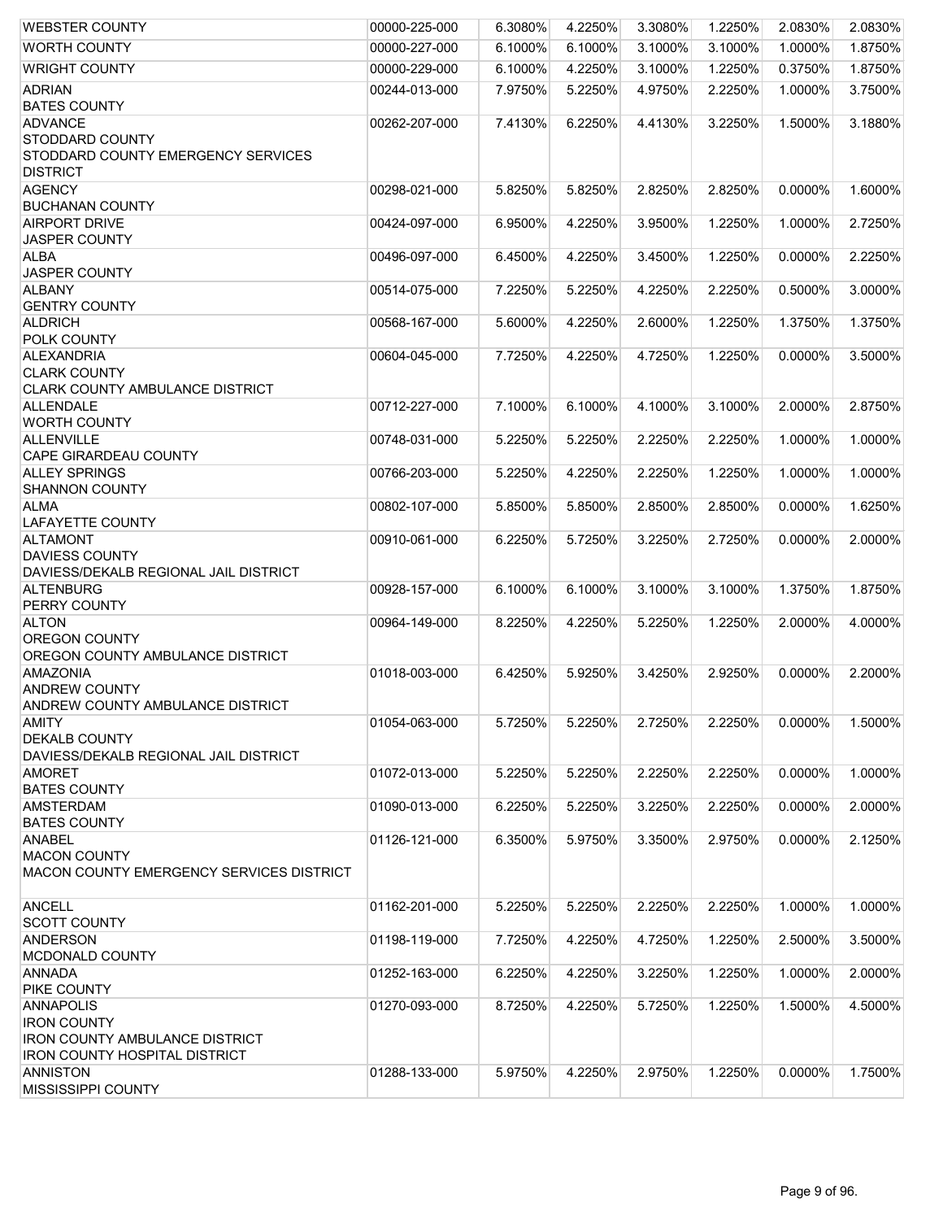| | | | | | | | |
|---|---|---|---|---|---|---|---|
| WEBSTER COUNTY | 00000-225-000 | 6.3080% | 4.2250% | 3.3080% | 1.2250% | 2.0830% | 2.0830% |
| WORTH COUNTY | 00000-227-000 | 6.1000% | 6.1000% | 3.1000% | 3.1000% | 1.0000% | 1.8750% |
| WRIGHT COUNTY | 00000-229-000 | 6.1000% | 4.2250% | 3.1000% | 1.2250% | 0.3750% | 1.8750% |
| ADRIAN<br>BATES COUNTY | 00244-013-000 | 7.9750% | 5.2250% | 4.9750% | 2.2250% | 1.0000% | 3.7500% |
| ADVANCE<br>STODDARD COUNTY<br>STODDARD COUNTY EMERGENCY SERVICES DISTRICT | 00262-207-000 | 7.4130% | 6.2250% | 4.4130% | 3.2250% | 1.5000% | 3.1880% |
| AGENCY<br>BUCHANAN COUNTY | 00298-021-000 | 5.8250% | 5.8250% | 2.8250% | 2.8250% | 0.0000% | 1.6000% |
| AIRPORT DRIVE<br>JASPER COUNTY | 00424-097-000 | 6.9500% | 4.2250% | 3.9500% | 1.2250% | 1.0000% | 2.7250% |
| ALBA<br>JASPER COUNTY | 00496-097-000 | 6.4500% | 4.2250% | 3.4500% | 1.2250% | 0.0000% | 2.2250% |
| ALBANY<br>GENTRY COUNTY | 00514-075-000 | 7.2250% | 5.2250% | 4.2250% | 2.2250% | 0.5000% | 3.0000% |
| ALDRICH<br>POLK COUNTY | 00568-167-000 | 5.6000% | 4.2250% | 2.6000% | 1.2250% | 1.3750% | 1.3750% |
| ALEXANDRIA<br>CLARK COUNTY<br>CLARK COUNTY AMBULANCE DISTRICT | 00604-045-000 | 7.7250% | 4.2250% | 4.7250% | 1.2250% | 0.0000% | 3.5000% |
| ALLENDALE<br>WORTH COUNTY | 00712-227-000 | 7.1000% | 6.1000% | 4.1000% | 3.1000% | 2.0000% | 2.8750% |
| ALLENVILLE<br>CAPE GIRARDEAU COUNTY | 00748-031-000 | 5.2250% | 5.2250% | 2.2250% | 2.2250% | 1.0000% | 1.0000% |
| ALLEY SPRINGS<br>SHANNON COUNTY | 00766-203-000 | 5.2250% | 4.2250% | 2.2250% | 1.2250% | 1.0000% | 1.0000% |
| ALMA<br>LAFAYETTE COUNTY | 00802-107-000 | 5.8500% | 5.8500% | 2.8500% | 2.8500% | 0.0000% | 1.6250% |
| ALTAMONT<br>DAVIESS COUNTY<br>DAVIESS/DEKALB REGIONAL JAIL DISTRICT | 00910-061-000 | 6.2250% | 5.7250% | 3.2250% | 2.7250% | 0.0000% | 2.0000% |
| ALTENBURG<br>PERRY COUNTY | 00928-157-000 | 6.1000% | 6.1000% | 3.1000% | 3.1000% | 1.3750% | 1.8750% |
| ALTON<br>OREGON COUNTY<br>OREGON COUNTY AMBULANCE DISTRICT | 00964-149-000 | 8.2250% | 4.2250% | 5.2250% | 1.2250% | 2.0000% | 4.0000% |
| AMAZONIA<br>ANDREW COUNTY<br>ANDREW COUNTY AMBULANCE DISTRICT | 01018-003-000 | 6.4250% | 5.9250% | 3.4250% | 2.9250% | 0.0000% | 2.2000% |
| AMITY<br>DEKALB COUNTY<br>DAVIESS/DEKALB REGIONAL JAIL DISTRICT | 01054-063-000 | 5.7250% | 5.2250% | 2.7250% | 2.2250% | 0.0000% | 1.5000% |
| AMORET<br>BATES COUNTY | 01072-013-000 | 5.2250% | 5.2250% | 2.2250% | 2.2250% | 0.0000% | 1.0000% |
| AMSTERDAM<br>BATES COUNTY | 01090-013-000 | 6.2250% | 5.2250% | 3.2250% | 2.2250% | 0.0000% | 2.0000% |
| ANABEL<br>MACON COUNTY<br>MACON COUNTY EMERGENCY SERVICES DISTRICT | 01126-121-000 | 6.3500% | 5.9750% | 3.3500% | 2.9750% | 0.0000% | 2.1250% |
| ANCELL<br>SCOTT COUNTY | 01162-201-000 | 5.2250% | 5.2250% | 2.2250% | 2.2250% | 1.0000% | 1.0000% |
| ANDERSON<br>MCDONALD COUNTY | 01198-119-000 | 7.7250% | 4.2250% | 4.7250% | 1.2250% | 2.5000% | 3.5000% |
| ANNADA<br>PIKE COUNTY | 01252-163-000 | 6.2250% | 4.2250% | 3.2250% | 1.2250% | 1.0000% | 2.0000% |
| ANNAPOLIS<br>IRON COUNTY<br>IRON COUNTY AMBULANCE DISTRICT<br>IRON COUNTY HOSPITAL DISTRICT | 01270-093-000 | 8.7250% | 4.2250% | 5.7250% | 1.2250% | 1.5000% | 4.5000% |
| ANNISTON<br>MISSISSIPPI COUNTY | 01288-133-000 | 5.9750% | 4.2250% | 2.9750% | 1.2250% | 0.0000% | 1.7500% |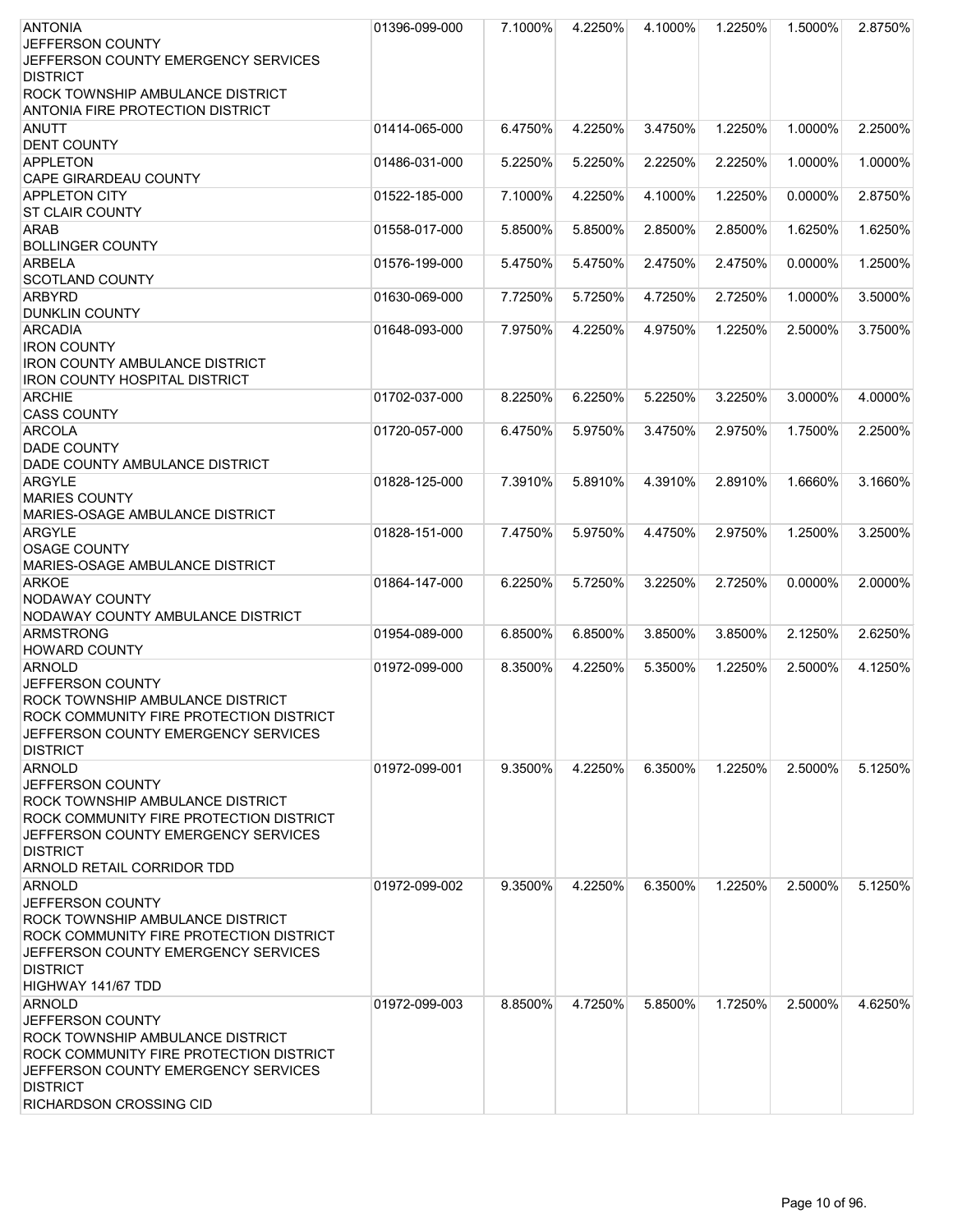| | | | | | | | |
|---|---|---|---|---|---|---|---|
| ANTONIA<br>JEFFERSON COUNTY<br>JEFFERSON COUNTY EMERGENCY SERVICES DISTRICT<br>ROCK TOWNSHIP AMBULANCE DISTRICT<br>ANTONIA FIRE PROTECTION DISTRICT | 01396-099-000 | 7.1000% | 4.2250% | 4.1000% | 1.2250% | 1.5000% | 2.8750% |
| ANUTT<br>DENT COUNTY | 01414-065-000 | 6.4750% | 4.2250% | 3.4750% | 1.2250% | 1.0000% | 2.2500% |
| APPLETON<br>CAPE GIRARDEAU COUNTY | 01486-031-000 | 5.2250% | 5.2250% | 2.2250% | 2.2250% | 1.0000% | 1.0000% |
| APPLETON CITY<br>ST CLAIR COUNTY | 01522-185-000 | 7.1000% | 4.2250% | 4.1000% | 1.2250% | 0.0000% | 2.8750% |
| ARAB<br>BOLLINGER COUNTY | 01558-017-000 | 5.8500% | 5.8500% | 2.8500% | 2.8500% | 1.6250% | 1.6250% |
| ARBELA<br>SCOTLAND COUNTY | 01576-199-000 | 5.4750% | 5.4750% | 2.4750% | 2.4750% | 0.0000% | 1.2500% |
| ARBYRD<br>DUNKLIN COUNTY | 01630-069-000 | 7.7250% | 5.7250% | 4.7250% | 2.7250% | 1.0000% | 3.5000% |
| ARCADIA<br>IRON COUNTY<br>IRON COUNTY AMBULANCE DISTRICT<br>IRON COUNTY HOSPITAL DISTRICT | 01648-093-000 | 7.9750% | 4.2250% | 4.9750% | 1.2250% | 2.5000% | 3.7500% |
| ARCHIE<br>CASS COUNTY | 01702-037-000 | 8.2250% | 6.2250% | 5.2250% | 3.2250% | 3.0000% | 4.0000% |
| ARCOLA<br>DADE COUNTY<br>DADE COUNTY AMBULANCE DISTRICT | 01720-057-000 | 6.4750% | 5.9750% | 3.4750% | 2.9750% | 1.7500% | 2.2500% |
| ARGYLE<br>MARIES COUNTY<br>MARIES-OSAGE AMBULANCE DISTRICT | 01828-125-000 | 7.3910% | 5.8910% | 4.3910% | 2.8910% | 1.6660% | 3.1660% |
| ARGYLE<br>OSAGE COUNTY<br>MARIES-OSAGE AMBULANCE DISTRICT | 01828-151-000 | 7.4750% | 5.9750% | 4.4750% | 2.9750% | 1.2500% | 3.2500% |
| ARKOE<br>NODAWAY COUNTY<br>NODAWAY COUNTY AMBULANCE DISTRICT | 01864-147-000 | 6.2250% | 5.7250% | 3.2250% | 2.7250% | 0.0000% | 2.0000% |
| ARMSTRONG<br>HOWARD COUNTY | 01954-089-000 | 6.8500% | 6.8500% | 3.8500% | 3.8500% | 2.1250% | 2.6250% |
| ARNOLD<br>JEFFERSON COUNTY<br>ROCK TOWNSHIP AMBULANCE DISTRICT<br>ROCK COMMUNITY FIRE PROTECTION DISTRICT<br>JEFFERSON COUNTY EMERGENCY SERVICES DISTRICT | 01972-099-000 | 8.3500% | 4.2250% | 5.3500% | 1.2250% | 2.5000% | 4.1250% |
| ARNOLD<br>JEFFERSON COUNTY<br>ROCK TOWNSHIP AMBULANCE DISTRICT<br>ROCK COMMUNITY FIRE PROTECTION DISTRICT<br>JEFFERSON COUNTY EMERGENCY SERVICES DISTRICT<br>ARNOLD RETAIL CORRIDOR TDD | 01972-099-001 | 9.3500% | 4.2250% | 6.3500% | 1.2250% | 2.5000% | 5.1250% |
| ARNOLD<br>JEFFERSON COUNTY<br>ROCK TOWNSHIP AMBULANCE DISTRICT<br>ROCK COMMUNITY FIRE PROTECTION DISTRICT<br>JEFFERSON COUNTY EMERGENCY SERVICES DISTRICT<br>HIGHWAY 141/67 TDD | 01972-099-002 | 9.3500% | 4.2250% | 6.3500% | 1.2250% | 2.5000% | 5.1250% |
| ARNOLD<br>JEFFERSON COUNTY<br>ROCK TOWNSHIP AMBULANCE DISTRICT<br>ROCK COMMUNITY FIRE PROTECTION DISTRICT<br>JEFFERSON COUNTY EMERGENCY SERVICES DISTRICT<br>RICHARDSON CROSSING CID | 01972-099-003 | 8.8500% | 4.7250% | 5.8500% | 1.7250% | 2.5000% | 4.6250% |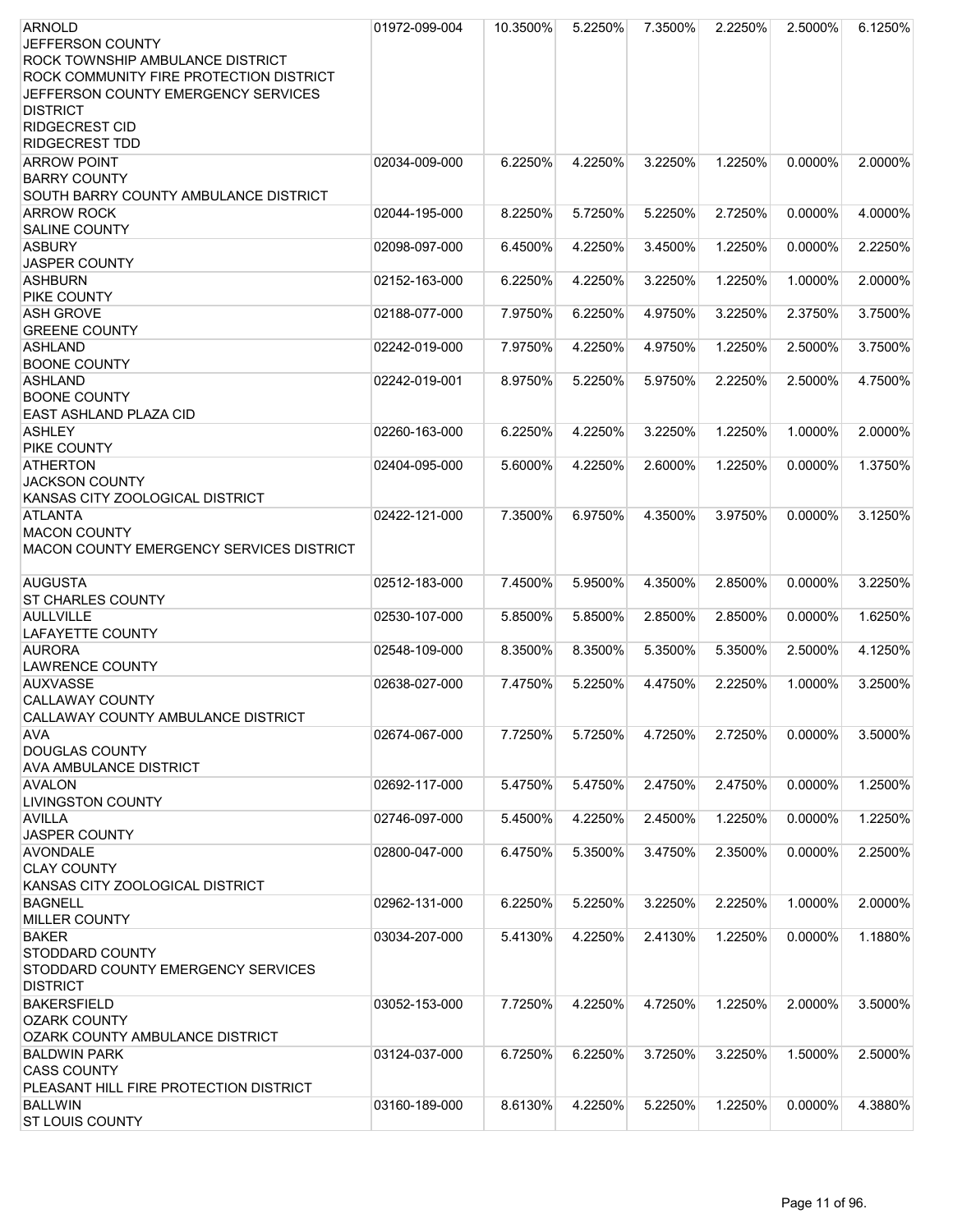| | | | | | | | |
|---|---|---|---|---|---|---|---|
| ARNOLD<br>JEFFERSON COUNTY<br>ROCK TOWNSHIP AMBULANCE DISTRICT<br>ROCK COMMUNITY FIRE PROTECTION DISTRICT<br>JEFFERSON COUNTY EMERGENCY SERVICES DISTRICT<br>RIDGECREST CID<br>RIDGECREST TDD | 01972-099-004 | 10.3500% | 5.2250% | 7.3500% | 2.2250% | 2.5000% | 6.1250% |
| ARROW POINT<br>BARRY COUNTY<br>SOUTH BARRY COUNTY AMBULANCE DISTRICT | 02034-009-000 | 6.2250% | 4.2250% | 3.2250% | 1.2250% | 0.0000% | 2.0000% |
| ARROW ROCK<br>SALINE COUNTY | 02044-195-000 | 8.2250% | 5.7250% | 5.2250% | 2.7250% | 0.0000% | 4.0000% |
| ASBURY<br>JASPER COUNTY | 02098-097-000 | 6.4500% | 4.2250% | 3.4500% | 1.2250% | 0.0000% | 2.2250% |
| ASHBURN<br>PIKE COUNTY | 02152-163-000 | 6.2250% | 4.2250% | 3.2250% | 1.2250% | 1.0000% | 2.0000% |
| ASH GROVE<br>GREENE COUNTY | 02188-077-000 | 7.9750% | 6.2250% | 4.9750% | 3.2250% | 2.3750% | 3.7500% |
| ASHLAND<br>BOONE COUNTY | 02242-019-000 | 7.9750% | 4.2250% | 4.9750% | 1.2250% | 2.5000% | 3.7500% |
| ASHLAND<br>BOONE COUNTY<br>EAST ASHLAND PLAZA CID | 02242-019-001 | 8.9750% | 5.2250% | 5.9750% | 2.2250% | 2.5000% | 4.7500% |
| ASHLEY<br>PIKE COUNTY | 02260-163-000 | 6.2250% | 4.2250% | 3.2250% | 1.2250% | 1.0000% | 2.0000% |
| ATHERTON<br>JACKSON COUNTY<br>KANSAS CITY ZOOLOGICAL DISTRICT | 02404-095-000 | 5.6000% | 4.2250% | 2.6000% | 1.2250% | 0.0000% | 1.3750% |
| ATLANTA<br>MACON COUNTY<br>MACON COUNTY EMERGENCY SERVICES DISTRICT | 02422-121-000 | 7.3500% | 6.9750% | 4.3500% | 3.9750% | 0.0000% | 3.1250% |
| AUGUSTA<br>ST CHARLES COUNTY | 02512-183-000 | 7.4500% | 5.9500% | 4.3500% | 2.8500% | 0.0000% | 3.2250% |
| AULLVILLE<br>LAFAYETTE COUNTY | 02530-107-000 | 5.8500% | 5.8500% | 2.8500% | 2.8500% | 0.0000% | 1.6250% |
| AURORA<br>LAWRENCE COUNTY | 02548-109-000 | 8.3500% | 8.3500% | 5.3500% | 5.3500% | 2.5000% | 4.1250% |
| AUXVASSE<br>CALLAWAY COUNTY<br>CALLAWAY COUNTY AMBULANCE DISTRICT | 02638-027-000 | 7.4750% | 5.2250% | 4.4750% | 2.2250% | 1.0000% | 3.2500% |
| AVA<br>DOUGLAS COUNTY<br>AVA AMBULANCE DISTRICT | 02674-067-000 | 7.7250% | 5.7250% | 4.7250% | 2.7250% | 0.0000% | 3.5000% |
| AVALON<br>LIVINGSTON COUNTY | 02692-117-000 | 5.4750% | 5.4750% | 2.4750% | 2.4750% | 0.0000% | 1.2500% |
| AVILLA<br>JASPER COUNTY | 02746-097-000 | 5.4500% | 4.2250% | 2.4500% | 1.2250% | 0.0000% | 1.2250% |
| AVONDALE<br>CLAY COUNTY<br>KANSAS CITY ZOOLOGICAL DISTRICT | 02800-047-000 | 6.4750% | 5.3500% | 3.4750% | 2.3500% | 0.0000% | 2.2500% |
| BAGNELL<br>MILLER COUNTY | 02962-131-000 | 6.2250% | 5.2250% | 3.2250% | 2.2250% | 1.0000% | 2.0000% |
| BAKER<br>STODDARD COUNTY<br>STODDARD COUNTY EMERGENCY SERVICES DISTRICT | 03034-207-000 | 5.4130% | 4.2250% | 2.4130% | 1.2250% | 0.0000% | 1.1880% |
| BAKERSFIELD<br>OZARK COUNTY<br>OZARK COUNTY AMBULANCE DISTRICT | 03052-153-000 | 7.7250% | 4.2250% | 4.7250% | 1.2250% | 2.0000% | 3.5000% |
| BALDWIN PARK<br>CASS COUNTY<br>PLEASANT HILL FIRE PROTECTION DISTRICT | 03124-037-000 | 6.7250% | 6.2250% | 3.7250% | 3.2250% | 1.5000% | 2.5000% |
| BALLWIN<br>ST LOUIS COUNTY | 03160-189-000 | 8.6130% | 4.2250% | 5.2250% | 1.2250% | 0.0000% | 4.3880% |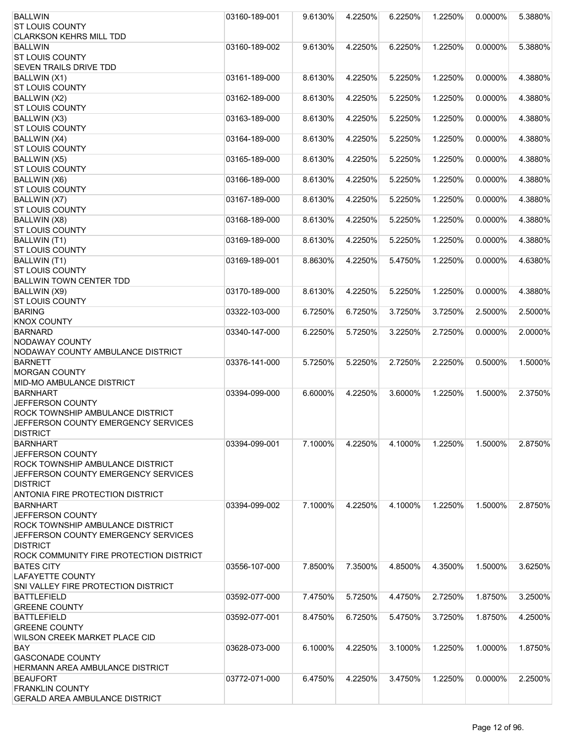| | | | | | | | |
|---|---|---|---|---|---|---|---|
| BALLWIN<br>ST LOUIS COUNTY<br>CLARKSON KEHRS MILL TDD | 03160-189-001 | 9.6130% | 4.2250% | 6.2250% | 1.2250% | 0.0000% | 5.3880% |
| BALLWIN<br>ST LOUIS COUNTY<br>SEVEN TRAILS DRIVE TDD | 03160-189-002 | 9.6130% | 4.2250% | 6.2250% | 1.2250% | 0.0000% | 5.3880% |
| BALLWIN (X1)<br>ST LOUIS COUNTY | 03161-189-000 | 8.6130% | 4.2250% | 5.2250% | 1.2250% | 0.0000% | 4.3880% |
| BALLWIN (X2)<br>ST LOUIS COUNTY | 03162-189-000 | 8.6130% | 4.2250% | 5.2250% | 1.2250% | 0.0000% | 4.3880% |
| BALLWIN (X3)<br>ST LOUIS COUNTY | 03163-189-000 | 8.6130% | 4.2250% | 5.2250% | 1.2250% | 0.0000% | 4.3880% |
| BALLWIN (X4)<br>ST LOUIS COUNTY | 03164-189-000 | 8.6130% | 4.2250% | 5.2250% | 1.2250% | 0.0000% | 4.3880% |
| BALLWIN (X5)<br>ST LOUIS COUNTY | 03165-189-000 | 8.6130% | 4.2250% | 5.2250% | 1.2250% | 0.0000% | 4.3880% |
| BALLWIN (X6)<br>ST LOUIS COUNTY | 03166-189-000 | 8.6130% | 4.2250% | 5.2250% | 1.2250% | 0.0000% | 4.3880% |
| BALLWIN (X7)<br>ST LOUIS COUNTY | 03167-189-000 | 8.6130% | 4.2250% | 5.2250% | 1.2250% | 0.0000% | 4.3880% |
| BALLWIN (X8)<br>ST LOUIS COUNTY | 03168-189-000 | 8.6130% | 4.2250% | 5.2250% | 1.2250% | 0.0000% | 4.3880% |
| BALLWIN (T1)<br>ST LOUIS COUNTY | 03169-189-000 | 8.6130% | 4.2250% | 5.2250% | 1.2250% | 0.0000% | 4.3880% |
| BALLWIN (T1)<br>ST LOUIS COUNTY<br>BALLWIN TOWN CENTER TDD | 03169-189-001 | 8.8630% | 4.2250% | 5.4750% | 1.2250% | 0.0000% | 4.6380% |
| BALLWIN (X9)<br>ST LOUIS COUNTY | 03170-189-000 | 8.6130% | 4.2250% | 5.2250% | 1.2250% | 0.0000% | 4.3880% |
| BARING<br>KNOX COUNTY | 03322-103-000 | 6.7250% | 6.7250% | 3.7250% | 3.7250% | 2.5000% | 2.5000% |
| BARNARD<br>NODAWAY COUNTY<br>NODAWAY COUNTY AMBULANCE DISTRICT | 03340-147-000 | 6.2250% | 5.7250% | 3.2250% | 2.7250% | 0.0000% | 2.0000% |
| BARNETT<br>MORGAN COUNTY<br>MID-MO AMBULANCE DISTRICT | 03376-141-000 | 5.7250% | 5.2250% | 2.7250% | 2.2250% | 0.5000% | 1.5000% |
| BARNHART<br>JEFFERSON COUNTY<br>ROCK TOWNSHIP AMBULANCE DISTRICT<br>JEFFERSON COUNTY EMERGENCY SERVICES DISTRICT | 03394-099-000 | 6.6000% | 4.2250% | 3.6000% | 1.2250% | 1.5000% | 2.3750% |
| BARNHART<br>JEFFERSON COUNTY<br>ROCK TOWNSHIP AMBULANCE DISTRICT<br>JEFFERSON COUNTY EMERGENCY SERVICES DISTRICT<br>ANTONIA FIRE PROTECTION DISTRICT | 03394-099-001 | 7.1000% | 4.2250% | 4.1000% | 1.2250% | 1.5000% | 2.8750% |
| BARNHART<br>JEFFERSON COUNTY<br>ROCK TOWNSHIP AMBULANCE DISTRICT<br>JEFFERSON COUNTY EMERGENCY SERVICES DISTRICT<br>ROCK COMMUNITY FIRE PROTECTION DISTRICT | 03394-099-002 | 7.1000% | 4.2250% | 4.1000% | 1.2250% | 1.5000% | 2.8750% |
| BATES CITY<br>LAFAYETTE COUNTY<br>SNI VALLEY FIRE PROTECTION DISTRICT | 03556-107-000 | 7.8500% | 7.3500% | 4.8500% | 4.3500% | 1.5000% | 3.6250% |
| BATTLEFIELD<br>GREENE COUNTY | 03592-077-000 | 7.4750% | 5.7250% | 4.4750% | 2.7250% | 1.8750% | 3.2500% |
| BATTLEFIELD<br>GREENE COUNTY<br>WILSON CREEK MARKET PLACE CID | 03592-077-001 | 8.4750% | 6.7250% | 5.4750% | 3.7250% | 1.8750% | 4.2500% |
| BAY<br>GASCONADE COUNTY<br>HERMANN AREA AMBULANCE DISTRICT | 03628-073-000 | 6.1000% | 4.2250% | 3.1000% | 1.2250% | 1.0000% | 1.8750% |
| BEAUFORT<br>FRANKLIN COUNTY<br>GERALD AREA AMBULANCE DISTRICT | 03772-071-000 | 6.4750% | 4.2250% | 3.4750% | 1.2250% | 0.0000% | 2.2500% |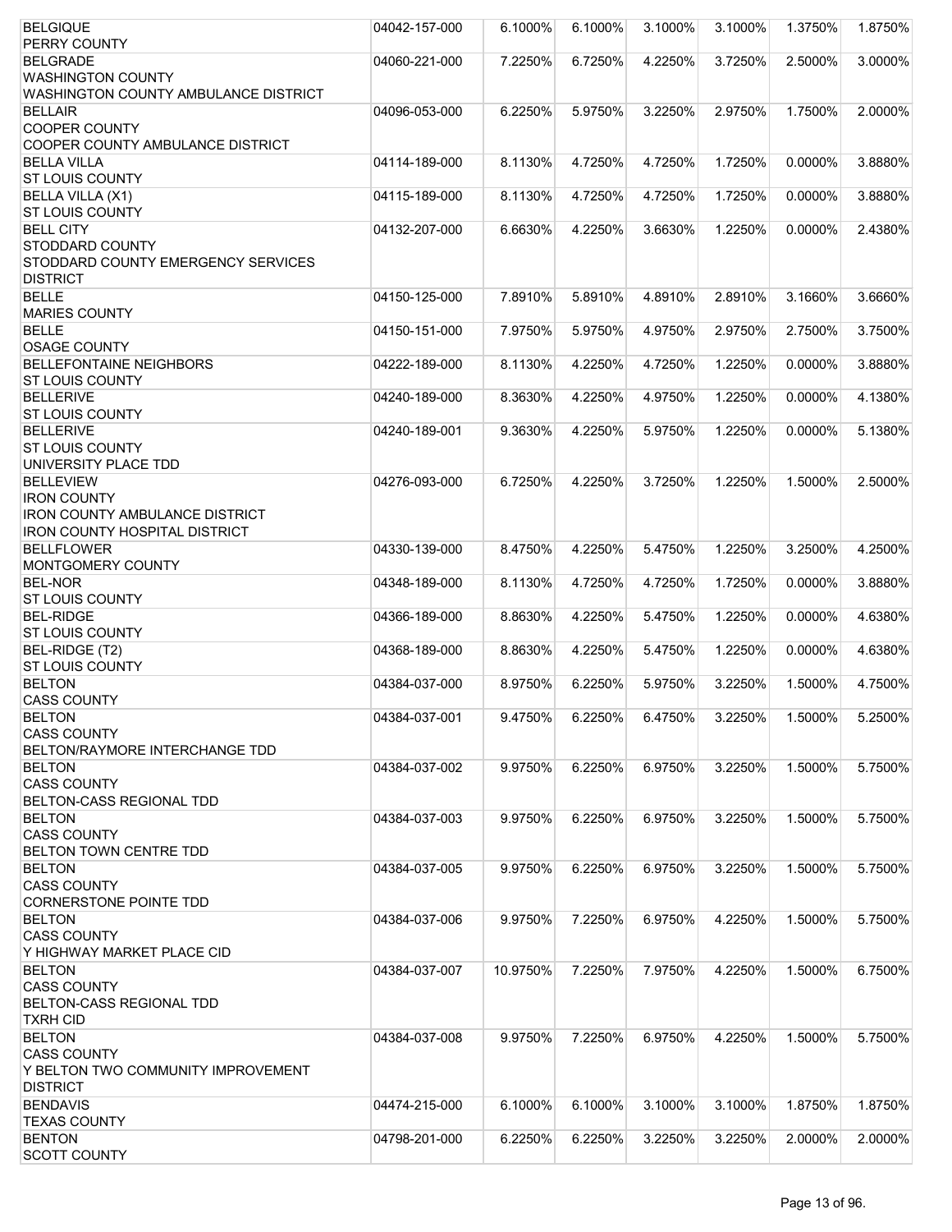| | | | | | | | |
|---|---|---|---|---|---|---|---|
| BELGIQUE<br>PERRY COUNTY | 04042-157-000 | 6.1000% | 6.1000% | 3.1000% | 3.1000% | 1.3750% | 1.8750% |
| BELGRADE<br>WASHINGTON COUNTY<br>WASHINGTON COUNTY AMBULANCE DISTRICT | 04060-221-000 | 7.2250% | 6.7250% | 4.2250% | 3.7250% | 2.5000% | 3.0000% |
| BELLAIR<br>COOPER COUNTY<br>COOPER COUNTY AMBULANCE DISTRICT | 04096-053-000 | 6.2250% | 5.9750% | 3.2250% | 2.9750% | 1.7500% | 2.0000% |
| BELLA VILLA<br>ST LOUIS COUNTY | 04114-189-000 | 8.1130% | 4.7250% | 4.7250% | 1.7250% | 0.0000% | 3.8880% |
| BELLA VILLA (X1)<br>ST LOUIS COUNTY | 04115-189-000 | 8.1130% | 4.7250% | 4.7250% | 1.7250% | 0.0000% | 3.8880% |
| BELL CITY<br>STODDARD COUNTY<br>STODDARD COUNTY EMERGENCY SERVICES DISTRICT | 04132-207-000 | 6.6630% | 4.2250% | 3.6630% | 1.2250% | 0.0000% | 2.4380% |
| BELLE<br>MARIES COUNTY | 04150-125-000 | 7.8910% | 5.8910% | 4.8910% | 2.8910% | 3.1660% | 3.6660% |
| BELLE<br>OSAGE COUNTY | 04150-151-000 | 7.9750% | 5.9750% | 4.9750% | 2.9750% | 2.7500% | 3.7500% |
| BELLEFONTAINE NEIGHBORS<br>ST LOUIS COUNTY | 04222-189-000 | 8.1130% | 4.2250% | 4.7250% | 1.2250% | 0.0000% | 3.8880% |
| BELLERIVE<br>ST LOUIS COUNTY | 04240-189-000 | 8.3630% | 4.2250% | 4.9750% | 1.2250% | 0.0000% | 4.1380% |
| BELLERIVE<br>ST LOUIS COUNTY<br>UNIVERSITY PLACE TDD | 04240-189-001 | 9.3630% | 4.2250% | 5.9750% | 1.2250% | 0.0000% | 5.1380% |
| BELLEVIEW<br>IRON COUNTY<br>IRON COUNTY AMBULANCE DISTRICT<br>IRON COUNTY HOSPITAL DISTRICT | 04276-093-000 | 6.7250% | 4.2250% | 3.7250% | 1.2250% | 1.5000% | 2.5000% |
| BELLFLOWER<br>MONTGOMERY COUNTY | 04330-139-000 | 8.4750% | 4.2250% | 5.4750% | 1.2250% | 3.2500% | 4.2500% |
| BEL-NOR<br>ST LOUIS COUNTY | 04348-189-000 | 8.1130% | 4.7250% | 4.7250% | 1.7250% | 0.0000% | 3.8880% |
| BEL-RIDGE<br>ST LOUIS COUNTY | 04366-189-000 | 8.8630% | 4.2250% | 5.4750% | 1.2250% | 0.0000% | 4.6380% |
| BEL-RIDGE (T2)<br>ST LOUIS COUNTY | 04368-189-000 | 8.8630% | 4.2250% | 5.4750% | 1.2250% | 0.0000% | 4.6380% |
| BELTON<br>CASS COUNTY | 04384-037-000 | 8.9750% | 6.2250% | 5.9750% | 3.2250% | 1.5000% | 4.7500% |
| BELTON<br>CASS COUNTY<br>BELTON/RAYMORE INTERCHANGE TDD | 04384-037-001 | 9.4750% | 6.2250% | 6.4750% | 3.2250% | 1.5000% | 5.2500% |
| BELTON<br>CASS COUNTY<br>BELTON-CASS REGIONAL TDD | 04384-037-002 | 9.9750% | 6.2250% | 6.9750% | 3.2250% | 1.5000% | 5.7500% |
| BELTON<br>CASS COUNTY<br>BELTON TOWN CENTRE TDD | 04384-037-003 | 9.9750% | 6.2250% | 6.9750% | 3.2250% | 1.5000% | 5.7500% |
| BELTON<br>CASS COUNTY<br>CORNERSTONE POINTE TDD | 04384-037-005 | 9.9750% | 6.2250% | 6.9750% | 3.2250% | 1.5000% | 5.7500% |
| BELTON<br>CASS COUNTY<br>Y HIGHWAY MARKET PLACE CID | 04384-037-006 | 9.9750% | 7.2250% | 6.9750% | 4.2250% | 1.5000% | 5.7500% |
| BELTON<br>CASS COUNTY<br>BELTON-CASS REGIONAL TDD<br>TXRH CID | 04384-037-007 | 10.9750% | 7.2250% | 7.9750% | 4.2250% | 1.5000% | 6.7500% |
| BELTON<br>CASS COUNTY<br>Y BELTON TWO COMMUNITY IMPROVEMENT DISTRICT | 04384-037-008 | 9.9750% | 7.2250% | 6.9750% | 4.2250% | 1.5000% | 5.7500% |
| BENDAVIS<br>TEXAS COUNTY | 04474-215-000 | 6.1000% | 6.1000% | 3.1000% | 3.1000% | 1.8750% | 1.8750% |
| BENTON<br>SCOTT COUNTY | 04798-201-000 | 6.2250% | 6.2250% | 3.2250% | 3.2250% | 2.0000% | 2.0000% |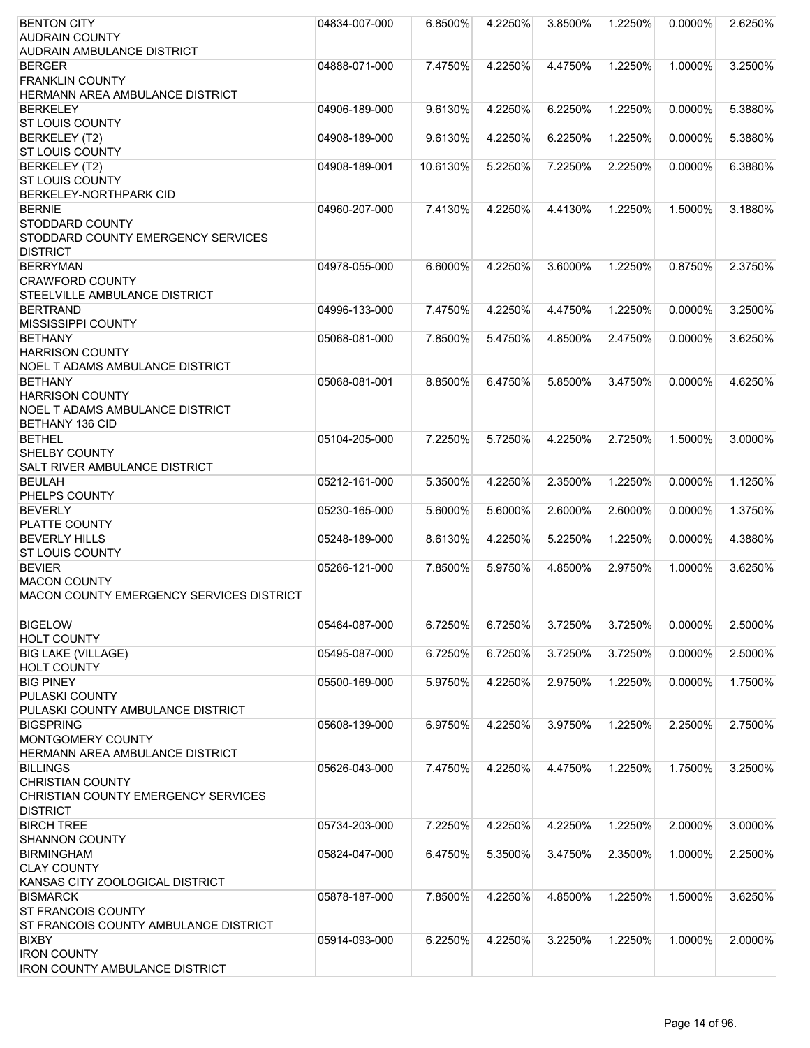| | | | | | | | |
|---|---|---|---|---|---|---|---|
| BENTON CITY<br>AUDRAIN COUNTY<br>AUDRAIN AMBULANCE DISTRICT | 04834-007-000 | 6.8500% | 4.2250% | 3.8500% | 1.2250% | 0.0000% | 2.6250% |
| BERGER<br>FRANKLIN COUNTY<br>HERMANN AREA AMBULANCE DISTRICT | 04888-071-000 | 7.4750% | 4.2250% | 4.4750% | 1.2250% | 1.0000% | 3.2500% |
| BERKELEY<br>ST LOUIS COUNTY | 04906-189-000 | 9.6130% | 4.2250% | 6.2250% | 1.2250% | 0.0000% | 5.3880% |
| BERKELEY (T2)<br>ST LOUIS COUNTY | 04908-189-000 | 9.6130% | 4.2250% | 6.2250% | 1.2250% | 0.0000% | 5.3880% |
| BERKELEY (T2)<br>ST LOUIS COUNTY<br>BERKELEY-NORTHPARK CID | 04908-189-001 | 10.6130% | 5.2250% | 7.2250% | 2.2250% | 0.0000% | 6.3880% |
| BERNIE<br>STODDARD COUNTY<br>STODDARD COUNTY EMERGENCY SERVICES DISTRICT | 04960-207-000 | 7.4130% | 4.2250% | 4.4130% | 1.2250% | 1.5000% | 3.1880% |
| BERRYMAN<br>CRAWFORD COUNTY<br>STEELVILLE AMBULANCE DISTRICT | 04978-055-000 | 6.6000% | 4.2250% | 3.6000% | 1.2250% | 0.8750% | 2.3750% |
| BERTRAND<br>MISSISSIPPI COUNTY | 04996-133-000 | 7.4750% | 4.2250% | 4.4750% | 1.2250% | 0.0000% | 3.2500% |
| BETHANY<br>HARRISON COUNTY<br>NOEL T ADAMS AMBULANCE DISTRICT | 05068-081-000 | 7.8500% | 5.4750% | 4.8500% | 2.4750% | 0.0000% | 3.6250% |
| BETHANY<br>HARRISON COUNTY<br>NOEL T ADAMS AMBULANCE DISTRICT<br>BETHANY 136 CID | 05068-081-001 | 8.8500% | 6.4750% | 5.8500% | 3.4750% | 0.0000% | 4.6250% |
| BETHEL<br>SHELBY COUNTY<br>SALT RIVER AMBULANCE DISTRICT | 05104-205-000 | 7.2250% | 5.7250% | 4.2250% | 2.7250% | 1.5000% | 3.0000% |
| BEULAH<br>PHELPS COUNTY | 05212-161-000 | 5.3500% | 4.2250% | 2.3500% | 1.2250% | 0.0000% | 1.1250% |
| BEVERLY<br>PLATTE COUNTY | 05230-165-000 | 5.6000% | 5.6000% | 2.6000% | 2.6000% | 0.0000% | 1.3750% |
| BEVERLY HILLS<br>ST LOUIS COUNTY | 05248-189-000 | 8.6130% | 4.2250% | 5.2250% | 1.2250% | 0.0000% | 4.3880% |
| BEVIER<br>MACON COUNTY<br>MACON COUNTY EMERGENCY SERVICES DISTRICT | 05266-121-000 | 7.8500% | 5.9750% | 4.8500% | 2.9750% | 1.0000% | 3.6250% |
| BIGELOW<br>HOLT COUNTY | 05464-087-000 | 6.7250% | 6.7250% | 3.7250% | 3.7250% | 0.0000% | 2.5000% |
| BIG LAKE (VILLAGE)<br>HOLT COUNTY | 05495-087-000 | 6.7250% | 6.7250% | 3.7250% | 3.7250% | 0.0000% | 2.5000% |
| BIG PINEY<br>PULASKI COUNTY<br>PULASKI COUNTY AMBULANCE DISTRICT | 05500-169-000 | 5.9750% | 4.2250% | 2.9750% | 1.2250% | 0.0000% | 1.7500% |
| BIGSPRING<br>MONTGOMERY COUNTY<br>HERMANN AREA AMBULANCE DISTRICT | 05608-139-000 | 6.9750% | 4.2250% | 3.9750% | 1.2250% | 2.2500% | 2.7500% |
| BILLINGS<br>CHRISTIAN COUNTY<br>CHRISTIAN COUNTY EMERGENCY SERVICES DISTRICT | 05626-043-000 | 7.4750% | 4.2250% | 4.4750% | 1.2250% | 1.7500% | 3.2500% |
| BIRCH TREE<br>SHANNON COUNTY | 05734-203-000 | 7.2250% | 4.2250% | 4.2250% | 1.2250% | 2.0000% | 3.0000% |
| BIRMINGHAM<br>CLAY COUNTY<br>KANSAS CITY ZOOLOGICAL DISTRICT | 05824-047-000 | 6.4750% | 5.3500% | 3.4750% | 2.3500% | 1.0000% | 2.2500% |
| BISMARCK<br>ST FRANCOIS COUNTY<br>ST FRANCOIS COUNTY AMBULANCE DISTRICT | 05878-187-000 | 7.8500% | 4.2250% | 4.8500% | 1.2250% | 1.5000% | 3.6250% |
| BIXBY<br>IRON COUNTY<br>IRON COUNTY AMBULANCE DISTRICT | 05914-093-000 | 6.2250% | 4.2250% | 3.2250% | 1.2250% | 1.0000% | 2.0000% |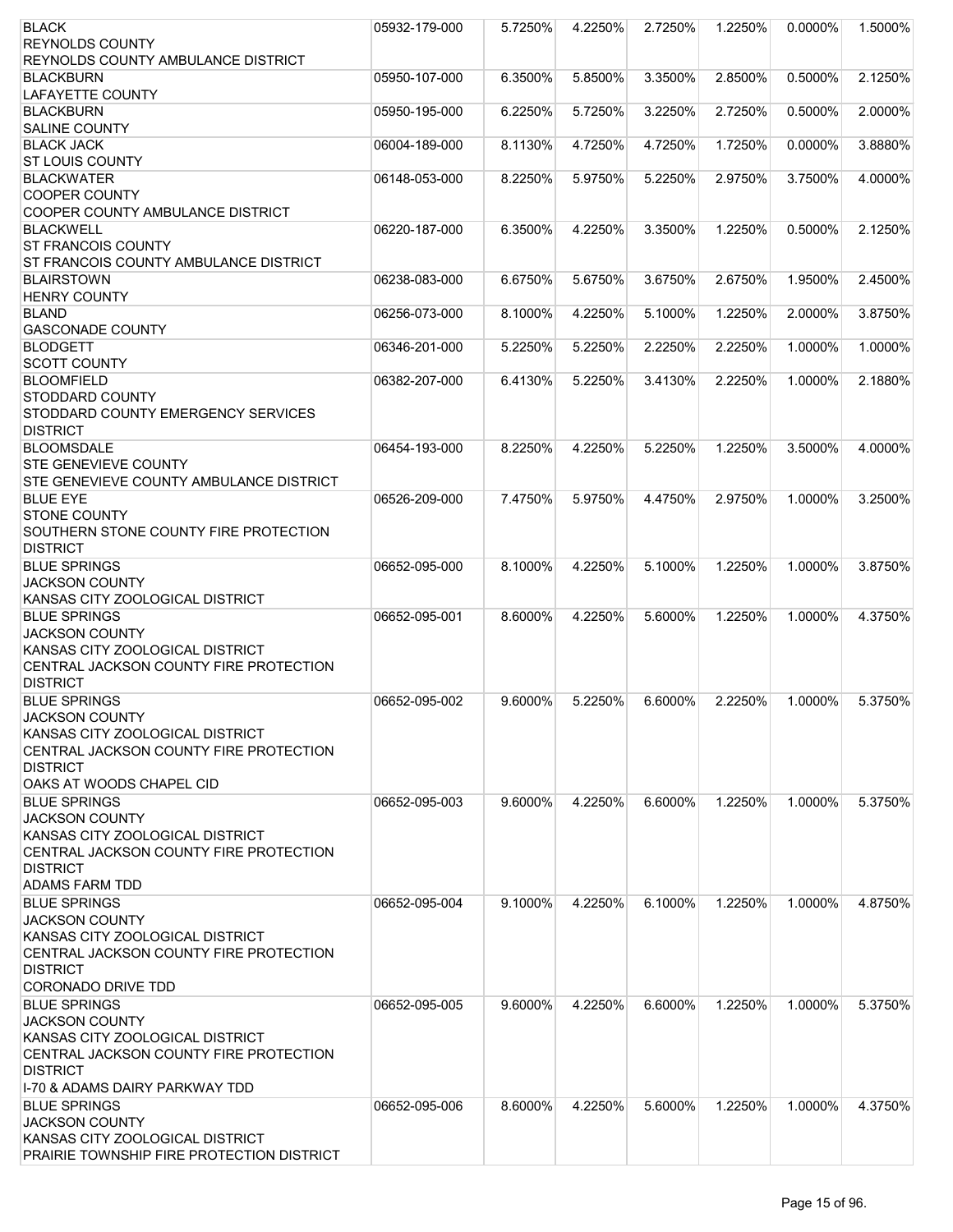| | | | | | | | |
|---|---|---|---|---|---|---|---|
| BLACK<br>REYNOLDS COUNTY<br>REYNOLDS COUNTY AMBULANCE DISTRICT | 05932-179-000 | 5.7250% | 4.2250% | 2.7250% | 1.2250% | 0.0000% | 1.5000% |
| BLACKBURN<br>LAFAYETTE COUNTY | 05950-107-000 | 6.3500% | 5.8500% | 3.3500% | 2.8500% | 0.5000% | 2.1250% |
| BLACKBURN<br>SALINE COUNTY | 05950-195-000 | 6.2250% | 5.7250% | 3.2250% | 2.7250% | 0.5000% | 2.0000% |
| BLACK JACK<br>ST LOUIS COUNTY | 06004-189-000 | 8.1130% | 4.7250% | 4.7250% | 1.7250% | 0.0000% | 3.8880% |
| BLACKWATER<br>COOPER COUNTY<br>COOPER COUNTY AMBULANCE DISTRICT | 06148-053-000 | 8.2250% | 5.9750% | 5.2250% | 2.9750% | 3.7500% | 4.0000% |
| BLACKWELL<br>ST FRANCOIS COUNTY<br>ST FRANCOIS COUNTY AMBULANCE DISTRICT | 06220-187-000 | 6.3500% | 4.2250% | 3.3500% | 1.2250% | 0.5000% | 2.1250% |
| BLAIRSTOWN<br>HENRY COUNTY | 06238-083-000 | 6.6750% | 5.6750% | 3.6750% | 2.6750% | 1.9500% | 2.4500% |
| BLAND<br>GASCONADE COUNTY | 06256-073-000 | 8.1000% | 4.2250% | 5.1000% | 1.2250% | 2.0000% | 3.8750% |
| BLODGETT<br>SCOTT COUNTY | 06346-201-000 | 5.2250% | 5.2250% | 2.2250% | 2.2250% | 1.0000% | 1.0000% |
| BLOOMFIELD<br>STODDARD COUNTY<br>STODDARD COUNTY EMERGENCY SERVICES DISTRICT | 06382-207-000 | 6.4130% | 5.2250% | 3.4130% | 2.2250% | 1.0000% | 2.1880% |
| BLOOMSDALE<br>STE GENEVIEVE COUNTY<br>STE GENEVIEVE COUNTY AMBULANCE DISTRICT | 06454-193-000 | 8.2250% | 4.2250% | 5.2250% | 1.2250% | 3.5000% | 4.0000% |
| BLUE EYE<br>STONE COUNTY<br>SOUTHERN STONE COUNTY FIRE PROTECTION DISTRICT | 06526-209-000 | 7.4750% | 5.9750% | 4.4750% | 2.9750% | 1.0000% | 3.2500% |
| BLUE SPRINGS<br>JACKSON COUNTY<br>KANSAS CITY ZOOLOGICAL DISTRICT | 06652-095-000 | 8.1000% | 4.2250% | 5.1000% | 1.2250% | 1.0000% | 3.8750% |
| BLUE SPRINGS<br>JACKSON COUNTY<br>KANSAS CITY ZOOLOGICAL DISTRICT<br>CENTRAL JACKSON COUNTY FIRE PROTECTION DISTRICT | 06652-095-001 | 8.6000% | 4.2250% | 5.6000% | 1.2250% | 1.0000% | 4.3750% |
| BLUE SPRINGS<br>JACKSON COUNTY<br>KANSAS CITY ZOOLOGICAL DISTRICT<br>CENTRAL JACKSON COUNTY FIRE PROTECTION DISTRICT<br>OAKS AT WOODS CHAPEL CID | 06652-095-002 | 9.6000% | 5.2250% | 6.6000% | 2.2250% | 1.0000% | 5.3750% |
| BLUE SPRINGS<br>JACKSON COUNTY<br>KANSAS CITY ZOOLOGICAL DISTRICT<br>CENTRAL JACKSON COUNTY FIRE PROTECTION DISTRICT<br>ADAMS FARM TDD | 06652-095-003 | 9.6000% | 4.2250% | 6.6000% | 1.2250% | 1.0000% | 5.3750% |
| BLUE SPRINGS<br>JACKSON COUNTY<br>KANSAS CITY ZOOLOGICAL DISTRICT<br>CENTRAL JACKSON COUNTY FIRE PROTECTION DISTRICT<br>CORONADO DRIVE TDD | 06652-095-004 | 9.1000% | 4.2250% | 6.1000% | 1.2250% | 1.0000% | 4.8750% |
| BLUE SPRINGS<br>JACKSON COUNTY<br>KANSAS CITY ZOOLOGICAL DISTRICT<br>CENTRAL JACKSON COUNTY FIRE PROTECTION DISTRICT<br>I-70 & ADAMS DAIRY PARKWAY TDD | 06652-095-005 | 9.6000% | 4.2250% | 6.6000% | 1.2250% | 1.0000% | 5.3750% |
| BLUE SPRINGS<br>JACKSON COUNTY<br>KANSAS CITY ZOOLOGICAL DISTRICT<br>PRAIRIE TOWNSHIP FIRE PROTECTION DISTRICT | 06652-095-006 | 8.6000% | 4.2250% | 5.6000% | 1.2250% | 1.0000% | 4.3750% |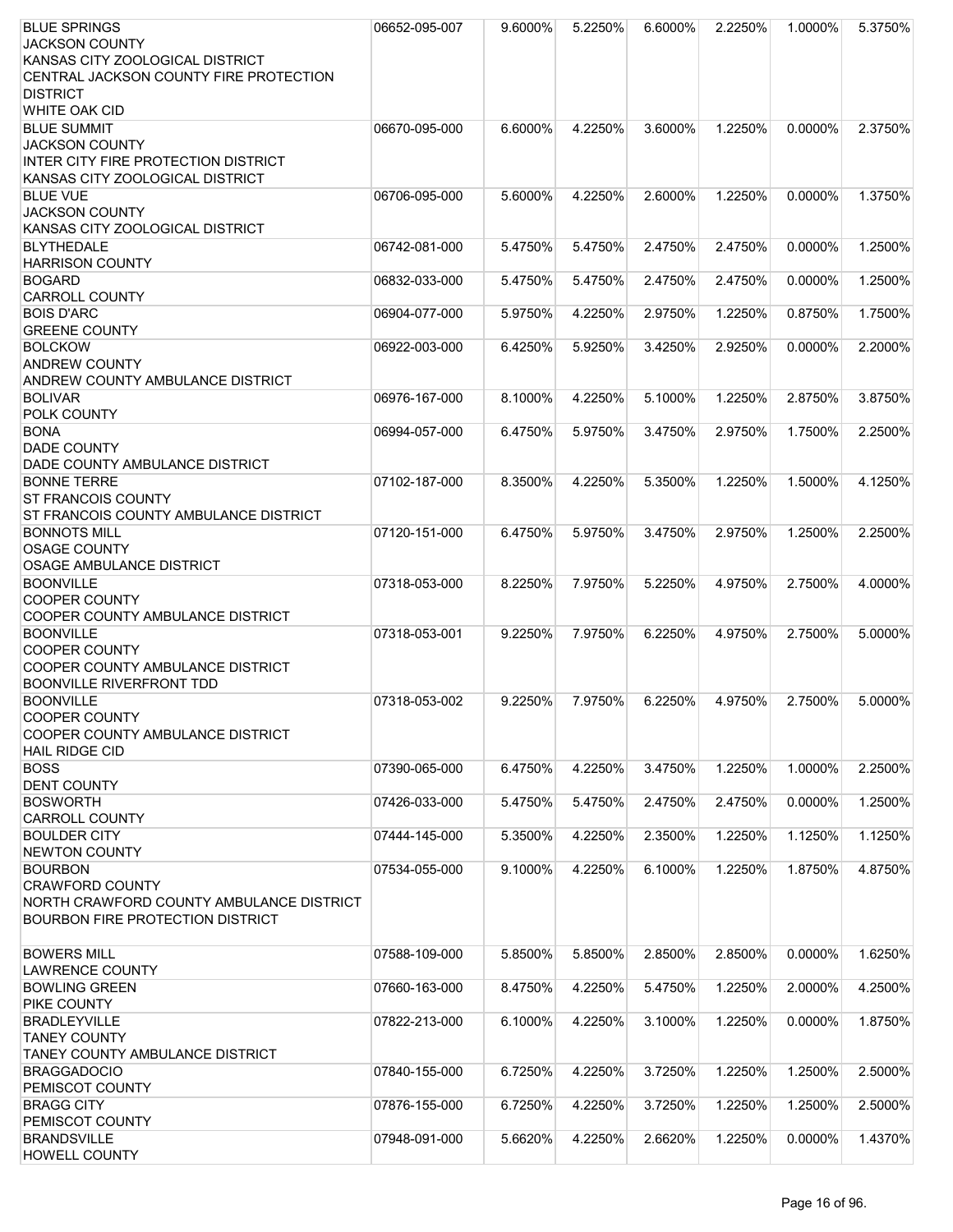| | | | | | | | |
|---|---|---|---|---|---|---|---|
| BLUE SPRINGS<br>JACKSON COUNTY<br>KANSAS CITY ZOOLOGICAL DISTRICT<br>CENTRAL JACKSON COUNTY FIRE PROTECTION DISTRICT<br>WHITE OAK CID | 06652-095-007 | 9.6000% | 5.2250% | 6.6000% | 2.2250% | 1.0000% | 5.3750% |
| BLUE SUMMIT<br>JACKSON COUNTY<br>INTER CITY FIRE PROTECTION DISTRICT<br>KANSAS CITY ZOOLOGICAL DISTRICT | 06670-095-000 | 6.6000% | 4.2250% | 3.6000% | 1.2250% | 0.0000% | 2.3750% |
| BLUE VUE<br>JACKSON COUNTY<br>KANSAS CITY ZOOLOGICAL DISTRICT | 06706-095-000 | 5.6000% | 4.2250% | 2.6000% | 1.2250% | 0.0000% | 1.3750% |
| BLYTHEDALE<br>HARRISON COUNTY | 06742-081-000 | 5.4750% | 5.4750% | 2.4750% | 2.4750% | 0.0000% | 1.2500% |
| BOGARD<br>CARROLL COUNTY | 06832-033-000 | 5.4750% | 5.4750% | 2.4750% | 2.4750% | 0.0000% | 1.2500% |
| BOIS D'ARC<br>GREENE COUNTY | 06904-077-000 | 5.9750% | 4.2250% | 2.9750% | 1.2250% | 0.8750% | 1.7500% |
| BOLCKOW<br>ANDREW COUNTY<br>ANDREW COUNTY AMBULANCE DISTRICT | 06922-003-000 | 6.4250% | 5.9250% | 3.4250% | 2.9250% | 0.0000% | 2.2000% |
| BOLIVAR<br>POLK COUNTY | 06976-167-000 | 8.1000% | 4.2250% | 5.1000% | 1.2250% | 2.8750% | 3.8750% |
| BONA<br>DADE COUNTY<br>DADE COUNTY AMBULANCE DISTRICT | 06994-057-000 | 6.4750% | 5.9750% | 3.4750% | 2.9750% | 1.7500% | 2.2500% |
| BONNE TERRE<br>ST FRANCOIS COUNTY<br>ST FRANCOIS COUNTY AMBULANCE DISTRICT | 07102-187-000 | 8.3500% | 4.2250% | 5.3500% | 1.2250% | 1.5000% | 4.1250% |
| BONNOTS MILL<br>OSAGE COUNTY<br>OSAGE AMBULANCE DISTRICT | 07120-151-000 | 6.4750% | 5.9750% | 3.4750% | 2.9750% | 1.2500% | 2.2500% |
| BOONVILLE<br>COOPER COUNTY<br>COOPER COUNTY AMBULANCE DISTRICT | 07318-053-000 | 8.2250% | 7.9750% | 5.2250% | 4.9750% | 2.7500% | 4.0000% |
| BOONVILLE<br>COOPER COUNTY<br>COOPER COUNTY AMBULANCE DISTRICT<br>BOONVILLE RIVERFRONT TDD | 07318-053-001 | 9.2250% | 7.9750% | 6.2250% | 4.9750% | 2.7500% | 5.0000% |
| BOONVILLE<br>COOPER COUNTY<br>COOPER COUNTY AMBULANCE DISTRICT<br>HAIL RIDGE CID | 07318-053-002 | 9.2250% | 7.9750% | 6.2250% | 4.9750% | 2.7500% | 5.0000% |
| BOSS<br>DENT COUNTY | 07390-065-000 | 6.4750% | 4.2250% | 3.4750% | 1.2250% | 1.0000% | 2.2500% |
| BOSWORTH<br>CARROLL COUNTY | 07426-033-000 | 5.4750% | 5.4750% | 2.4750% | 2.4750% | 0.0000% | 1.2500% |
| BOULDER CITY<br>NEWTON COUNTY | 07444-145-000 | 5.3500% | 4.2250% | 2.3500% | 1.2250% | 1.1250% | 1.1250% |
| BOURBON<br>CRAWFORD COUNTY<br>NORTH CRAWFORD COUNTY AMBULANCE DISTRICT<br>BOURBON FIRE PROTECTION DISTRICT | 07534-055-000 | 9.1000% | 4.2250% | 6.1000% | 1.2250% | 1.8750% | 4.8750% |
| BOWERS MILL<br>LAWRENCE COUNTY | 07588-109-000 | 5.8500% | 5.8500% | 2.8500% | 2.8500% | 0.0000% | 1.6250% |
| BOWLING GREEN<br>PIKE COUNTY | 07660-163-000 | 8.4750% | 4.2250% | 5.4750% | 1.2250% | 2.0000% | 4.2500% |
| BRADLEYVILLE<br>TANEY COUNTY<br>TANEY COUNTY AMBULANCE DISTRICT | 07822-213-000 | 6.1000% | 4.2250% | 3.1000% | 1.2250% | 0.0000% | 1.8750% |
| BRAGGADOCIO<br>PEMISCOT COUNTY | 07840-155-000 | 6.7250% | 4.2250% | 3.7250% | 1.2250% | 1.2500% | 2.5000% |
| BRAGG CITY<br>PEMISCOT COUNTY | 07876-155-000 | 6.7250% | 4.2250% | 3.7250% | 1.2250% | 1.2500% | 2.5000% |
| BRANDSVILLE<br>HOWELL COUNTY | 07948-091-000 | 5.6620% | 4.2250% | 2.6620% | 1.2250% | 0.0000% | 1.4370% |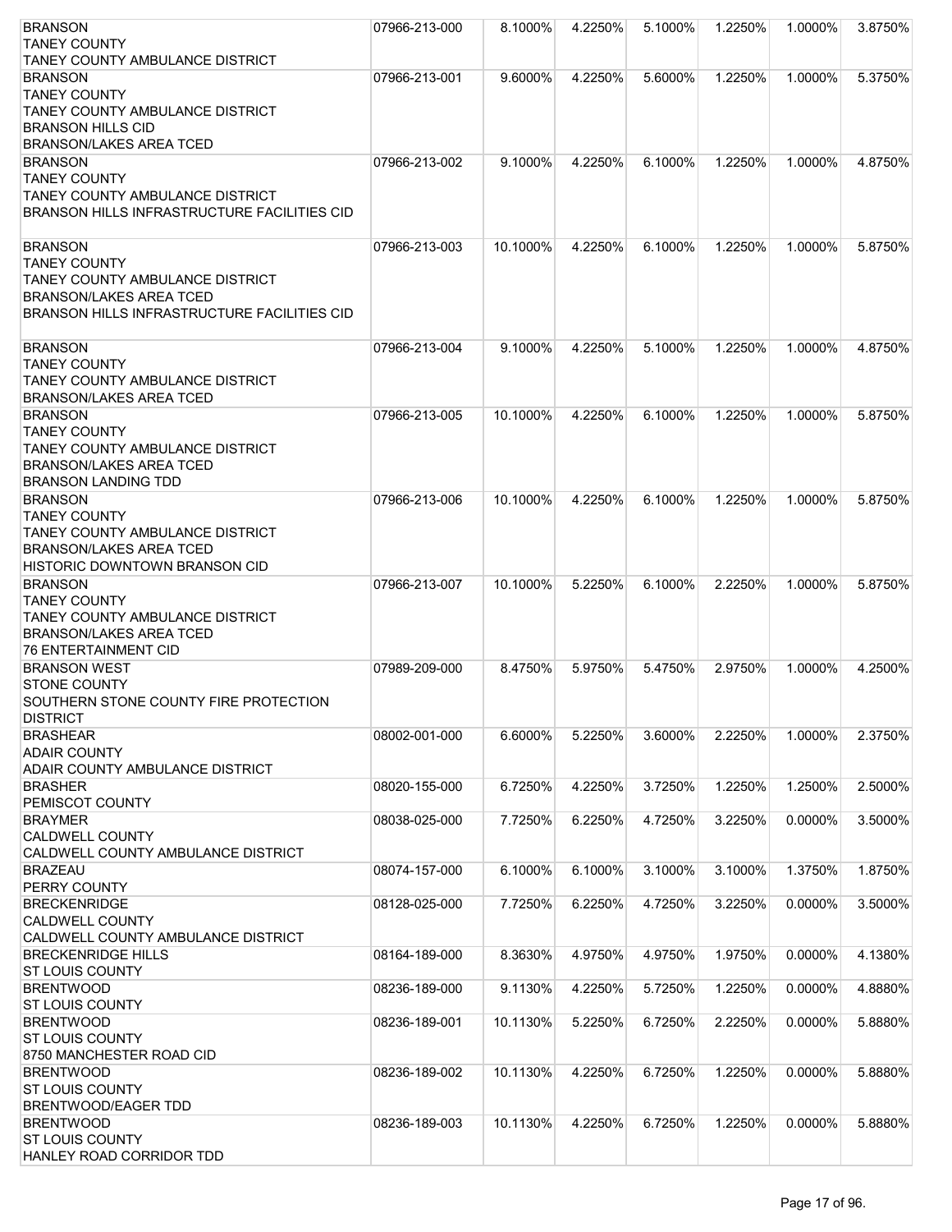| | | | | | | | |
|---|---|---|---|---|---|---|---|
| BRANSON<br>TANEY COUNTY<br>TANEY COUNTY AMBULANCE DISTRICT | 07966-213-000 | 8.1000% | 4.2250% | 5.1000% | 1.2250% | 1.0000% | 3.8750% |
| BRANSON<br>TANEY COUNTY<br>TANEY COUNTY AMBULANCE DISTRICT<br>BRANSON HILLS CID<br>BRANSON/LAKES AREA TCED | 07966-213-001 | 9.6000% | 4.2250% | 5.6000% | 1.2250% | 1.0000% | 5.3750% |
| BRANSON<br>TANEY COUNTY<br>TANEY COUNTY AMBULANCE DISTRICT<br>BRANSON HILLS INFRASTRUCTURE FACILITIES CID | 07966-213-002 | 9.1000% | 4.2250% | 6.1000% | 1.2250% | 1.0000% | 4.8750% |
| BRANSON<br>TANEY COUNTY<br>TANEY COUNTY AMBULANCE DISTRICT<br>BRANSON/LAKES AREA TCED<br>BRANSON HILLS INFRASTRUCTURE FACILITIES CID | 07966-213-003 | 10.1000% | 4.2250% | 6.1000% | 1.2250% | 1.0000% | 5.8750% |
| BRANSON<br>TANEY COUNTY<br>TANEY COUNTY AMBULANCE DISTRICT<br>BRANSON/LAKES AREA TCED | 07966-213-004 | 9.1000% | 4.2250% | 5.1000% | 1.2250% | 1.0000% | 4.8750% |
| BRANSON<br>TANEY COUNTY<br>TANEY COUNTY AMBULANCE DISTRICT<br>BRANSON/LAKES AREA TCED<br>BRANSON LANDING TDD | 07966-213-005 | 10.1000% | 4.2250% | 6.1000% | 1.2250% | 1.0000% | 5.8750% |
| BRANSON<br>TANEY COUNTY<br>TANEY COUNTY AMBULANCE DISTRICT<br>BRANSON/LAKES AREA TCED<br>HISTORIC DOWNTOWN BRANSON CID | 07966-213-006 | 10.1000% | 4.2250% | 6.1000% | 1.2250% | 1.0000% | 5.8750% |
| BRANSON<br>TANEY COUNTY<br>TANEY COUNTY AMBULANCE DISTRICT<br>BRANSON/LAKES AREA TCED<br>76 ENTERTAINMENT CID | 07966-213-007 | 10.1000% | 5.2250% | 6.1000% | 2.2250% | 1.0000% | 5.8750% |
| BRANSON WEST<br>STONE COUNTY<br>SOUTHERN STONE COUNTY FIRE PROTECTION DISTRICT | 07989-209-000 | 8.4750% | 5.9750% | 5.4750% | 2.9750% | 1.0000% | 4.2500% |
| BRASHEAR<br>ADAIR COUNTY<br>ADAIR COUNTY AMBULANCE DISTRICT | 08002-001-000 | 6.6000% | 5.2250% | 3.6000% | 2.2250% | 1.0000% | 2.3750% |
| BRASHER<br>PEMISCOT COUNTY | 08020-155-000 | 6.7250% | 4.2250% | 3.7250% | 1.2250% | 1.2500% | 2.5000% |
| BRAYMER<br>CALDWELL COUNTY<br>CALDWELL COUNTY AMBULANCE DISTRICT | 08038-025-000 | 7.7250% | 6.2250% | 4.7250% | 3.2250% | 0.0000% | 3.5000% |
| BRAZEAU<br>PERRY COUNTY | 08074-157-000 | 6.1000% | 6.1000% | 3.1000% | 3.1000% | 1.3750% | 1.8750% |
| BRECKENRIDGE<br>CALDWELL COUNTY<br>CALDWELL COUNTY AMBULANCE DISTRICT | 08128-025-000 | 7.7250% | 6.2250% | 4.7250% | 3.2250% | 0.0000% | 3.5000% |
| BRECKENRIDGE HILLS<br>ST LOUIS COUNTY | 08164-189-000 | 8.3630% | 4.9750% | 4.9750% | 1.9750% | 0.0000% | 4.1380% |
| BRENTWOOD<br>ST LOUIS COUNTY | 08236-189-000 | 9.1130% | 4.2250% | 5.7250% | 1.2250% | 0.0000% | 4.8880% |
| BRENTWOOD<br>ST LOUIS COUNTY<br>8750 MANCHESTER ROAD CID | 08236-189-001 | 10.1130% | 5.2250% | 6.7250% | 2.2250% | 0.0000% | 5.8880% |
| BRENTWOOD<br>ST LOUIS COUNTY<br>BRENTWOOD/EAGER TDD | 08236-189-002 | 10.1130% | 4.2250% | 6.7250% | 1.2250% | 0.0000% | 5.8880% |
| BRENTWOOD<br>ST LOUIS COUNTY<br>HANLEY ROAD CORRIDOR TDD | 08236-189-003 | 10.1130% | 4.2250% | 6.7250% | 1.2250% | 0.0000% | 5.8880% |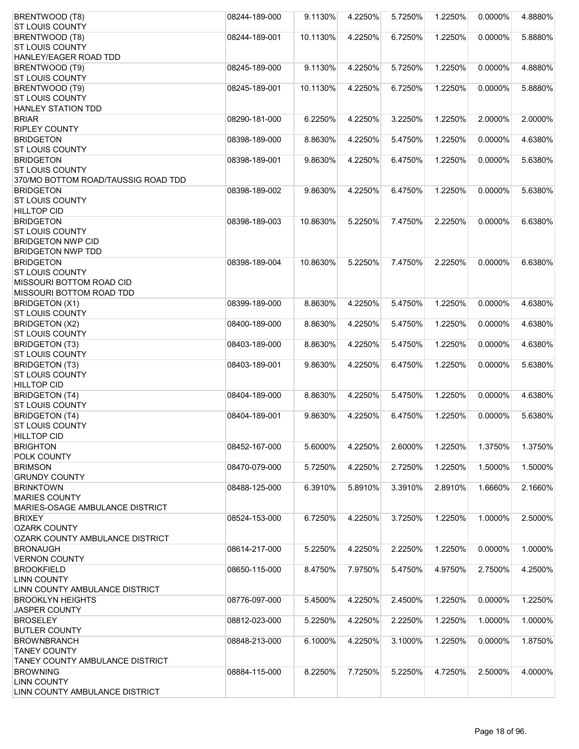| | | | | | | | |
|---|---|---|---|---|---|---|---|
| BRENTWOOD (T8)<br>ST LOUIS COUNTY | 08244-189-000 | 9.1130% | 4.2250% | 5.7250% | 1.2250% | 0.0000% | 4.8880% |
| BRENTWOOD (T8)<br>ST LOUIS COUNTY<br>HANLEY/EAGER ROAD TDD | 08244-189-001 | 10.1130% | 4.2250% | 6.7250% | 1.2250% | 0.0000% | 5.8880% |
| BRENTWOOD (T9)<br>ST LOUIS COUNTY | 08245-189-000 | 9.1130% | 4.2250% | 5.7250% | 1.2250% | 0.0000% | 4.8880% |
| BRENTWOOD (T9)<br>ST LOUIS COUNTY<br>HANLEY STATION TDD | 08245-189-001 | 10.1130% | 4.2250% | 6.7250% | 1.2250% | 0.0000% | 5.8880% |
| BRIAR<br>RIPLEY COUNTY | 08290-181-000 | 6.2250% | 4.2250% | 3.2250% | 1.2250% | 2.0000% | 2.0000% |
| BRIDGETON<br>ST LOUIS COUNTY | 08398-189-000 | 8.8630% | 4.2250% | 5.4750% | 1.2250% | 0.0000% | 4.6380% |
| BRIDGETON<br>ST LOUIS COUNTY<br>370/MO BOTTOM ROAD/TAUSSIG ROAD TDD | 08398-189-001 | 9.8630% | 4.2250% | 6.4750% | 1.2250% | 0.0000% | 5.6380% |
| BRIDGETON<br>ST LOUIS COUNTY<br>HILLTOP CID | 08398-189-002 | 9.8630% | 4.2250% | 6.4750% | 1.2250% | 0.0000% | 5.6380% |
| BRIDGETON<br>ST LOUIS COUNTY<br>BRIDGETON NWP CID<br>BRIDGETON NWP TDD | 08398-189-003 | 10.8630% | 5.2250% | 7.4750% | 2.2250% | 0.0000% | 6.6380% |
| BRIDGETON<br>ST LOUIS COUNTY<br>MISSOURI BOTTOM ROAD CID<br>MISSOURI BOTTOM ROAD TDD | 08398-189-004 | 10.8630% | 5.2250% | 7.4750% | 2.2250% | 0.0000% | 6.6380% |
| BRIDGETON (X1)<br>ST LOUIS COUNTY | 08399-189-000 | 8.8630% | 4.2250% | 5.4750% | 1.2250% | 0.0000% | 4.6380% |
| BRIDGETON (X2)<br>ST LOUIS COUNTY | 08400-189-000 | 8.8630% | 4.2250% | 5.4750% | 1.2250% | 0.0000% | 4.6380% |
| BRIDGETON (T3)<br>ST LOUIS COUNTY | 08403-189-000 | 8.8630% | 4.2250% | 5.4750% | 1.2250% | 0.0000% | 4.6380% |
| BRIDGETON (T3)<br>ST LOUIS COUNTY<br>HILLTOP CID | 08403-189-001 | 9.8630% | 4.2250% | 6.4750% | 1.2250% | 0.0000% | 5.6380% |
| BRIDGETON (T4)<br>ST LOUIS COUNTY | 08404-189-000 | 8.8630% | 4.2250% | 5.4750% | 1.2250% | 0.0000% | 4.6380% |
| BRIDGETON (T4)<br>ST LOUIS COUNTY<br>HILLTOP CID | 08404-189-001 | 9.8630% | 4.2250% | 6.4750% | 1.2250% | 0.0000% | 5.6380% |
| BRIGHTON<br>POLK COUNTY | 08452-167-000 | 5.6000% | 4.2250% | 2.6000% | 1.2250% | 1.3750% | 1.3750% |
| BRIMSON<br>GRUNDY COUNTY | 08470-079-000 | 5.7250% | 4.2250% | 2.7250% | 1.2250% | 1.5000% | 1.5000% |
| BRINKTOWN<br>MARIES COUNTY<br>MARIES-OSAGE AMBULANCE DISTRICT | 08488-125-000 | 6.3910% | 5.8910% | 3.3910% | 2.8910% | 1.6660% | 2.1660% |
| BRIXEY<br>OZARK COUNTY<br>OZARK COUNTY AMBULANCE DISTRICT | 08524-153-000 | 6.7250% | 4.2250% | 3.7250% | 1.2250% | 1.0000% | 2.5000% |
| BRONAUGH<br>VERNON COUNTY | 08614-217-000 | 5.2250% | 4.2250% | 2.2250% | 1.2250% | 0.0000% | 1.0000% |
| BROOKFIELD<br>LINN COUNTY<br>LINN COUNTY AMBULANCE DISTRICT | 08650-115-000 | 8.4750% | 7.9750% | 5.4750% | 4.9750% | 2.7500% | 4.2500% |
| BROOKLYN HEIGHTS<br>JASPER COUNTY | 08776-097-000 | 5.4500% | 4.2250% | 2.4500% | 1.2250% | 0.0000% | 1.2250% |
| BROSELEY<br>BUTLER COUNTY | 08812-023-000 | 5.2250% | 4.2250% | 2.2250% | 1.2250% | 1.0000% | 1.0000% |
| BROWNBRANCH<br>TANEY COUNTY<br>TANEY COUNTY AMBULANCE DISTRICT | 08848-213-000 | 6.1000% | 4.2250% | 3.1000% | 1.2250% | 0.0000% | 1.8750% |
| BROWNING<br>LINN COUNTY<br>LINN COUNTY AMBULANCE DISTRICT | 08884-115-000 | 8.2250% | 7.7250% | 5.2250% | 4.7250% | 2.5000% | 4.0000% |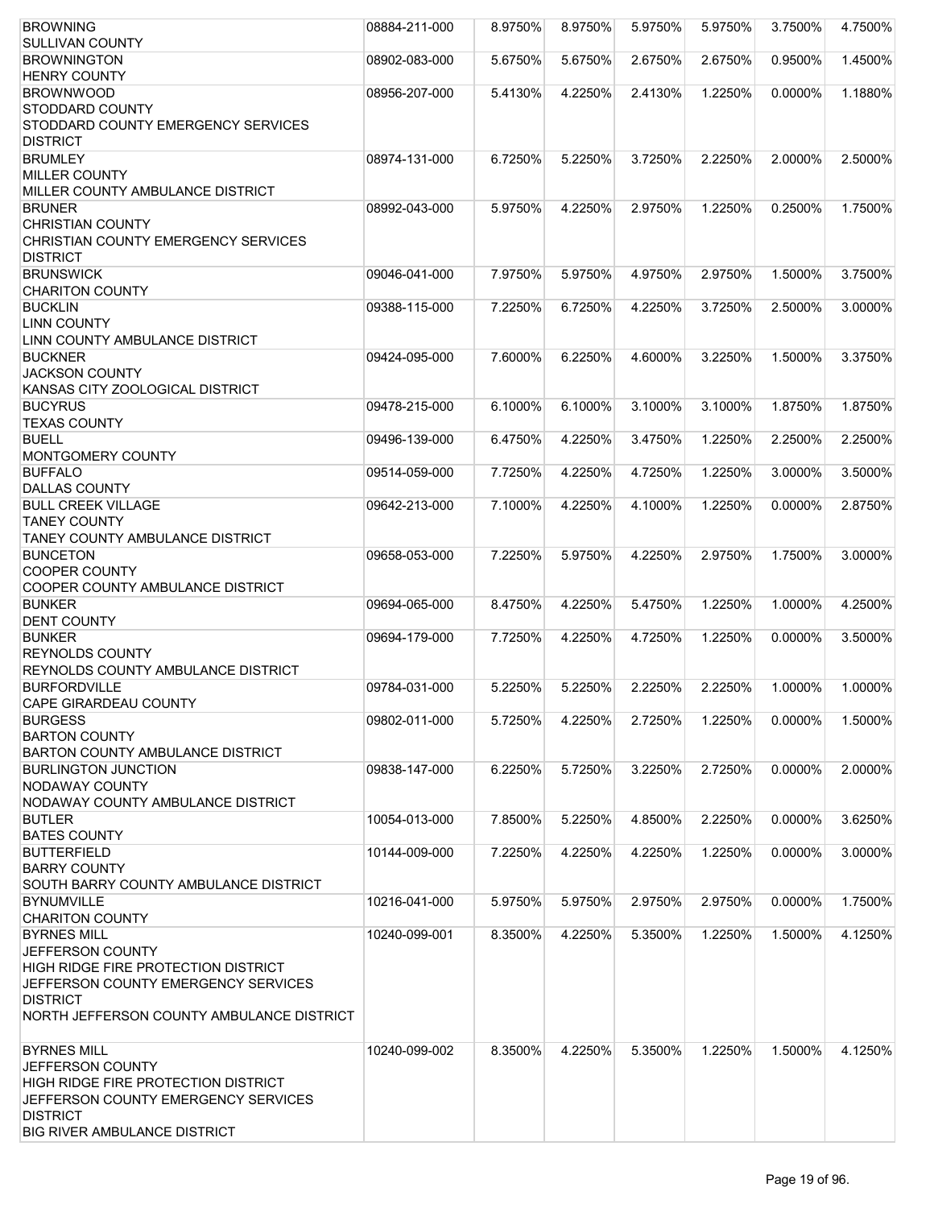| | | | | | | | |
|---|---|---|---|---|---|---|---|
| BROWNING<br>SULLIVAN COUNTY | 08884-211-000 | 8.9750% | 8.9750% | 5.9750% | 5.9750% | 3.7500% | 4.7500% |
| BROWNINGTON<br>HENRY COUNTY | 08902-083-000 | 5.6750% | 5.6750% | 2.6750% | 2.6750% | 0.9500% | 1.4500% |
| BROWNWOOD<br>STODDARD COUNTY<br>STODDARD COUNTY EMERGENCY SERVICES DISTRICT | 08956-207-000 | 5.4130% | 4.2250% | 2.4130% | 1.2250% | 0.0000% | 1.1880% |
| BRUMLEY<br>MILLER COUNTY<br>MILLER COUNTY AMBULANCE DISTRICT | 08974-131-000 | 6.7250% | 5.2250% | 3.7250% | 2.2250% | 2.0000% | 2.5000% |
| BRUNER<br>CHRISTIAN COUNTY<br>CHRISTIAN COUNTY EMERGENCY SERVICES DISTRICT | 08992-043-000 | 5.9750% | 4.2250% | 2.9750% | 1.2250% | 0.2500% | 1.7500% |
| BRUNSWICK<br>CHARITON COUNTY | 09046-041-000 | 7.9750% | 5.9750% | 4.9750% | 2.9750% | 1.5000% | 3.7500% |
| BUCKLIN<br>LINN COUNTY<br>LINN COUNTY AMBULANCE DISTRICT | 09388-115-000 | 7.2250% | 6.7250% | 4.2250% | 3.7250% | 2.5000% | 3.0000% |
| BUCKNER<br>JACKSON COUNTY<br>KANSAS CITY ZOOLOGICAL DISTRICT | 09424-095-000 | 7.6000% | 6.2250% | 4.6000% | 3.2250% | 1.5000% | 3.3750% |
| BUCYRUS<br>TEXAS COUNTY | 09478-215-000 | 6.1000% | 6.1000% | 3.1000% | 3.1000% | 1.8750% | 1.8750% |
| BUELL<br>MONTGOMERY COUNTY | 09496-139-000 | 6.4750% | 4.2250% | 3.4750% | 1.2250% | 2.2500% | 2.2500% |
| BUFFALO<br>DALLAS COUNTY | 09514-059-000 | 7.7250% | 4.2250% | 4.7250% | 1.2250% | 3.0000% | 3.5000% |
| BULL CREEK VILLAGE<br>TANEY COUNTY<br>TANEY COUNTY AMBULANCE DISTRICT | 09642-213-000 | 7.1000% | 4.2250% | 4.1000% | 1.2250% | 0.0000% | 2.8750% |
| BUNCETON<br>COOPER COUNTY<br>COOPER COUNTY AMBULANCE DISTRICT | 09658-053-000 | 7.2250% | 5.9750% | 4.2250% | 2.9750% | 1.7500% | 3.0000% |
| BUNKER<br>DENT COUNTY | 09694-065-000 | 8.4750% | 4.2250% | 5.4750% | 1.2250% | 1.0000% | 4.2500% |
| BUNKER<br>REYNOLDS COUNTY<br>REYNOLDS COUNTY AMBULANCE DISTRICT | 09694-179-000 | 7.7250% | 4.2250% | 4.7250% | 1.2250% | 0.0000% | 3.5000% |
| BURFORDVILLE<br>CAPE GIRARDEAU COUNTY | 09784-031-000 | 5.2250% | 5.2250% | 2.2250% | 2.2250% | 1.0000% | 1.0000% |
| BURGESS<br>BARTON COUNTY<br>BARTON COUNTY AMBULANCE DISTRICT | 09802-011-000 | 5.7250% | 4.2250% | 2.7250% | 1.2250% | 0.0000% | 1.5000% |
| BURLINGTON JUNCTION<br>NODAWAY COUNTY<br>NODAWAY COUNTY AMBULANCE DISTRICT | 09838-147-000 | 6.2250% | 5.7250% | 3.2250% | 2.7250% | 0.0000% | 2.0000% |
| BUTLER<br>BATES COUNTY | 10054-013-000 | 7.8500% | 5.2250% | 4.8500% | 2.2250% | 0.0000% | 3.6250% |
| BUTTERFIELD<br>BARRY COUNTY<br>SOUTH BARRY COUNTY AMBULANCE DISTRICT | 10144-009-000 | 7.2250% | 4.2250% | 4.2250% | 1.2250% | 0.0000% | 3.0000% |
| BYNUMVILLE<br>CHARITON COUNTY | 10216-041-000 | 5.9750% | 5.9750% | 2.9750% | 2.9750% | 0.0000% | 1.7500% |
| BYRNES MILL<br>JEFFERSON COUNTY<br>HIGH RIDGE FIRE PROTECTION DISTRICT<br>JEFFERSON COUNTY EMERGENCY SERVICES DISTRICT<br>NORTH JEFFERSON COUNTY AMBULANCE DISTRICT | 10240-099-001 | 8.3500% | 4.2250% | 5.3500% | 1.2250% | 1.5000% | 4.1250% |
| BYRNES MILL<br>JEFFERSON COUNTY<br>HIGH RIDGE FIRE PROTECTION DISTRICT<br>JEFFERSON COUNTY EMERGENCY SERVICES DISTRICT<br>BIG RIVER AMBULANCE DISTRICT | 10240-099-002 | 8.3500% | 4.2250% | 5.3500% | 1.2250% | 1.5000% | 4.1250% |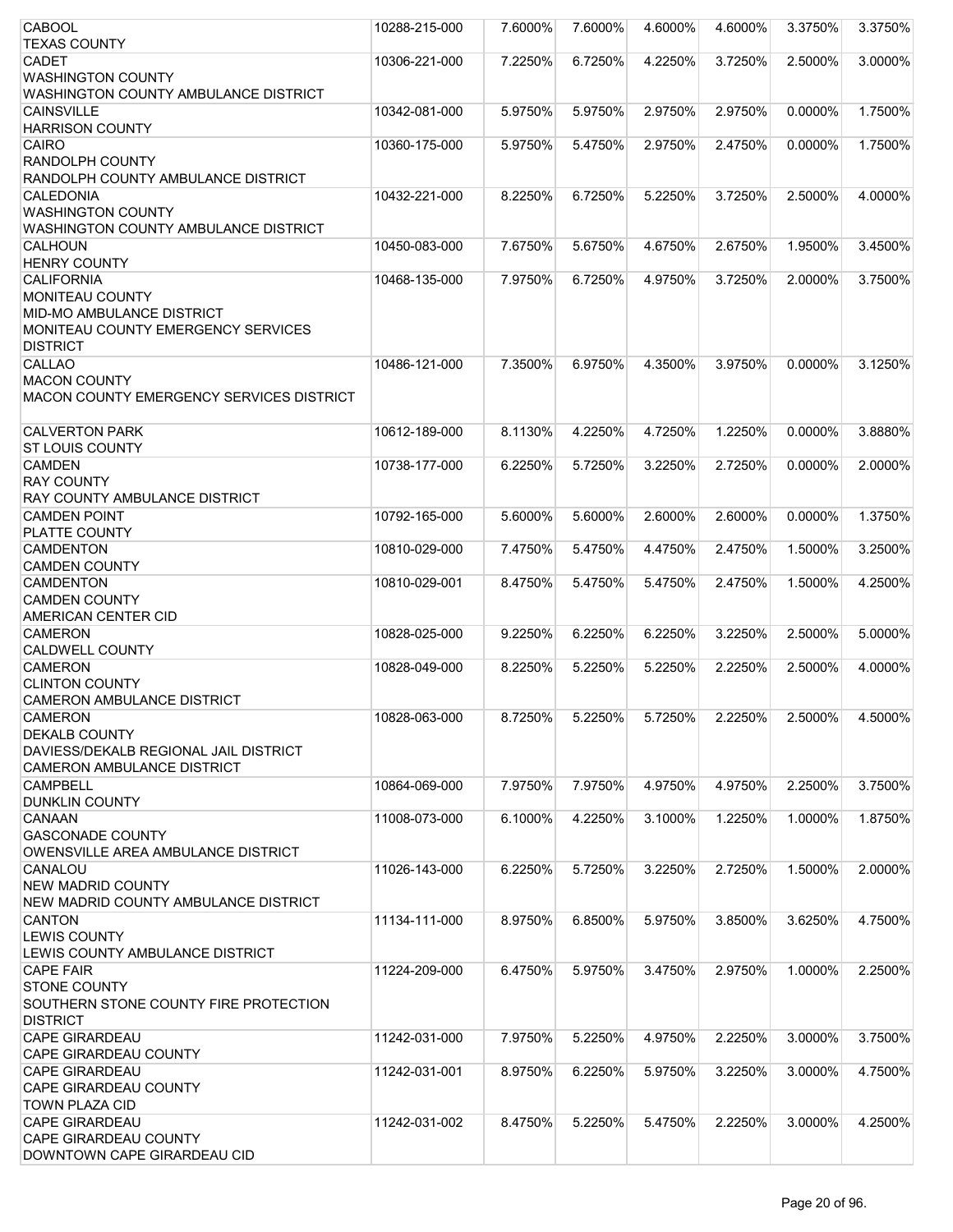| | | | | | | | |
|---|---|---|---|---|---|---|---|
| CABOOL<br>TEXAS COUNTY | 10288-215-000 | 7.6000% | 7.6000% | 4.6000% | 4.6000% | 3.3750% | 3.3750% |
| CADET<br>WASHINGTON COUNTY<br>WASHINGTON COUNTY AMBULANCE DISTRICT | 10306-221-000 | 7.2250% | 6.7250% | 4.2250% | 3.7250% | 2.5000% | 3.0000% |
| CAINSVILLE<br>HARRISON COUNTY | 10342-081-000 | 5.9750% | 5.9750% | 2.9750% | 2.9750% | 0.0000% | 1.7500% |
| CAIRO<br>RANDOLPH COUNTY<br>RANDOLPH COUNTY AMBULANCE DISTRICT | 10360-175-000 | 5.9750% | 5.4750% | 2.9750% | 2.4750% | 0.0000% | 1.7500% |
| CALEDONIA<br>WASHINGTON COUNTY<br>WASHINGTON COUNTY AMBULANCE DISTRICT | 10432-221-000 | 8.2250% | 6.7250% | 5.2250% | 3.7250% | 2.5000% | 4.0000% |
| CALHOUN<br>HENRY COUNTY | 10450-083-000 | 7.6750% | 5.6750% | 4.6750% | 2.6750% | 1.9500% | 3.4500% |
| CALIFORNIA<br>MONITEAU COUNTY<br>MID-MO AMBULANCE DISTRICT<br>MONITEAU COUNTY EMERGENCY SERVICES DISTRICT | 10468-135-000 | 7.9750% | 6.7250% | 4.9750% | 3.7250% | 2.0000% | 3.7500% |
| CALLAO<br>MACON COUNTY<br>MACON COUNTY EMERGENCY SERVICES DISTRICT | 10486-121-000 | 7.3500% | 6.9750% | 4.3500% | 3.9750% | 0.0000% | 3.1250% |
| CALVERTON PARK<br>ST LOUIS COUNTY | 10612-189-000 | 8.1130% | 4.2250% | 4.7250% | 1.2250% | 0.0000% | 3.8880% |
| CAMDEN<br>RAY COUNTY<br>RAY COUNTY AMBULANCE DISTRICT | 10738-177-000 | 6.2250% | 5.7250% | 3.2250% | 2.7250% | 0.0000% | 2.0000% |
| CAMDEN POINT<br>PLATTE COUNTY | 10792-165-000 | 5.6000% | 5.6000% | 2.6000% | 2.6000% | 0.0000% | 1.3750% |
| CAMDENTON<br>CAMDEN COUNTY | 10810-029-000 | 7.4750% | 5.4750% | 4.4750% | 2.4750% | 1.5000% | 3.2500% |
| CAMDENTON<br>CAMDEN COUNTY<br>AMERICAN CENTER CID | 10810-029-001 | 8.4750% | 5.4750% | 5.4750% | 2.4750% | 1.5000% | 4.2500% |
| CAMERON<br>CALDWELL COUNTY | 10828-025-000 | 9.2250% | 6.2250% | 6.2250% | 3.2250% | 2.5000% | 5.0000% |
| CAMERON<br>CLINTON COUNTY<br>CAMERON AMBULANCE DISTRICT | 10828-049-000 | 8.2250% | 5.2250% | 5.2250% | 2.2250% | 2.5000% | 4.0000% |
| CAMERON<br>DEKALB COUNTY<br>DAVIESS/DEKALB REGIONAL JAIL DISTRICT<br>CAMERON AMBULANCE DISTRICT | 10828-063-000 | 8.7250% | 5.2250% | 5.7250% | 2.2250% | 2.5000% | 4.5000% |
| CAMPBELL<br>DUNKLIN COUNTY | 10864-069-000 | 7.9750% | 7.9750% | 4.9750% | 4.9750% | 2.2500% | 3.7500% |
| CANAAN<br>GASCONADE COUNTY<br>OWENSVILLE AREA AMBULANCE DISTRICT | 11008-073-000 | 6.1000% | 4.2250% | 3.1000% | 1.2250% | 1.0000% | 1.8750% |
| CANALOU<br>NEW MADRID COUNTY<br>NEW MADRID COUNTY AMBULANCE DISTRICT | 11026-143-000 | 6.2250% | 5.7250% | 3.2250% | 2.7250% | 1.5000% | 2.0000% |
| CANTON<br>LEWIS COUNTY<br>LEWIS COUNTY AMBULANCE DISTRICT | 11134-111-000 | 8.9750% | 6.8500% | 5.9750% | 3.8500% | 3.6250% | 4.7500% |
| CAPE FAIR<br>STONE COUNTY<br>SOUTHERN STONE COUNTY FIRE PROTECTION DISTRICT | 11224-209-000 | 6.4750% | 5.9750% | 3.4750% | 2.9750% | 1.0000% | 2.2500% |
| CAPE GIRARDEAU<br>CAPE GIRARDEAU COUNTY | 11242-031-000 | 7.9750% | 5.2250% | 4.9750% | 2.2250% | 3.0000% | 3.7500% |
| CAPE GIRARDEAU<br>CAPE GIRARDEAU COUNTY<br>TOWN PLAZA CID | 11242-031-001 | 8.9750% | 6.2250% | 5.9750% | 3.2250% | 3.0000% | 4.7500% |
| CAPE GIRARDEAU<br>CAPE GIRARDEAU COUNTY<br>DOWNTOWN CAPE GIRARDEAU CID | 11242-031-002 | 8.4750% | 5.2250% | 5.4750% | 2.2250% | 3.0000% | 4.2500% |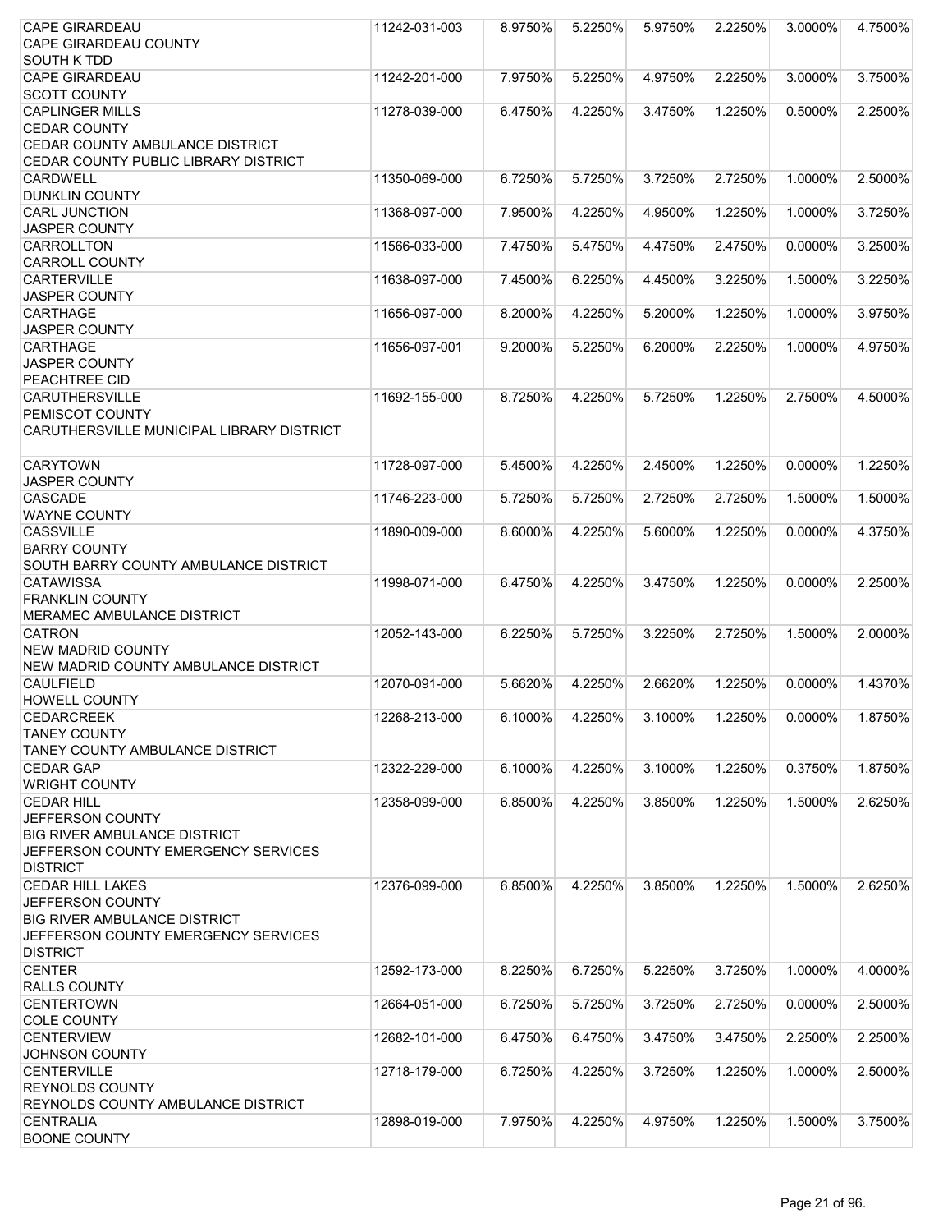| | | | | | | | |
|---|---|---|---|---|---|---|---|
| CAPE GIRARDEAU<br>CAPE GIRARDEAU COUNTY<br>SOUTH K TDD | 11242-031-003 | 8.9750% | 5.2250% | 5.9750% | 2.2250% | 3.0000% | 4.7500% |
| CAPE GIRARDEAU<br>SCOTT COUNTY | 11242-201-000 | 7.9750% | 5.2250% | 4.9750% | 2.2250% | 3.0000% | 3.7500% |
| CAPLINGER MILLS<br>CEDAR COUNTY<br>CEDAR COUNTY AMBULANCE DISTRICT<br>CEDAR COUNTY PUBLIC LIBRARY DISTRICT | 11278-039-000 | 6.4750% | 4.2250% | 3.4750% | 1.2250% | 0.5000% | 2.2500% |
| CARDWELL<br>DUNKLIN COUNTY | 11350-069-000 | 6.7250% | 5.7250% | 3.7250% | 2.7250% | 1.0000% | 2.5000% |
| CARL JUNCTION<br>JASPER COUNTY | 11368-097-000 | 7.9500% | 4.2250% | 4.9500% | 1.2250% | 1.0000% | 3.7250% |
| CARROLLTON<br>CARROLL COUNTY | 11566-033-000 | 7.4750% | 5.4750% | 4.4750% | 2.4750% | 0.0000% | 3.2500% |
| CARTERVILLE<br>JASPER COUNTY | 11638-097-000 | 7.4500% | 6.2250% | 4.4500% | 3.2250% | 1.5000% | 3.2250% |
| CARTHAGE<br>JASPER COUNTY | 11656-097-000 | 8.2000% | 4.2250% | 5.2000% | 1.2250% | 1.0000% | 3.9750% |
| CARTHAGE<br>JASPER COUNTY<br>PEACHTREE CID | 11656-097-001 | 9.2000% | 5.2250% | 6.2000% | 2.2250% | 1.0000% | 4.9750% |
| CARUTHERSVILLE<br>PEMISCOT COUNTY<br>CARUTHERSVILLE MUNICIPAL LIBRARY DISTRICT | 11692-155-000 | 8.7250% | 4.2250% | 5.7250% | 1.2250% | 2.7500% | 4.5000% |
| CARYTOWN<br>JASPER COUNTY | 11728-097-000 | 5.4500% | 4.2250% | 2.4500% | 1.2250% | 0.0000% | 1.2250% |
| CASCADE<br>WAYNE COUNTY | 11746-223-000 | 5.7250% | 5.7250% | 2.7250% | 2.7250% | 1.5000% | 1.5000% |
| CASSVILLE<br>BARRY COUNTY<br>SOUTH BARRY COUNTY AMBULANCE DISTRICT | 11890-009-000 | 8.6000% | 4.2250% | 5.6000% | 1.2250% | 0.0000% | 4.3750% |
| CATAWISSA<br>FRANKLIN COUNTY<br>MERAMEC AMBULANCE DISTRICT | 11998-071-000 | 6.4750% | 4.2250% | 3.4750% | 1.2250% | 0.0000% | 2.2500% |
| CATRON<br>NEW MADRID COUNTY<br>NEW MADRID COUNTY AMBULANCE DISTRICT | 12052-143-000 | 6.2250% | 5.7250% | 3.2250% | 2.7250% | 1.5000% | 2.0000% |
| CAULFIELD<br>HOWELL COUNTY | 12070-091-000 | 5.6620% | 4.2250% | 2.6620% | 1.2250% | 0.0000% | 1.4370% |
| CEDARCREEK<br>TANEY COUNTY<br>TANEY COUNTY AMBULANCE DISTRICT | 12268-213-000 | 6.1000% | 4.2250% | 3.1000% | 1.2250% | 0.0000% | 1.8750% |
| CEDAR GAP<br>WRIGHT COUNTY | 12322-229-000 | 6.1000% | 4.2250% | 3.1000% | 1.2250% | 0.3750% | 1.8750% |
| CEDAR HILL<br>JEFFERSON COUNTY<br>BIG RIVER AMBULANCE DISTRICT<br>JEFFERSON COUNTY EMERGENCY SERVICES DISTRICT | 12358-099-000 | 6.8500% | 4.2250% | 3.8500% | 1.2250% | 1.5000% | 2.6250% |
| CEDAR HILL LAKES<br>JEFFERSON COUNTY<br>BIG RIVER AMBULANCE DISTRICT<br>JEFFERSON COUNTY EMERGENCY SERVICES DISTRICT | 12376-099-000 | 6.8500% | 4.2250% | 3.8500% | 1.2250% | 1.5000% | 2.6250% |
| CENTER<br>RALLS COUNTY | 12592-173-000 | 8.2250% | 6.7250% | 5.2250% | 3.7250% | 1.0000% | 4.0000% |
| CENTERTOWN<br>COLE COUNTY | 12664-051-000 | 6.7250% | 5.7250% | 3.7250% | 2.7250% | 0.0000% | 2.5000% |
| CENTERVIEW<br>JOHNSON COUNTY | 12682-101-000 | 6.4750% | 6.4750% | 3.4750% | 3.4750% | 2.2500% | 2.2500% |
| CENTERVILLE<br>REYNOLDS COUNTY<br>REYNOLDS COUNTY AMBULANCE DISTRICT | 12718-179-000 | 6.7250% | 4.2250% | 3.7250% | 1.2250% | 1.0000% | 2.5000% |
| CENTRALIA<br>BOONE COUNTY | 12898-019-000 | 7.9750% | 4.2250% | 4.9750% | 1.2250% | 1.5000% | 3.7500% |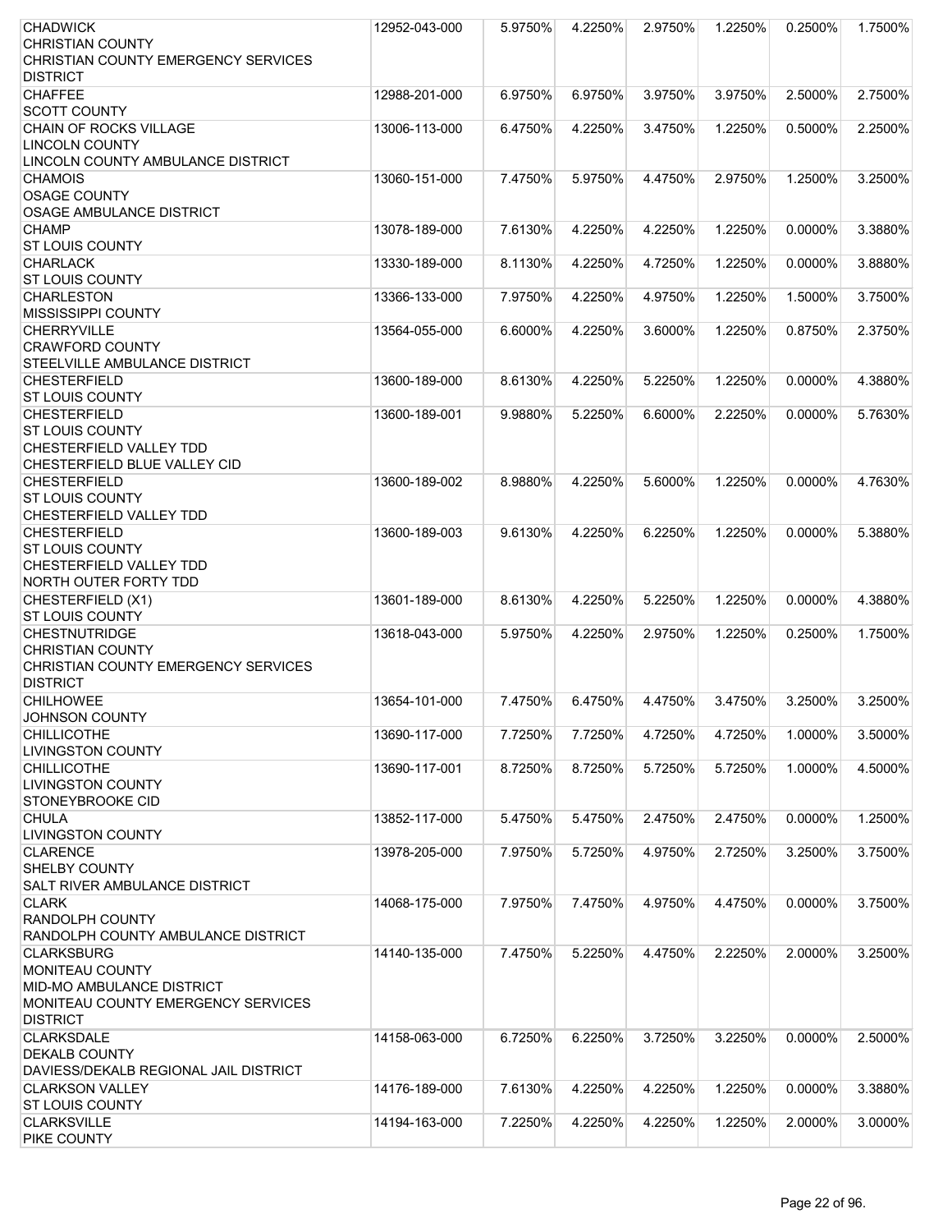| | | | | | | | |
|---|---|---|---|---|---|---|---|
| CHADWICK<br>CHRISTIAN COUNTY<br>CHRISTIAN COUNTY EMERGENCY SERVICES DISTRICT | 12952-043-000 | 5.9750% | 4.2250% | 2.9750% | 1.2250% | 0.2500% | 1.7500% |
| CHAFFEE<br>SCOTT COUNTY | 12988-201-000 | 6.9750% | 6.9750% | 3.9750% | 3.9750% | 2.5000% | 2.7500% |
| CHAIN OF ROCKS VILLAGE<br>LINCOLN COUNTY<br>LINCOLN COUNTY AMBULANCE DISTRICT | 13006-113-000 | 6.4750% | 4.2250% | 3.4750% | 1.2250% | 0.5000% | 2.2500% |
| CHAMOIS<br>OSAGE COUNTY<br>OSAGE AMBULANCE DISTRICT | 13060-151-000 | 7.4750% | 5.9750% | 4.4750% | 2.9750% | 1.2500% | 3.2500% |
| CHAMP<br>ST LOUIS COUNTY | 13078-189-000 | 7.6130% | 4.2250% | 4.2250% | 1.2250% | 0.0000% | 3.3880% |
| CHARLACK<br>ST LOUIS COUNTY | 13330-189-000 | 8.1130% | 4.2250% | 4.7250% | 1.2250% | 0.0000% | 3.8880% |
| CHARLESTON<br>MISSISSIPPI COUNTY | 13366-133-000 | 7.9750% | 4.2250% | 4.9750% | 1.2250% | 1.5000% | 3.7500% |
| CHERRYVILLE<br>CRAWFORD COUNTY<br>STEELVILLE AMBULANCE DISTRICT | 13564-055-000 | 6.6000% | 4.2250% | 3.6000% | 1.2250% | 0.8750% | 2.3750% |
| CHESTERFIELD<br>ST LOUIS COUNTY | 13600-189-000 | 8.6130% | 4.2250% | 5.2250% | 1.2250% | 0.0000% | 4.3880% |
| CHESTERFIELD<br>ST LOUIS COUNTY<br>CHESTERFIELD VALLEY TDD<br>CHESTERFIELD BLUE VALLEY CID | 13600-189-001 | 9.9880% | 5.2250% | 6.6000% | 2.2250% | 0.0000% | 5.7630% |
| CHESTERFIELD<br>ST LOUIS COUNTY<br>CHESTERFIELD VALLEY TDD | 13600-189-002 | 8.9880% | 4.2250% | 5.6000% | 1.2250% | 0.0000% | 4.7630% |
| CHESTERFIELD<br>ST LOUIS COUNTY<br>CHESTERFIELD VALLEY TDD<br>NORTH OUTER FORTY TDD | 13600-189-003 | 9.6130% | 4.2250% | 6.2250% | 1.2250% | 0.0000% | 5.3880% |
| CHESTERFIELD (X1)<br>ST LOUIS COUNTY | 13601-189-000 | 8.6130% | 4.2250% | 5.2250% | 1.2250% | 0.0000% | 4.3880% |
| CHESTNUTRIDGE<br>CHRISTIAN COUNTY<br>CHRISTIAN COUNTY EMERGENCY SERVICES DISTRICT | 13618-043-000 | 5.9750% | 4.2250% | 2.9750% | 1.2250% | 0.2500% | 1.7500% |
| CHILHOWEE<br>JOHNSON COUNTY | 13654-101-000 | 7.4750% | 6.4750% | 4.4750% | 3.4750% | 3.2500% | 3.2500% |
| CHILLICOTHE<br>LIVINGSTON COUNTY | 13690-117-000 | 7.7250% | 7.7250% | 4.7250% | 4.7250% | 1.0000% | 3.5000% |
| CHILLICOTHE<br>LIVINGSTON COUNTY<br>STONEYBROOKE CID | 13690-117-001 | 8.7250% | 8.7250% | 5.7250% | 5.7250% | 1.0000% | 4.5000% |
| CHULA<br>LIVINGSTON COUNTY | 13852-117-000 | 5.4750% | 5.4750% | 2.4750% | 2.4750% | 0.0000% | 1.2500% |
| CLARENCE<br>SHELBY COUNTY<br>SALT RIVER AMBULANCE DISTRICT | 13978-205-000 | 7.9750% | 5.7250% | 4.9750% | 2.7250% | 3.2500% | 3.7500% |
| CLARK<br>RANDOLPH COUNTY<br>RANDOLPH COUNTY AMBULANCE DISTRICT | 14068-175-000 | 7.9750% | 7.4750% | 4.9750% | 4.4750% | 0.0000% | 3.7500% |
| CLARKSBURG<br>MONITEAU COUNTY<br>MID-MO AMBULANCE DISTRICT<br>MONITEAU COUNTY EMERGENCY SERVICES DISTRICT | 14140-135-000 | 7.4750% | 5.2250% | 4.4750% | 2.2250% | 2.0000% | 3.2500% |
| CLARKSDALE<br>DEKALB COUNTY<br>DAVIESS/DEKALB REGIONAL JAIL DISTRICT | 14158-063-000 | 6.7250% | 6.2250% | 3.7250% | 3.2250% | 0.0000% | 2.5000% |
| CLARKSON VALLEY<br>ST LOUIS COUNTY | 14176-189-000 | 7.6130% | 4.2250% | 4.2250% | 1.2250% | 0.0000% | 3.3880% |
| CLARKSVILLE<br>PIKE COUNTY | 14194-163-000 | 7.2250% | 4.2250% | 4.2250% | 1.2250% | 2.0000% | 3.0000% |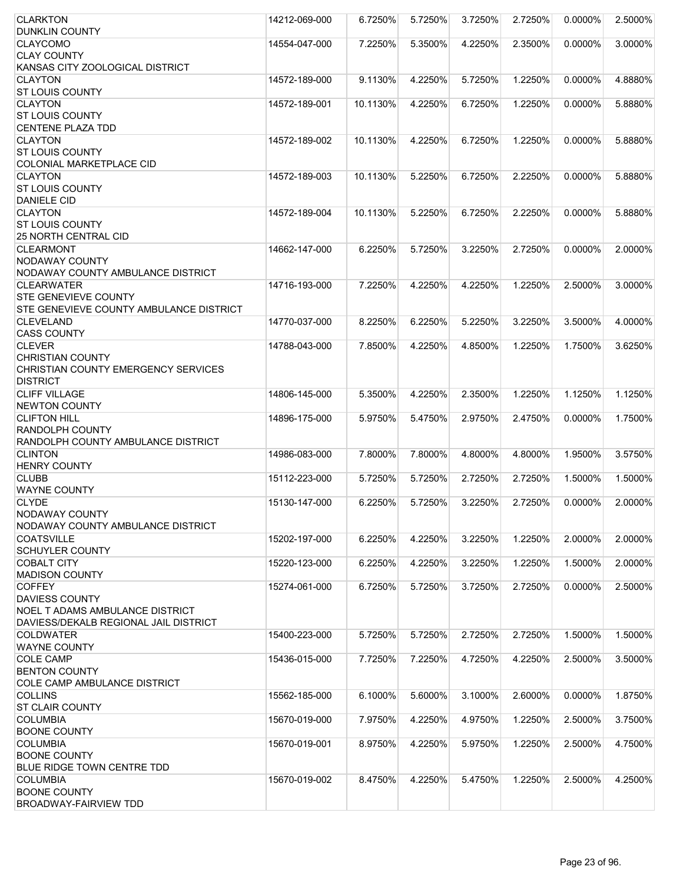| | | | | | | | |
|---|---|---|---|---|---|---|---|
| CLARKTON<br>DUNKLIN COUNTY | 14212-069-000 | 6.7250% | 5.7250% | 3.7250% | 2.7250% | 0.0000% | 2.5000% |
| CLAYCOMO<br>CLAY COUNTY<br>KANSAS CITY ZOOLOGICAL DISTRICT | 14554-047-000 | 7.2250% | 5.3500% | 4.2250% | 2.3500% | 0.0000% | 3.0000% |
| CLAYTON<br>ST LOUIS COUNTY | 14572-189-000 | 9.1130% | 4.2250% | 5.7250% | 1.2250% | 0.0000% | 4.8880% |
| CLAYTON<br>ST LOUIS COUNTY<br>CENTENE PLAZA TDD | 14572-189-001 | 10.1130% | 4.2250% | 6.7250% | 1.2250% | 0.0000% | 5.8880% |
| CLAYTON<br>ST LOUIS COUNTY<br>COLONIAL MARKETPLACE CID | 14572-189-002 | 10.1130% | 4.2250% | 6.7250% | 1.2250% | 0.0000% | 5.8880% |
| CLAYTON<br>ST LOUIS COUNTY<br>DANIELE CID | 14572-189-003 | 10.1130% | 5.2250% | 6.7250% | 2.2250% | 0.0000% | 5.8880% |
| CLAYTON<br>ST LOUIS COUNTY<br>25 NORTH CENTRAL CID | 14572-189-004 | 10.1130% | 5.2250% | 6.7250% | 2.2250% | 0.0000% | 5.8880% |
| CLEARMONT<br>NODAWAY COUNTY<br>NODAWAY COUNTY AMBULANCE DISTRICT | 14662-147-000 | 6.2250% | 5.7250% | 3.2250% | 2.7250% | 0.0000% | 2.0000% |
| CLEARWATER<br>STE GENEVIEVE COUNTY<br>STE GENEVIEVE COUNTY AMBULANCE DISTRICT | 14716-193-000 | 7.2250% | 4.2250% | 4.2250% | 1.2250% | 2.5000% | 3.0000% |
| CLEVELAND<br>CASS COUNTY | 14770-037-000 | 8.2250% | 6.2250% | 5.2250% | 3.2250% | 3.5000% | 4.0000% |
| CLEVER<br>CHRISTIAN COUNTY<br>CHRISTIAN COUNTY EMERGENCY SERVICES DISTRICT | 14788-043-000 | 7.8500% | 4.2250% | 4.8500% | 1.2250% | 1.7500% | 3.6250% |
| CLIFF VILLAGE<br>NEWTON COUNTY | 14806-145-000 | 5.3500% | 4.2250% | 2.3500% | 1.2250% | 1.1250% | 1.1250% |
| CLIFTON HILL<br>RANDOLPH COUNTY<br>RANDOLPH COUNTY AMBULANCE DISTRICT | 14896-175-000 | 5.9750% | 5.4750% | 2.9750% | 2.4750% | 0.0000% | 1.7500% |
| CLINTON<br>HENRY COUNTY | 14986-083-000 | 7.8000% | 7.8000% | 4.8000% | 4.8000% | 1.9500% | 3.5750% |
| CLUBB<br>WAYNE COUNTY | 15112-223-000 | 5.7250% | 5.7250% | 2.7250% | 2.7250% | 1.5000% | 1.5000% |
| CLYDE<br>NODAWAY COUNTY<br>NODAWAY COUNTY AMBULANCE DISTRICT | 15130-147-000 | 6.2250% | 5.7250% | 3.2250% | 2.7250% | 0.0000% | 2.0000% |
| COATSVILLE<br>SCHUYLER COUNTY | 15202-197-000 | 6.2250% | 4.2250% | 3.2250% | 1.2250% | 2.0000% | 2.0000% |
| COBALT CITY<br>MADISON COUNTY | 15220-123-000 | 6.2250% | 4.2250% | 3.2250% | 1.2250% | 1.5000% | 2.0000% |
| COFFEY<br>DAVIESS COUNTY<br>NOEL T ADAMS AMBULANCE DISTRICT<br>DAVIESS/DEKALB REGIONAL JAIL DISTRICT | 15274-061-000 | 6.7250% | 5.7250% | 3.7250% | 2.7250% | 0.0000% | 2.5000% |
| COLDWATER<br>WAYNE COUNTY | 15400-223-000 | 5.7250% | 5.7250% | 2.7250% | 2.7250% | 1.5000% | 1.5000% |
| COLE CAMP<br>BENTON COUNTY<br>COLE CAMP AMBULANCE DISTRICT | 15436-015-000 | 7.7250% | 7.2250% | 4.7250% | 4.2250% | 2.5000% | 3.5000% |
| COLLINS<br>ST CLAIR COUNTY | 15562-185-000 | 6.1000% | 5.6000% | 3.1000% | 2.6000% | 0.0000% | 1.8750% |
| COLUMBIA<br>BOONE COUNTY | 15670-019-000 | 7.9750% | 4.2250% | 4.9750% | 1.2250% | 2.5000% | 3.7500% |
| COLUMBIA<br>BOONE COUNTY<br>BLUE RIDGE TOWN CENTRE TDD | 15670-019-001 | 8.9750% | 4.2250% | 5.9750% | 1.2250% | 2.5000% | 4.7500% |
| COLUMBIA<br>BOONE COUNTY<br>BROADWAY-FAIRVIEW TDD | 15670-019-002 | 8.4750% | 4.2250% | 5.4750% | 1.2250% | 2.5000% | 4.2500% |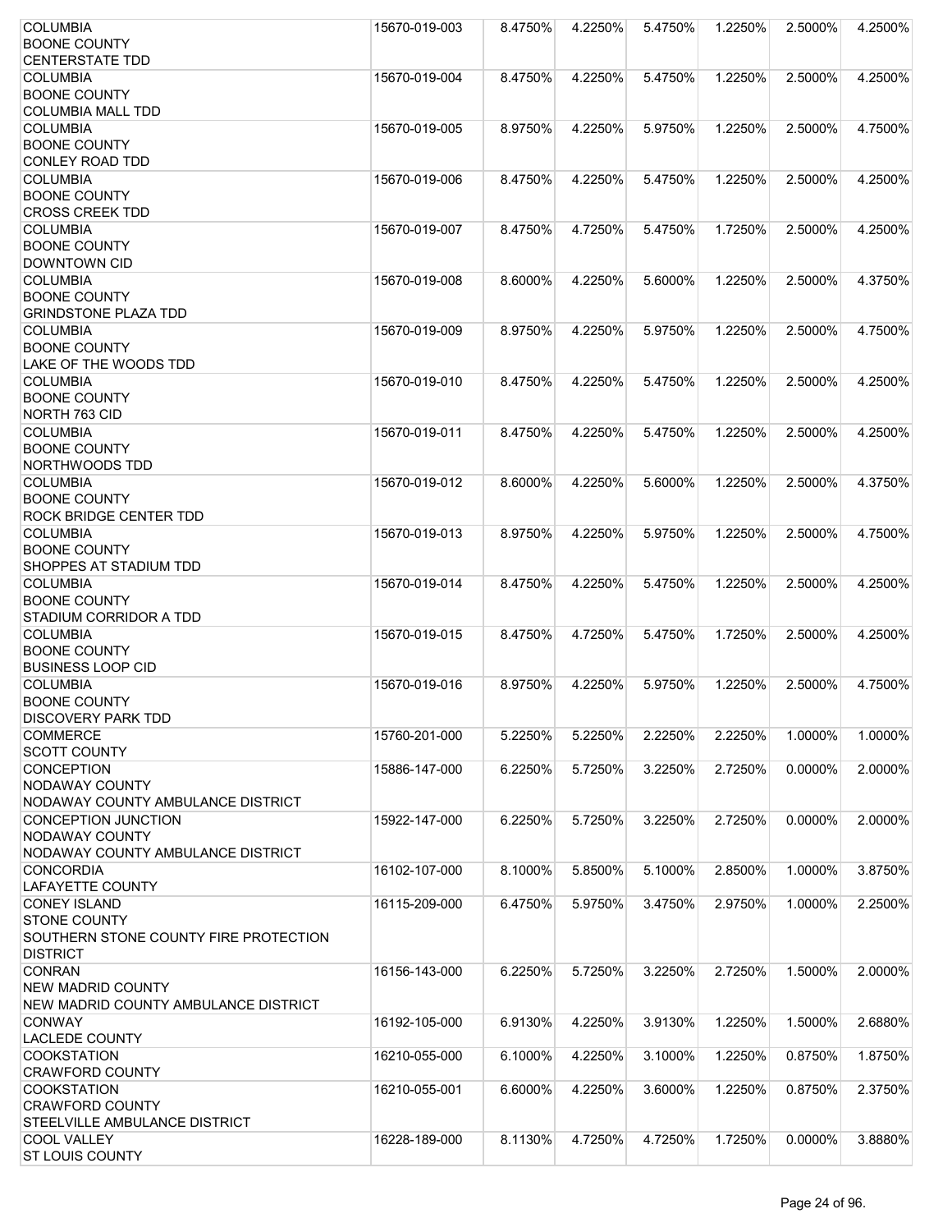| | | | | | | | |
|---|---|---|---|---|---|---|---|
| COLUMBIA<br>BOONE COUNTY<br>CENTERSTATE TDD | 15670-019-003 | 8.4750% | 4.2250% | 5.4750% | 1.2250% | 2.5000% | 4.2500% |
| COLUMBIA<br>BOONE COUNTY<br>COLUMBIA MALL TDD | 15670-019-004 | 8.4750% | 4.2250% | 5.4750% | 1.2250% | 2.5000% | 4.2500% |
| COLUMBIA<br>BOONE COUNTY<br>CONLEY ROAD TDD | 15670-019-005 | 8.9750% | 4.2250% | 5.9750% | 1.2250% | 2.5000% | 4.7500% |
| COLUMBIA<br>BOONE COUNTY<br>CROSS CREEK TDD | 15670-019-006 | 8.4750% | 4.2250% | 5.4750% | 1.2250% | 2.5000% | 4.2500% |
| COLUMBIA<br>BOONE COUNTY<br>DOWNTOWN CID | 15670-019-007 | 8.4750% | 4.7250% | 5.4750% | 1.7250% | 2.5000% | 4.2500% |
| COLUMBIA<br>BOONE COUNTY<br>GRINDSTONE PLAZA TDD | 15670-019-008 | 8.6000% | 4.2250% | 5.6000% | 1.2250% | 2.5000% | 4.3750% |
| COLUMBIA<br>BOONE COUNTY<br>LAKE OF THE WOODS TDD | 15670-019-009 | 8.9750% | 4.2250% | 5.9750% | 1.2250% | 2.5000% | 4.7500% |
| COLUMBIA<br>BOONE COUNTY<br>NORTH 763 CID | 15670-019-010 | 8.4750% | 4.2250% | 5.4750% | 1.2250% | 2.5000% | 4.2500% |
| COLUMBIA<br>BOONE COUNTY<br>NORTHWOODS TDD | 15670-019-011 | 8.4750% | 4.2250% | 5.4750% | 1.2250% | 2.5000% | 4.2500% |
| COLUMBIA<br>BOONE COUNTY<br>ROCK BRIDGE CENTER TDD | 15670-019-012 | 8.6000% | 4.2250% | 5.6000% | 1.2250% | 2.5000% | 4.3750% |
| COLUMBIA<br>BOONE COUNTY<br>SHOPPES AT STADIUM TDD | 15670-019-013 | 8.9750% | 4.2250% | 5.9750% | 1.2250% | 2.5000% | 4.7500% |
| COLUMBIA<br>BOONE COUNTY<br>STADIUM CORRIDOR A TDD | 15670-019-014 | 8.4750% | 4.2250% | 5.4750% | 1.2250% | 2.5000% | 4.2500% |
| COLUMBIA<br>BOONE COUNTY<br>BUSINESS LOOP CID | 15670-019-015 | 8.4750% | 4.7250% | 5.4750% | 1.7250% | 2.5000% | 4.2500% |
| COLUMBIA<br>BOONE COUNTY<br>DISCOVERY PARK TDD | 15670-019-016 | 8.9750% | 4.2250% | 5.9750% | 1.2250% | 2.5000% | 4.7500% |
| COMMERCE<br>SCOTT COUNTY | 15760-201-000 | 5.2250% | 5.2250% | 2.2250% | 2.2250% | 1.0000% | 1.0000% |
| CONCEPTION<br>NODAWAY COUNTY<br>NODAWAY COUNTY AMBULANCE DISTRICT | 15886-147-000 | 6.2250% | 5.7250% | 3.2250% | 2.7250% | 0.0000% | 2.0000% |
| CONCEPTION JUNCTION<br>NODAWAY COUNTY<br>NODAWAY COUNTY AMBULANCE DISTRICT | 15922-147-000 | 6.2250% | 5.7250% | 3.2250% | 2.7250% | 0.0000% | 2.0000% |
| CONCORDIA<br>LAFAYETTE COUNTY | 16102-107-000 | 8.1000% | 5.8500% | 5.1000% | 2.8500% | 1.0000% | 3.8750% |
| CONEY ISLAND<br>STONE COUNTY<br>SOUTHERN STONE COUNTY FIRE PROTECTION DISTRICT | 16115-209-000 | 6.4750% | 5.9750% | 3.4750% | 2.9750% | 1.0000% | 2.2500% |
| CONRAN<br>NEW MADRID COUNTY<br>NEW MADRID COUNTY AMBULANCE DISTRICT | 16156-143-000 | 6.2250% | 5.7250% | 3.2250% | 2.7250% | 1.5000% | 2.0000% |
| CONWAY<br>LACLEDE COUNTY | 16192-105-000 | 6.9130% | 4.2250% | 3.9130% | 1.2250% | 1.5000% | 2.6880% |
| COOKSTATION<br>CRAWFORD COUNTY | 16210-055-000 | 6.1000% | 4.2250% | 3.1000% | 1.2250% | 0.8750% | 1.8750% |
| COOKSTATION<br>CRAWFORD COUNTY<br>STEELVILLE AMBULANCE DISTRICT | 16210-055-001 | 6.6000% | 4.2250% | 3.6000% | 1.2250% | 0.8750% | 2.3750% |
| COOL VALLEY<br>ST LOUIS COUNTY | 16228-189-000 | 8.1130% | 4.7250% | 4.7250% | 1.7250% | 0.0000% | 3.8880% |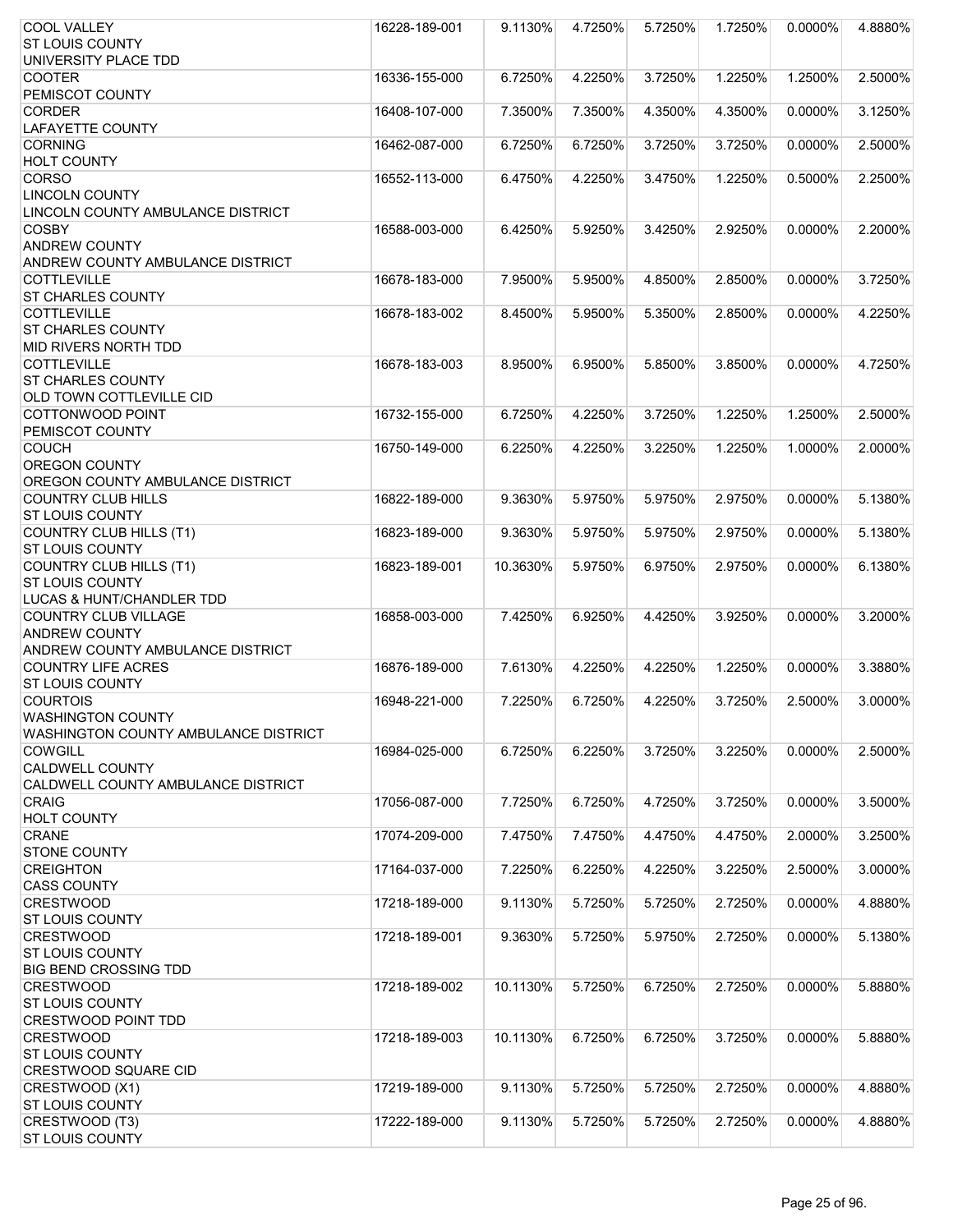| | | | | | | | |
|---|---|---|---|---|---|---|---|
| COOL VALLEY<br>ST LOUIS COUNTY<br>UNIVERSITY PLACE TDD | 16228-189-001 | 9.1130% | 4.7250% | 5.7250% | 1.7250% | 0.0000% | 4.8880% |
| COOTER<br>PEMISCOT COUNTY | 16336-155-000 | 6.7250% | 4.2250% | 3.7250% | 1.2250% | 1.2500% | 2.5000% |
| CORDER<br>LAFAYETTE COUNTY | 16408-107-000 | 7.3500% | 7.3500% | 4.3500% | 4.3500% | 0.0000% | 3.1250% |
| CORNING<br>HOLT COUNTY | 16462-087-000 | 6.7250% | 6.7250% | 3.7250% | 3.7250% | 0.0000% | 2.5000% |
| CORSO<br>LINCOLN COUNTY<br>LINCOLN COUNTY AMBULANCE DISTRICT | 16552-113-000 | 6.4750% | 4.2250% | 3.4750% | 1.2250% | 0.5000% | 2.2500% |
| COSBY<br>ANDREW COUNTY<br>ANDREW COUNTY AMBULANCE DISTRICT | 16588-003-000 | 6.4250% | 5.9250% | 3.4250% | 2.9250% | 0.0000% | 2.2000% |
| COTTLEVILLE<br>ST CHARLES COUNTY | 16678-183-000 | 7.9500% | 5.9500% | 4.8500% | 2.8500% | 0.0000% | 3.7250% |
| COTTLEVILLE<br>ST CHARLES COUNTY<br>MID RIVERS NORTH TDD | 16678-183-002 | 8.4500% | 5.9500% | 5.3500% | 2.8500% | 0.0000% | 4.2250% |
| COTTLEVILLE<br>ST CHARLES COUNTY<br>OLD TOWN COTTLEVILLE CID | 16678-183-003 | 8.9500% | 6.9500% | 5.8500% | 3.8500% | 0.0000% | 4.7250% |
| COTTONWOOD POINT<br>PEMISCOT COUNTY | 16732-155-000 | 6.7250% | 4.2250% | 3.7250% | 1.2250% | 1.2500% | 2.5000% |
| COUCH<br>OREGON COUNTY<br>OREGON COUNTY AMBULANCE DISTRICT | 16750-149-000 | 6.2250% | 4.2250% | 3.2250% | 1.2250% | 1.0000% | 2.0000% |
| COUNTRY CLUB HILLS<br>ST LOUIS COUNTY | 16822-189-000 | 9.3630% | 5.9750% | 5.9750% | 2.9750% | 0.0000% | 5.1380% |
| COUNTRY CLUB HILLS (T1)<br>ST LOUIS COUNTY | 16823-189-000 | 9.3630% | 5.9750% | 5.9750% | 2.9750% | 0.0000% | 5.1380% |
| COUNTRY CLUB HILLS (T1)<br>ST LOUIS COUNTY<br>LUCAS & HUNT/CHANDLER TDD | 16823-189-001 | 10.3630% | 5.9750% | 6.9750% | 2.9750% | 0.0000% | 6.1380% |
| COUNTRY CLUB VILLAGE<br>ANDREW COUNTY<br>ANDREW COUNTY AMBULANCE DISTRICT | 16858-003-000 | 7.4250% | 6.9250% | 4.4250% | 3.9250% | 0.0000% | 3.2000% |
| COUNTRY LIFE ACRES<br>ST LOUIS COUNTY | 16876-189-000 | 7.6130% | 4.2250% | 4.2250% | 1.2250% | 0.0000% | 3.3880% |
| COURTOIS<br>WASHINGTON COUNTY<br>WASHINGTON COUNTY AMBULANCE DISTRICT | 16948-221-000 | 7.2250% | 6.7250% | 4.2250% | 3.7250% | 2.5000% | 3.0000% |
| COWGILL<br>CALDWELL COUNTY<br>CALDWELL COUNTY AMBULANCE DISTRICT | 16984-025-000 | 6.7250% | 6.2250% | 3.7250% | 3.2250% | 0.0000% | 2.5000% |
| CRAIG<br>HOLT COUNTY | 17056-087-000 | 7.7250% | 6.7250% | 4.7250% | 3.7250% | 0.0000% | 3.5000% |
| CRANE<br>STONE COUNTY | 17074-209-000 | 7.4750% | 7.4750% | 4.4750% | 4.4750% | 2.0000% | 3.2500% |
| CREIGHTON<br>CASS COUNTY | 17164-037-000 | 7.2250% | 6.2250% | 4.2250% | 3.2250% | 2.5000% | 3.0000% |
| CRESTWOOD<br>ST LOUIS COUNTY | 17218-189-000 | 9.1130% | 5.7250% | 5.7250% | 2.7250% | 0.0000% | 4.8880% |
| CRESTWOOD<br>ST LOUIS COUNTY<br>BIG BEND CROSSING TDD | 17218-189-001 | 9.3630% | 5.7250% | 5.9750% | 2.7250% | 0.0000% | 5.1380% |
| CRESTWOOD<br>ST LOUIS COUNTY<br>CRESTWOOD POINT TDD | 17218-189-002 | 10.1130% | 5.7250% | 6.7250% | 2.7250% | 0.0000% | 5.8880% |
| CRESTWOOD<br>ST LOUIS COUNTY<br>CRESTWOOD SQUARE CID | 17218-189-003 | 10.1130% | 6.7250% | 6.7250% | 3.7250% | 0.0000% | 5.8880% |
| CRESTWOOD (X1)<br>ST LOUIS COUNTY | 17219-189-000 | 9.1130% | 5.7250% | 5.7250% | 2.7250% | 0.0000% | 4.8880% |
| CRESTWOOD (T3)<br>ST LOUIS COUNTY | 17222-189-000 | 9.1130% | 5.7250% | 5.7250% | 2.7250% | 0.0000% | 4.8880% |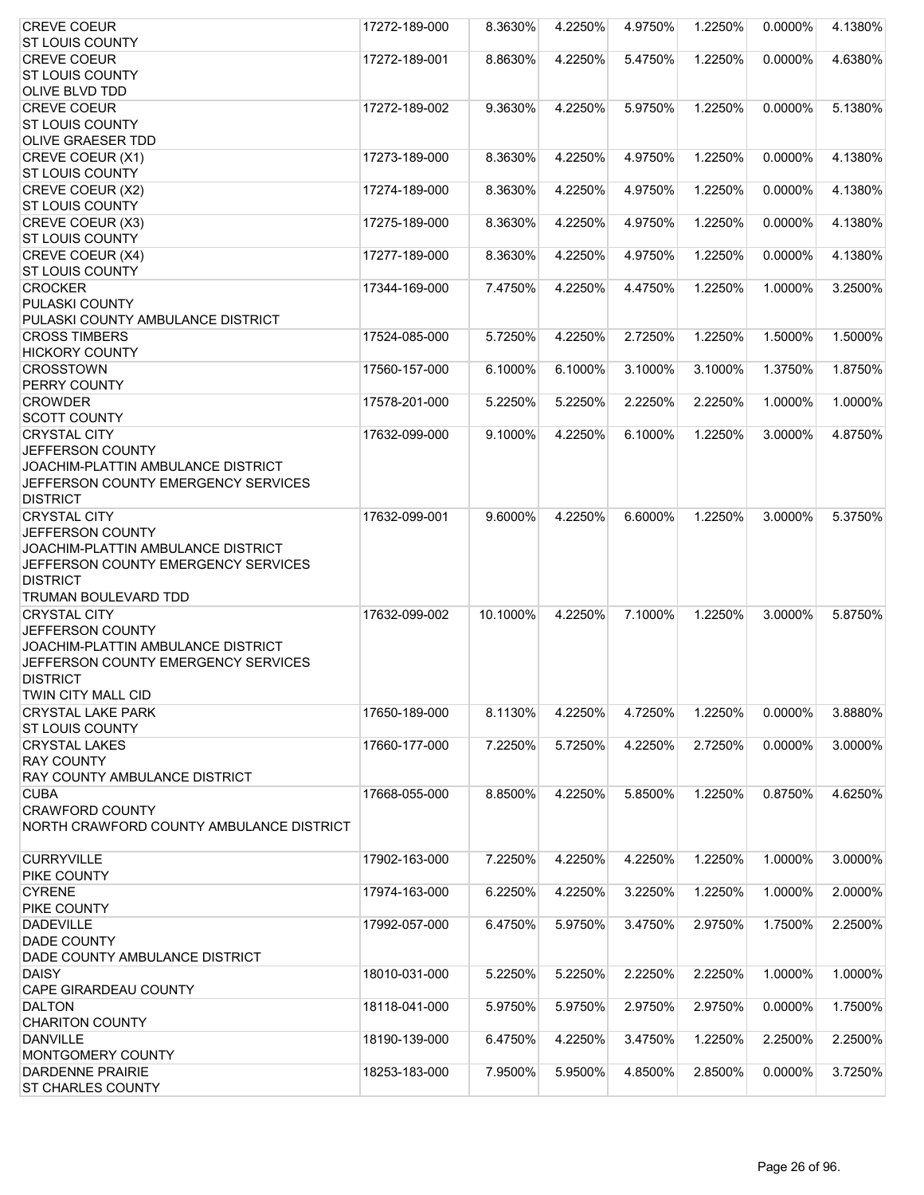| | | | | | | | |
|---|---|---|---|---|---|---|---|
| CREVE COEUR<br>ST LOUIS COUNTY | 17272-189-000 | 8.3630% | 4.2250% | 4.9750% | 1.2250% | 0.0000% | 4.1380% |
| CREVE COEUR<br>ST LOUIS COUNTY<br>OLIVE BLVD TDD | 17272-189-001 | 8.8630% | 4.2250% | 5.4750% | 1.2250% | 0.0000% | 4.6380% |
| CREVE COEUR<br>ST LOUIS COUNTY<br>OLIVE GRAESER TDD | 17272-189-002 | 9.3630% | 4.2250% | 5.9750% | 1.2250% | 0.0000% | 5.1380% |
| CREVE COEUR (X1)<br>ST LOUIS COUNTY | 17273-189-000 | 8.3630% | 4.2250% | 4.9750% | 1.2250% | 0.0000% | 4.1380% |
| CREVE COEUR (X2)<br>ST LOUIS COUNTY | 17274-189-000 | 8.3630% | 4.2250% | 4.9750% | 1.2250% | 0.0000% | 4.1380% |
| CREVE COEUR (X3)<br>ST LOUIS COUNTY | 17275-189-000 | 8.3630% | 4.2250% | 4.9750% | 1.2250% | 0.0000% | 4.1380% |
| CREVE COEUR (X4)<br>ST LOUIS COUNTY | 17277-189-000 | 8.3630% | 4.2250% | 4.9750% | 1.2250% | 0.0000% | 4.1380% |
| CROCKER<br>PULASKI COUNTY<br>PULASKI COUNTY AMBULANCE DISTRICT | 17344-169-000 | 7.4750% | 4.2250% | 4.4750% | 1.2250% | 1.0000% | 3.2500% |
| CROSS TIMBERS<br>HICKORY COUNTY | 17524-085-000 | 5.7250% | 4.2250% | 2.7250% | 1.2250% | 1.5000% | 1.5000% |
| CROSSTOWN<br>PERRY COUNTY | 17560-157-000 | 6.1000% | 6.1000% | 3.1000% | 3.1000% | 1.3750% | 1.8750% |
| CROWDER<br>SCOTT COUNTY | 17578-201-000 | 5.2250% | 5.2250% | 2.2250% | 2.2250% | 1.0000% | 1.0000% |
| CRYSTAL CITY<br>JEFFERSON COUNTY<br>JOACHIM-PLATTIN AMBULANCE DISTRICT<br>JEFFERSON COUNTY EMERGENCY SERVICES DISTRICT | 17632-099-000 | 9.1000% | 4.2250% | 6.1000% | 1.2250% | 3.0000% | 4.8750% |
| CRYSTAL CITY<br>JEFFERSON COUNTY<br>JOACHIM-PLATTIN AMBULANCE DISTRICT<br>JEFFERSON COUNTY EMERGENCY SERVICES DISTRICT<br>TRUMAN BOULEVARD TDD | 17632-099-001 | 9.6000% | 4.2250% | 6.6000% | 1.2250% | 3.0000% | 5.3750% |
| CRYSTAL CITY<br>JEFFERSON COUNTY<br>JOACHIM-PLATTIN AMBULANCE DISTRICT<br>JEFFERSON COUNTY EMERGENCY SERVICES DISTRICT<br>TWIN CITY MALL CID | 17632-099-002 | 10.1000% | 4.2250% | 7.1000% | 1.2250% | 3.0000% | 5.8750% |
| CRYSTAL LAKE PARK<br>ST LOUIS COUNTY | 17650-189-000 | 8.1130% | 4.2250% | 4.7250% | 1.2250% | 0.0000% | 3.8880% |
| CRYSTAL LAKES<br>RAY COUNTY<br>RAY COUNTY AMBULANCE DISTRICT | 17660-177-000 | 7.2250% | 5.7250% | 4.2250% | 2.7250% | 0.0000% | 3.0000% |
| CUBA<br>CRAWFORD COUNTY<br>NORTH CRAWFORD COUNTY AMBULANCE DISTRICT | 17668-055-000 | 8.8500% | 4.2250% | 5.8500% | 1.2250% | 0.8750% | 4.6250% |
| CURRYVILLE<br>PIKE COUNTY | 17902-163-000 | 7.2250% | 4.2250% | 4.2250% | 1.2250% | 1.0000% | 3.0000% |
| CYRENE<br>PIKE COUNTY | 17974-163-000 | 6.2250% | 4.2250% | 3.2250% | 1.2250% | 1.0000% | 2.0000% |
| DADEVILLE<br>DADE COUNTY<br>DADE COUNTY AMBULANCE DISTRICT | 17992-057-000 | 6.4750% | 5.9750% | 3.4750% | 2.9750% | 1.7500% | 2.2500% |
| DAISY<br>CAPE GIRARDEAU COUNTY | 18010-031-000 | 5.2250% | 5.2250% | 2.2250% | 2.2250% | 1.0000% | 1.0000% |
| DALTON<br>CHARITON COUNTY | 18118-041-000 | 5.9750% | 5.9750% | 2.9750% | 2.9750% | 0.0000% | 1.7500% |
| DANVILLE<br>MONTGOMERY COUNTY | 18190-139-000 | 6.4750% | 4.2250% | 3.4750% | 1.2250% | 2.2500% | 2.2500% |
| DARDENNE PRAIRIE<br>ST CHARLES COUNTY | 18253-183-000 | 7.9500% | 5.9500% | 4.8500% | 2.8500% | 0.0000% | 3.7250% |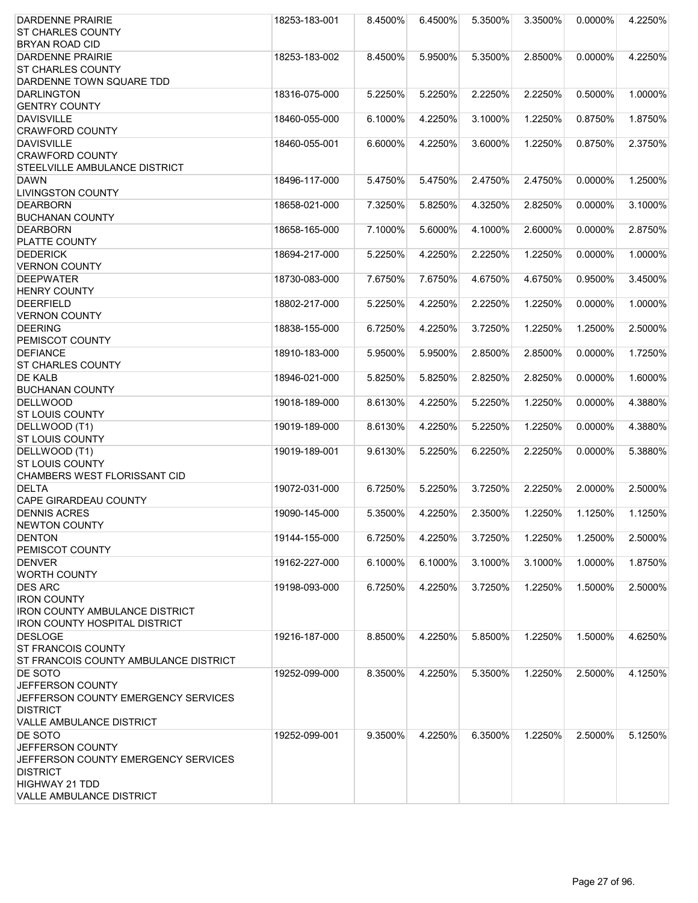| | | | | | | | |
|---|---|---|---|---|---|---|---|
| DARDENNE PRAIRIE<br>ST CHARLES COUNTY<br>BRYAN ROAD CID | 18253-183-001 | 8.4500% | 6.4500% | 5.3500% | 3.3500% | 0.0000% | 4.2250% |
| DARDENNE PRAIRIE<br>ST CHARLES COUNTY<br>DARDENNE TOWN SQUARE TDD | 18253-183-002 | 8.4500% | 5.9500% | 5.3500% | 2.8500% | 0.0000% | 4.2250% |
| DARLINGTON<br>GENTRY COUNTY | 18316-075-000 | 5.2250% | 5.2250% | 2.2250% | 2.2250% | 0.5000% | 1.0000% |
| DAVISVILLE<br>CRAWFORD COUNTY | 18460-055-000 | 6.1000% | 4.2250% | 3.1000% | 1.2250% | 0.8750% | 1.8750% |
| DAVISVILLE<br>CRAWFORD COUNTY<br>STEELVILLE AMBULANCE DISTRICT | 18460-055-001 | 6.6000% | 4.2250% | 3.6000% | 1.2250% | 0.8750% | 2.3750% |
| DAWN<br>LIVINGSTON COUNTY | 18496-117-000 | 5.4750% | 5.4750% | 2.4750% | 2.4750% | 0.0000% | 1.2500% |
| DEARBORN<br>BUCHANAN COUNTY | 18658-021-000 | 7.3250% | 5.8250% | 4.3250% | 2.8250% | 0.0000% | 3.1000% |
| DEARBORN<br>PLATTE COUNTY | 18658-165-000 | 7.1000% | 5.6000% | 4.1000% | 2.6000% | 0.0000% | 2.8750% |
| DEDERICK<br>VERNON COUNTY | 18694-217-000 | 5.2250% | 4.2250% | 2.2250% | 1.2250% | 0.0000% | 1.0000% |
| DEEPWATER<br>HENRY COUNTY | 18730-083-000 | 7.6750% | 7.6750% | 4.6750% | 4.6750% | 0.9500% | 3.4500% |
| DEERFIELD<br>VERNON COUNTY | 18802-217-000 | 5.2250% | 4.2250% | 2.2250% | 1.2250% | 0.0000% | 1.0000% |
| DEERING<br>PEMISCOT COUNTY | 18838-155-000 | 6.7250% | 4.2250% | 3.7250% | 1.2250% | 1.2500% | 2.5000% |
| DEFIANCE<br>ST CHARLES COUNTY | 18910-183-000 | 5.9500% | 5.9500% | 2.8500% | 2.8500% | 0.0000% | 1.7250% |
| DE KALB<br>BUCHANAN COUNTY | 18946-021-000 | 5.8250% | 5.8250% | 2.8250% | 2.8250% | 0.0000% | 1.6000% |
| DELLWOOD<br>ST LOUIS COUNTY | 19018-189-000 | 8.6130% | 4.2250% | 5.2250% | 1.2250% | 0.0000% | 4.3880% |
| DELLWOOD (T1)<br>ST LOUIS COUNTY | 19019-189-000 | 8.6130% | 4.2250% | 5.2250% | 1.2250% | 0.0000% | 4.3880% |
| DELLWOOD (T1)<br>ST LOUIS COUNTY<br>CHAMBERS WEST FLORISSANT CID | 19019-189-001 | 9.6130% | 5.2250% | 6.2250% | 2.2250% | 0.0000% | 5.3880% |
| DELTA<br>CAPE GIRARDEAU COUNTY | 19072-031-000 | 6.7250% | 5.2250% | 3.7250% | 2.2250% | 2.0000% | 2.5000% |
| DENNIS ACRES<br>NEWTON COUNTY | 19090-145-000 | 5.3500% | 4.2250% | 2.3500% | 1.2250% | 1.1250% | 1.1250% |
| DENTON<br>PEMISCOT COUNTY | 19144-155-000 | 6.7250% | 4.2250% | 3.7250% | 1.2250% | 1.2500% | 2.5000% |
| DENVER<br>WORTH COUNTY | 19162-227-000 | 6.1000% | 6.1000% | 3.1000% | 3.1000% | 1.0000% | 1.8750% |
| DES ARC<br>IRON COUNTY<br>IRON COUNTY AMBULANCE DISTRICT<br>IRON COUNTY HOSPITAL DISTRICT | 19198-093-000 | 6.7250% | 4.2250% | 3.7250% | 1.2250% | 1.5000% | 2.5000% |
| DESLOGE<br>ST FRANCOIS COUNTY<br>ST FRANCOIS COUNTY AMBULANCE DISTRICT | 19216-187-000 | 8.8500% | 4.2250% | 5.8500% | 1.2250% | 1.5000% | 4.6250% |
| DE SOTO<br>JEFFERSON COUNTY<br>JEFFERSON COUNTY EMERGENCY SERVICES DISTRICT<br>VALLE AMBULANCE DISTRICT | 19252-099-000 | 8.3500% | 4.2250% | 5.3500% | 1.2250% | 2.5000% | 4.1250% |
| DE SOTO<br>JEFFERSON COUNTY<br>JEFFERSON COUNTY EMERGENCY SERVICES DISTRICT<br>HIGHWAY 21 TDD<br>VALLE AMBULANCE DISTRICT | 19252-099-001 | 9.3500% | 4.2250% | 6.3500% | 1.2250% | 2.5000% | 5.1250% |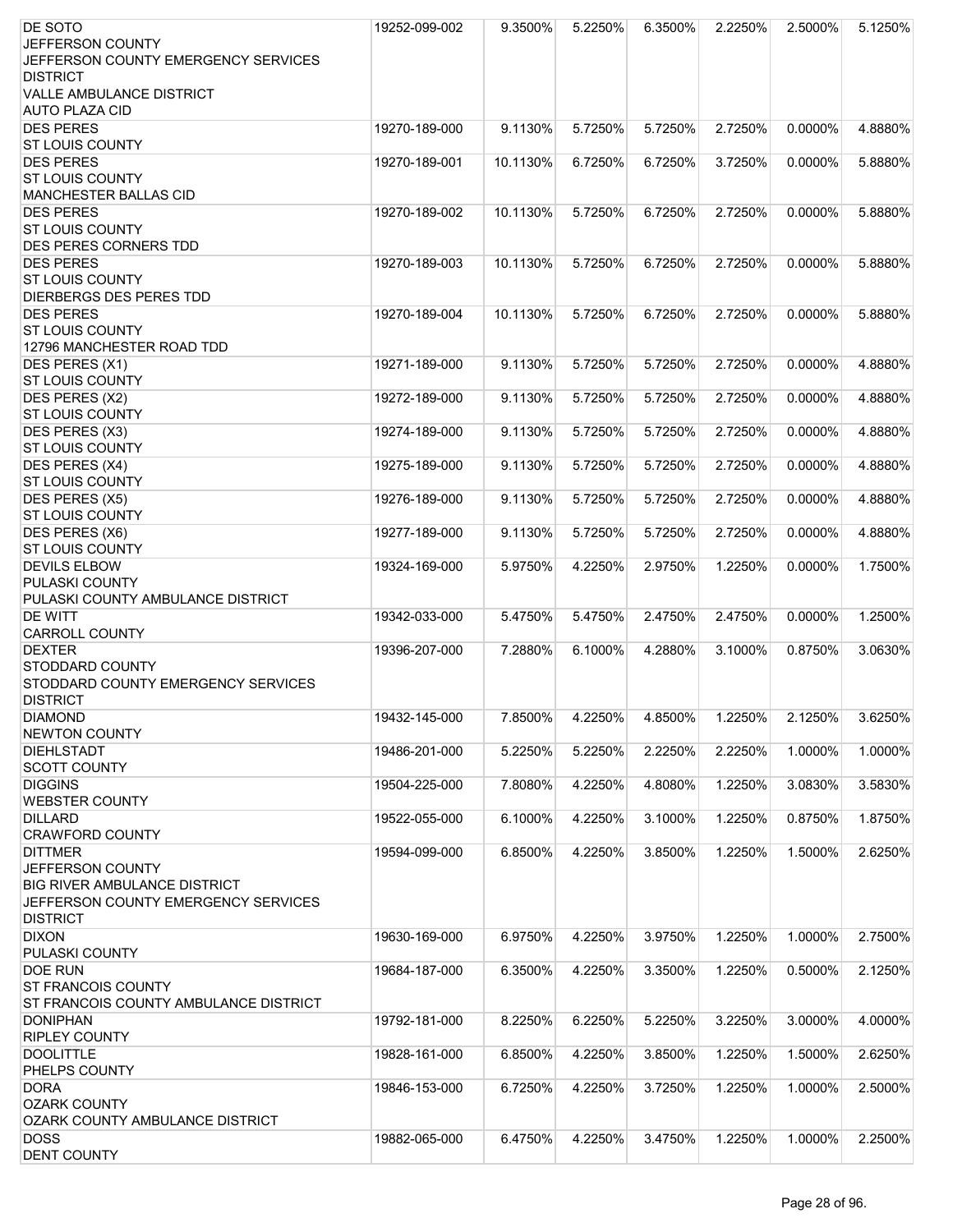| | | | | | | | |
|---|---|---|---|---|---|---|---|
| DE SOTO<br>JEFFERSON COUNTY<br>JEFFERSON COUNTY EMERGENCY SERVICES DISTRICT<br>VALLE AMBULANCE DISTRICT<br>AUTO PLAZA CID | 19252-099-002 | 9.3500% | 5.2250% | 6.3500% | 2.2250% | 2.5000% | 5.1250% |
| DES PERES<br>ST LOUIS COUNTY | 19270-189-000 | 9.1130% | 5.7250% | 5.7250% | 2.7250% | 0.0000% | 4.8880% |
| DES PERES<br>ST LOUIS COUNTY<br>MANCHESTER BALLAS CID | 19270-189-001 | 10.1130% | 6.7250% | 6.7250% | 3.7250% | 0.0000% | 5.8880% |
| DES PERES<br>ST LOUIS COUNTY<br>DES PERES CORNERS TDD | 19270-189-002 | 10.1130% | 5.7250% | 6.7250% | 2.7250% | 0.0000% | 5.8880% |
| DES PERES<br>ST LOUIS COUNTY<br>DIERBERGS DES PERES TDD | 19270-189-003 | 10.1130% | 5.7250% | 6.7250% | 2.7250% | 0.0000% | 5.8880% |
| DES PERES<br>ST LOUIS COUNTY<br>12796 MANCHESTER ROAD TDD | 19270-189-004 | 10.1130% | 5.7250% | 6.7250% | 2.7250% | 0.0000% | 5.8880% |
| DES PERES (X1)<br>ST LOUIS COUNTY | 19271-189-000 | 9.1130% | 5.7250% | 5.7250% | 2.7250% | 0.0000% | 4.8880% |
| DES PERES (X2)<br>ST LOUIS COUNTY | 19272-189-000 | 9.1130% | 5.7250% | 5.7250% | 2.7250% | 0.0000% | 4.8880% |
| DES PERES (X3)<br>ST LOUIS COUNTY | 19274-189-000 | 9.1130% | 5.7250% | 5.7250% | 2.7250% | 0.0000% | 4.8880% |
| DES PERES (X4)<br>ST LOUIS COUNTY | 19275-189-000 | 9.1130% | 5.7250% | 5.7250% | 2.7250% | 0.0000% | 4.8880% |
| DES PERES (X5)<br>ST LOUIS COUNTY | 19276-189-000 | 9.1130% | 5.7250% | 5.7250% | 2.7250% | 0.0000% | 4.8880% |
| DES PERES (X6)<br>ST LOUIS COUNTY | 19277-189-000 | 9.1130% | 5.7250% | 5.7250% | 2.7250% | 0.0000% | 4.8880% |
| DEVILS ELBOW<br>PULASKI COUNTY<br>PULASKI COUNTY AMBULANCE DISTRICT | 19324-169-000 | 5.9750% | 4.2250% | 2.9750% | 1.2250% | 0.0000% | 1.7500% |
| DE WITT<br>CARROLL COUNTY | 19342-033-000 | 5.4750% | 5.4750% | 2.4750% | 2.4750% | 0.0000% | 1.2500% |
| DEXTER<br>STODDARD COUNTY<br>STODDARD COUNTY EMERGENCY SERVICES DISTRICT | 19396-207-000 | 7.2880% | 6.1000% | 4.2880% | 3.1000% | 0.8750% | 3.0630% |
| DIAMOND<br>NEWTON COUNTY | 19432-145-000 | 7.8500% | 4.2250% | 4.8500% | 1.2250% | 2.1250% | 3.6250% |
| DIEHLSTADT<br>SCOTT COUNTY | 19486-201-000 | 5.2250% | 5.2250% | 2.2250% | 2.2250% | 1.0000% | 1.0000% |
| DIGGINS<br>WEBSTER COUNTY | 19504-225-000 | 7.8080% | 4.2250% | 4.8080% | 1.2250% | 3.0830% | 3.5830% |
| DILLARD<br>CRAWFORD COUNTY | 19522-055-000 | 6.1000% | 4.2250% | 3.1000% | 1.2250% | 0.8750% | 1.8750% |
| DITTMER<br>JEFFERSON COUNTY<br>BIG RIVER AMBULANCE DISTRICT<br>JEFFERSON COUNTY EMERGENCY SERVICES DISTRICT | 19594-099-000 | 6.8500% | 4.2250% | 3.8500% | 1.2250% | 1.5000% | 2.6250% |
| DIXON<br>PULASKI COUNTY | 19630-169-000 | 6.9750% | 4.2250% | 3.9750% | 1.2250% | 1.0000% | 2.7500% |
| DOE RUN<br>ST FRANCOIS COUNTY<br>ST FRANCOIS COUNTY AMBULANCE DISTRICT | 19684-187-000 | 6.3500% | 4.2250% | 3.3500% | 1.2250% | 0.5000% | 2.1250% |
| DONIPHAN<br>RIPLEY COUNTY | 19792-181-000 | 8.2250% | 6.2250% | 5.2250% | 3.2250% | 3.0000% | 4.0000% |
| DOOLITTLE<br>PHELPS COUNTY | 19828-161-000 | 6.8500% | 4.2250% | 3.8500% | 1.2250% | 1.5000% | 2.6250% |
| DORA<br>OZARK COUNTY<br>OZARK COUNTY AMBULANCE DISTRICT | 19846-153-000 | 6.7250% | 4.2250% | 3.7250% | 1.2250% | 1.0000% | 2.5000% |
| DOSS<br>DENT COUNTY | 19882-065-000 | 6.4750% | 4.2250% | 3.4750% | 1.2250% | 1.0000% | 2.2500% |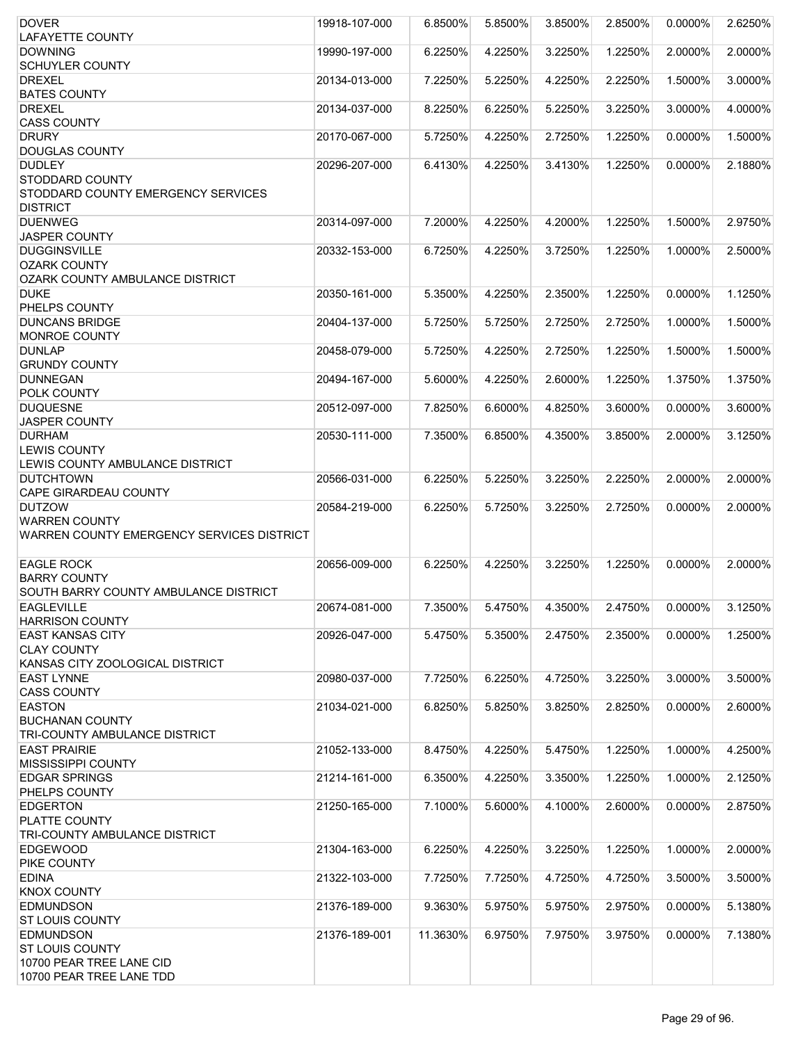| | | | | | | | |
|---|---|---|---|---|---|---|---|
| DOVER<br>LAFAYETTE COUNTY | 19918-107-000 | 6.8500% | 5.8500% | 3.8500% | 2.8500% | 0.0000% | 2.6250% |
| DOWNING<br>SCHUYLER COUNTY | 19990-197-000 | 6.2250% | 4.2250% | 3.2250% | 1.2250% | 2.0000% | 2.0000% |
| DREXEL<br>BATES COUNTY | 20134-013-000 | 7.2250% | 5.2250% | 4.2250% | 2.2250% | 1.5000% | 3.0000% |
| DREXEL<br>CASS COUNTY | 20134-037-000 | 8.2250% | 6.2250% | 5.2250% | 3.2250% | 3.0000% | 4.0000% |
| DRURY<br>DOUGLAS COUNTY | 20170-067-000 | 5.7250% | 4.2250% | 2.7250% | 1.2250% | 0.0000% | 1.5000% |
| DUDLEY<br>STODDARD COUNTY<br>STODDARD COUNTY EMERGENCY SERVICES DISTRICT | 20296-207-000 | 6.4130% | 4.2250% | 3.4130% | 1.2250% | 0.0000% | 2.1880% |
| DUENWEG<br>JASPER COUNTY | 20314-097-000 | 7.2000% | 4.2250% | 4.2000% | 1.2250% | 1.5000% | 2.9750% |
| DUGGINSVILLE<br>OZARK COUNTY<br>OZARK COUNTY AMBULANCE DISTRICT | 20332-153-000 | 6.7250% | 4.2250% | 3.7250% | 1.2250% | 1.0000% | 2.5000% |
| DUKE<br>PHELPS COUNTY | 20350-161-000 | 5.3500% | 4.2250% | 2.3500% | 1.2250% | 0.0000% | 1.1250% |
| DUNCANS BRIDGE<br>MONROE COUNTY | 20404-137-000 | 5.7250% | 5.7250% | 2.7250% | 2.7250% | 1.0000% | 1.5000% |
| DUNLAP<br>GRUNDY COUNTY | 20458-079-000 | 5.7250% | 4.2250% | 2.7250% | 1.2250% | 1.5000% | 1.5000% |
| DUNNEGAN<br>POLK COUNTY | 20494-167-000 | 5.6000% | 4.2250% | 2.6000% | 1.2250% | 1.3750% | 1.3750% |
| DUQUESNE<br>JASPER COUNTY | 20512-097-000 | 7.8250% | 6.6000% | 4.8250% | 3.6000% | 0.0000% | 3.6000% |
| DURHAM<br>LEWIS COUNTY<br>LEWIS COUNTY AMBULANCE DISTRICT | 20530-111-000 | 7.3500% | 6.8500% | 4.3500% | 3.8500% | 2.0000% | 3.1250% |
| DUTCHTOWN<br>CAPE GIRARDEAU COUNTY | 20566-031-000 | 6.2250% | 5.2250% | 3.2250% | 2.2250% | 2.0000% | 2.0000% |
| DUTZOW<br>WARREN COUNTY<br>WARREN COUNTY EMERGENCY SERVICES DISTRICT | 20584-219-000 | 6.2250% | 5.7250% | 3.2250% | 2.7250% | 0.0000% | 2.0000% |
| EAGLE ROCK<br>BARRY COUNTY<br>SOUTH BARRY COUNTY AMBULANCE DISTRICT | 20656-009-000 | 6.2250% | 4.2250% | 3.2250% | 1.2250% | 0.0000% | 2.0000% |
| EAGLEVILLE<br>HARRISON COUNTY | 20674-081-000 | 7.3500% | 5.4750% | 4.3500% | 2.4750% | 0.0000% | 3.1250% |
| EAST KANSAS CITY<br>CLAY COUNTY<br>KANSAS CITY ZOOLOGICAL DISTRICT | 20926-047-000 | 5.4750% | 5.3500% | 2.4750% | 2.3500% | 0.0000% | 1.2500% |
| EAST LYNNE<br>CASS COUNTY | 20980-037-000 | 7.7250% | 6.2250% | 4.7250% | 3.2250% | 3.0000% | 3.5000% |
| EASTON<br>BUCHANAN COUNTY<br>TRI-COUNTY AMBULANCE DISTRICT | 21034-021-000 | 6.8250% | 5.8250% | 3.8250% | 2.8250% | 0.0000% | 2.6000% |
| EAST PRAIRIE<br>MISSISSIPPI COUNTY | 21052-133-000 | 8.4750% | 4.2250% | 5.4750% | 1.2250% | 1.0000% | 4.2500% |
| EDGAR SPRINGS<br>PHELPS COUNTY | 21214-161-000 | 6.3500% | 4.2250% | 3.3500% | 1.2250% | 1.0000% | 2.1250% |
| EDGERTON<br>PLATTE COUNTY<br>TRI-COUNTY AMBULANCE DISTRICT | 21250-165-000 | 7.1000% | 5.6000% | 4.1000% | 2.6000% | 0.0000% | 2.8750% |
| EDGEWOOD<br>PIKE COUNTY | 21304-163-000 | 6.2250% | 4.2250% | 3.2250% | 1.2250% | 1.0000% | 2.0000% |
| EDINA<br>KNOX COUNTY | 21322-103-000 | 7.7250% | 7.7250% | 4.7250% | 4.7250% | 3.5000% | 3.5000% |
| EDMUNDSON<br>ST LOUIS COUNTY | 21376-189-000 | 9.3630% | 5.9750% | 5.9750% | 2.9750% | 0.0000% | 5.1380% |
| EDMUNDSON<br>ST LOUIS COUNTY<br>10700 PEAR TREE LANE CID<br>10700 PEAR TREE LANE TDD | 21376-189-001 | 11.3630% | 6.9750% | 7.9750% | 3.9750% | 0.0000% | 7.1380% |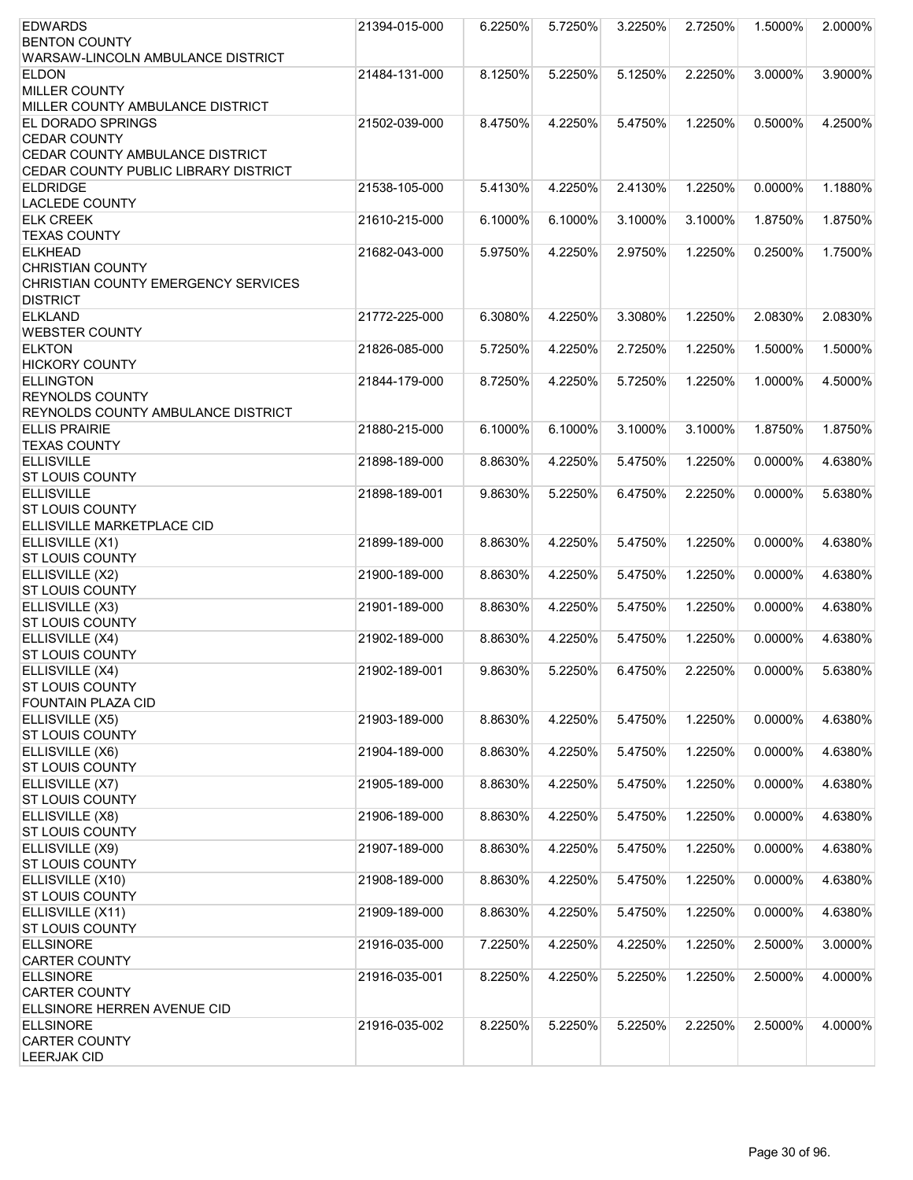| | | | | | | | |
|---|---|---|---|---|---|---|---|
| EDWARDS<br>BENTON COUNTY<br>WARSAW-LINCOLN AMBULANCE DISTRICT | 21394-015-000 | 6.2250% | 5.7250% | 3.2250% | 2.7250% | 1.5000% | 2.0000% |
| ELDON<br>MILLER COUNTY<br>MILLER COUNTY AMBULANCE DISTRICT | 21484-131-000 | 8.1250% | 5.2250% | 5.1250% | 2.2250% | 3.0000% | 3.9000% |
| EL DORADO SPRINGS<br>CEDAR COUNTY<br>CEDAR COUNTY AMBULANCE DISTRICT<br>CEDAR COUNTY PUBLIC LIBRARY DISTRICT | 21502-039-000 | 8.4750% | 4.2250% | 5.4750% | 1.2250% | 0.5000% | 4.2500% |
| ELDRIDGE<br>LACLEDE COUNTY | 21538-105-000 | 5.4130% | 4.2250% | 2.4130% | 1.2250% | 0.0000% | 1.1880% |
| ELK CREEK<br>TEXAS COUNTY | 21610-215-000 | 6.1000% | 6.1000% | 3.1000% | 3.1000% | 1.8750% | 1.8750% |
| ELKHEAD<br>CHRISTIAN COUNTY<br>CHRISTIAN COUNTY EMERGENCY SERVICES DISTRICT | 21682-043-000 | 5.9750% | 4.2250% | 2.9750% | 1.2250% | 0.2500% | 1.7500% |
| ELKLAND<br>WEBSTER COUNTY | 21772-225-000 | 6.3080% | 4.2250% | 3.3080% | 1.2250% | 2.0830% | 2.0830% |
| ELKTON<br>HICKORY COUNTY | 21826-085-000 | 5.7250% | 4.2250% | 2.7250% | 1.2250% | 1.5000% | 1.5000% |
| ELLINGTON<br>REYNOLDS COUNTY<br>REYNOLDS COUNTY AMBULANCE DISTRICT | 21844-179-000 | 8.7250% | 4.2250% | 5.7250% | 1.2250% | 1.0000% | 4.5000% |
| ELLIS PRAIRIE<br>TEXAS COUNTY | 21880-215-000 | 6.1000% | 6.1000% | 3.1000% | 3.1000% | 1.8750% | 1.8750% |
| ELLISVILLE<br>ST LOUIS COUNTY | 21898-189-000 | 8.8630% | 4.2250% | 5.4750% | 1.2250% | 0.0000% | 4.6380% |
| ELLISVILLE<br>ST LOUIS COUNTY<br>ELLISVILLE MARKETPLACE CID | 21898-189-001 | 9.8630% | 5.2250% | 6.4750% | 2.2250% | 0.0000% | 5.6380% |
| ELLISVILLE (X1)<br>ST LOUIS COUNTY | 21899-189-000 | 8.8630% | 4.2250% | 5.4750% | 1.2250% | 0.0000% | 4.6380% |
| ELLISVILLE (X2)<br>ST LOUIS COUNTY | 21900-189-000 | 8.8630% | 4.2250% | 5.4750% | 1.2250% | 0.0000% | 4.6380% |
| ELLISVILLE (X3)<br>ST LOUIS COUNTY | 21901-189-000 | 8.8630% | 4.2250% | 5.4750% | 1.2250% | 0.0000% | 4.6380% |
| ELLISVILLE (X4)<br>ST LOUIS COUNTY | 21902-189-000 | 8.8630% | 4.2250% | 5.4750% | 1.2250% | 0.0000% | 4.6380% |
| ELLISVILLE (X4)<br>ST LOUIS COUNTY<br>FOUNTAIN PLAZA CID | 21902-189-001 | 9.8630% | 5.2250% | 6.4750% | 2.2250% | 0.0000% | 5.6380% |
| ELLISVILLE (X5)<br>ST LOUIS COUNTY | 21903-189-000 | 8.8630% | 4.2250% | 5.4750% | 1.2250% | 0.0000% | 4.6380% |
| ELLISVILLE (X6)<br>ST LOUIS COUNTY | 21904-189-000 | 8.8630% | 4.2250% | 5.4750% | 1.2250% | 0.0000% | 4.6380% |
| ELLISVILLE (X7)<br>ST LOUIS COUNTY | 21905-189-000 | 8.8630% | 4.2250% | 5.4750% | 1.2250% | 0.0000% | 4.6380% |
| ELLISVILLE (X8)<br>ST LOUIS COUNTY | 21906-189-000 | 8.8630% | 4.2250% | 5.4750% | 1.2250% | 0.0000% | 4.6380% |
| ELLISVILLE (X9)<br>ST LOUIS COUNTY | 21907-189-000 | 8.8630% | 4.2250% | 5.4750% | 1.2250% | 0.0000% | 4.6380% |
| ELLISVILLE (X10)<br>ST LOUIS COUNTY | 21908-189-000 | 8.8630% | 4.2250% | 5.4750% | 1.2250% | 0.0000% | 4.6380% |
| ELLISVILLE (X11)<br>ST LOUIS COUNTY | 21909-189-000 | 8.8630% | 4.2250% | 5.4750% | 1.2250% | 0.0000% | 4.6380% |
| ELLSINORE<br>CARTER COUNTY | 21916-035-000 | 7.2250% | 4.2250% | 4.2250% | 1.2250% | 2.5000% | 3.0000% |
| ELLSINORE<br>CARTER COUNTY<br>ELLSINORE HERREN AVENUE CID | 21916-035-001 | 8.2250% | 4.2250% | 5.2250% | 1.2250% | 2.5000% | 4.0000% |
| ELLSINORE<br>CARTER COUNTY<br>LEERJAK CID | 21916-035-002 | 8.2250% | 5.2250% | 5.2250% | 2.2250% | 2.5000% | 4.0000% |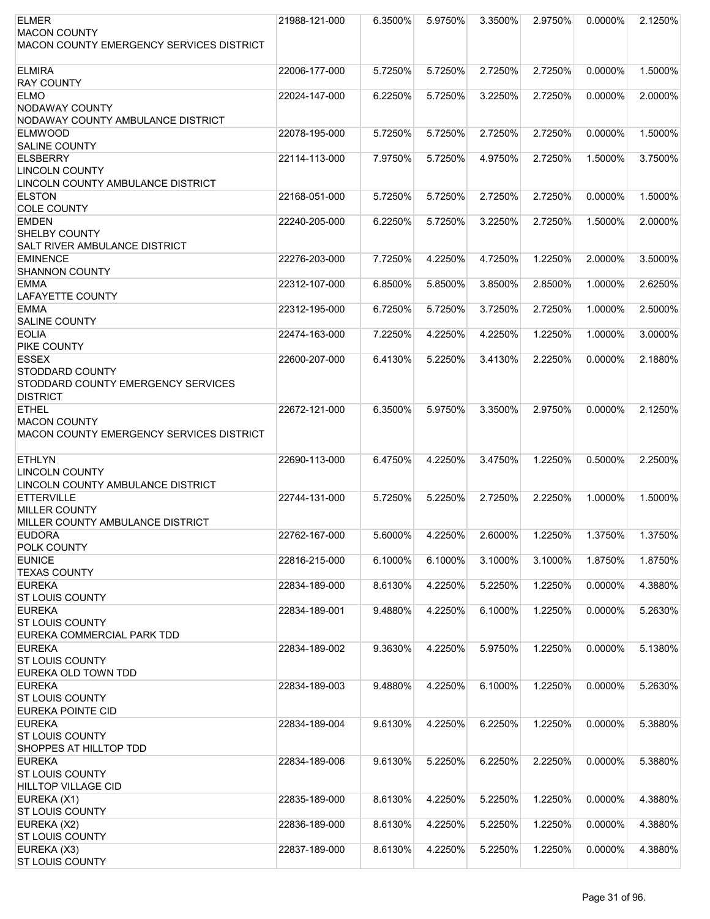| | | | | | | | |
|---|---|---|---|---|---|---|---|
| ELMER<br>MACON COUNTY<br>MACON COUNTY EMERGENCY SERVICES DISTRICT | 21988-121-000 | 6.3500% | 5.9750% | 3.3500% | 2.9750% | 0.0000% | 2.1250% |
| ELMIRA<br>RAY COUNTY | 22006-177-000 | 5.7250% | 5.7250% | 2.7250% | 2.7250% | 0.0000% | 1.5000% |
| ELMO<br>NODAWAY COUNTY<br>NODAWAY COUNTY AMBULANCE DISTRICT | 22024-147-000 | 6.2250% | 5.7250% | 3.2250% | 2.7250% | 0.0000% | 2.0000% |
| ELMWOOD<br>SALINE COUNTY | 22078-195-000 | 5.7250% | 5.7250% | 2.7250% | 2.7250% | 0.0000% | 1.5000% |
| ELSBERRY<br>LINCOLN COUNTY<br>LINCOLN COUNTY AMBULANCE DISTRICT | 22114-113-000 | 7.9750% | 5.7250% | 4.9750% | 2.7250% | 1.5000% | 3.7500% |
| ELSTON<br>COLE COUNTY | 22168-051-000 | 5.7250% | 5.7250% | 2.7250% | 2.7250% | 0.0000% | 1.5000% |
| EMDEN<br>SHELBY COUNTY<br>SALT RIVER AMBULANCE DISTRICT | 22240-205-000 | 6.2250% | 5.7250% | 3.2250% | 2.7250% | 1.5000% | 2.0000% |
| EMINENCE<br>SHANNON COUNTY | 22276-203-000 | 7.7250% | 4.2250% | 4.7250% | 1.2250% | 2.0000% | 3.5000% |
| EMMA<br>LAFAYETTE COUNTY | 22312-107-000 | 6.8500% | 5.8500% | 3.8500% | 2.8500% | 1.0000% | 2.6250% |
| EMMA<br>SALINE COUNTY | 22312-195-000 | 6.7250% | 5.7250% | 3.7250% | 2.7250% | 1.0000% | 2.5000% |
| EOLIA<br>PIKE COUNTY | 22474-163-000 | 7.2250% | 4.2250% | 4.2250% | 1.2250% | 1.0000% | 3.0000% |
| ESSEX<br>STODDARD COUNTY<br>STODDARD COUNTY EMERGENCY SERVICES DISTRICT | 22600-207-000 | 6.4130% | 5.2250% | 3.4130% | 2.2250% | 0.0000% | 2.1880% |
| ETHEL<br>MACON COUNTY<br>MACON COUNTY EMERGENCY SERVICES DISTRICT | 22672-121-000 | 6.3500% | 5.9750% | 3.3500% | 2.9750% | 0.0000% | 2.1250% |
| ETHLYN<br>LINCOLN COUNTY<br>LINCOLN COUNTY AMBULANCE DISTRICT | 22690-113-000 | 6.4750% | 4.2250% | 3.4750% | 1.2250% | 0.5000% | 2.2500% |
| ETTERVILLE<br>MILLER COUNTY<br>MILLER COUNTY AMBULANCE DISTRICT | 22744-131-000 | 5.7250% | 5.2250% | 2.7250% | 2.2250% | 1.0000% | 1.5000% |
| EUDORA<br>POLK COUNTY | 22762-167-000 | 5.6000% | 4.2250% | 2.6000% | 1.2250% | 1.3750% | 1.3750% |
| EUNICE<br>TEXAS COUNTY | 22816-215-000 | 6.1000% | 6.1000% | 3.1000% | 3.1000% | 1.8750% | 1.8750% |
| EUREKA<br>ST LOUIS COUNTY | 22834-189-000 | 8.6130% | 4.2250% | 5.2250% | 1.2250% | 0.0000% | 4.3880% |
| EUREKA<br>ST LOUIS COUNTY<br>EUREKA COMMERCIAL PARK TDD | 22834-189-001 | 9.4880% | 4.2250% | 6.1000% | 1.2250% | 0.0000% | 5.2630% |
| EUREKA<br>ST LOUIS COUNTY<br>EUREKA OLD TOWN TDD | 22834-189-002 | 9.3630% | 4.2250% | 5.9750% | 1.2250% | 0.0000% | 5.1380% |
| EUREKA<br>ST LOUIS COUNTY<br>EUREKA POINTE CID | 22834-189-003 | 9.4880% | 4.2250% | 6.1000% | 1.2250% | 0.0000% | 5.2630% |
| EUREKA<br>ST LOUIS COUNTY<br>SHOPPES AT HILLTOP TDD | 22834-189-004 | 9.6130% | 4.2250% | 6.2250% | 1.2250% | 0.0000% | 5.3880% |
| EUREKA<br>ST LOUIS COUNTY<br>HILLTOP VILLAGE CID | 22834-189-006 | 9.6130% | 5.2250% | 6.2250% | 2.2250% | 0.0000% | 5.3880% |
| EUREKA (X1)<br>ST LOUIS COUNTY | 22835-189-000 | 8.6130% | 4.2250% | 5.2250% | 1.2250% | 0.0000% | 4.3880% |
| EUREKA (X2)<br>ST LOUIS COUNTY | 22836-189-000 | 8.6130% | 4.2250% | 5.2250% | 1.2250% | 0.0000% | 4.3880% |
| EUREKA (X3)<br>ST LOUIS COUNTY | 22837-189-000 | 8.6130% | 4.2250% | 5.2250% | 1.2250% | 0.0000% | 4.3880% |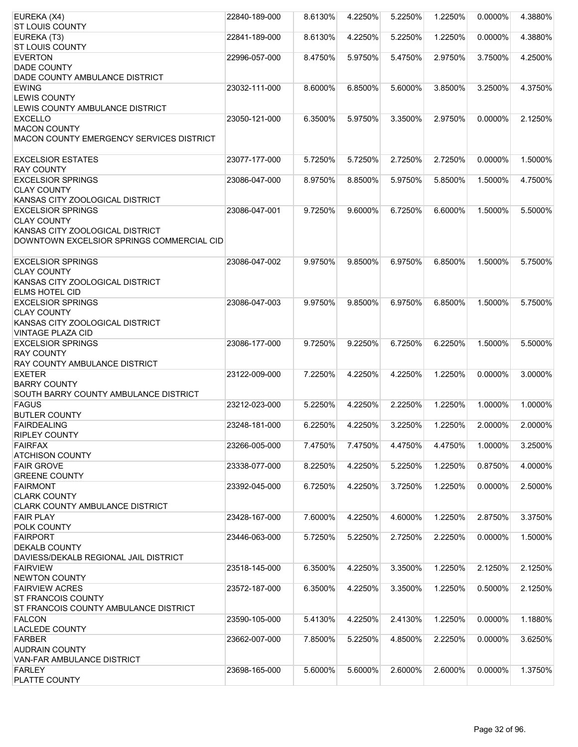| | | | | | | | |
|---|---|---|---|---|---|---|---|
| EUREKA (X4)<br>ST LOUIS COUNTY | 22840-189-000 | 8.6130% | 4.2250% | 5.2250% | 1.2250% | 0.0000% | 4.3880% |
| EUREKA (T3)<br>ST LOUIS COUNTY | 22841-189-000 | 8.6130% | 4.2250% | 5.2250% | 1.2250% | 0.0000% | 4.3880% |
| EVERTON<br>DADE COUNTY<br>DADE COUNTY AMBULANCE DISTRICT | 22996-057-000 | 8.4750% | 5.9750% | 5.4750% | 2.9750% | 3.7500% | 4.2500% |
| EWING<br>LEWIS COUNTY<br>LEWIS COUNTY AMBULANCE DISTRICT | 23032-111-000 | 8.6000% | 6.8500% | 5.6000% | 3.8500% | 3.2500% | 4.3750% |
| EXCELLO<br>MACON COUNTY<br>MACON COUNTY EMERGENCY SERVICES DISTRICT | 23050-121-000 | 6.3500% | 5.9750% | 3.3500% | 2.9750% | 0.0000% | 2.1250% |
| EXCELSIOR ESTATES<br>RAY COUNTY | 23077-177-000 | 5.7250% | 5.7250% | 2.7250% | 2.7250% | 0.0000% | 1.5000% |
| EXCELSIOR SPRINGS<br>CLAY COUNTY<br>KANSAS CITY ZOOLOGICAL DISTRICT | 23086-047-000 | 8.9750% | 8.8500% | 5.9750% | 5.8500% | 1.5000% | 4.7500% |
| EXCELSIOR SPRINGS<br>CLAY COUNTY<br>KANSAS CITY ZOOLOGICAL DISTRICT<br>DOWNTOWN EXCELSIOR SPRINGS COMMERCIAL CID | 23086-047-001 | 9.7250% | 9.6000% | 6.7250% | 6.6000% | 1.5000% | 5.5000% |
| EXCELSIOR SPRINGS<br>CLAY COUNTY<br>KANSAS CITY ZOOLOGICAL DISTRICT<br>ELMS HOTEL CID | 23086-047-002 | 9.9750% | 9.8500% | 6.9750% | 6.8500% | 1.5000% | 5.7500% |
| EXCELSIOR SPRINGS<br>CLAY COUNTY<br>KANSAS CITY ZOOLOGICAL DISTRICT<br>VINTAGE PLAZA CID | 23086-047-003 | 9.9750% | 9.8500% | 6.9750% | 6.8500% | 1.5000% | 5.7500% |
| EXCELSIOR SPRINGS<br>RAY COUNTY<br>RAY COUNTY AMBULANCE DISTRICT | 23086-177-000 | 9.7250% | 9.2250% | 6.7250% | 6.2250% | 1.5000% | 5.5000% |
| EXETER<br>BARRY COUNTY<br>SOUTH BARRY COUNTY AMBULANCE DISTRICT | 23122-009-000 | 7.2250% | 4.2250% | 4.2250% | 1.2250% | 0.0000% | 3.0000% |
| FAGUS<br>BUTLER COUNTY | 23212-023-000 | 5.2250% | 4.2250% | 2.2250% | 1.2250% | 1.0000% | 1.0000% |
| FAIRDEALING<br>RIPLEY COUNTY | 23248-181-000 | 6.2250% | 4.2250% | 3.2250% | 1.2250% | 2.0000% | 2.0000% |
| FAIRFAX<br>ATCHISON COUNTY | 23266-005-000 | 7.4750% | 7.4750% | 4.4750% | 4.4750% | 1.0000% | 3.2500% |
| FAIR GROVE<br>GREENE COUNTY | 23338-077-000 | 8.2250% | 4.2250% | 5.2250% | 1.2250% | 0.8750% | 4.0000% |
| FAIRMONT<br>CLARK COUNTY<br>CLARK COUNTY AMBULANCE DISTRICT | 23392-045-000 | 6.7250% | 4.2250% | 3.7250% | 1.2250% | 0.0000% | 2.5000% |
| FAIR PLAY<br>POLK COUNTY | 23428-167-000 | 7.6000% | 4.2250% | 4.6000% | 1.2250% | 2.8750% | 3.3750% |
| FAIRPORT<br>DEKALB COUNTY<br>DAVIESS/DEKALB REGIONAL JAIL DISTRICT | 23446-063-000 | 5.7250% | 5.2250% | 2.7250% | 2.2250% | 0.0000% | 1.5000% |
| FAIRVIEW<br>NEWTON COUNTY | 23518-145-000 | 6.3500% | 4.2250% | 3.3500% | 1.2250% | 2.1250% | 2.1250% |
| FAIRVIEW ACRES<br>ST FRANCOIS COUNTY<br>ST FRANCOIS COUNTY AMBULANCE DISTRICT | 23572-187-000 | 6.3500% | 4.2250% | 3.3500% | 1.2250% | 0.5000% | 2.1250% |
| FALCON<br>LACLEDE COUNTY | 23590-105-000 | 5.4130% | 4.2250% | 2.4130% | 1.2250% | 0.0000% | 1.1880% |
| FARBER<br>AUDRAIN COUNTY<br>VAN-FAR AMBULANCE DISTRICT | 23662-007-000 | 7.8500% | 5.2250% | 4.8500% | 2.2250% | 0.0000% | 3.6250% |
| FARLEY<br>PLATTE COUNTY | 23698-165-000 | 5.6000% | 5.6000% | 2.6000% | 2.6000% | 0.0000% | 1.3750% |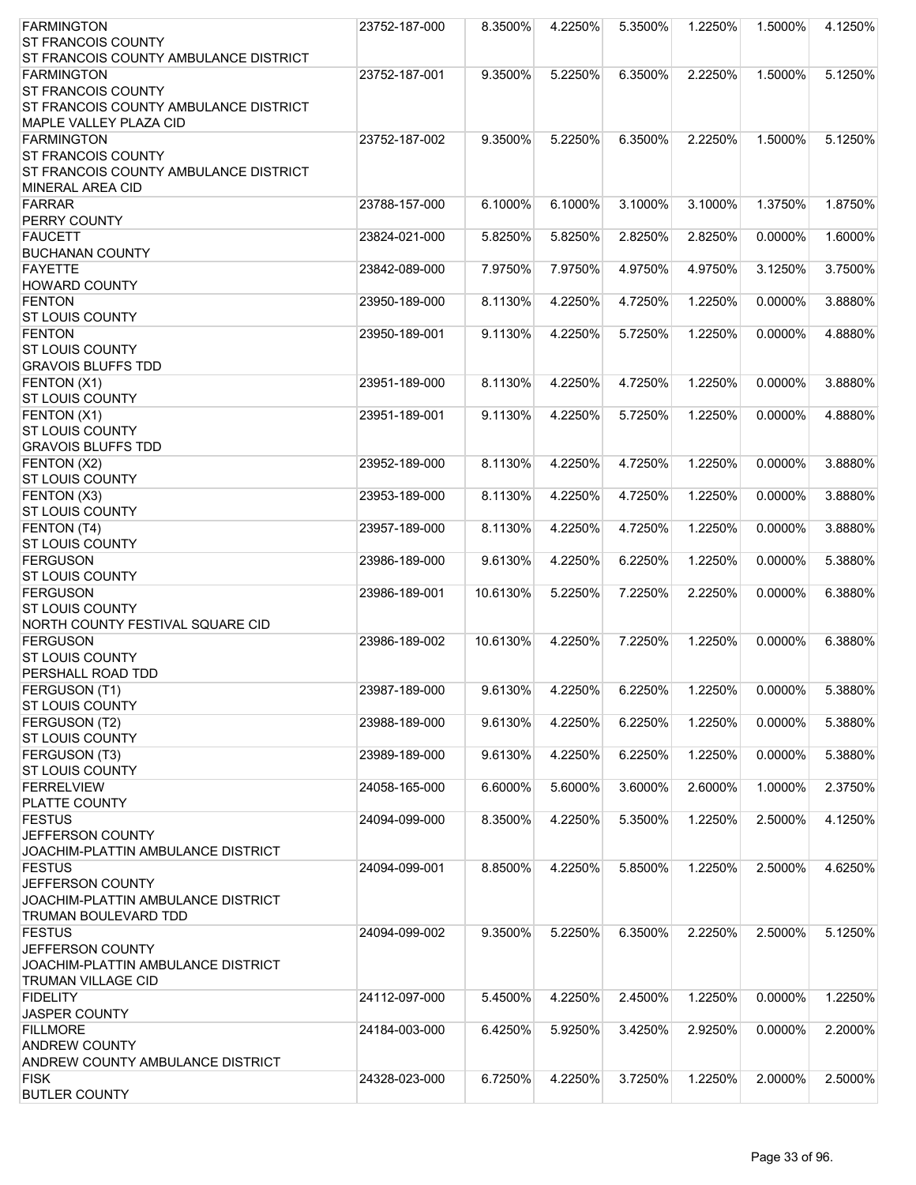| | | | | | | | |
|---|---|---|---|---|---|---|---|
| FARMINGTON<br>ST FRANCOIS COUNTY<br>ST FRANCOIS COUNTY AMBULANCE DISTRICT | 23752-187-000 | 8.3500% | 4.2250% | 5.3500% | 1.2250% | 1.5000% | 4.1250% |
| FARMINGTON<br>ST FRANCOIS COUNTY<br>ST FRANCOIS COUNTY AMBULANCE DISTRICT<br>MAPLE VALLEY PLAZA CID | 23752-187-001 | 9.3500% | 5.2250% | 6.3500% | 2.2250% | 1.5000% | 5.1250% |
| FARMINGTON<br>ST FRANCOIS COUNTY<br>ST FRANCOIS COUNTY AMBULANCE DISTRICT<br>MINERAL AREA CID | 23752-187-002 | 9.3500% | 5.2250% | 6.3500% | 2.2250% | 1.5000% | 5.1250% |
| FARRAR<br>PERRY COUNTY | 23788-157-000 | 6.1000% | 6.1000% | 3.1000% | 3.1000% | 1.3750% | 1.8750% |
| FAUCETT<br>BUCHANAN COUNTY | 23824-021-000 | 5.8250% | 5.8250% | 2.8250% | 2.8250% | 0.0000% | 1.6000% |
| FAYETTE<br>HOWARD COUNTY | 23842-089-000 | 7.9750% | 7.9750% | 4.9750% | 4.9750% | 3.1250% | 3.7500% |
| FENTON<br>ST LOUIS COUNTY | 23950-189-000 | 8.1130% | 4.2250% | 4.7250% | 1.2250% | 0.0000% | 3.8880% |
| FENTON<br>ST LOUIS COUNTY<br>GRAVOIS BLUFFS TDD | 23950-189-001 | 9.1130% | 4.2250% | 5.7250% | 1.2250% | 0.0000% | 4.8880% |
| FENTON (X1)<br>ST LOUIS COUNTY | 23951-189-000 | 8.1130% | 4.2250% | 4.7250% | 1.2250% | 0.0000% | 3.8880% |
| FENTON (X1)<br>ST LOUIS COUNTY<br>GRAVOIS BLUFFS TDD | 23951-189-001 | 9.1130% | 4.2250% | 5.7250% | 1.2250% | 0.0000% | 4.8880% |
| FENTON (X2)<br>ST LOUIS COUNTY | 23952-189-000 | 8.1130% | 4.2250% | 4.7250% | 1.2250% | 0.0000% | 3.8880% |
| FENTON (X3)<br>ST LOUIS COUNTY | 23953-189-000 | 8.1130% | 4.2250% | 4.7250% | 1.2250% | 0.0000% | 3.8880% |
| FENTON (T4)<br>ST LOUIS COUNTY | 23957-189-000 | 8.1130% | 4.2250% | 4.7250% | 1.2250% | 0.0000% | 3.8880% |
| FERGUSON<br>ST LOUIS COUNTY | 23986-189-000 | 9.6130% | 4.2250% | 6.2250% | 1.2250% | 0.0000% | 5.3880% |
| FERGUSON<br>ST LOUIS COUNTY<br>NORTH COUNTY FESTIVAL SQUARE CID | 23986-189-001 | 10.6130% | 5.2250% | 7.2250% | 2.2250% | 0.0000% | 6.3880% |
| FERGUSON<br>ST LOUIS COUNTY<br>PERSHALL ROAD TDD | 23986-189-002 | 10.6130% | 4.2250% | 7.2250% | 1.2250% | 0.0000% | 6.3880% |
| FERGUSON (T1)<br>ST LOUIS COUNTY | 23987-189-000 | 9.6130% | 4.2250% | 6.2250% | 1.2250% | 0.0000% | 5.3880% |
| FERGUSON (T2)<br>ST LOUIS COUNTY | 23988-189-000 | 9.6130% | 4.2250% | 6.2250% | 1.2250% | 0.0000% | 5.3880% |
| FERGUSON (T3)<br>ST LOUIS COUNTY | 23989-189-000 | 9.6130% | 4.2250% | 6.2250% | 1.2250% | 0.0000% | 5.3880% |
| FERRELVIEW<br>PLATTE COUNTY | 24058-165-000 | 6.6000% | 5.6000% | 3.6000% | 2.6000% | 1.0000% | 2.3750% |
| FESTUS<br>JEFFERSON COUNTY<br>JOACHIM-PLATTIN AMBULANCE DISTRICT | 24094-099-000 | 8.3500% | 4.2250% | 5.3500% | 1.2250% | 2.5000% | 4.1250% |
| FESTUS<br>JEFFERSON COUNTY<br>JOACHIM-PLATTIN AMBULANCE DISTRICT<br>TRUMAN BOULEVARD TDD | 24094-099-001 | 8.8500% | 4.2250% | 5.8500% | 1.2250% | 2.5000% | 4.6250% |
| FESTUS<br>JEFFERSON COUNTY<br>JOACHIM-PLATTIN AMBULANCE DISTRICT<br>TRUMAN VILLAGE CID | 24094-099-002 | 9.3500% | 5.2250% | 6.3500% | 2.2250% | 2.5000% | 5.1250% |
| FIDELITY<br>JASPER COUNTY | 24112-097-000 | 5.4500% | 4.2250% | 2.4500% | 1.2250% | 0.0000% | 1.2250% |
| FILLMORE<br>ANDREW COUNTY<br>ANDREW COUNTY AMBULANCE DISTRICT | 24184-003-000 | 6.4250% | 5.9250% | 3.4250% | 2.9250% | 0.0000% | 2.2000% |
| FISK<br>BUTLER COUNTY | 24328-023-000 | 6.7250% | 4.2250% | 3.7250% | 1.2250% | 2.0000% | 2.5000% |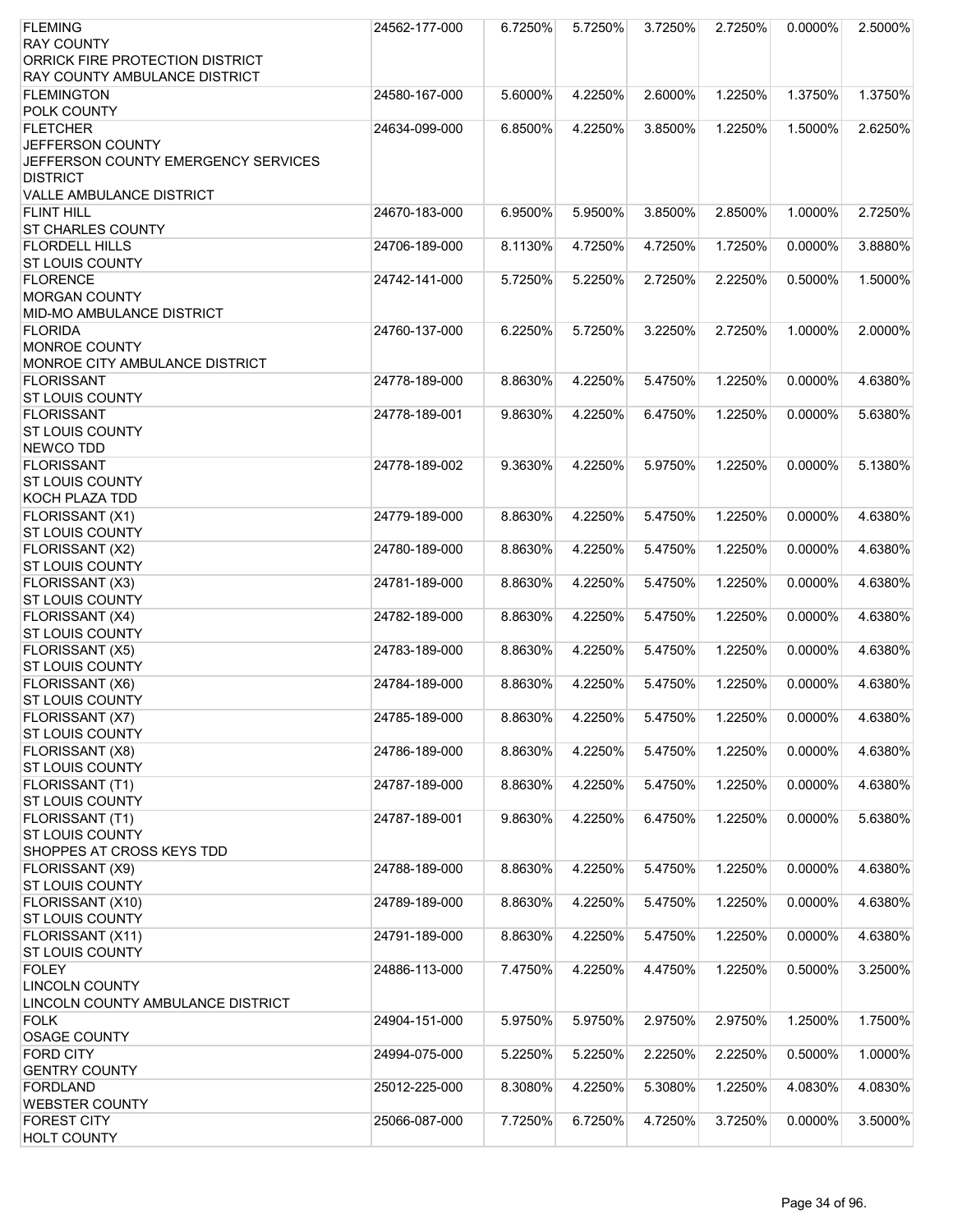| | | | | | | | |
|---|---|---|---|---|---|---|---|
| FLEMING<br>RAY COUNTY<br>ORRICK FIRE PROTECTION DISTRICT<br>RAY COUNTY AMBULANCE DISTRICT | 24562-177-000 | 6.7250% | 5.7250% | 3.7250% | 2.7250% | 0.0000% | 2.5000% |
| FLEMINGTON<br>POLK COUNTY | 24580-167-000 | 5.6000% | 4.2250% | 2.6000% | 1.2250% | 1.3750% | 1.3750% |
| FLETCHER<br>JEFFERSON COUNTY<br>JEFFERSON COUNTY EMERGENCY SERVICES DISTRICT<br>VALLE AMBULANCE DISTRICT | 24634-099-000 | 6.8500% | 4.2250% | 3.8500% | 1.2250% | 1.5000% | 2.6250% |
| FLINT HILL<br>ST CHARLES COUNTY | 24670-183-000 | 6.9500% | 5.9500% | 3.8500% | 2.8500% | 1.0000% | 2.7250% |
| FLORDELL HILLS<br>ST LOUIS COUNTY | 24706-189-000 | 8.1130% | 4.7250% | 4.7250% | 1.7250% | 0.0000% | 3.8880% |
| FLORENCE<br>MORGAN COUNTY<br>MID-MO AMBULANCE DISTRICT | 24742-141-000 | 5.7250% | 5.2250% | 2.7250% | 2.2250% | 0.5000% | 1.5000% |
| FLORIDA<br>MONROE COUNTY<br>MONROE CITY AMBULANCE DISTRICT | 24760-137-000 | 6.2250% | 5.7250% | 3.2250% | 2.7250% | 1.0000% | 2.0000% |
| FLORISSANT<br>ST LOUIS COUNTY | 24778-189-000 | 8.8630% | 4.2250% | 5.4750% | 1.2250% | 0.0000% | 4.6380% |
| FLORISSANT<br>ST LOUIS COUNTY<br>NEWCO TDD | 24778-189-001 | 9.8630% | 4.2250% | 6.4750% | 1.2250% | 0.0000% | 5.6380% |
| FLORISSANT<br>ST LOUIS COUNTY<br>KOCH PLAZA TDD | 24778-189-002 | 9.3630% | 4.2250% | 5.9750% | 1.2250% | 0.0000% | 5.1380% |
| FLORISSANT (X1)<br>ST LOUIS COUNTY | 24779-189-000 | 8.8630% | 4.2250% | 5.4750% | 1.2250% | 0.0000% | 4.6380% |
| FLORISSANT (X2)<br>ST LOUIS COUNTY | 24780-189-000 | 8.8630% | 4.2250% | 5.4750% | 1.2250% | 0.0000% | 4.6380% |
| FLORISSANT (X3)<br>ST LOUIS COUNTY | 24781-189-000 | 8.8630% | 4.2250% | 5.4750% | 1.2250% | 0.0000% | 4.6380% |
| FLORISSANT (X4)<br>ST LOUIS COUNTY | 24782-189-000 | 8.8630% | 4.2250% | 5.4750% | 1.2250% | 0.0000% | 4.6380% |
| FLORISSANT (X5)<br>ST LOUIS COUNTY | 24783-189-000 | 8.8630% | 4.2250% | 5.4750% | 1.2250% | 0.0000% | 4.6380% |
| FLORISSANT (X6)<br>ST LOUIS COUNTY | 24784-189-000 | 8.8630% | 4.2250% | 5.4750% | 1.2250% | 0.0000% | 4.6380% |
| FLORISSANT (X7)<br>ST LOUIS COUNTY | 24785-189-000 | 8.8630% | 4.2250% | 5.4750% | 1.2250% | 0.0000% | 4.6380% |
| FLORISSANT (X8)<br>ST LOUIS COUNTY | 24786-189-000 | 8.8630% | 4.2250% | 5.4750% | 1.2250% | 0.0000% | 4.6380% |
| FLORISSANT (T1)<br>ST LOUIS COUNTY | 24787-189-000 | 8.8630% | 4.2250% | 5.4750% | 1.2250% | 0.0000% | 4.6380% |
| FLORISSANT (T1)<br>ST LOUIS COUNTY<br>SHOPPES AT CROSS KEYS TDD | 24787-189-001 | 9.8630% | 4.2250% | 6.4750% | 1.2250% | 0.0000% | 5.6380% |
| FLORISSANT (X9)<br>ST LOUIS COUNTY | 24788-189-000 | 8.8630% | 4.2250% | 5.4750% | 1.2250% | 0.0000% | 4.6380% |
| FLORISSANT (X10)<br>ST LOUIS COUNTY | 24789-189-000 | 8.8630% | 4.2250% | 5.4750% | 1.2250% | 0.0000% | 4.6380% |
| FLORISSANT (X11)<br>ST LOUIS COUNTY | 24791-189-000 | 8.8630% | 4.2250% | 5.4750% | 1.2250% | 0.0000% | 4.6380% |
| FOLEY<br>LINCOLN COUNTY<br>LINCOLN COUNTY AMBULANCE DISTRICT | 24886-113-000 | 7.4750% | 4.2250% | 4.4750% | 1.2250% | 0.5000% | 3.2500% |
| FOLK<br>OSAGE COUNTY | 24904-151-000 | 5.9750% | 5.9750% | 2.9750% | 2.9750% | 1.2500% | 1.7500% |
| FORD CITY<br>GENTRY COUNTY | 24994-075-000 | 5.2250% | 5.2250% | 2.2250% | 2.2250% | 0.5000% | 1.0000% |
| FORDLAND<br>WEBSTER COUNTY | 25012-225-000 | 8.3080% | 4.2250% | 5.3080% | 1.2250% | 4.0830% | 4.0830% |
| FOREST CITY<br>HOLT COUNTY | 25066-087-000 | 7.7250% | 6.7250% | 4.7250% | 3.7250% | 0.0000% | 3.5000% |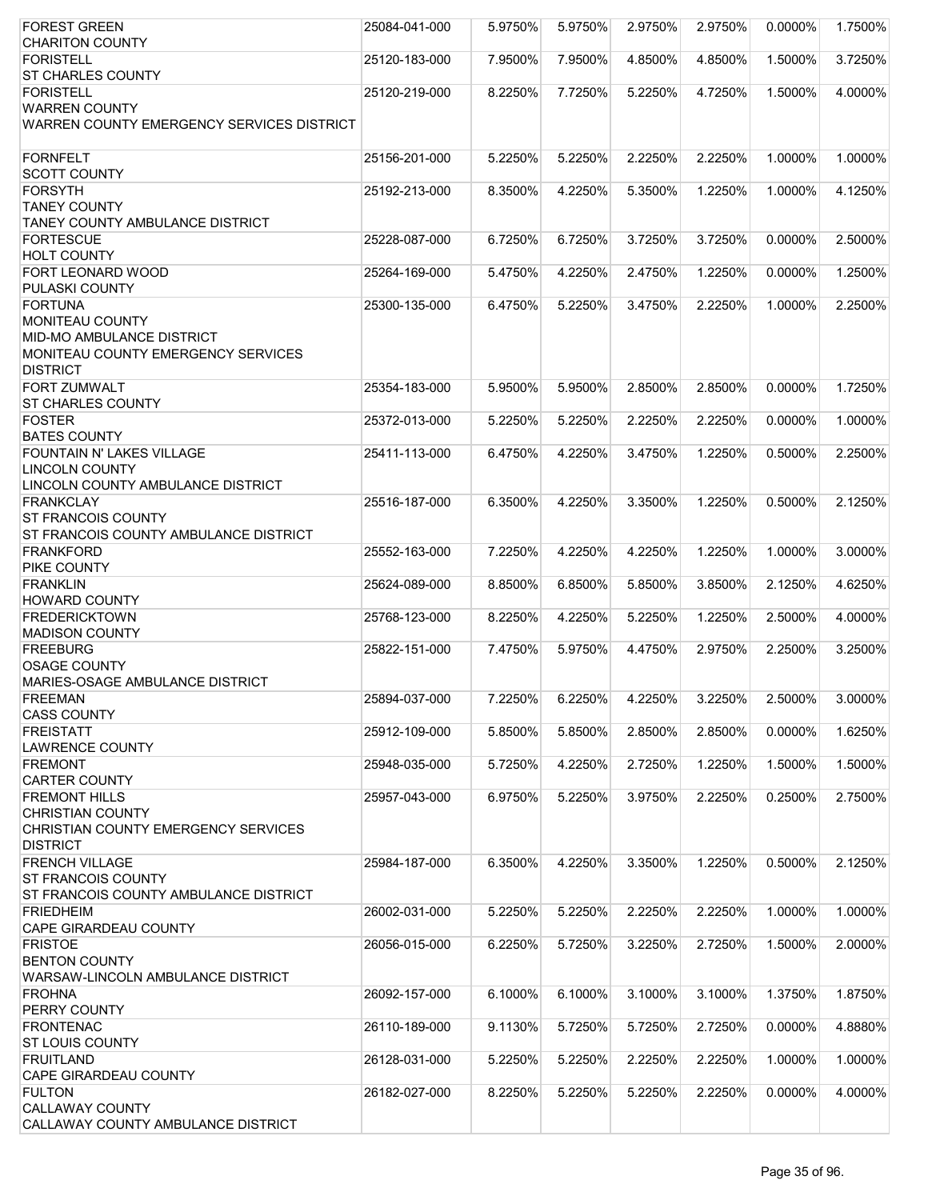| | | | | | | | |
|---|---|---|---|---|---|---|---|
| FOREST GREEN<br>CHARITON COUNTY | 25084-041-000 | 5.9750% | 5.9750% | 2.9750% | 2.9750% | 0.0000% | 1.7500% |
| FORISTELL<br>ST CHARLES COUNTY | 25120-183-000 | 7.9500% | 7.9500% | 4.8500% | 4.8500% | 1.5000% | 3.7250% |
| FORISTELL<br>WARREN COUNTY<br>WARREN COUNTY EMERGENCY SERVICES DISTRICT | 25120-219-000 | 8.2250% | 7.7250% | 5.2250% | 4.7250% | 1.5000% | 4.0000% |
| FORNFELT<br>SCOTT COUNTY | 25156-201-000 | 5.2250% | 5.2250% | 2.2250% | 2.2250% | 1.0000% | 1.0000% |
| FORSYTH<br>TANEY COUNTY<br>TANEY COUNTY AMBULANCE DISTRICT | 25192-213-000 | 8.3500% | 4.2250% | 5.3500% | 1.2250% | 1.0000% | 4.1250% |
| FORTESCUE<br>HOLT COUNTY | 25228-087-000 | 6.7250% | 6.7250% | 3.7250% | 3.7250% | 0.0000% | 2.5000% |
| FORT LEONARD WOOD<br>PULASKI COUNTY | 25264-169-000 | 5.4750% | 4.2250% | 2.4750% | 1.2250% | 0.0000% | 1.2500% |
| FORTUNA<br>MONITEAU COUNTY<br>MID-MO AMBULANCE DISTRICT<br>MONITEAU COUNTY EMERGENCY SERVICES DISTRICT | 25300-135-000 | 6.4750% | 5.2250% | 3.4750% | 2.2250% | 1.0000% | 2.2500% |
| FORT ZUMWALT<br>ST CHARLES COUNTY | 25354-183-000 | 5.9500% | 5.9500% | 2.8500% | 2.8500% | 0.0000% | 1.7250% |
| FOSTER<br>BATES COUNTY | 25372-013-000 | 5.2250% | 5.2250% | 2.2250% | 2.2250% | 0.0000% | 1.0000% |
| FOUNTAIN N' LAKES VILLAGE<br>LINCOLN COUNTY<br>LINCOLN COUNTY AMBULANCE DISTRICT | 25411-113-000 | 6.4750% | 4.2250% | 3.4750% | 1.2250% | 0.5000% | 2.2500% |
| FRANKCLAY<br>ST FRANCOIS COUNTY<br>ST FRANCOIS COUNTY AMBULANCE DISTRICT | 25516-187-000 | 6.3500% | 4.2250% | 3.3500% | 1.2250% | 0.5000% | 2.1250% |
| FRANKFORD<br>PIKE COUNTY | 25552-163-000 | 7.2250% | 4.2250% | 4.2250% | 1.2250% | 1.0000% | 3.0000% |
| FRANKLIN<br>HOWARD COUNTY | 25624-089-000 | 8.8500% | 6.8500% | 5.8500% | 3.8500% | 2.1250% | 4.6250% |
| FREDERICKTOWN<br>MADISON COUNTY | 25768-123-000 | 8.2250% | 4.2250% | 5.2250% | 1.2250% | 2.5000% | 4.0000% |
| FREEBURG<br>OSAGE COUNTY<br>MARIES-OSAGE AMBULANCE DISTRICT | 25822-151-000 | 7.4750% | 5.9750% | 4.4750% | 2.9750% | 2.2500% | 3.2500% |
| FREEMAN<br>CASS COUNTY | 25894-037-000 | 7.2250% | 6.2250% | 4.2250% | 3.2250% | 2.5000% | 3.0000% |
| FREISTATT<br>LAWRENCE COUNTY | 25912-109-000 | 5.8500% | 5.8500% | 2.8500% | 2.8500% | 0.0000% | 1.6250% |
| FREMONT<br>CARTER COUNTY | 25948-035-000 | 5.7250% | 4.2250% | 2.7250% | 1.2250% | 1.5000% | 1.5000% |
| FREMONT HILLS<br>CHRISTIAN COUNTY<br>CHRISTIAN COUNTY EMERGENCY SERVICES DISTRICT | 25957-043-000 | 6.9750% | 5.2250% | 3.9750% | 2.2250% | 0.2500% | 2.7500% |
| FRENCH VILLAGE<br>ST FRANCOIS COUNTY<br>ST FRANCOIS COUNTY AMBULANCE DISTRICT | 25984-187-000 | 6.3500% | 4.2250% | 3.3500% | 1.2250% | 0.5000% | 2.1250% |
| FRIEDHEIM<br>CAPE GIRARDEAU COUNTY | 26002-031-000 | 5.2250% | 5.2250% | 2.2250% | 2.2250% | 1.0000% | 1.0000% |
| FRISTOE<br>BENTON COUNTY<br>WARSAW-LINCOLN AMBULANCE DISTRICT | 26056-015-000 | 6.2250% | 5.7250% | 3.2250% | 2.7250% | 1.5000% | 2.0000% |
| FROHNA<br>PERRY COUNTY | 26092-157-000 | 6.1000% | 6.1000% | 3.1000% | 3.1000% | 1.3750% | 1.8750% |
| FRONTENAC<br>ST LOUIS COUNTY | 26110-189-000 | 9.1130% | 5.7250% | 5.7250% | 2.7250% | 0.0000% | 4.8880% |
| FRUITLAND<br>CAPE GIRARDEAU COUNTY | 26128-031-000 | 5.2250% | 5.2250% | 2.2250% | 2.2250% | 1.0000% | 1.0000% |
| FULTON<br>CALLAWAY COUNTY<br>CALLAWAY COUNTY AMBULANCE DISTRICT | 26182-027-000 | 8.2250% | 5.2250% | 5.2250% | 2.2250% | 0.0000% | 4.0000% |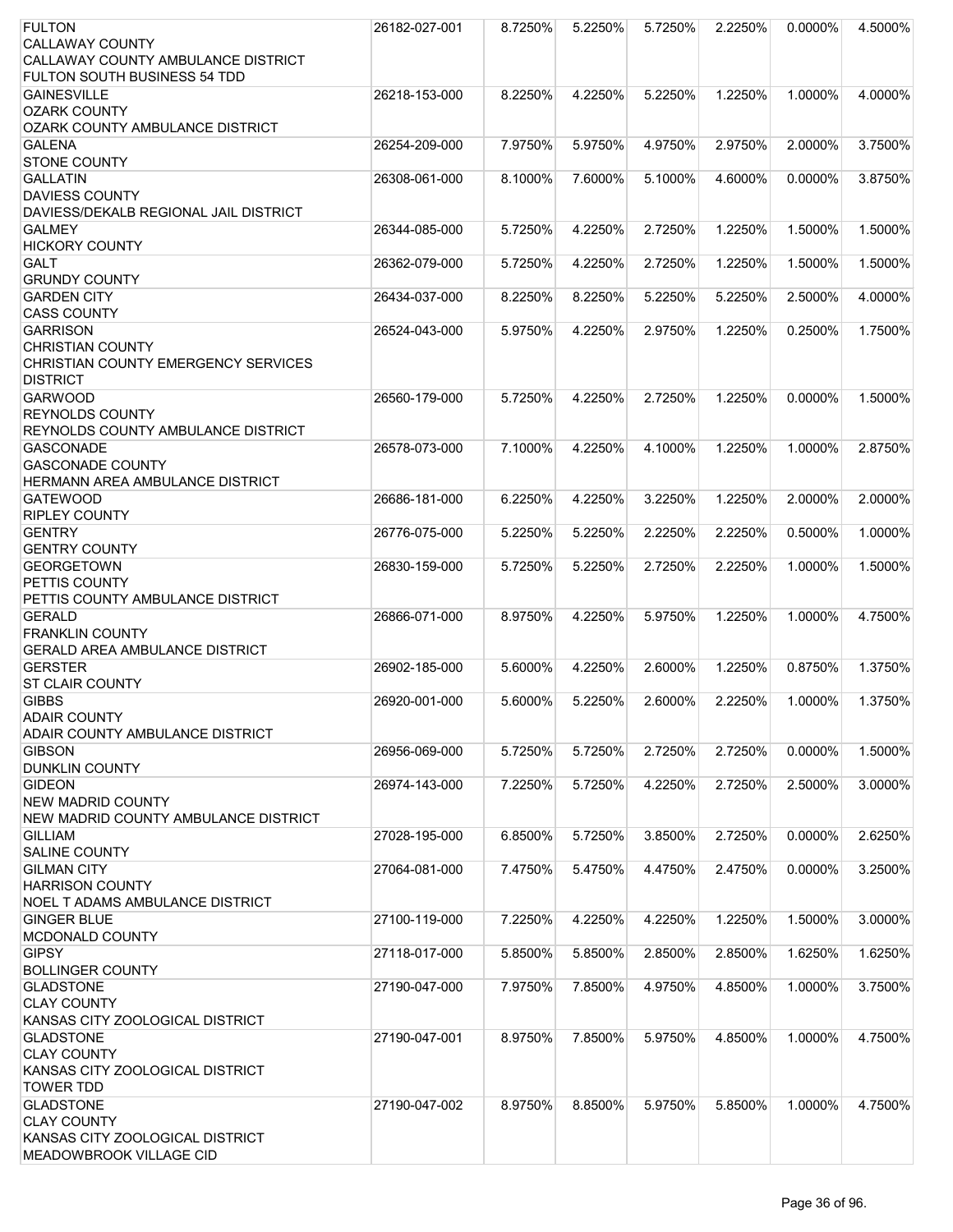| | | | | | | | |
|---|---|---|---|---|---|---|---|
| FULTON<br>CALLAWAY COUNTY<br>CALLAWAY COUNTY AMBULANCE DISTRICT<br>FULTON SOUTH BUSINESS 54 TDD | 26182-027-001 | 8.7250% | 5.2250% | 5.7250% | 2.2250% | 0.0000% | 4.5000% |
| GAINESVILLE<br>OZARK COUNTY<br>OZARK COUNTY AMBULANCE DISTRICT | 26218-153-000 | 8.2250% | 4.2250% | 5.2250% | 1.2250% | 1.0000% | 4.0000% |
| GALENA<br>STONE COUNTY | 26254-209-000 | 7.9750% | 5.9750% | 4.9750% | 2.9750% | 2.0000% | 3.7500% |
| GALLATIN<br>DAVIESS COUNTY<br>DAVIESS/DEKALB REGIONAL JAIL DISTRICT | 26308-061-000 | 8.1000% | 7.6000% | 5.1000% | 4.6000% | 0.0000% | 3.8750% |
| GALMEY<br>HICKORY COUNTY | 26344-085-000 | 5.7250% | 4.2250% | 2.7250% | 1.2250% | 1.5000% | 1.5000% |
| GALT<br>GRUNDY COUNTY | 26362-079-000 | 5.7250% | 4.2250% | 2.7250% | 1.2250% | 1.5000% | 1.5000% |
| GARDEN CITY<br>CASS COUNTY | 26434-037-000 | 8.2250% | 8.2250% | 5.2250% | 5.2250% | 2.5000% | 4.0000% |
| GARRISON<br>CHRISTIAN COUNTY<br>CHRISTIAN COUNTY EMERGENCY SERVICES DISTRICT | 26524-043-000 | 5.9750% | 4.2250% | 2.9750% | 1.2250% | 0.2500% | 1.7500% |
| GARWOOD<br>REYNOLDS COUNTY<br>REYNOLDS COUNTY AMBULANCE DISTRICT | 26560-179-000 | 5.7250% | 4.2250% | 2.7250% | 1.2250% | 0.0000% | 1.5000% |
| GASCONADE<br>GASCONADE COUNTY<br>HERMANN AREA AMBULANCE DISTRICT | 26578-073-000 | 7.1000% | 4.2250% | 4.1000% | 1.2250% | 1.0000% | 2.8750% |
| GATEWOOD<br>RIPLEY COUNTY | 26686-181-000 | 6.2250% | 4.2250% | 3.2250% | 1.2250% | 2.0000% | 2.0000% |
| GENTRY<br>GENTRY COUNTY | 26776-075-000 | 5.2250% | 5.2250% | 2.2250% | 2.2250% | 0.5000% | 1.0000% |
| GEORGETOWN<br>PETTIS COUNTY<br>PETTIS COUNTY AMBULANCE DISTRICT | 26830-159-000 | 5.7250% | 5.2250% | 2.7250% | 2.2250% | 1.0000% | 1.5000% |
| GERALD<br>FRANKLIN COUNTY<br>GERALD AREA AMBULANCE DISTRICT | 26866-071-000 | 8.9750% | 4.2250% | 5.9750% | 1.2250% | 1.0000% | 4.7500% |
| GERSTER<br>ST CLAIR COUNTY | 26902-185-000 | 5.6000% | 4.2250% | 2.6000% | 1.2250% | 0.8750% | 1.3750% |
| GIBBS<br>ADAIR COUNTY<br>ADAIR COUNTY AMBULANCE DISTRICT | 26920-001-000 | 5.6000% | 5.2250% | 2.6000% | 2.2250% | 1.0000% | 1.3750% |
| GIBSON<br>DUNKLIN COUNTY | 26956-069-000 | 5.7250% | 5.7250% | 2.7250% | 2.7250% | 0.0000% | 1.5000% |
| GIDEON<br>NEW MADRID COUNTY<br>NEW MADRID COUNTY AMBULANCE DISTRICT | 26974-143-000 | 7.2250% | 5.7250% | 4.2250% | 2.7250% | 2.5000% | 3.0000% |
| GILLIAM<br>SALINE COUNTY | 27028-195-000 | 6.8500% | 5.7250% | 3.8500% | 2.7250% | 0.0000% | 2.6250% |
| GILMAN CITY<br>HARRISON COUNTY<br>NOEL T ADAMS AMBULANCE DISTRICT | 27064-081-000 | 7.4750% | 5.4750% | 4.4750% | 2.4750% | 0.0000% | 3.2500% |
| GINGER BLUE<br>MCDONALD COUNTY | 27100-119-000 | 7.2250% | 4.2250% | 4.2250% | 1.2250% | 1.5000% | 3.0000% |
| GIPSY<br>BOLLINGER COUNTY | 27118-017-000 | 5.8500% | 5.8500% | 2.8500% | 2.8500% | 1.6250% | 1.6250% |
| GLADSTONE<br>CLAY COUNTY<br>KANSAS CITY ZOOLOGICAL DISTRICT | 27190-047-000 | 7.9750% | 7.8500% | 4.9750% | 4.8500% | 1.0000% | 3.7500% |
| GLADSTONE<br>CLAY COUNTY<br>KANSAS CITY ZOOLOGICAL DISTRICT<br>TOWER TDD | 27190-047-001 | 8.9750% | 7.8500% | 5.9750% | 4.8500% | 1.0000% | 4.7500% |
| GLADSTONE<br>CLAY COUNTY<br>KANSAS CITY ZOOLOGICAL DISTRICT<br>MEADOWBROOK VILLAGE CID | 27190-047-002 | 8.9750% | 8.8500% | 5.9750% | 5.8500% | 1.0000% | 4.7500% |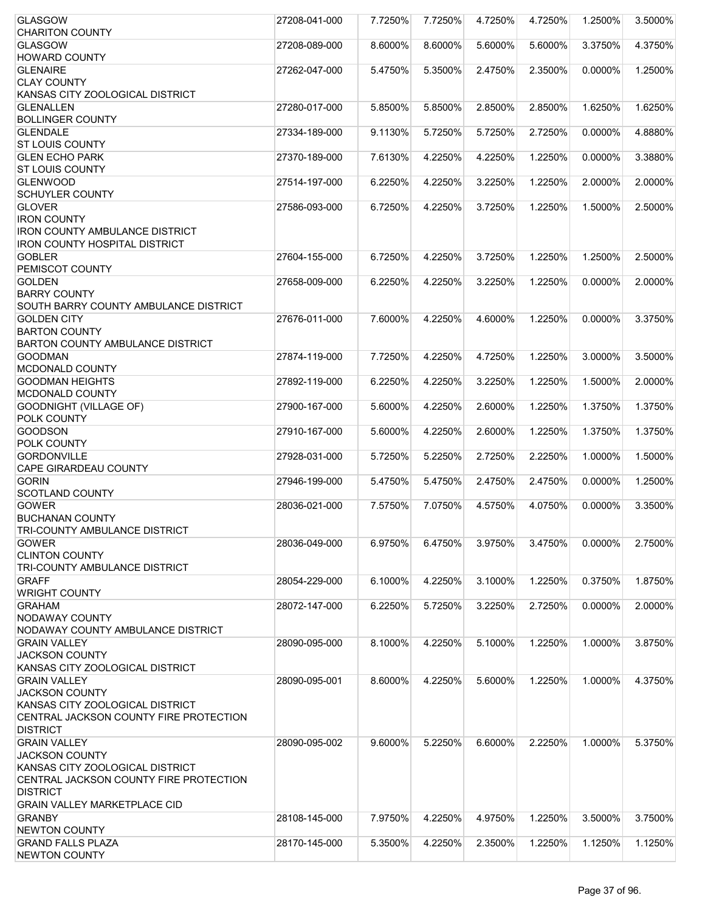| | | | | | | | |
|---|---|---|---|---|---|---|---|
| GLASGOW<br>CHARITON COUNTY | 27208-041-000 | 7.7250% | 7.7250% | 4.7250% | 4.7250% | 1.2500% | 3.5000% |
| GLASGOW<br>HOWARD COUNTY | 27208-089-000 | 8.6000% | 8.6000% | 5.6000% | 5.6000% | 3.3750% | 4.3750% |
| GLENAIRE<br>CLAY COUNTY<br>KANSAS CITY ZOOLOGICAL DISTRICT | 27262-047-000 | 5.4750% | 5.3500% | 2.4750% | 2.3500% | 0.0000% | 1.2500% |
| GLENALLEN<br>BOLLINGER COUNTY | 27280-017-000 | 5.8500% | 5.8500% | 2.8500% | 2.8500% | 1.6250% | 1.6250% |
| GLENDALE<br>ST LOUIS COUNTY | 27334-189-000 | 9.1130% | 5.7250% | 5.7250% | 2.7250% | 0.0000% | 4.8880% |
| GLEN ECHO PARK<br>ST LOUIS COUNTY | 27370-189-000 | 7.6130% | 4.2250% | 4.2250% | 1.2250% | 0.0000% | 3.3880% |
| GLENWOOD<br>SCHUYLER COUNTY | 27514-197-000 | 6.2250% | 4.2250% | 3.2250% | 1.2250% | 2.0000% | 2.0000% |
| GLOVER<br>IRON COUNTY<br>IRON COUNTY AMBULANCE DISTRICT<br>IRON COUNTY HOSPITAL DISTRICT | 27586-093-000 | 6.7250% | 4.2250% | 3.7250% | 1.2250% | 1.5000% | 2.5000% |
| GOBLER<br>PEMISCOT COUNTY | 27604-155-000 | 6.7250% | 4.2250% | 3.7250% | 1.2250% | 1.2500% | 2.5000% |
| GOLDEN<br>BARRY COUNTY<br>SOUTH BARRY COUNTY AMBULANCE DISTRICT | 27658-009-000 | 6.2250% | 4.2250% | 3.2250% | 1.2250% | 0.0000% | 2.0000% |
| GOLDEN CITY<br>BARTON COUNTY<br>BARTON COUNTY AMBULANCE DISTRICT | 27676-011-000 | 7.6000% | 4.2250% | 4.6000% | 1.2250% | 0.0000% | 3.3750% |
| GOODMAN<br>MCDONALD COUNTY | 27874-119-000 | 7.7250% | 4.2250% | 4.7250% | 1.2250% | 3.0000% | 3.5000% |
| GOODMAN HEIGHTS<br>MCDONALD COUNTY | 27892-119-000 | 6.2250% | 4.2250% | 3.2250% | 1.2250% | 1.5000% | 2.0000% |
| GOODNIGHT (VILLAGE OF)<br>POLK COUNTY | 27900-167-000 | 5.6000% | 4.2250% | 2.6000% | 1.2250% | 1.3750% | 1.3750% |
| GOODSON<br>POLK COUNTY | 27910-167-000 | 5.6000% | 4.2250% | 2.6000% | 1.2250% | 1.3750% | 1.3750% |
| GORDONVILLE<br>CAPE GIRARDEAU COUNTY | 27928-031-000 | 5.7250% | 5.2250% | 2.7250% | 2.2250% | 1.0000% | 1.5000% |
| GORIN<br>SCOTLAND COUNTY | 27946-199-000 | 5.4750% | 5.4750% | 2.4750% | 2.4750% | 0.0000% | 1.2500% |
| GOWER<br>BUCHANAN COUNTY<br>TRI-COUNTY AMBULANCE DISTRICT | 28036-021-000 | 7.5750% | 7.0750% | 4.5750% | 4.0750% | 0.0000% | 3.3500% |
| GOWER<br>CLINTON COUNTY<br>TRI-COUNTY AMBULANCE DISTRICT | 28036-049-000 | 6.9750% | 6.4750% | 3.9750% | 3.4750% | 0.0000% | 2.7500% |
| GRAFF<br>WRIGHT COUNTY | 28054-229-000 | 6.1000% | 4.2250% | 3.1000% | 1.2250% | 0.3750% | 1.8750% |
| GRAHAM<br>NODAWAY COUNTY<br>NODAWAY COUNTY AMBULANCE DISTRICT | 28072-147-000 | 6.2250% | 5.7250% | 3.2250% | 2.7250% | 0.0000% | 2.0000% |
| GRAIN VALLEY<br>JACKSON COUNTY<br>KANSAS CITY ZOOLOGICAL DISTRICT | 28090-095-000 | 8.1000% | 4.2250% | 5.1000% | 1.2250% | 1.0000% | 3.8750% |
| GRAIN VALLEY<br>JACKSON COUNTY<br>KANSAS CITY ZOOLOGICAL DISTRICT<br>CENTRAL JACKSON COUNTY FIRE PROTECTION DISTRICT | 28090-095-001 | 8.6000% | 4.2250% | 5.6000% | 1.2250% | 1.0000% | 4.3750% |
| GRAIN VALLEY<br>JACKSON COUNTY<br>KANSAS CITY ZOOLOGICAL DISTRICT<br>CENTRAL JACKSON COUNTY FIRE PROTECTION DISTRICT<br>GRAIN VALLEY MARKETPLACE CID | 28090-095-002 | 9.6000% | 5.2250% | 6.6000% | 2.2250% | 1.0000% | 5.3750% |
| GRANBY<br>NEWTON COUNTY | 28108-145-000 | 7.9750% | 4.2250% | 4.9750% | 1.2250% | 3.5000% | 3.7500% |
| GRAND FALLS PLAZA<br>NEWTON COUNTY | 28170-145-000 | 5.3500% | 4.2250% | 2.3500% | 1.2250% | 1.1250% | 1.1250% |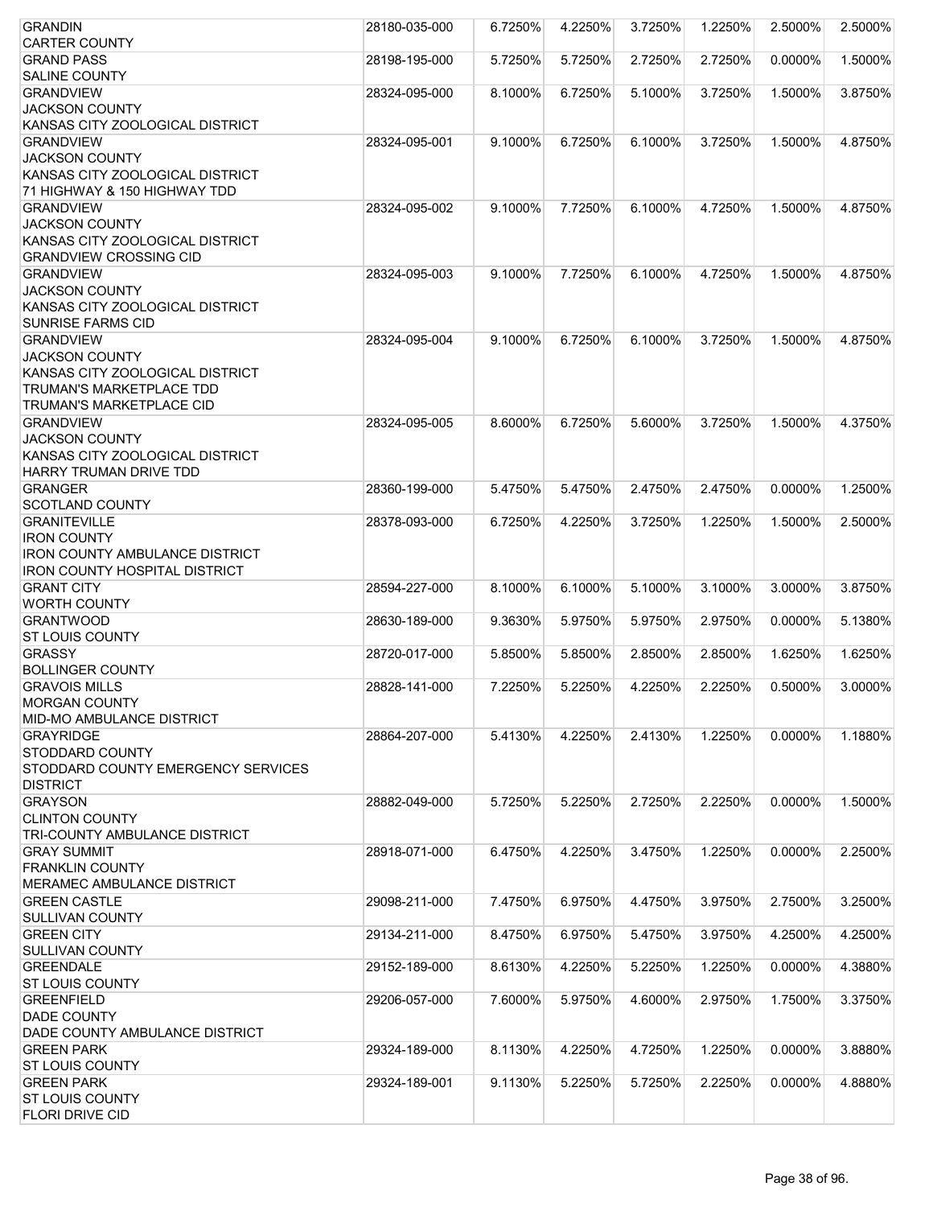| | | | | | | | |
|---|---|---|---|---|---|---|---|
| GRANDIN<br>CARTER COUNTY | 28180-035-000 | 6.7250% | 4.2250% | 3.7250% | 1.2250% | 2.5000% | 2.5000% |
| GRAND PASS<br>SALINE COUNTY | 28198-195-000 | 5.7250% | 5.7250% | 2.7250% | 2.7250% | 0.0000% | 1.5000% |
| GRANDVIEW<br>JACKSON COUNTY<br>KANSAS CITY ZOOLOGICAL DISTRICT | 28324-095-000 | 8.1000% | 6.7250% | 5.1000% | 3.7250% | 1.5000% | 3.8750% |
| GRANDVIEW<br>JACKSON COUNTY<br>KANSAS CITY ZOOLOGICAL DISTRICT<br>71 HIGHWAY & 150 HIGHWAY TDD | 28324-095-001 | 9.1000% | 6.7250% | 6.1000% | 3.7250% | 1.5000% | 4.8750% |
| GRANDVIEW<br>JACKSON COUNTY<br>KANSAS CITY ZOOLOGICAL DISTRICT<br>GRANDVIEW CROSSING CID | 28324-095-002 | 9.1000% | 7.7250% | 6.1000% | 4.7250% | 1.5000% | 4.8750% |
| GRANDVIEW<br>JACKSON COUNTY<br>KANSAS CITY ZOOLOGICAL DISTRICT<br>SUNRISE FARMS CID | 28324-095-003 | 9.1000% | 7.7250% | 6.1000% | 4.7250% | 1.5000% | 4.8750% |
| GRANDVIEW<br>JACKSON COUNTY<br>KANSAS CITY ZOOLOGICAL DISTRICT<br>TRUMAN'S MARKETPLACE TDD<br>TRUMAN'S MARKETPLACE CID | 28324-095-004 | 9.1000% | 6.7250% | 6.1000% | 3.7250% | 1.5000% | 4.8750% |
| GRANDVIEW<br>JACKSON COUNTY<br>KANSAS CITY ZOOLOGICAL DISTRICT<br>HARRY TRUMAN DRIVE TDD | 28324-095-005 | 8.6000% | 6.7250% | 5.6000% | 3.7250% | 1.5000% | 4.3750% |
| GRANGER<br>SCOTLAND COUNTY | 28360-199-000 | 5.4750% | 5.4750% | 2.4750% | 2.4750% | 0.0000% | 1.2500% |
| GRANITEVILLE<br>IRON COUNTY<br>IRON COUNTY AMBULANCE DISTRICT<br>IRON COUNTY HOSPITAL DISTRICT | 28378-093-000 | 6.7250% | 4.2250% | 3.7250% | 1.2250% | 1.5000% | 2.5000% |
| GRANT CITY<br>WORTH COUNTY | 28594-227-000 | 8.1000% | 6.1000% | 5.1000% | 3.1000% | 3.0000% | 3.8750% |
| GRANTWOOD<br>ST LOUIS COUNTY | 28630-189-000 | 9.3630% | 5.9750% | 5.9750% | 2.9750% | 0.0000% | 5.1380% |
| GRASSY<br>BOLLINGER COUNTY | 28720-017-000 | 5.8500% | 5.8500% | 2.8500% | 2.8500% | 1.6250% | 1.6250% |
| GRAVOIS MILLS<br>MORGAN COUNTY<br>MID-MO AMBULANCE DISTRICT | 28828-141-000 | 7.2250% | 5.2250% | 4.2250% | 2.2250% | 0.5000% | 3.0000% |
| GRAYRIDGE<br>STODDARD COUNTY<br>STODDARD COUNTY EMERGENCY SERVICES DISTRICT | 28864-207-000 | 5.4130% | 4.2250% | 2.4130% | 1.2250% | 0.0000% | 1.1880% |
| GRAYSON<br>CLINTON COUNTY<br>TRI-COUNTY AMBULANCE DISTRICT | 28882-049-000 | 5.7250% | 5.2250% | 2.7250% | 2.2250% | 0.0000% | 1.5000% |
| GRAY SUMMIT<br>FRANKLIN COUNTY<br>MERAMEC AMBULANCE DISTRICT | 28918-071-000 | 6.4750% | 4.2250% | 3.4750% | 1.2250% | 0.0000% | 2.2500% |
| GREEN CASTLE<br>SULLIVAN COUNTY | 29098-211-000 | 7.4750% | 6.9750% | 4.4750% | 3.9750% | 2.7500% | 3.2500% |
| GREEN CITY<br>SULLIVAN COUNTY | 29134-211-000 | 8.4750% | 6.9750% | 5.4750% | 3.9750% | 4.2500% | 4.2500% |
| GREENDALE<br>ST LOUIS COUNTY | 29152-189-000 | 8.6130% | 4.2250% | 5.2250% | 1.2250% | 0.0000% | 4.3880% |
| GREENFIELD<br>DADE COUNTY<br>DADE COUNTY AMBULANCE DISTRICT | 29206-057-000 | 7.6000% | 5.9750% | 4.6000% | 2.9750% | 1.7500% | 3.3750% |
| GREEN PARK<br>ST LOUIS COUNTY | 29324-189-000 | 8.1130% | 4.2250% | 4.7250% | 1.2250% | 0.0000% | 3.8880% |
| GREEN PARK<br>ST LOUIS COUNTY<br>FLORI DRIVE CID | 29324-189-001 | 9.1130% | 5.2250% | 5.7250% | 2.2250% | 0.0000% | 4.8880% |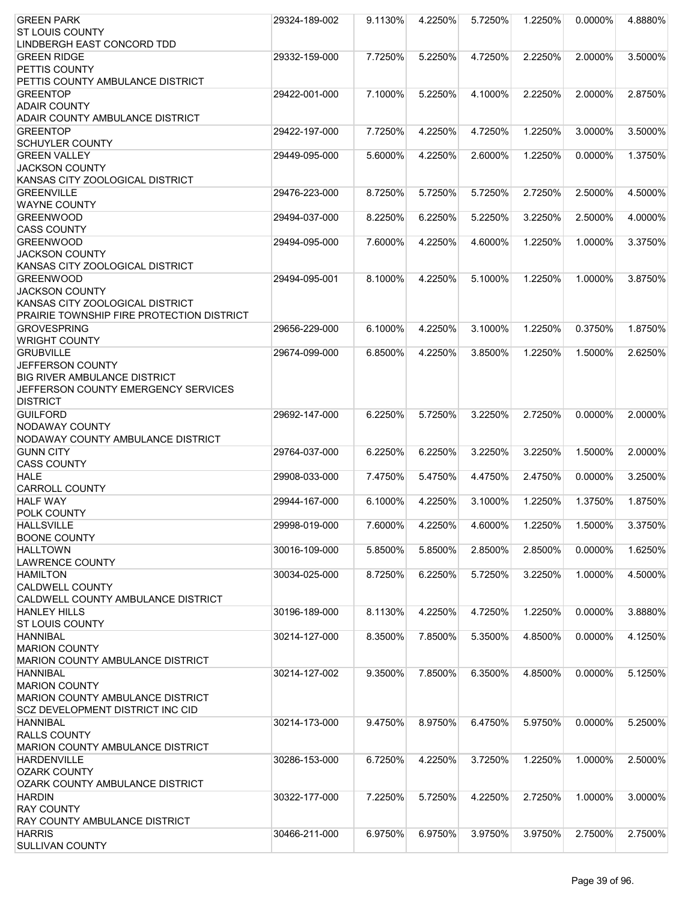| | | | | | | | |
|---|---|---|---|---|---|---|---|
| GREEN PARK<br>ST LOUIS COUNTY<br>LINDBERGH EAST CONCORD TDD | 29324-189-002 | 9.1130% | 4.2250% | 5.7250% | 1.2250% | 0.0000% | 4.8880% |
| GREEN RIDGE<br>PETTIS COUNTY<br>PETTIS COUNTY AMBULANCE DISTRICT | 29332-159-000 | 7.7250% | 5.2250% | 4.7250% | 2.2250% | 2.0000% | 3.5000% |
| GREENTOP<br>ADAIR COUNTY<br>ADAIR COUNTY AMBULANCE DISTRICT | 29422-001-000 | 7.1000% | 5.2250% | 4.1000% | 2.2250% | 2.0000% | 2.8750% |
| GREENTOP<br>SCHUYLER COUNTY | 29422-197-000 | 7.7250% | 4.2250% | 4.7250% | 1.2250% | 3.0000% | 3.5000% |
| GREEN VALLEY<br>JACKSON COUNTY<br>KANSAS CITY ZOOLOGICAL DISTRICT | 29449-095-000 | 5.6000% | 4.2250% | 2.6000% | 1.2250% | 0.0000% | 1.3750% |
| GREENVILLE<br>WAYNE COUNTY | 29476-223-000 | 8.7250% | 5.7250% | 5.7250% | 2.7250% | 2.5000% | 4.5000% |
| GREENWOOD<br>CASS COUNTY | 29494-037-000 | 8.2250% | 6.2250% | 5.2250% | 3.2250% | 2.5000% | 4.0000% |
| GREENWOOD<br>JACKSON COUNTY<br>KANSAS CITY ZOOLOGICAL DISTRICT | 29494-095-000 | 7.6000% | 4.2250% | 4.6000% | 1.2250% | 1.0000% | 3.3750% |
| GREENWOOD<br>JACKSON COUNTY<br>KANSAS CITY ZOOLOGICAL DISTRICT<br>PRAIRIE TOWNSHIP FIRE PROTECTION DISTRICT | 29494-095-001 | 8.1000% | 4.2250% | 5.1000% | 1.2250% | 1.0000% | 3.8750% |
| GROVESPRING<br>WRIGHT COUNTY | 29656-229-000 | 6.1000% | 4.2250% | 3.1000% | 1.2250% | 0.3750% | 1.8750% |
| GRUBVILLE<br>JEFFERSON COUNTY<br>BIG RIVER AMBULANCE DISTRICT<br>JEFFERSON COUNTY EMERGENCY SERVICES DISTRICT | 29674-099-000 | 6.8500% | 4.2250% | 3.8500% | 1.2250% | 1.5000% | 2.6250% |
| GUILFORD<br>NODAWAY COUNTY<br>NODAWAY COUNTY AMBULANCE DISTRICT | 29692-147-000 | 6.2250% | 5.7250% | 3.2250% | 2.7250% | 0.0000% | 2.0000% |
| GUNN CITY<br>CASS COUNTY | 29764-037-000 | 6.2250% | 6.2250% | 3.2250% | 3.2250% | 1.5000% | 2.0000% |
| HALE<br>CARROLL COUNTY | 29908-033-000 | 7.4750% | 5.4750% | 4.4750% | 2.4750% | 0.0000% | 3.2500% |
| HALF WAY<br>POLK COUNTY | 29944-167-000 | 6.1000% | 4.2250% | 3.1000% | 1.2250% | 1.3750% | 1.8750% |
| HALLSVILLE<br>BOONE COUNTY | 29998-019-000 | 7.6000% | 4.2250% | 4.6000% | 1.2250% | 1.5000% | 3.3750% |
| HALLTOWN<br>LAWRENCE COUNTY | 30016-109-000 | 5.8500% | 5.8500% | 2.8500% | 2.8500% | 0.0000% | 1.6250% |
| HAMILTON<br>CALDWELL COUNTY<br>CALDWELL COUNTY AMBULANCE DISTRICT | 30034-025-000 | 8.7250% | 6.2250% | 5.7250% | 3.2250% | 1.0000% | 4.5000% |
| HANLEY HILLS<br>ST LOUIS COUNTY | 30196-189-000 | 8.1130% | 4.2250% | 4.7250% | 1.2250% | 0.0000% | 3.8880% |
| HANNIBAL<br>MARION COUNTY<br>MARION COUNTY AMBULANCE DISTRICT | 30214-127-000 | 8.3500% | 7.8500% | 5.3500% | 4.8500% | 0.0000% | 4.1250% |
| HANNIBAL<br>MARION COUNTY<br>MARION COUNTY AMBULANCE DISTRICT<br>SCZ DEVELOPMENT DISTRICT INC CID | 30214-127-002 | 9.3500% | 7.8500% | 6.3500% | 4.8500% | 0.0000% | 5.1250% |
| HANNIBAL<br>RALLS COUNTY<br>MARION COUNTY AMBULANCE DISTRICT | 30214-173-000 | 9.4750% | 8.9750% | 6.4750% | 5.9750% | 0.0000% | 5.2500% |
| HARDENVILLE<br>OZARK COUNTY<br>OZARK COUNTY AMBULANCE DISTRICT | 30286-153-000 | 6.7250% | 4.2250% | 3.7250% | 1.2250% | 1.0000% | 2.5000% |
| HARDIN<br>RAY COUNTY<br>RAY COUNTY AMBULANCE DISTRICT | 30322-177-000 | 7.2250% | 5.7250% | 4.2250% | 2.7250% | 1.0000% | 3.0000% |
| HARRIS<br>SULLIVAN COUNTY | 30466-211-000 | 6.9750% | 6.9750% | 3.9750% | 3.9750% | 2.7500% | 2.7500% |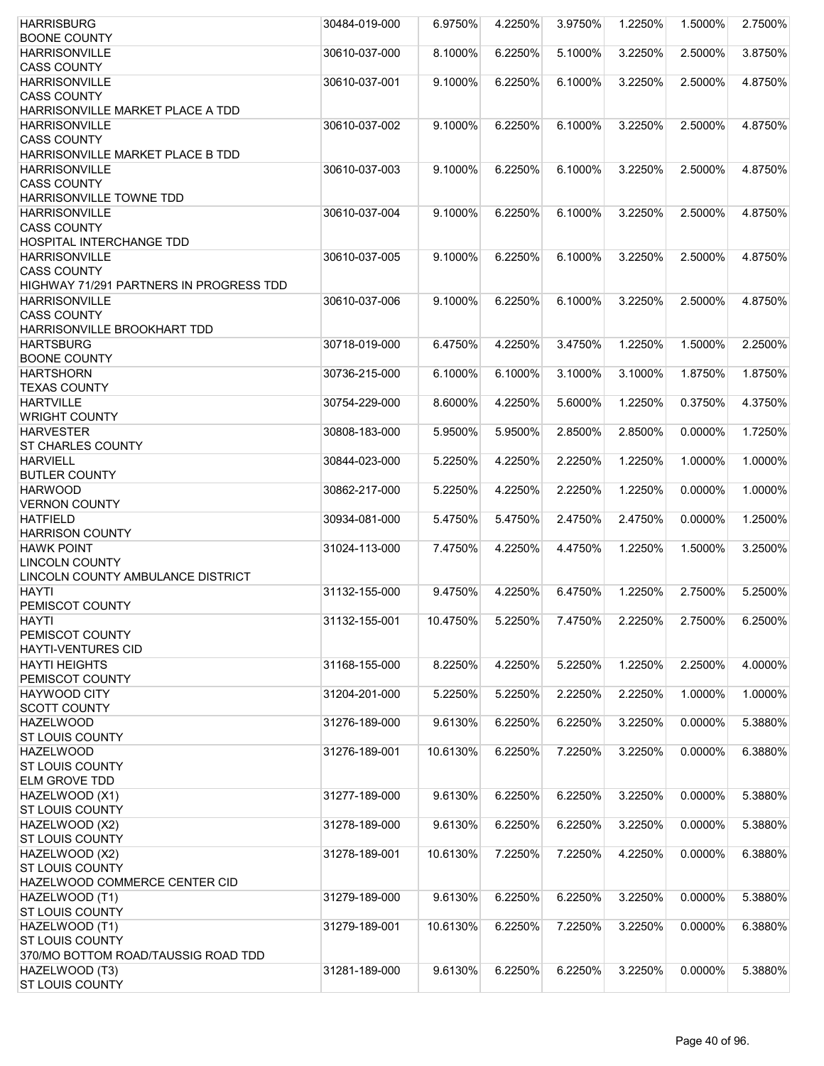| | | | | | | | |
|---|---|---|---|---|---|---|---|
| HARRISBURG<br>BOONE COUNTY | 30484-019-000 | 6.9750% | 4.2250% | 3.9750% | 1.2250% | 1.5000% | 2.7500% |
| HARRISONVILLE<br>CASS COUNTY | 30610-037-000 | 8.1000% | 6.2250% | 5.1000% | 3.2250% | 2.5000% | 3.8750% |
| HARRISONVILLE<br>CASS COUNTY<br>HARRISONVILLE MARKET PLACE A TDD | 30610-037-001 | 9.1000% | 6.2250% | 6.1000% | 3.2250% | 2.5000% | 4.8750% |
| HARRISONVILLE<br>CASS COUNTY<br>HARRISONVILLE MARKET PLACE B TDD | 30610-037-002 | 9.1000% | 6.2250% | 6.1000% | 3.2250% | 2.5000% | 4.8750% |
| HARRISONVILLE<br>CASS COUNTY<br>HARRISONVILLE TOWNE TDD | 30610-037-003 | 9.1000% | 6.2250% | 6.1000% | 3.2250% | 2.5000% | 4.8750% |
| HARRISONVILLE<br>CASS COUNTY<br>HOSPITAL INTERCHANGE TDD | 30610-037-004 | 9.1000% | 6.2250% | 6.1000% | 3.2250% | 2.5000% | 4.8750% |
| HARRISONVILLE<br>CASS COUNTY<br>HIGHWAY 71/291 PARTNERS IN PROGRESS TDD | 30610-037-005 | 9.1000% | 6.2250% | 6.1000% | 3.2250% | 2.5000% | 4.8750% |
| HARRISONVILLE<br>CASS COUNTY<br>HARRISONVILLE BROOKHART TDD | 30610-037-006 | 9.1000% | 6.2250% | 6.1000% | 3.2250% | 2.5000% | 4.8750% |
| HARTSBURG<br>BOONE COUNTY | 30718-019-000 | 6.4750% | 4.2250% | 3.4750% | 1.2250% | 1.5000% | 2.2500% |
| HARTSHORN<br>TEXAS COUNTY | 30736-215-000 | 6.1000% | 6.1000% | 3.1000% | 3.1000% | 1.8750% | 1.8750% |
| HARTVILLE<br>WRIGHT COUNTY | 30754-229-000 | 8.6000% | 4.2250% | 5.6000% | 1.2250% | 0.3750% | 4.3750% |
| HARVESTER<br>ST CHARLES COUNTY | 30808-183-000 | 5.9500% | 5.9500% | 2.8500% | 2.8500% | 0.0000% | 1.7250% |
| HARVIELL<br>BUTLER COUNTY | 30844-023-000 | 5.2250% | 4.2250% | 2.2250% | 1.2250% | 1.0000% | 1.0000% |
| HARWOOD<br>VERNON COUNTY | 30862-217-000 | 5.2250% | 4.2250% | 2.2250% | 1.2250% | 0.0000% | 1.0000% |
| HATFIELD<br>HARRISON COUNTY | 30934-081-000 | 5.4750% | 5.4750% | 2.4750% | 2.4750% | 0.0000% | 1.2500% |
| HAWK POINT<br>LINCOLN COUNTY<br>LINCOLN COUNTY AMBULANCE DISTRICT | 31024-113-000 | 7.4750% | 4.2250% | 4.4750% | 1.2250% | 1.5000% | 3.2500% |
| HAYTI<br>PEMISCOT COUNTY | 31132-155-000 | 9.4750% | 4.2250% | 6.4750% | 1.2250% | 2.7500% | 5.2500% |
| HAYTI<br>PEMISCOT COUNTY<br>HAYTI-VENTURES CID | 31132-155-001 | 10.4750% | 5.2250% | 7.4750% | 2.2250% | 2.7500% | 6.2500% |
| HAYTI HEIGHTS<br>PEMISCOT COUNTY | 31168-155-000 | 8.2250% | 4.2250% | 5.2250% | 1.2250% | 2.2500% | 4.0000% |
| HAYWOOD CITY<br>SCOTT COUNTY | 31204-201-000 | 5.2250% | 5.2250% | 2.2250% | 2.2250% | 1.0000% | 1.0000% |
| HAZELWOOD<br>ST LOUIS COUNTY | 31276-189-000 | 9.6130% | 6.2250% | 6.2250% | 3.2250% | 0.0000% | 5.3880% |
| HAZELWOOD<br>ST LOUIS COUNTY<br>ELM GROVE TDD | 31276-189-001 | 10.6130% | 6.2250% | 7.2250% | 3.2250% | 0.0000% | 6.3880% |
| HAZELWOOD (X1)<br>ST LOUIS COUNTY | 31277-189-000 | 9.6130% | 6.2250% | 6.2250% | 3.2250% | 0.0000% | 5.3880% |
| HAZELWOOD (X2)<br>ST LOUIS COUNTY | 31278-189-000 | 9.6130% | 6.2250% | 6.2250% | 3.2250% | 0.0000% | 5.3880% |
| HAZELWOOD (X2)<br>ST LOUIS COUNTY<br>HAZELWOOD COMMERCE CENTER CID | 31278-189-001 | 10.6130% | 7.2250% | 7.2250% | 4.2250% | 0.0000% | 6.3880% |
| HAZELWOOD (T1)<br>ST LOUIS COUNTY | 31279-189-000 | 9.6130% | 6.2250% | 6.2250% | 3.2250% | 0.0000% | 5.3880% |
| HAZELWOOD (T1)<br>ST LOUIS COUNTY<br>370/MO BOTTOM ROAD/TAUSSIG ROAD TDD | 31279-189-001 | 10.6130% | 6.2250% | 7.2250% | 3.2250% | 0.0000% | 6.3880% |
| HAZELWOOD (T3)<br>ST LOUIS COUNTY | 31281-189-000 | 9.6130% | 6.2250% | 6.2250% | 3.2250% | 0.0000% | 5.3880% |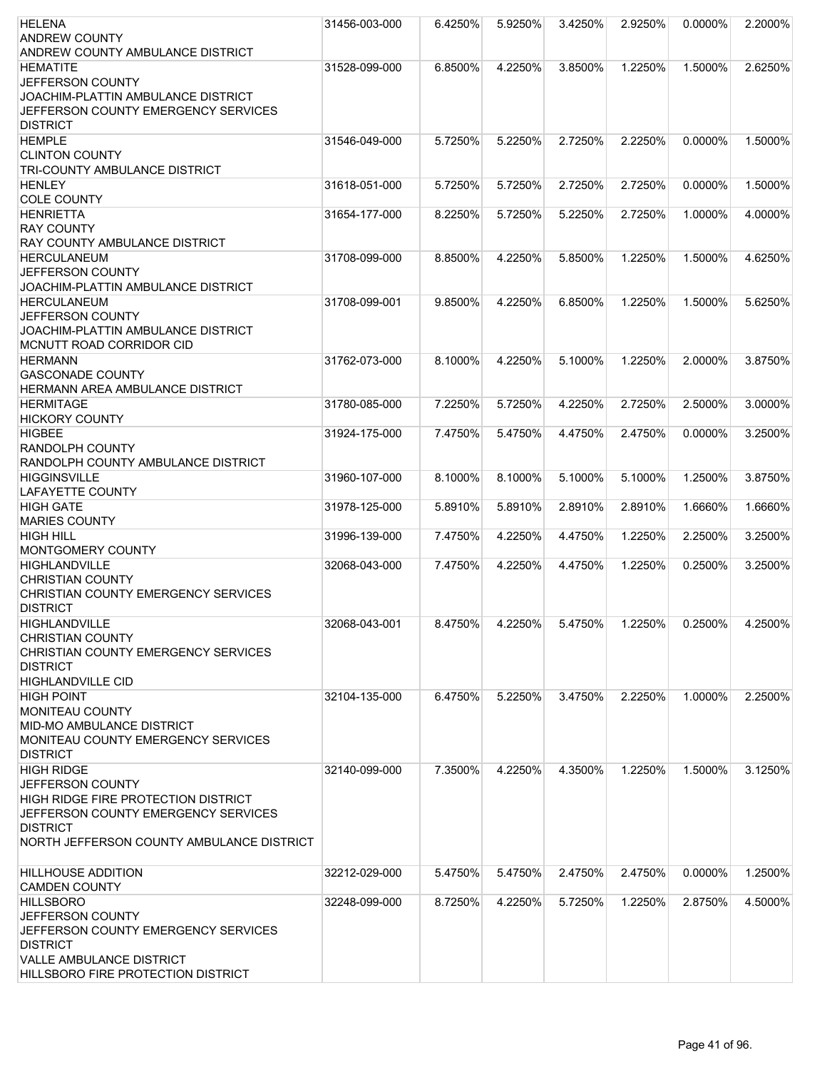| | | | | | | | |
|---|---|---|---|---|---|---|---|
| HELENA<br>ANDREW COUNTY<br>ANDREW COUNTY AMBULANCE DISTRICT | 31456-003-000 | 6.4250% | 5.9250% | 3.4250% | 2.9250% | 0.0000% | 2.2000% |
| HEMATITE<br>JEFFERSON COUNTY<br>JOACHIM-PLATTIN AMBULANCE DISTRICT<br>JEFFERSON COUNTY EMERGENCY SERVICES DISTRICT | 31528-099-000 | 6.8500% | 4.2250% | 3.8500% | 1.2250% | 1.5000% | 2.6250% |
| HEMPLE<br>CLINTON COUNTY<br>TRI-COUNTY AMBULANCE DISTRICT | 31546-049-000 | 5.7250% | 5.2250% | 2.7250% | 2.2250% | 0.0000% | 1.5000% |
| HENLEY<br>COLE COUNTY | 31618-051-000 | 5.7250% | 5.7250% | 2.7250% | 2.7250% | 0.0000% | 1.5000% |
| HENRIETTA<br>RAY COUNTY<br>RAY COUNTY AMBULANCE DISTRICT | 31654-177-000 | 8.2250% | 5.7250% | 5.2250% | 2.7250% | 1.0000% | 4.0000% |
| HERCULANEUM<br>JEFFERSON COUNTY<br>JOACHIM-PLATTIN AMBULANCE DISTRICT | 31708-099-000 | 8.8500% | 4.2250% | 5.8500% | 1.2250% | 1.5000% | 4.6250% |
| HERCULANEUM<br>JEFFERSON COUNTY<br>JOACHIM-PLATTIN AMBULANCE DISTRICT<br>MCNUTT ROAD CORRIDOR CID | 31708-099-001 | 9.8500% | 4.2250% | 6.8500% | 1.2250% | 1.5000% | 5.6250% |
| HERMANN<br>GASCONADE COUNTY<br>HERMANN AREA AMBULANCE DISTRICT | 31762-073-000 | 8.1000% | 4.2250% | 5.1000% | 1.2250% | 2.0000% | 3.8750% |
| HERMITAGE<br>HICKORY COUNTY | 31780-085-000 | 7.2250% | 5.7250% | 4.2250% | 2.7250% | 2.5000% | 3.0000% |
| HIGBEE<br>RANDOLPH COUNTY<br>RANDOLPH COUNTY AMBULANCE DISTRICT | 31924-175-000 | 7.4750% | 5.4750% | 4.4750% | 2.4750% | 0.0000% | 3.2500% |
| HIGGINSVILLE<br>LAFAYETTE COUNTY | 31960-107-000 | 8.1000% | 8.1000% | 5.1000% | 5.1000% | 1.2500% | 3.8750% |
| HIGH GATE<br>MARIES COUNTY | 31978-125-000 | 5.8910% | 5.8910% | 2.8910% | 2.8910% | 1.6660% | 1.6660% |
| HIGH HILL<br>MONTGOMERY COUNTY | 31996-139-000 | 7.4750% | 4.2250% | 4.4750% | 1.2250% | 2.2500% | 3.2500% |
| HIGHLANDVILLE<br>CHRISTIAN COUNTY<br>CHRISTIAN COUNTY EMERGENCY SERVICES DISTRICT | 32068-043-000 | 7.4750% | 4.2250% | 4.4750% | 1.2250% | 0.2500% | 3.2500% |
| HIGHLANDVILLE<br>CHRISTIAN COUNTY<br>CHRISTIAN COUNTY EMERGENCY SERVICES DISTRICT<br>HIGHLANDVILLE CID | 32068-043-001 | 8.4750% | 4.2250% | 5.4750% | 1.2250% | 0.2500% | 4.2500% |
| HIGH POINT<br>MONITEAU COUNTY<br>MID-MO AMBULANCE DISTRICT<br>MONITEAU COUNTY EMERGENCY SERVICES DISTRICT | 32104-135-000 | 6.4750% | 5.2250% | 3.4750% | 2.2250% | 1.0000% | 2.2500% |
| HIGH RIDGE<br>JEFFERSON COUNTY<br>HIGH RIDGE FIRE PROTECTION DISTRICT<br>JEFFERSON COUNTY EMERGENCY SERVICES DISTRICT<br>NORTH JEFFERSON COUNTY AMBULANCE DISTRICT | 32140-099-000 | 7.3500% | 4.2250% | 4.3500% | 1.2250% | 1.5000% | 3.1250% |
| HILLHOUSE ADDITION<br>CAMDEN COUNTY | 32212-029-000 | 5.4750% | 5.4750% | 2.4750% | 2.4750% | 0.0000% | 1.2500% |
| HILLSBORO<br>JEFFERSON COUNTY<br>JEFFERSON COUNTY EMERGENCY SERVICES DISTRICT<br>VALLE AMBULANCE DISTRICT<br>HILLSBORO FIRE PROTECTION DISTRICT | 32248-099-000 | 8.7250% | 4.2250% | 5.7250% | 1.2250% | 2.8750% | 4.5000% |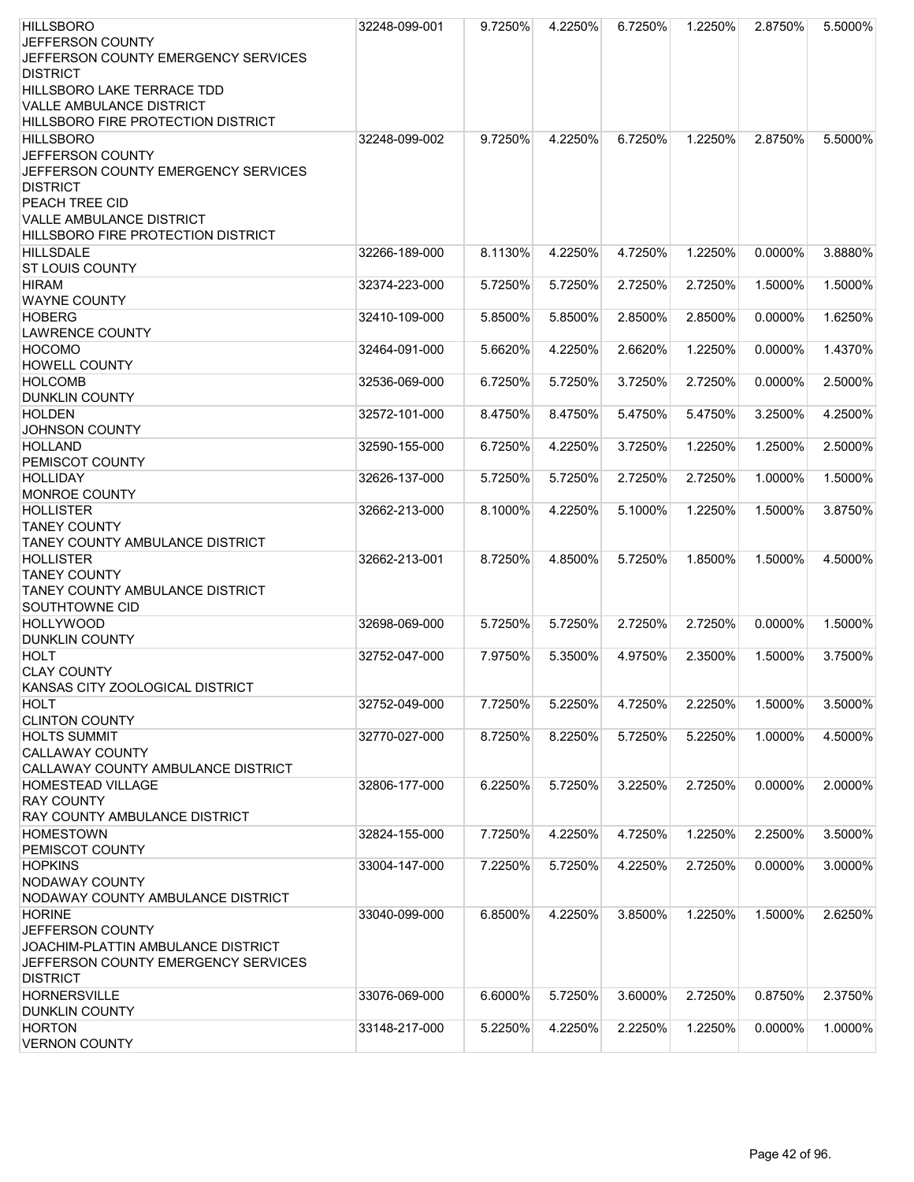| | | | | | | | |
|---|---|---|---|---|---|---|---|
| HILLSBORO<br>JEFFERSON COUNTY<br>JEFFERSON COUNTY EMERGENCY SERVICES DISTRICT<br>HILLSBORO LAKE TERRACE TDD<br>VALLE AMBULANCE DISTRICT<br>HILLSBORO FIRE PROTECTION DISTRICT | 32248-099-001 | 9.7250% | 4.2250% | 6.7250% | 1.2250% | 2.8750% | 5.5000% |
| HILLSBORO<br>JEFFERSON COUNTY<br>JEFFERSON COUNTY EMERGENCY SERVICES DISTRICT<br>PEACH TREE CID<br>VALLE AMBULANCE DISTRICT<br>HILLSBORO FIRE PROTECTION DISTRICT | 32248-099-002 | 9.7250% | 4.2250% | 6.7250% | 1.2250% | 2.8750% | 5.5000% |
| HILLSDALE<br>ST LOUIS COUNTY | 32266-189-000 | 8.1130% | 4.2250% | 4.7250% | 1.2250% | 0.0000% | 3.8880% |
| HIRAM<br>WAYNE COUNTY | 32374-223-000 | 5.7250% | 5.7250% | 2.7250% | 2.7250% | 1.5000% | 1.5000% |
| HOBERG<br>LAWRENCE COUNTY | 32410-109-000 | 5.8500% | 5.8500% | 2.8500% | 2.8500% | 0.0000% | 1.6250% |
| HOCOMO<br>HOWELL COUNTY | 32464-091-000 | 5.6620% | 4.2250% | 2.6620% | 1.2250% | 0.0000% | 1.4370% |
| HOLCOMB<br>DUNKLIN COUNTY | 32536-069-000 | 6.7250% | 5.7250% | 3.7250% | 2.7250% | 0.0000% | 2.5000% |
| HOLDEN<br>JOHNSON COUNTY | 32572-101-000 | 8.4750% | 8.4750% | 5.4750% | 5.4750% | 3.2500% | 4.2500% |
| HOLLAND<br>PEMISCOT COUNTY | 32590-155-000 | 6.7250% | 4.2250% | 3.7250% | 1.2250% | 1.2500% | 2.5000% |
| HOLLIDAY<br>MONROE COUNTY | 32626-137-000 | 5.7250% | 5.7250% | 2.7250% | 2.7250% | 1.0000% | 1.5000% |
| HOLLISTER<br>TANEY COUNTY<br>TANEY COUNTY AMBULANCE DISTRICT | 32662-213-000 | 8.1000% | 4.2250% | 5.1000% | 1.2250% | 1.5000% | 3.8750% |
| HOLLISTER<br>TANEY COUNTY<br>TANEY COUNTY AMBULANCE DISTRICT<br>SOUTHTOWNE CID | 32662-213-001 | 8.7250% | 4.8500% | 5.7250% | 1.8500% | 1.5000% | 4.5000% |
| HOLLYWOOD<br>DUNKLIN COUNTY | 32698-069-000 | 5.7250% | 5.7250% | 2.7250% | 2.7250% | 0.0000% | 1.5000% |
| HOLT<br>CLAY COUNTY<br>KANSAS CITY ZOOLOGICAL DISTRICT | 32752-047-000 | 7.9750% | 5.3500% | 4.9750% | 2.3500% | 1.5000% | 3.7500% |
| HOLT<br>CLINTON COUNTY | 32752-049-000 | 7.7250% | 5.2250% | 4.7250% | 2.2250% | 1.5000% | 3.5000% |
| HOLTS SUMMIT<br>CALLAWAY COUNTY<br>CALLAWAY COUNTY AMBULANCE DISTRICT | 32770-027-000 | 8.7250% | 8.2250% | 5.7250% | 5.2250% | 1.0000% | 4.5000% |
| HOMESTEAD VILLAGE<br>RAY COUNTY<br>RAY COUNTY AMBULANCE DISTRICT | 32806-177-000 | 6.2250% | 5.7250% | 3.2250% | 2.7250% | 0.0000% | 2.0000% |
| HOMESTOWN<br>PEMISCOT COUNTY | 32824-155-000 | 7.7250% | 4.2250% | 4.7250% | 1.2250% | 2.2500% | 3.5000% |
| HOPKINS<br>NODAWAY COUNTY<br>NODAWAY COUNTY AMBULANCE DISTRICT | 33004-147-000 | 7.2250% | 5.7250% | 4.2250% | 2.7250% | 0.0000% | 3.0000% |
| HORINE<br>JEFFERSON COUNTY<br>JOACHIM-PLATTIN AMBULANCE DISTRICT<br>JEFFERSON COUNTY EMERGENCY SERVICES DISTRICT | 33040-099-000 | 6.8500% | 4.2250% | 3.8500% | 1.2250% | 1.5000% | 2.6250% |
| HORNERSVILLE<br>DUNKLIN COUNTY | 33076-069-000 | 6.6000% | 5.7250% | 3.6000% | 2.7250% | 0.8750% | 2.3750% |
| HORTON<br>VERNON COUNTY | 33148-217-000 | 5.2250% | 4.2250% | 2.2250% | 1.2250% | 0.0000% | 1.0000% |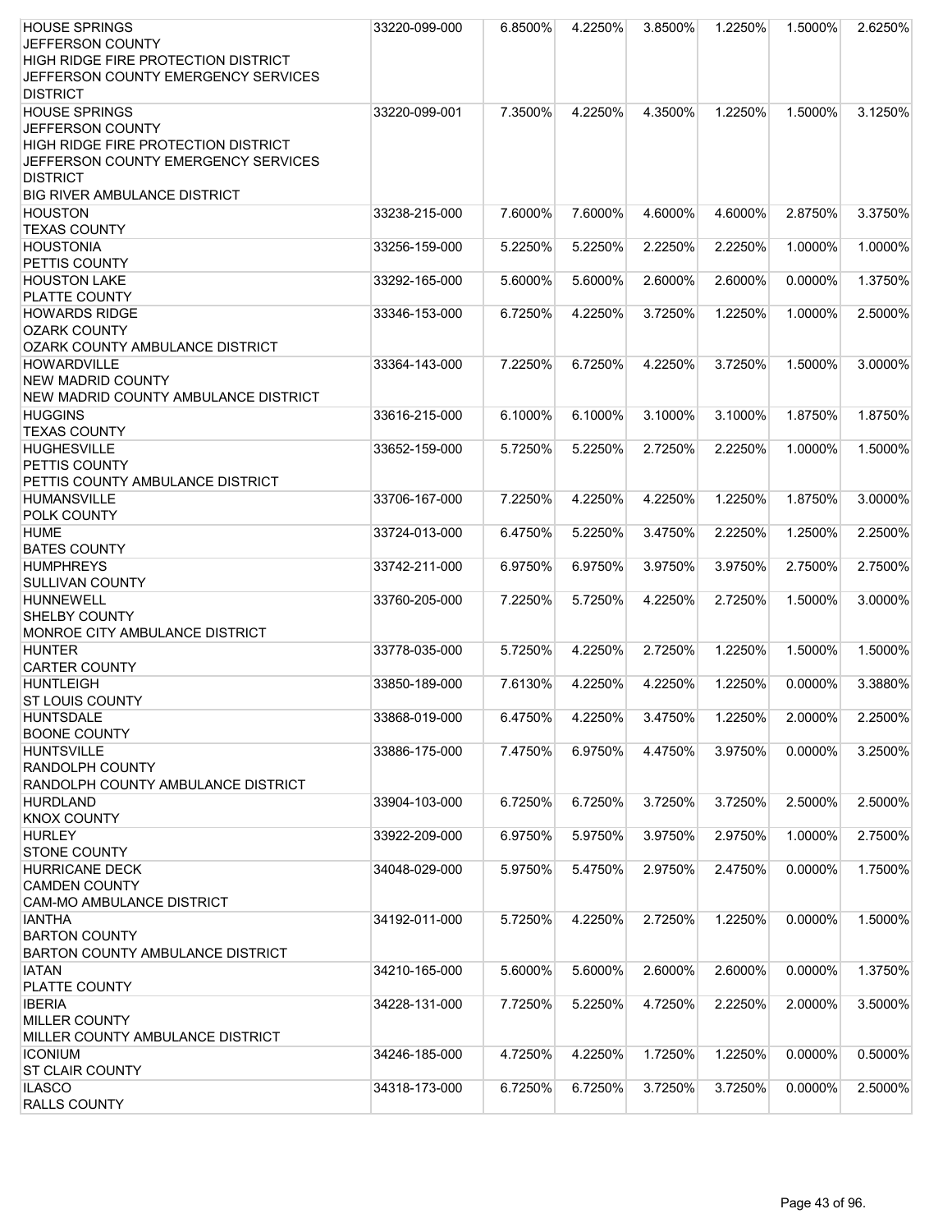| | | | | | | | |
|---|---|---|---|---|---|---|---|
| HOUSE SPRINGS<br>JEFFERSON COUNTY<br>HIGH RIDGE FIRE PROTECTION DISTRICT<br>JEFFERSON COUNTY EMERGENCY SERVICES DISTRICT | 33220-099-000 | 6.8500% | 4.2250% | 3.8500% | 1.2250% | 1.5000% | 2.6250% |
| HOUSE SPRINGS<br>JEFFERSON COUNTY<br>HIGH RIDGE FIRE PROTECTION DISTRICT<br>JEFFERSON COUNTY EMERGENCY SERVICES DISTRICT<br>BIG RIVER AMBULANCE DISTRICT | 33220-099-001 | 7.3500% | 4.2250% | 4.3500% | 1.2250% | 1.5000% | 3.1250% |
| HOUSTON<br>TEXAS COUNTY | 33238-215-000 | 7.6000% | 7.6000% | 4.6000% | 4.6000% | 2.8750% | 3.3750% |
| HOUSTONIA<br>PETTIS COUNTY | 33256-159-000 | 5.2250% | 5.2250% | 2.2250% | 2.2250% | 1.0000% | 1.0000% |
| HOUSTON LAKE<br>PLATTE COUNTY | 33292-165-000 | 5.6000% | 5.6000% | 2.6000% | 2.6000% | 0.0000% | 1.3750% |
| HOWARDS RIDGE<br>OZARK COUNTY<br>OZARK COUNTY AMBULANCE DISTRICT | 33346-153-000 | 6.7250% | 4.2250% | 3.7250% | 1.2250% | 1.0000% | 2.5000% |
| HOWARDVILLE<br>NEW MADRID COUNTY<br>NEW MADRID COUNTY AMBULANCE DISTRICT | 33364-143-000 | 7.2250% | 6.7250% | 4.2250% | 3.7250% | 1.5000% | 3.0000% |
| HUGGINS<br>TEXAS COUNTY | 33616-215-000 | 6.1000% | 6.1000% | 3.1000% | 3.1000% | 1.8750% | 1.8750% |
| HUGHESVILLE<br>PETTIS COUNTY<br>PETTIS COUNTY AMBULANCE DISTRICT | 33652-159-000 | 5.7250% | 5.2250% | 2.7250% | 2.2250% | 1.0000% | 1.5000% |
| HUMANSVILLE<br>POLK COUNTY | 33706-167-000 | 7.2250% | 4.2250% | 4.2250% | 1.2250% | 1.8750% | 3.0000% |
| HUME<br>BATES COUNTY | 33724-013-000 | 6.4750% | 5.2250% | 3.4750% | 2.2250% | 1.2500% | 2.2500% |
| HUMPHREYS<br>SULLIVAN COUNTY | 33742-211-000 | 6.9750% | 6.9750% | 3.9750% | 3.9750% | 2.7500% | 2.7500% |
| HUNNEWELL<br>SHELBY COUNTY<br>MONROE CITY AMBULANCE DISTRICT | 33760-205-000 | 7.2250% | 5.7250% | 4.2250% | 2.7250% | 1.5000% | 3.0000% |
| HUNTER<br>CARTER COUNTY | 33778-035-000 | 5.7250% | 4.2250% | 2.7250% | 1.2250% | 1.5000% | 1.5000% |
| HUNTLEIGH<br>ST LOUIS COUNTY | 33850-189-000 | 7.6130% | 4.2250% | 4.2250% | 1.2250% | 0.0000% | 3.3880% |
| HUNTSDALE<br>BOONE COUNTY | 33868-019-000 | 6.4750% | 4.2250% | 3.4750% | 1.2250% | 2.0000% | 2.2500% |
| HUNTSVILLE<br>RANDOLPH COUNTY<br>RANDOLPH COUNTY AMBULANCE DISTRICT | 33886-175-000 | 7.4750% | 6.9750% | 4.4750% | 3.9750% | 0.0000% | 3.2500% |
| HURDLAND<br>KNOX COUNTY | 33904-103-000 | 6.7250% | 6.7250% | 3.7250% | 3.7250% | 2.5000% | 2.5000% |
| HURLEY<br>STONE COUNTY | 33922-209-000 | 6.9750% | 5.9750% | 3.9750% | 2.9750% | 1.0000% | 2.7500% |
| HURRICANE DECK<br>CAMDEN COUNTY<br>CAM-MO AMBULANCE DISTRICT | 34048-029-000 | 5.9750% | 5.4750% | 2.9750% | 2.4750% | 0.0000% | 1.7500% |
| IANTHA<br>BARTON COUNTY<br>BARTON COUNTY AMBULANCE DISTRICT | 34192-011-000 | 5.7250% | 4.2250% | 2.7250% | 1.2250% | 0.0000% | 1.5000% |
| IATAN<br>PLATTE COUNTY | 34210-165-000 | 5.6000% | 5.6000% | 2.6000% | 2.6000% | 0.0000% | 1.3750% |
| IBERIA<br>MILLER COUNTY<br>MILLER COUNTY AMBULANCE DISTRICT | 34228-131-000 | 7.7250% | 5.2250% | 4.7250% | 2.2250% | 2.0000% | 3.5000% |
| ICONIUM<br>ST CLAIR COUNTY | 34246-185-000 | 4.7250% | 4.2250% | 1.7250% | 1.2250% | 0.0000% | 0.5000% |
| ILASCO<br>RALLS COUNTY | 34318-173-000 | 6.7250% | 6.7250% | 3.7250% | 3.7250% | 0.0000% | 2.5000% |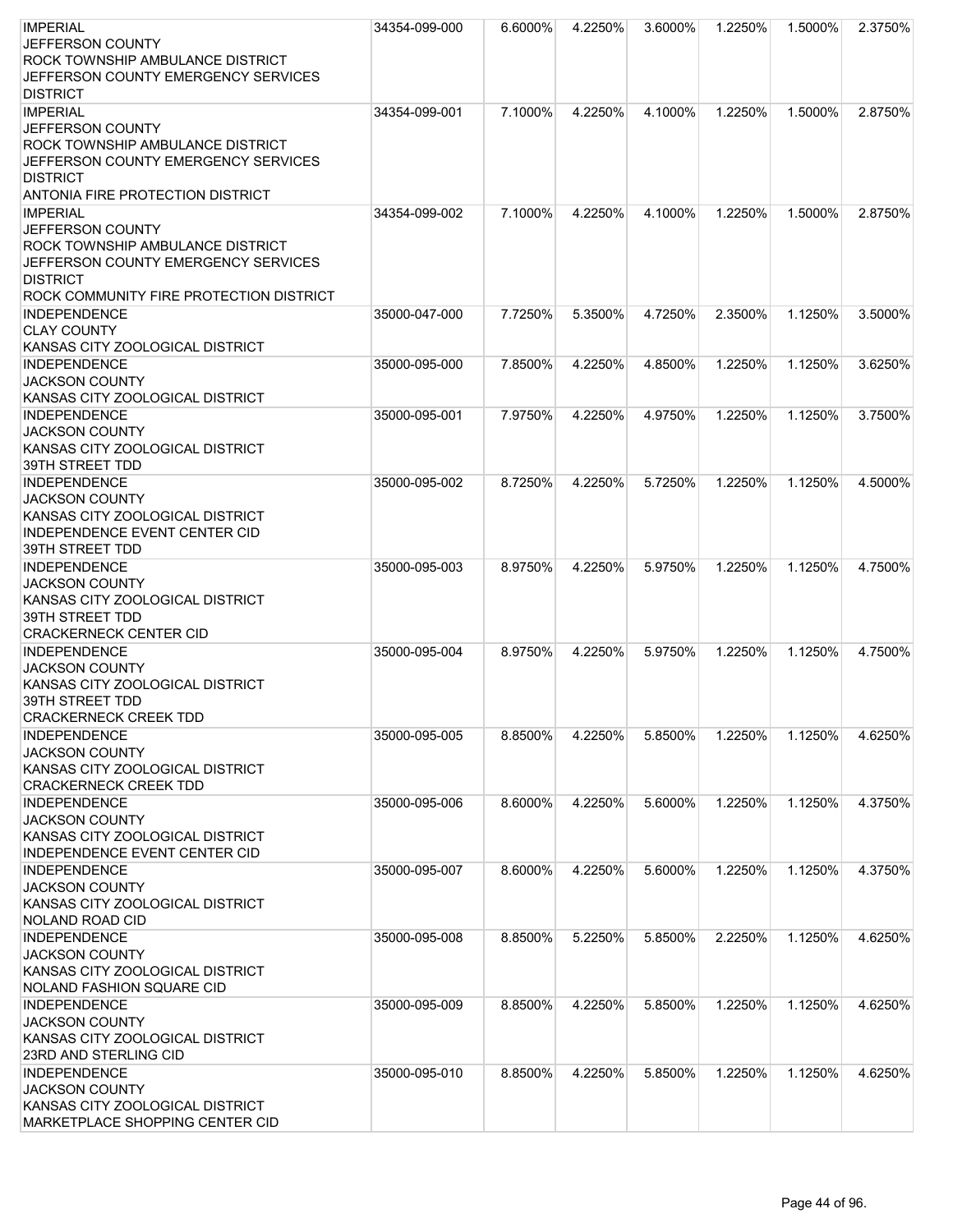| | | | | | | | |
|---|---|---|---|---|---|---|---|
| IMPERIAL<br>JEFFERSON COUNTY<br>ROCK TOWNSHIP AMBULANCE DISTRICT<br>JEFFERSON COUNTY EMERGENCY SERVICES DISTRICT | 34354-099-000 | 6.6000% | 4.2250% | 3.6000% | 1.2250% | 1.5000% | 2.3750% |
| IMPERIAL<br>JEFFERSON COUNTY<br>ROCK TOWNSHIP AMBULANCE DISTRICT<br>JEFFERSON COUNTY EMERGENCY SERVICES DISTRICT<br>ANTONIA FIRE PROTECTION DISTRICT | 34354-099-001 | 7.1000% | 4.2250% | 4.1000% | 1.2250% | 1.5000% | 2.8750% |
| IMPERIAL<br>JEFFERSON COUNTY<br>ROCK TOWNSHIP AMBULANCE DISTRICT<br>JEFFERSON COUNTY EMERGENCY SERVICES DISTRICT<br>ROCK COMMUNITY FIRE PROTECTION DISTRICT | 34354-099-002 | 7.1000% | 4.2250% | 4.1000% | 1.2250% | 1.5000% | 2.8750% |
| INDEPENDENCE<br>CLAY COUNTY<br>KANSAS CITY ZOOLOGICAL DISTRICT | 35000-047-000 | 7.7250% | 5.3500% | 4.7250% | 2.3500% | 1.1250% | 3.5000% |
| INDEPENDENCE<br>JACKSON COUNTY<br>KANSAS CITY ZOOLOGICAL DISTRICT | 35000-095-000 | 7.8500% | 4.2250% | 4.8500% | 1.2250% | 1.1250% | 3.6250% |
| INDEPENDENCE<br>JACKSON COUNTY<br>KANSAS CITY ZOOLOGICAL DISTRICT<br>39TH STREET TDD | 35000-095-001 | 7.9750% | 4.2250% | 4.9750% | 1.2250% | 1.1250% | 3.7500% |
| INDEPENDENCE<br>JACKSON COUNTY<br>KANSAS CITY ZOOLOGICAL DISTRICT<br>INDEPENDENCE EVENT CENTER CID<br>39TH STREET TDD | 35000-095-002 | 8.7250% | 4.2250% | 5.7250% | 1.2250% | 1.1250% | 4.5000% |
| INDEPENDENCE<br>JACKSON COUNTY<br>KANSAS CITY ZOOLOGICAL DISTRICT<br>39TH STREET TDD<br>CRACKERNECK CENTER CID | 35000-095-003 | 8.9750% | 4.2250% | 5.9750% | 1.2250% | 1.1250% | 4.7500% |
| INDEPENDENCE<br>JACKSON COUNTY<br>KANSAS CITY ZOOLOGICAL DISTRICT<br>39TH STREET TDD<br>CRACKERNECK CREEK TDD | 35000-095-004 | 8.9750% | 4.2250% | 5.9750% | 1.2250% | 1.1250% | 4.7500% |
| INDEPENDENCE<br>JACKSON COUNTY<br>KANSAS CITY ZOOLOGICAL DISTRICT<br>CRACKERNECK CREEK TDD | 35000-095-005 | 8.8500% | 4.2250% | 5.8500% | 1.2250% | 1.1250% | 4.6250% |
| INDEPENDENCE<br>JACKSON COUNTY<br>KANSAS CITY ZOOLOGICAL DISTRICT<br>INDEPENDENCE EVENT CENTER CID | 35000-095-006 | 8.6000% | 4.2250% | 5.6000% | 1.2250% | 1.1250% | 4.3750% |
| INDEPENDENCE<br>JACKSON COUNTY<br>KANSAS CITY ZOOLOGICAL DISTRICT<br>NOLAND ROAD CID | 35000-095-007 | 8.6000% | 4.2250% | 5.6000% | 1.2250% | 1.1250% | 4.3750% |
| INDEPENDENCE<br>JACKSON COUNTY<br>KANSAS CITY ZOOLOGICAL DISTRICT<br>NOLAND FASHION SQUARE CID | 35000-095-008 | 8.8500% | 5.2250% | 5.8500% | 2.2250% | 1.1250% | 4.6250% |
| INDEPENDENCE<br>JACKSON COUNTY<br>KANSAS CITY ZOOLOGICAL DISTRICT<br>23RD AND STERLING CID | 35000-095-009 | 8.8500% | 4.2250% | 5.8500% | 1.2250% | 1.1250% | 4.6250% |
| INDEPENDENCE<br>JACKSON COUNTY<br>KANSAS CITY ZOOLOGICAL DISTRICT<br>MARKETPLACE SHOPPING CENTER CID | 35000-095-010 | 8.8500% | 4.2250% | 5.8500% | 1.2250% | 1.1250% | 4.6250% |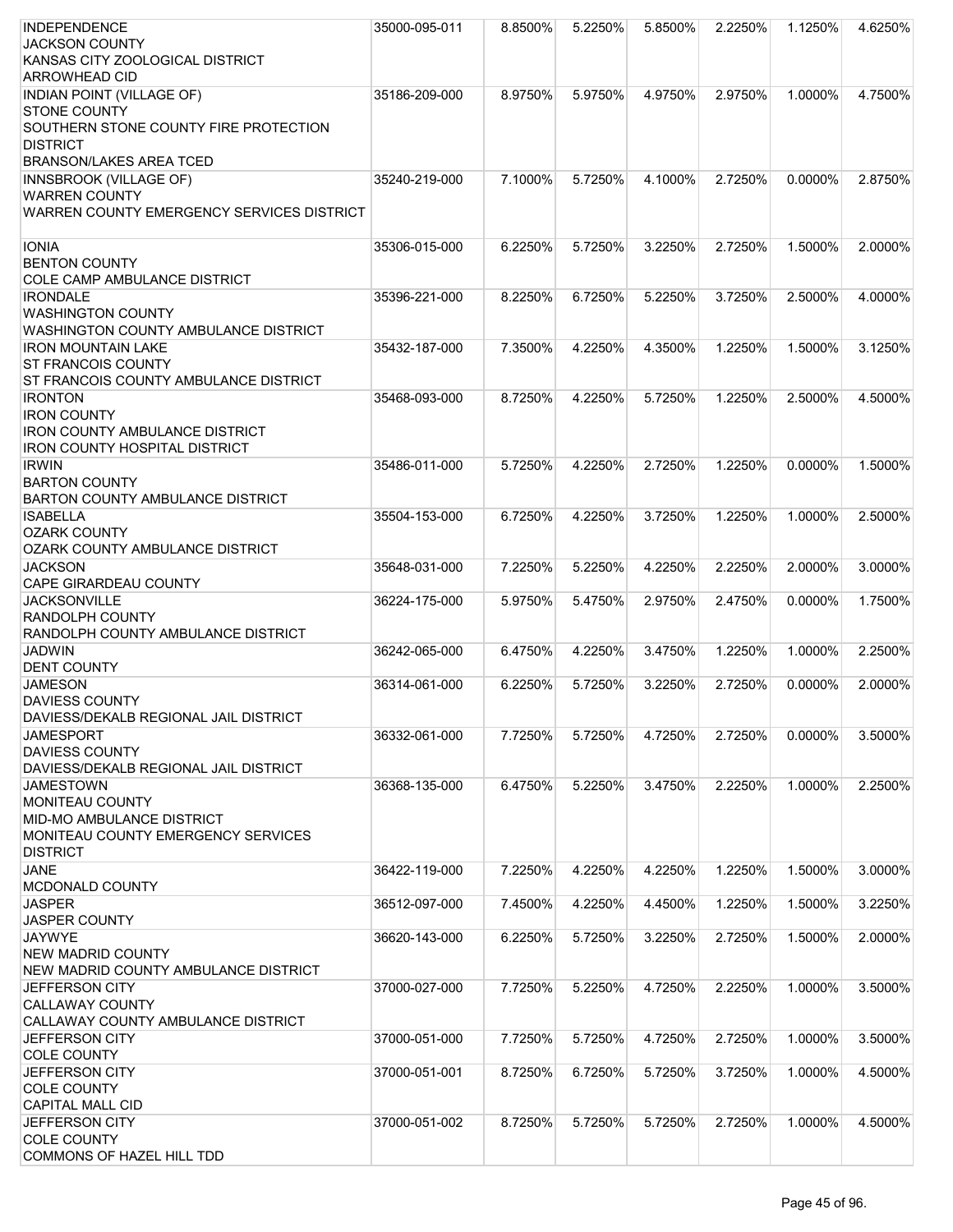| | | | | | | | |
|---|---|---|---|---|---|---|---|
| INDEPENDENCE<br>JACKSON COUNTY<br>KANSAS CITY ZOOLOGICAL DISTRICT<br>ARROWHEAD CID | 35000-095-011 | 8.8500% | 5.2250% | 5.8500% | 2.2250% | 1.1250% | 4.6250% |
| INDIAN POINT (VILLAGE OF)<br>STONE COUNTY<br>SOUTHERN STONE COUNTY FIRE PROTECTION DISTRICT<br>BRANSON/LAKES AREA TCED | 35186-209-000 | 8.9750% | 5.9750% | 4.9750% | 2.9750% | 1.0000% | 4.7500% |
| INNSBROOK (VILLAGE OF)<br>WARREN COUNTY<br>WARREN COUNTY EMERGENCY SERVICES DISTRICT | 35240-219-000 | 7.1000% | 5.7250% | 4.1000% | 2.7250% | 0.0000% | 2.8750% |
| IONIA<br>BENTON COUNTY<br>COLE CAMP AMBULANCE DISTRICT | 35306-015-000 | 6.2250% | 5.7250% | 3.2250% | 2.7250% | 1.5000% | 2.0000% |
| IRONDALE<br>WASHINGTON COUNTY<br>WASHINGTON COUNTY AMBULANCE DISTRICT | 35396-221-000 | 8.2250% | 6.7250% | 5.2250% | 3.7250% | 2.5000% | 4.0000% |
| IRON MOUNTAIN LAKE<br>ST FRANCOIS COUNTY<br>ST FRANCOIS COUNTY AMBULANCE DISTRICT | 35432-187-000 | 7.3500% | 4.2250% | 4.3500% | 1.2250% | 1.5000% | 3.1250% |
| IRONTON<br>IRON COUNTY<br>IRON COUNTY AMBULANCE DISTRICT<br>IRON COUNTY HOSPITAL DISTRICT | 35468-093-000 | 8.7250% | 4.2250% | 5.7250% | 1.2250% | 2.5000% | 4.5000% |
| IRWIN<br>BARTON COUNTY<br>BARTON COUNTY AMBULANCE DISTRICT | 35486-011-000 | 5.7250% | 4.2250% | 2.7250% | 1.2250% | 0.0000% | 1.5000% |
| ISABELLA<br>OZARK COUNTY<br>OZARK COUNTY AMBULANCE DISTRICT | 35504-153-000 | 6.7250% | 4.2250% | 3.7250% | 1.2250% | 1.0000% | 2.5000% |
| JACKSON<br>CAPE GIRARDEAU COUNTY | 35648-031-000 | 7.2250% | 5.2250% | 4.2250% | 2.2250% | 2.0000% | 3.0000% |
| JACKSONVILLE<br>RANDOLPH COUNTY<br>RANDOLPH COUNTY AMBULANCE DISTRICT | 36224-175-000 | 5.9750% | 5.4750% | 2.9750% | 2.4750% | 0.0000% | 1.7500% |
| JADWIN<br>DENT COUNTY | 36242-065-000 | 6.4750% | 4.2250% | 3.4750% | 1.2250% | 1.0000% | 2.2500% |
| JAMESON<br>DAVIESS COUNTY<br>DAVIESS/DEKALB REGIONAL JAIL DISTRICT | 36314-061-000 | 6.2250% | 5.7250% | 3.2250% | 2.7250% | 0.0000% | 2.0000% |
| JAMESPORT<br>DAVIESS COUNTY<br>DAVIESS/DEKALB REGIONAL JAIL DISTRICT | 36332-061-000 | 7.7250% | 5.7250% | 4.7250% | 2.7250% | 0.0000% | 3.5000% |
| JAMESTOWN<br>MONITEAU COUNTY<br>MID-MO AMBULANCE DISTRICT<br>MONITEAU COUNTY EMERGENCY SERVICES DISTRICT | 36368-135-000 | 6.4750% | 5.2250% | 3.4750% | 2.2250% | 1.0000% | 2.2500% |
| JANE<br>MCDONALD COUNTY | 36422-119-000 | 7.2250% | 4.2250% | 4.2250% | 1.2250% | 1.5000% | 3.0000% |
| JASPER<br>JASPER COUNTY | 36512-097-000 | 7.4500% | 4.2250% | 4.4500% | 1.2250% | 1.5000% | 3.2250% |
| JAYWYE<br>NEW MADRID COUNTY<br>NEW MADRID COUNTY AMBULANCE DISTRICT | 36620-143-000 | 6.2250% | 5.7250% | 3.2250% | 2.7250% | 1.5000% | 2.0000% |
| JEFFERSON CITY<br>CALLAWAY COUNTY<br>CALLAWAY COUNTY AMBULANCE DISTRICT | 37000-027-000 | 7.7250% | 5.2250% | 4.7250% | 2.2250% | 1.0000% | 3.5000% |
| JEFFERSON CITY<br>COLE COUNTY | 37000-051-000 | 7.7250% | 5.7250% | 4.7250% | 2.7250% | 1.0000% | 3.5000% |
| JEFFERSON CITY<br>COLE COUNTY<br>CAPITAL MALL CID | 37000-051-001 | 8.7250% | 6.7250% | 5.7250% | 3.7250% | 1.0000% | 4.5000% |
| JEFFERSON CITY<br>COLE COUNTY<br>COMMONS OF HAZEL HILL TDD | 37000-051-002 | 8.7250% | 5.7250% | 5.7250% | 2.7250% | 1.0000% | 4.5000% |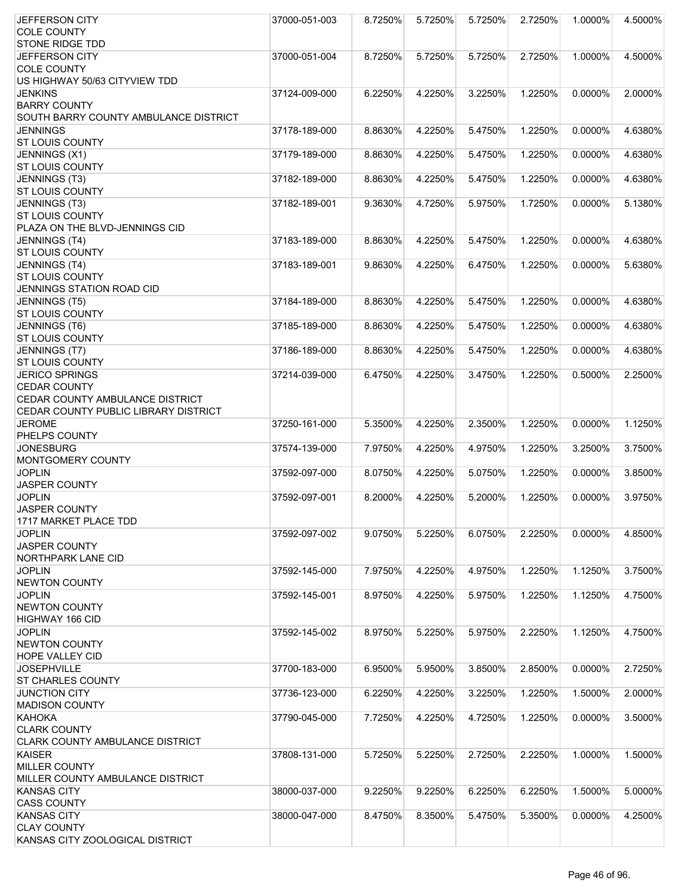| | | | | | | | |
|---|---|---|---|---|---|---|---|
| JEFFERSON CITY<br>COLE COUNTY<br>STONE RIDGE TDD | 37000-051-003 | 8.7250% | 5.7250% | 5.7250% | 2.7250% | 1.0000% | 4.5000% |
| JEFFERSON CITY<br>COLE COUNTY<br>US HIGHWAY 50/63 CITYVIEW TDD | 37000-051-004 | 8.7250% | 5.7250% | 5.7250% | 2.7250% | 1.0000% | 4.5000% |
| JENKINS<br>BARRY COUNTY<br>SOUTH BARRY COUNTY AMBULANCE DISTRICT | 37124-009-000 | 6.2250% | 4.2250% | 3.2250% | 1.2250% | 0.0000% | 2.0000% |
| JENNINGS<br>ST LOUIS COUNTY | 37178-189-000 | 8.8630% | 4.2250% | 5.4750% | 1.2250% | 0.0000% | 4.6380% |
| JENNINGS (X1)<br>ST LOUIS COUNTY | 37179-189-000 | 8.8630% | 4.2250% | 5.4750% | 1.2250% | 0.0000% | 4.6380% |
| JENNINGS (T3)<br>ST LOUIS COUNTY | 37182-189-000 | 8.8630% | 4.2250% | 5.4750% | 1.2250% | 0.0000% | 4.6380% |
| JENNINGS (T3)<br>ST LOUIS COUNTY<br>PLAZA ON THE BLVD-JENNINGS CID | 37182-189-001 | 9.3630% | 4.7250% | 5.9750% | 1.7250% | 0.0000% | 5.1380% |
| JENNINGS (T4)<br>ST LOUIS COUNTY | 37183-189-000 | 8.8630% | 4.2250% | 5.4750% | 1.2250% | 0.0000% | 4.6380% |
| JENNINGS (T4)<br>ST LOUIS COUNTY<br>JENNINGS STATION ROAD CID | 37183-189-001 | 9.8630% | 4.2250% | 6.4750% | 1.2250% | 0.0000% | 5.6380% |
| JENNINGS (T5)<br>ST LOUIS COUNTY | 37184-189-000 | 8.8630% | 4.2250% | 5.4750% | 1.2250% | 0.0000% | 4.6380% |
| JENNINGS (T6)<br>ST LOUIS COUNTY | 37185-189-000 | 8.8630% | 4.2250% | 5.4750% | 1.2250% | 0.0000% | 4.6380% |
| JENNINGS (T7)<br>ST LOUIS COUNTY | 37186-189-000 | 8.8630% | 4.2250% | 5.4750% | 1.2250% | 0.0000% | 4.6380% |
| JERICO SPRINGS<br>CEDAR COUNTY<br>CEDAR COUNTY AMBULANCE DISTRICT<br>CEDAR COUNTY PUBLIC LIBRARY DISTRICT | 37214-039-000 | 6.4750% | 4.2250% | 3.4750% | 1.2250% | 0.5000% | 2.2500% |
| JEROME<br>PHELPS COUNTY | 37250-161-000 | 5.3500% | 4.2250% | 2.3500% | 1.2250% | 0.0000% | 1.1250% |
| JONESBURG<br>MONTGOMERY COUNTY | 37574-139-000 | 7.9750% | 4.2250% | 4.9750% | 1.2250% | 3.2500% | 3.7500% |
| JOPLIN<br>JASPER COUNTY | 37592-097-000 | 8.0750% | 4.2250% | 5.0750% | 1.2250% | 0.0000% | 3.8500% |
| JOPLIN<br>JASPER COUNTY<br>1717 MARKET PLACE TDD | 37592-097-001 | 8.2000% | 4.2250% | 5.2000% | 1.2250% | 0.0000% | 3.9750% |
| JOPLIN<br>JASPER COUNTY<br>NORTHPARK LANE CID | 37592-097-002 | 9.0750% | 5.2250% | 6.0750% | 2.2250% | 0.0000% | 4.8500% |
| JOPLIN<br>NEWTON COUNTY | 37592-145-000 | 7.9750% | 4.2250% | 4.9750% | 1.2250% | 1.1250% | 3.7500% |
| JOPLIN<br>NEWTON COUNTY<br>HIGHWAY 166 CID | 37592-145-001 | 8.9750% | 4.2250% | 5.9750% | 1.2250% | 1.1250% | 4.7500% |
| JOPLIN<br>NEWTON COUNTY<br>HOPE VALLEY CID | 37592-145-002 | 8.9750% | 5.2250% | 5.9750% | 2.2250% | 1.1250% | 4.7500% |
| JOSEPHVILLE<br>ST CHARLES COUNTY | 37700-183-000 | 6.9500% | 5.9500% | 3.8500% | 2.8500% | 0.0000% | 2.7250% |
| JUNCTION CITY<br>MADISON COUNTY | 37736-123-000 | 6.2250% | 4.2250% | 3.2250% | 1.2250% | 1.5000% | 2.0000% |
| KAHOKA<br>CLARK COUNTY<br>CLARK COUNTY AMBULANCE DISTRICT | 37790-045-000 | 7.7250% | 4.2250% | 4.7250% | 1.2250% | 0.0000% | 3.5000% |
| KAISER<br>MILLER COUNTY<br>MILLER COUNTY AMBULANCE DISTRICT | 37808-131-000 | 5.7250% | 5.2250% | 2.7250% | 2.2250% | 1.0000% | 1.5000% |
| KANSAS CITY<br>CASS COUNTY | 38000-037-000 | 9.2250% | 9.2250% | 6.2250% | 6.2250% | 1.5000% | 5.0000% |
| KANSAS CITY<br>CLAY COUNTY<br>KANSAS CITY ZOOLOGICAL DISTRICT | 38000-047-000 | 8.4750% | 8.3500% | 5.4750% | 5.3500% | 0.0000% | 4.2500% |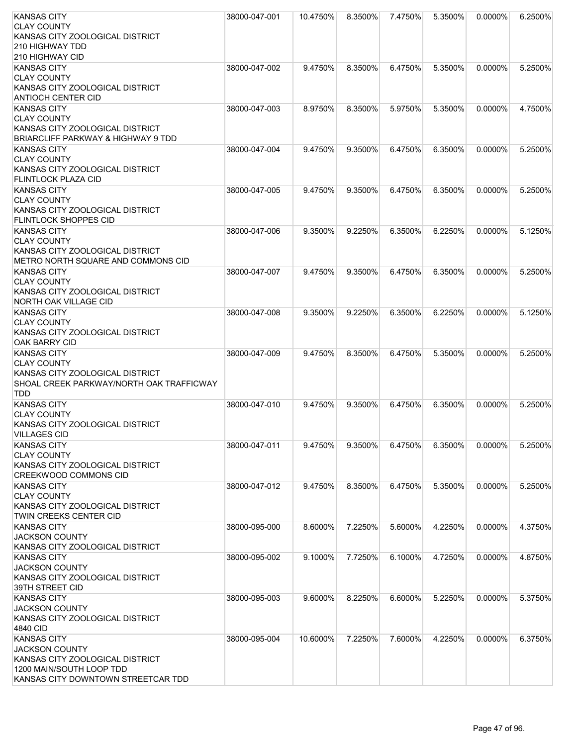| | | | | | | | |
|---|---|---|---|---|---|---|---|
| KANSAS CITY<br>CLAY COUNTY<br>KANSAS CITY ZOOLOGICAL DISTRICT<br>210 HIGHWAY TDD<br>210 HIGHWAY CID | 38000-047-001 | 10.4750% | 8.3500% | 7.4750% | 5.3500% | 0.0000% | 6.2500% |
| KANSAS CITY<br>CLAY COUNTY<br>KANSAS CITY ZOOLOGICAL DISTRICT<br>ANTIOCH CENTER CID | 38000-047-002 | 9.4750% | 8.3500% | 6.4750% | 5.3500% | 0.0000% | 5.2500% |
| KANSAS CITY<br>CLAY COUNTY<br>KANSAS CITY ZOOLOGICAL DISTRICT<br>BRIARCLIFF PARKWAY & HIGHWAY 9 TDD | 38000-047-003 | 8.9750% | 8.3500% | 5.9750% | 5.3500% | 0.0000% | 4.7500% |
| KANSAS CITY<br>CLAY COUNTY<br>KANSAS CITY ZOOLOGICAL DISTRICT<br>FLINTLOCK PLAZA CID | 38000-047-004 | 9.4750% | 9.3500% | 6.4750% | 6.3500% | 0.0000% | 5.2500% |
| KANSAS CITY<br>CLAY COUNTY<br>KANSAS CITY ZOOLOGICAL DISTRICT<br>FLINTLOCK SHOPPES CID | 38000-047-005 | 9.4750% | 9.3500% | 6.4750% | 6.3500% | 0.0000% | 5.2500% |
| KANSAS CITY<br>CLAY COUNTY<br>KANSAS CITY ZOOLOGICAL DISTRICT<br>METRO NORTH SQUARE AND COMMONS CID | 38000-047-006 | 9.3500% | 9.2250% | 6.3500% | 6.2250% | 0.0000% | 5.1250% |
| KANSAS CITY<br>CLAY COUNTY<br>KANSAS CITY ZOOLOGICAL DISTRICT<br>NORTH OAK VILLAGE CID | 38000-047-007 | 9.4750% | 9.3500% | 6.4750% | 6.3500% | 0.0000% | 5.2500% |
| KANSAS CITY<br>CLAY COUNTY<br>KANSAS CITY ZOOLOGICAL DISTRICT<br>OAK BARRY CID | 38000-047-008 | 9.3500% | 9.2250% | 6.3500% | 6.2250% | 0.0000% | 5.1250% |
| KANSAS CITY<br>CLAY COUNTY<br>KANSAS CITY ZOOLOGICAL DISTRICT<br>SHOAL CREEK PARKWAY/NORTH OAK TRAFFICWAY TDD | 38000-047-009 | 9.4750% | 8.3500% | 6.4750% | 5.3500% | 0.0000% | 5.2500% |
| KANSAS CITY<br>CLAY COUNTY<br>KANSAS CITY ZOOLOGICAL DISTRICT<br>VILLAGES CID | 38000-047-010 | 9.4750% | 9.3500% | 6.4750% | 6.3500% | 0.0000% | 5.2500% |
| KANSAS CITY<br>CLAY COUNTY<br>KANSAS CITY ZOOLOGICAL DISTRICT<br>CREEKWOOD COMMONS CID | 38000-047-011 | 9.4750% | 9.3500% | 6.4750% | 6.3500% | 0.0000% | 5.2500% |
| KANSAS CITY<br>CLAY COUNTY<br>KANSAS CITY ZOOLOGICAL DISTRICT<br>TWIN CREEKS CENTER CID | 38000-047-012 | 9.4750% | 8.3500% | 6.4750% | 5.3500% | 0.0000% | 5.2500% |
| KANSAS CITY<br>JACKSON COUNTY<br>KANSAS CITY ZOOLOGICAL DISTRICT | 38000-095-000 | 8.6000% | 7.2250% | 5.6000% | 4.2250% | 0.0000% | 4.3750% |
| KANSAS CITY<br>JACKSON COUNTY<br>KANSAS CITY ZOOLOGICAL DISTRICT<br>39TH STREET CID | 38000-095-002 | 9.1000% | 7.7250% | 6.1000% | 4.7250% | 0.0000% | 4.8750% |
| KANSAS CITY<br>JACKSON COUNTY<br>KANSAS CITY ZOOLOGICAL DISTRICT<br>4840 CID | 38000-095-003 | 9.6000% | 8.2250% | 6.6000% | 5.2250% | 0.0000% | 5.3750% |
| KANSAS CITY<br>JACKSON COUNTY<br>KANSAS CITY ZOOLOGICAL DISTRICT<br>1200 MAIN/SOUTH LOOP TDD<br>KANSAS CITY DOWNTOWN STREETCAR TDD | 38000-095-004 | 10.6000% | 7.2250% | 7.6000% | 4.2250% | 0.0000% | 6.3750% |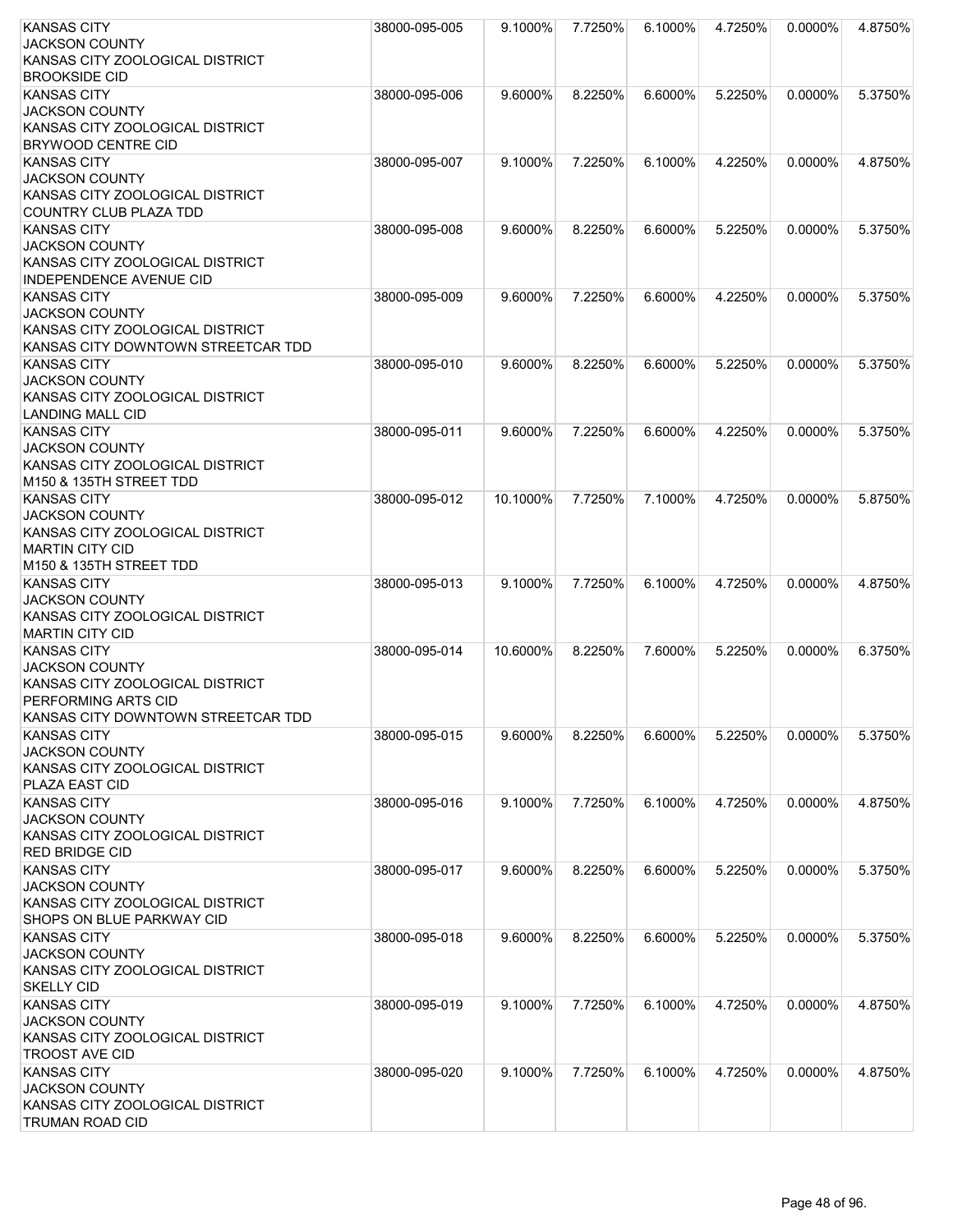| | | | | | | | |
|---|---|---|---|---|---|---|---|
| KANSAS CITY<br>JACKSON COUNTY<br>KANSAS CITY ZOOLOGICAL DISTRICT<br>BROOKSIDE CID | 38000-095-005 | 9.1000% | 7.7250% | 6.1000% | 4.7250% | 0.0000% | 4.8750% |
| KANSAS CITY<br>JACKSON COUNTY<br>KANSAS CITY ZOOLOGICAL DISTRICT<br>BRYWOOD CENTRE CID | 38000-095-006 | 9.6000% | 8.2250% | 6.6000% | 5.2250% | 0.0000% | 5.3750% |
| KANSAS CITY<br>JACKSON COUNTY<br>KANSAS CITY ZOOLOGICAL DISTRICT<br>COUNTRY CLUB PLAZA TDD | 38000-095-007 | 9.1000% | 7.2250% | 6.1000% | 4.2250% | 0.0000% | 4.8750% |
| KANSAS CITY<br>JACKSON COUNTY<br>KANSAS CITY ZOOLOGICAL DISTRICT<br>INDEPENDENCE AVENUE CID | 38000-095-008 | 9.6000% | 8.2250% | 6.6000% | 5.2250% | 0.0000% | 5.3750% |
| KANSAS CITY<br>JACKSON COUNTY<br>KANSAS CITY ZOOLOGICAL DISTRICT<br>KANSAS CITY DOWNTOWN STREETCAR TDD | 38000-095-009 | 9.6000% | 7.2250% | 6.6000% | 4.2250% | 0.0000% | 5.3750% |
| KANSAS CITY<br>JACKSON COUNTY<br>KANSAS CITY ZOOLOGICAL DISTRICT<br>LANDING MALL CID | 38000-095-010 | 9.6000% | 8.2250% | 6.6000% | 5.2250% | 0.0000% | 5.3750% |
| KANSAS CITY<br>JACKSON COUNTY<br>KANSAS CITY ZOOLOGICAL DISTRICT<br>M150 & 135TH STREET TDD | 38000-095-011 | 9.6000% | 7.2250% | 6.6000% | 4.2250% | 0.0000% | 5.3750% |
| KANSAS CITY<br>JACKSON COUNTY<br>KANSAS CITY ZOOLOGICAL DISTRICT<br>MARTIN CITY CID<br>M150 & 135TH STREET TDD | 38000-095-012 | 10.1000% | 7.7250% | 7.1000% | 4.7250% | 0.0000% | 5.8750% |
| KANSAS CITY<br>JACKSON COUNTY<br>KANSAS CITY ZOOLOGICAL DISTRICT<br>MARTIN CITY CID | 38000-095-013 | 9.1000% | 7.7250% | 6.1000% | 4.7250% | 0.0000% | 4.8750% |
| KANSAS CITY<br>JACKSON COUNTY<br>KANSAS CITY ZOOLOGICAL DISTRICT<br>PERFORMING ARTS CID<br>KANSAS CITY DOWNTOWN STREETCAR TDD | 38000-095-014 | 10.6000% | 8.2250% | 7.6000% | 5.2250% | 0.0000% | 6.3750% |
| KANSAS CITY<br>JACKSON COUNTY<br>KANSAS CITY ZOOLOGICAL DISTRICT<br>PLAZA EAST CID | 38000-095-015 | 9.6000% | 8.2250% | 6.6000% | 5.2250% | 0.0000% | 5.3750% |
| KANSAS CITY<br>JACKSON COUNTY<br>KANSAS CITY ZOOLOGICAL DISTRICT<br>RED BRIDGE CID | 38000-095-016 | 9.1000% | 7.7250% | 6.1000% | 4.7250% | 0.0000% | 4.8750% |
| KANSAS CITY<br>JACKSON COUNTY<br>KANSAS CITY ZOOLOGICAL DISTRICT<br>SHOPS ON BLUE PARKWAY CID | 38000-095-017 | 9.6000% | 8.2250% | 6.6000% | 5.2250% | 0.0000% | 5.3750% |
| KANSAS CITY<br>JACKSON COUNTY<br>KANSAS CITY ZOOLOGICAL DISTRICT<br>SKELLY CID | 38000-095-018 | 9.6000% | 8.2250% | 6.6000% | 5.2250% | 0.0000% | 5.3750% |
| KANSAS CITY<br>JACKSON COUNTY<br>KANSAS CITY ZOOLOGICAL DISTRICT<br>TROOST AVE CID | 38000-095-019 | 9.1000% | 7.7250% | 6.1000% | 4.7250% | 0.0000% | 4.8750% |
| KANSAS CITY<br>JACKSON COUNTY<br>KANSAS CITY ZOOLOGICAL DISTRICT<br>TRUMAN ROAD CID | 38000-095-020 | 9.1000% | 7.7250% | 6.1000% | 4.7250% | 0.0000% | 4.8750% |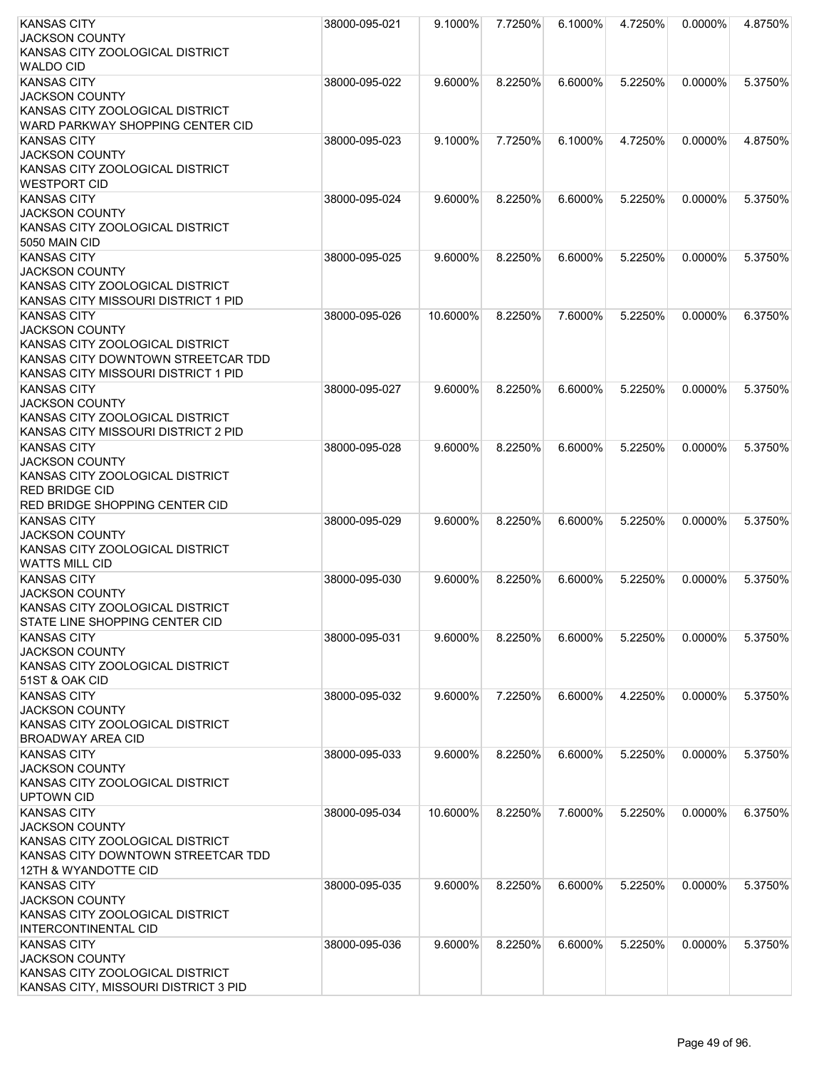| | | | | | | | |
|---|---|---|---|---|---|---|---|
| KANSAS CITY<br>JACKSON COUNTY<br>KANSAS CITY ZOOLOGICAL DISTRICT<br>WALDO CID | 38000-095-021 | 9.1000% | 7.7250% | 6.1000% | 4.7250% | 0.0000% | 4.8750% |
| KANSAS CITY<br>JACKSON COUNTY<br>KANSAS CITY ZOOLOGICAL DISTRICT<br>WARD PARKWAY SHOPPING CENTER CID | 38000-095-022 | 9.6000% | 8.2250% | 6.6000% | 5.2250% | 0.0000% | 5.3750% |
| KANSAS CITY<br>JACKSON COUNTY<br>KANSAS CITY ZOOLOGICAL DISTRICT<br>WESTPORT CID | 38000-095-023 | 9.1000% | 7.7250% | 6.1000% | 4.7250% | 0.0000% | 4.8750% |
| KANSAS CITY<br>JACKSON COUNTY<br>KANSAS CITY ZOOLOGICAL DISTRICT<br>5050 MAIN CID | 38000-095-024 | 9.6000% | 8.2250% | 6.6000% | 5.2250% | 0.0000% | 5.3750% |
| KANSAS CITY<br>JACKSON COUNTY<br>KANSAS CITY ZOOLOGICAL DISTRICT<br>KANSAS CITY MISSOURI DISTRICT 1 PID | 38000-095-025 | 9.6000% | 8.2250% | 6.6000% | 5.2250% | 0.0000% | 5.3750% |
| KANSAS CITY<br>JACKSON COUNTY<br>KANSAS CITY ZOOLOGICAL DISTRICT<br>KANSAS CITY DOWNTOWN STREETCAR TDD<br>KANSAS CITY MISSOURI DISTRICT 1 PID | 38000-095-026 | 10.6000% | 8.2250% | 7.6000% | 5.2250% | 0.0000% | 6.3750% |
| KANSAS CITY<br>JACKSON COUNTY<br>KANSAS CITY ZOOLOGICAL DISTRICT<br>KANSAS CITY MISSOURI DISTRICT 2 PID | 38000-095-027 | 9.6000% | 8.2250% | 6.6000% | 5.2250% | 0.0000% | 5.3750% |
| KANSAS CITY<br>JACKSON COUNTY<br>KANSAS CITY ZOOLOGICAL DISTRICT<br>RED BRIDGE CID<br>RED BRIDGE SHOPPING CENTER CID | 38000-095-028 | 9.6000% | 8.2250% | 6.6000% | 5.2250% | 0.0000% | 5.3750% |
| KANSAS CITY<br>JACKSON COUNTY<br>KANSAS CITY ZOOLOGICAL DISTRICT<br>WATTS MILL CID | 38000-095-029 | 9.6000% | 8.2250% | 6.6000% | 5.2250% | 0.0000% | 5.3750% |
| KANSAS CITY<br>JACKSON COUNTY<br>KANSAS CITY ZOOLOGICAL DISTRICT<br>STATE LINE SHOPPING CENTER CID | 38000-095-030 | 9.6000% | 8.2250% | 6.6000% | 5.2250% | 0.0000% | 5.3750% |
| KANSAS CITY<br>JACKSON COUNTY<br>KANSAS CITY ZOOLOGICAL DISTRICT<br>51ST & OAK CID | 38000-095-031 | 9.6000% | 8.2250% | 6.6000% | 5.2250% | 0.0000% | 5.3750% |
| KANSAS CITY<br>JACKSON COUNTY<br>KANSAS CITY ZOOLOGICAL DISTRICT<br>BROADWAY AREA CID | 38000-095-032 | 9.6000% | 7.2250% | 6.6000% | 4.2250% | 0.0000% | 5.3750% |
| KANSAS CITY<br>JACKSON COUNTY<br>KANSAS CITY ZOOLOGICAL DISTRICT<br>UPTOWN CID | 38000-095-033 | 9.6000% | 8.2250% | 6.6000% | 5.2250% | 0.0000% | 5.3750% |
| KANSAS CITY<br>JACKSON COUNTY<br>KANSAS CITY ZOOLOGICAL DISTRICT<br>KANSAS CITY DOWNTOWN STREETCAR TDD<br>12TH & WYANDOTTE CID | 38000-095-034 | 10.6000% | 8.2250% | 7.6000% | 5.2250% | 0.0000% | 6.3750% |
| KANSAS CITY<br>JACKSON COUNTY<br>KANSAS CITY ZOOLOGICAL DISTRICT<br>INTERCONTINENTAL CID | 38000-095-035 | 9.6000% | 8.2250% | 6.6000% | 5.2250% | 0.0000% | 5.3750% |
| KANSAS CITY<br>JACKSON COUNTY<br>KANSAS CITY ZOOLOGICAL DISTRICT<br>KANSAS CITY, MISSOURI DISTRICT 3 PID | 38000-095-036 | 9.6000% | 8.2250% | 6.6000% | 5.2250% | 0.0000% | 5.3750% |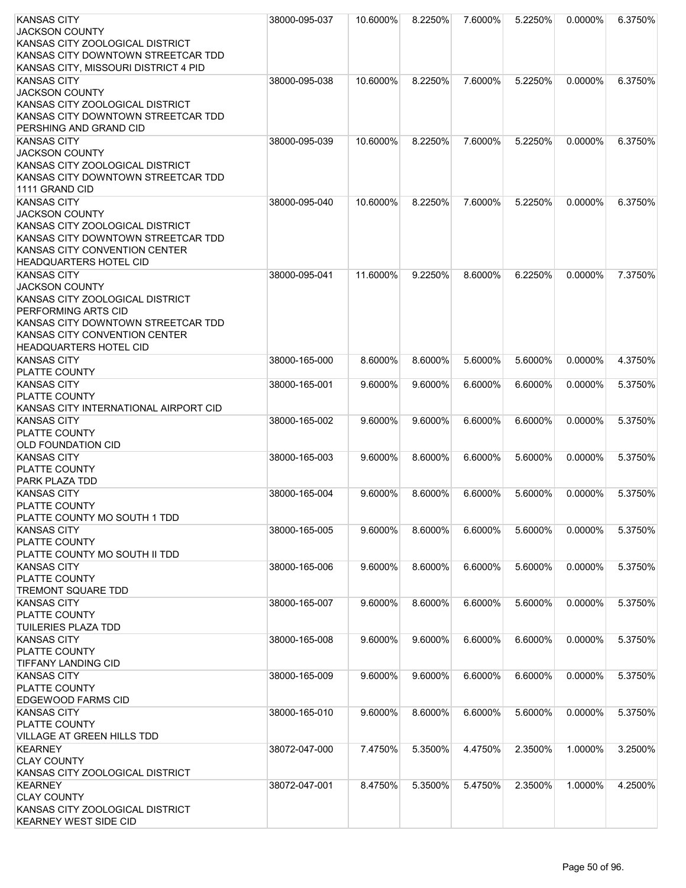| | | | | | | | |
|---|---|---|---|---|---|---|---|
| KANSAS CITY<br>JACKSON COUNTY<br>KANSAS CITY ZOOLOGICAL DISTRICT<br>KANSAS CITY DOWNTOWN STREETCAR TDD<br>KANSAS CITY, MISSOURI DISTRICT 4 PID | 38000-095-037 | 10.6000% | 8.2250% | 7.6000% | 5.2250% | 0.0000% | 6.3750% |
| KANSAS CITY<br>JACKSON COUNTY<br>KANSAS CITY ZOOLOGICAL DISTRICT<br>KANSAS CITY DOWNTOWN STREETCAR TDD<br>PERSHING AND GRAND CID | 38000-095-038 | 10.6000% | 8.2250% | 7.6000% | 5.2250% | 0.0000% | 6.3750% |
| KANSAS CITY<br>JACKSON COUNTY<br>KANSAS CITY ZOOLOGICAL DISTRICT<br>KANSAS CITY DOWNTOWN STREETCAR TDD<br>1111 GRAND CID | 38000-095-039 | 10.6000% | 8.2250% | 7.6000% | 5.2250% | 0.0000% | 6.3750% |
| KANSAS CITY<br>JACKSON COUNTY<br>KANSAS CITY ZOOLOGICAL DISTRICT<br>KANSAS CITY DOWNTOWN STREETCAR TDD<br>KANSAS CITY CONVENTION CENTER<br>HEADQUARTERS HOTEL CID | 38000-095-040 | 10.6000% | 8.2250% | 7.6000% | 5.2250% | 0.0000% | 6.3750% |
| KANSAS CITY<br>JACKSON COUNTY<br>KANSAS CITY ZOOLOGICAL DISTRICT<br>PERFORMING ARTS CID<br>KANSAS CITY DOWNTOWN STREETCAR TDD<br>KANSAS CITY CONVENTION CENTER<br>HEADQUARTERS HOTEL CID | 38000-095-041 | 11.6000% | 9.2250% | 8.6000% | 6.2250% | 0.0000% | 7.3750% |
| KANSAS CITY<br>PLATTE COUNTY | 38000-165-000 | 8.6000% | 8.6000% | 5.6000% | 5.6000% | 0.0000% | 4.3750% |
| KANSAS CITY<br>PLATTE COUNTY<br>KANSAS CITY INTERNATIONAL AIRPORT CID | 38000-165-001 | 9.6000% | 9.6000% | 6.6000% | 6.6000% | 0.0000% | 5.3750% |
| KANSAS CITY<br>PLATTE COUNTY<br>OLD FOUNDATION CID | 38000-165-002 | 9.6000% | 9.6000% | 6.6000% | 6.6000% | 0.0000% | 5.3750% |
| KANSAS CITY<br>PLATTE COUNTY<br>PARK PLAZA TDD | 38000-165-003 | 9.6000% | 8.6000% | 6.6000% | 5.6000% | 0.0000% | 5.3750% |
| KANSAS CITY<br>PLATTE COUNTY<br>PLATTE COUNTY MO SOUTH 1 TDD | 38000-165-004 | 9.6000% | 8.6000% | 6.6000% | 5.6000% | 0.0000% | 5.3750% |
| KANSAS CITY<br>PLATTE COUNTY<br>PLATTE COUNTY MO SOUTH II TDD | 38000-165-005 | 9.6000% | 8.6000% | 6.6000% | 5.6000% | 0.0000% | 5.3750% |
| KANSAS CITY<br>PLATTE COUNTY<br>TREMONT SQUARE TDD | 38000-165-006 | 9.6000% | 8.6000% | 6.6000% | 5.6000% | 0.0000% | 5.3750% |
| KANSAS CITY<br>PLATTE COUNTY<br>TUILERIES PLAZA TDD | 38000-165-007 | 9.6000% | 8.6000% | 6.6000% | 5.6000% | 0.0000% | 5.3750% |
| KANSAS CITY<br>PLATTE COUNTY<br>TIFFANY LANDING CID | 38000-165-008 | 9.6000% | 9.6000% | 6.6000% | 6.6000% | 0.0000% | 5.3750% |
| KANSAS CITY<br>PLATTE COUNTY<br>EDGEWOOD FARMS CID | 38000-165-009 | 9.6000% | 9.6000% | 6.6000% | 6.6000% | 0.0000% | 5.3750% |
| KANSAS CITY<br>PLATTE COUNTY<br>VILLAGE AT GREEN HILLS TDD | 38000-165-010 | 9.6000% | 8.6000% | 6.6000% | 5.6000% | 0.0000% | 5.3750% |
| KEARNEY<br>CLAY COUNTY<br>KANSAS CITY ZOOLOGICAL DISTRICT | 38072-047-000 | 7.4750% | 5.3500% | 4.4750% | 2.3500% | 1.0000% | 3.2500% |
| KEARNEY<br>CLAY COUNTY<br>KANSAS CITY ZOOLOGICAL DISTRICT<br>KEARNEY WEST SIDE CID | 38072-047-001 | 8.4750% | 5.3500% | 5.4750% | 2.3500% | 1.0000% | 4.2500% |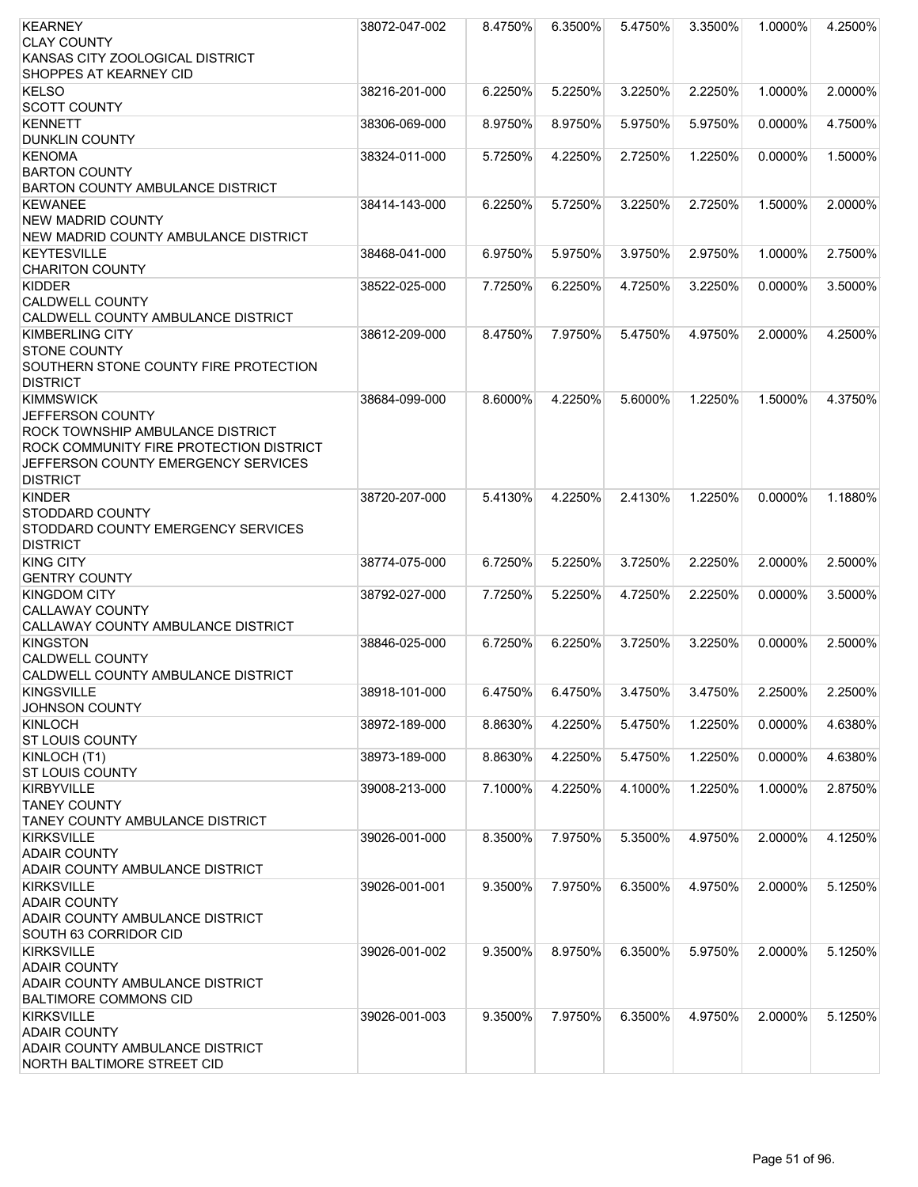| | | | | | | | |
|---|---|---|---|---|---|---|---|
| KEARNEY<br>CLAY COUNTY<br>KANSAS CITY ZOOLOGICAL DISTRICT<br>SHOPPES AT KEARNEY CID | 38072-047-002 | 8.4750% | 6.3500% | 5.4750% | 3.3500% | 1.0000% | 4.2500% |
| KELSO<br>SCOTT COUNTY | 38216-201-000 | 6.2250% | 5.2250% | 3.2250% | 2.2250% | 1.0000% | 2.0000% |
| KENNETT<br>DUNKLIN COUNTY | 38306-069-000 | 8.9750% | 8.9750% | 5.9750% | 5.9750% | 0.0000% | 4.7500% |
| KENOMA<br>BARTON COUNTY<br>BARTON COUNTY AMBULANCE DISTRICT | 38324-011-000 | 5.7250% | 4.2250% | 2.7250% | 1.2250% | 0.0000% | 1.5000% |
| KEWANEE<br>NEW MADRID COUNTY<br>NEW MADRID COUNTY AMBULANCE DISTRICT | 38414-143-000 | 6.2250% | 5.7250% | 3.2250% | 2.7250% | 1.5000% | 2.0000% |
| KEYTESVILLE<br>CHARITON COUNTY | 38468-041-000 | 6.9750% | 5.9750% | 3.9750% | 2.9750% | 1.0000% | 2.7500% |
| KIDDER<br>CALDWELL COUNTY<br>CALDWELL COUNTY AMBULANCE DISTRICT | 38522-025-000 | 7.7250% | 6.2250% | 4.7250% | 3.2250% | 0.0000% | 3.5000% |
| KIMBERLING CITY<br>STONE COUNTY<br>SOUTHERN STONE COUNTY FIRE PROTECTION DISTRICT | 38612-209-000 | 8.4750% | 7.9750% | 5.4750% | 4.9750% | 2.0000% | 4.2500% |
| KIMMSWICK<br>JEFFERSON COUNTY<br>ROCK TOWNSHIP AMBULANCE DISTRICT<br>ROCK COMMUNITY FIRE PROTECTION DISTRICT<br>JEFFERSON COUNTY EMERGENCY SERVICES DISTRICT | 38684-099-000 | 8.6000% | 4.2250% | 5.6000% | 1.2250% | 1.5000% | 4.3750% |
| KINDER<br>STODDARD COUNTY<br>STODDARD COUNTY EMERGENCY SERVICES DISTRICT | 38720-207-000 | 5.4130% | 4.2250% | 2.4130% | 1.2250% | 0.0000% | 1.1880% |
| KING CITY<br>GENTRY COUNTY | 38774-075-000 | 6.7250% | 5.2250% | 3.7250% | 2.2250% | 2.0000% | 2.5000% |
| KINGDOM CITY<br>CALLAWAY COUNTY<br>CALLAWAY COUNTY AMBULANCE DISTRICT | 38792-027-000 | 7.7250% | 5.2250% | 4.7250% | 2.2250% | 0.0000% | 3.5000% |
| KINGSTON<br>CALDWELL COUNTY<br>CALDWELL COUNTY AMBULANCE DISTRICT | 38846-025-000 | 6.7250% | 6.2250% | 3.7250% | 3.2250% | 0.0000% | 2.5000% |
| KINGSVILLE<br>JOHNSON COUNTY | 38918-101-000 | 6.4750% | 6.4750% | 3.4750% | 3.4750% | 2.2500% | 2.2500% |
| KINLOCH<br>ST LOUIS COUNTY | 38972-189-000 | 8.8630% | 4.2250% | 5.4750% | 1.2250% | 0.0000% | 4.6380% |
| KINLOCH (T1)<br>ST LOUIS COUNTY | 38973-189-000 | 8.8630% | 4.2250% | 5.4750% | 1.2250% | 0.0000% | 4.6380% |
| KIRBYVILLE<br>TANEY COUNTY<br>TANEY COUNTY AMBULANCE DISTRICT | 39008-213-000 | 7.1000% | 4.2250% | 4.1000% | 1.2250% | 1.0000% | 2.8750% |
| KIRKSVILLE<br>ADAIR COUNTY<br>ADAIR COUNTY AMBULANCE DISTRICT | 39026-001-000 | 8.3500% | 7.9750% | 5.3500% | 4.9750% | 2.0000% | 4.1250% |
| KIRKSVILLE<br>ADAIR COUNTY<br>ADAIR COUNTY AMBULANCE DISTRICT<br>SOUTH 63 CORRIDOR CID | 39026-001-001 | 9.3500% | 7.9750% | 6.3500% | 4.9750% | 2.0000% | 5.1250% |
| KIRKSVILLE<br>ADAIR COUNTY<br>ADAIR COUNTY AMBULANCE DISTRICT<br>BALTIMORE COMMONS CID | 39026-001-002 | 9.3500% | 8.9750% | 6.3500% | 5.9750% | 2.0000% | 5.1250% |
| KIRKSVILLE<br>ADAIR COUNTY<br>ADAIR COUNTY AMBULANCE DISTRICT<br>NORTH BALTIMORE STREET CID | 39026-001-003 | 9.3500% | 7.9750% | 6.3500% | 4.9750% | 2.0000% | 5.1250% |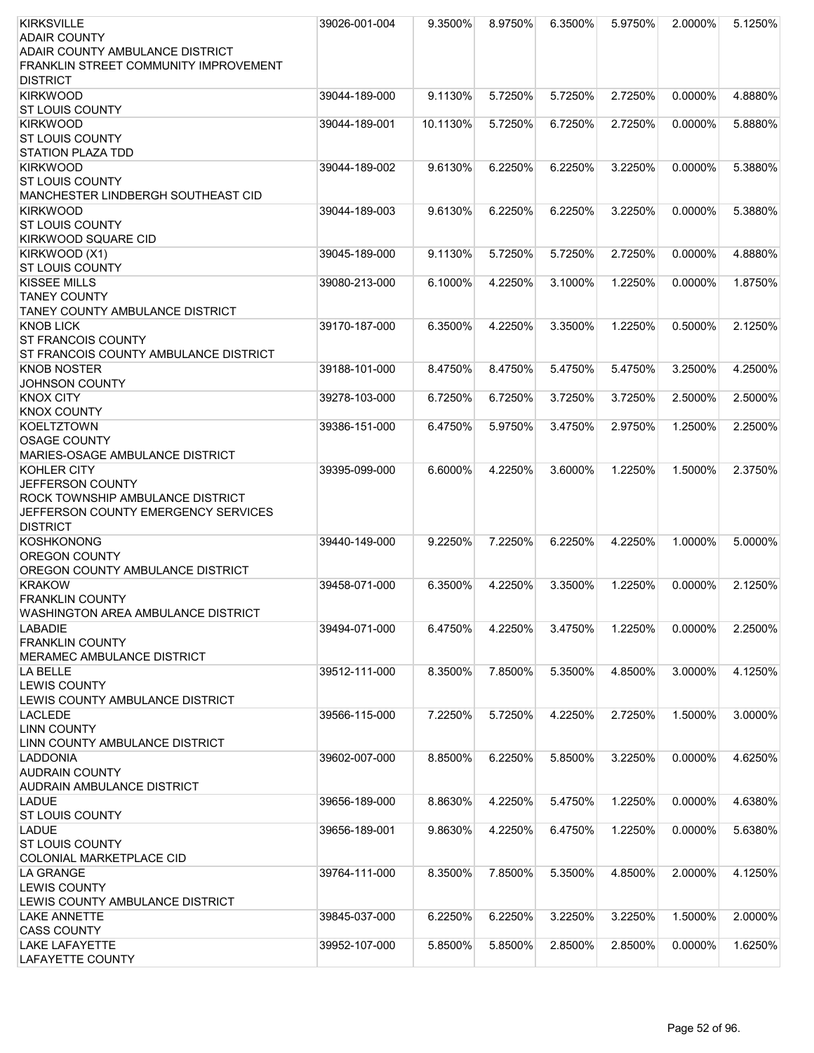| | | | | | | | |
|---|---|---|---|---|---|---|---|
| KIRKSVILLE<br>ADAIR COUNTY<br>ADAIR COUNTY AMBULANCE DISTRICT<br>FRANKLIN STREET COMMUNITY IMPROVEMENT DISTRICT | 39026-001-004 | 9.3500% | 8.9750% | 6.3500% | 5.9750% | 2.0000% | 5.1250% |
| KIRKWOOD<br>ST LOUIS COUNTY | 39044-189-000 | 9.1130% | 5.7250% | 5.7250% | 2.7250% | 0.0000% | 4.8880% |
| KIRKWOOD<br>ST LOUIS COUNTY<br>STATION PLAZA TDD | 39044-189-001 | 10.1130% | 5.7250% | 6.7250% | 2.7250% | 0.0000% | 5.8880% |
| KIRKWOOD<br>ST LOUIS COUNTY<br>MANCHESTER LINDBERGH SOUTHEAST CID | 39044-189-002 | 9.6130% | 6.2250% | 6.2250% | 3.2250% | 0.0000% | 5.3880% |
| KIRKWOOD<br>ST LOUIS COUNTY<br>KIRKWOOD SQUARE CID | 39044-189-003 | 9.6130% | 6.2250% | 6.2250% | 3.2250% | 0.0000% | 5.3880% |
| KIRKWOOD (X1)<br>ST LOUIS COUNTY | 39045-189-000 | 9.1130% | 5.7250% | 5.7250% | 2.7250% | 0.0000% | 4.8880% |
| KISSEE MILLS<br>TANEY COUNTY<br>TANEY COUNTY AMBULANCE DISTRICT | 39080-213-000 | 6.1000% | 4.2250% | 3.1000% | 1.2250% | 0.0000% | 1.8750% |
| KNOB LICK<br>ST FRANCOIS COUNTY<br>ST FRANCOIS COUNTY AMBULANCE DISTRICT | 39170-187-000 | 6.3500% | 4.2250% | 3.3500% | 1.2250% | 0.5000% | 2.1250% |
| KNOB NOSTER<br>JOHNSON COUNTY | 39188-101-000 | 8.4750% | 8.4750% | 5.4750% | 5.4750% | 3.2500% | 4.2500% |
| KNOX CITY<br>KNOX COUNTY | 39278-103-000 | 6.7250% | 6.7250% | 3.7250% | 3.7250% | 2.5000% | 2.5000% |
| KOELTZTOWN<br>OSAGE COUNTY<br>MARIES-OSAGE AMBULANCE DISTRICT | 39386-151-000 | 6.4750% | 5.9750% | 3.4750% | 2.9750% | 1.2500% | 2.2500% |
| KOHLER CITY<br>JEFFERSON COUNTY<br>ROCK TOWNSHIP AMBULANCE DISTRICT<br>JEFFERSON COUNTY EMERGENCY SERVICES DISTRICT | 39395-099-000 | 6.6000% | 4.2250% | 3.6000% | 1.2250% | 1.5000% | 2.3750% |
| KOSHKONONG<br>OREGON COUNTY<br>OREGON COUNTY AMBULANCE DISTRICT | 39440-149-000 | 9.2250% | 7.2250% | 6.2250% | 4.2250% | 1.0000% | 5.0000% |
| KRAKOW<br>FRANKLIN COUNTY<br>WASHINGTON AREA AMBULANCE DISTRICT | 39458-071-000 | 6.3500% | 4.2250% | 3.3500% | 1.2250% | 0.0000% | 2.1250% |
| LABADIE<br>FRANKLIN COUNTY<br>MERAMEC AMBULANCE DISTRICT | 39494-071-000 | 6.4750% | 4.2250% | 3.4750% | 1.2250% | 0.0000% | 2.2500% |
| LA BELLE<br>LEWIS COUNTY<br>LEWIS COUNTY AMBULANCE DISTRICT | 39512-111-000 | 8.3500% | 7.8500% | 5.3500% | 4.8500% | 3.0000% | 4.1250% |
| LACLEDE<br>LINN COUNTY<br>LINN COUNTY AMBULANCE DISTRICT | 39566-115-000 | 7.2250% | 5.7250% | 4.2250% | 2.7250% | 1.5000% | 3.0000% |
| LADDONIA<br>AUDRAIN COUNTY<br>AUDRAIN AMBULANCE DISTRICT | 39602-007-000 | 8.8500% | 6.2250% | 5.8500% | 3.2250% | 0.0000% | 4.6250% |
| LADUE<br>ST LOUIS COUNTY | 39656-189-000 | 8.8630% | 4.2250% | 5.4750% | 1.2250% | 0.0000% | 4.6380% |
| LADUE<br>ST LOUIS COUNTY<br>COLONIAL MARKETPLACE CID | 39656-189-001 | 9.8630% | 4.2250% | 6.4750% | 1.2250% | 0.0000% | 5.6380% |
| LA GRANGE<br>LEWIS COUNTY<br>LEWIS COUNTY AMBULANCE DISTRICT | 39764-111-000 | 8.3500% | 7.8500% | 5.3500% | 4.8500% | 2.0000% | 4.1250% |
| LAKE ANNETTE<br>CASS COUNTY | 39845-037-000 | 6.2250% | 6.2250% | 3.2250% | 3.2250% | 1.5000% | 2.0000% |
| LAKE LAFAYETTE<br>LAFAYETTE COUNTY | 39952-107-000 | 5.8500% | 5.8500% | 2.8500% | 2.8500% | 0.0000% | 1.6250% |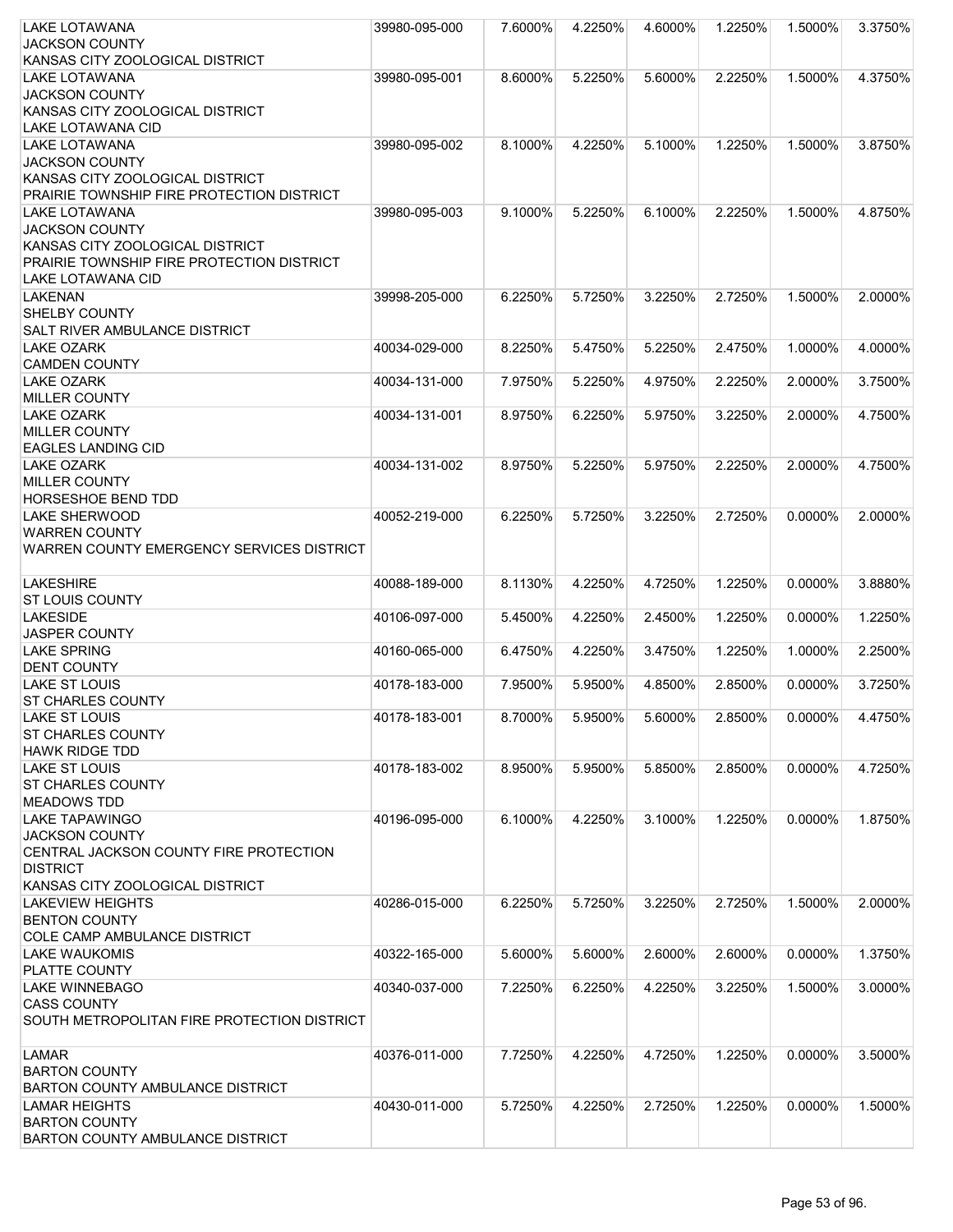| | | | | | | | |
|---|---|---|---|---|---|---|---|
| LAKE LOTAWANA<br>JACKSON COUNTY<br>KANSAS CITY ZOOLOGICAL DISTRICT | 39980-095-000 | 7.6000% | 4.2250% | 4.6000% | 1.2250% | 1.5000% | 3.3750% |
| LAKE LOTAWANA<br>JACKSON COUNTY<br>KANSAS CITY ZOOLOGICAL DISTRICT<br>LAKE LOTAWANA CID | 39980-095-001 | 8.6000% | 5.2250% | 5.6000% | 2.2250% | 1.5000% | 4.3750% |
| LAKE LOTAWANA<br>JACKSON COUNTY<br>KANSAS CITY ZOOLOGICAL DISTRICT<br>PRAIRIE TOWNSHIP FIRE PROTECTION DISTRICT | 39980-095-002 | 8.1000% | 4.2250% | 5.1000% | 1.2250% | 1.5000% | 3.8750% |
| LAKE LOTAWANA<br>JACKSON COUNTY<br>KANSAS CITY ZOOLOGICAL DISTRICT<br>PRAIRIE TOWNSHIP FIRE PROTECTION DISTRICT<br>LAKE LOTAWANA CID | 39980-095-003 | 9.1000% | 5.2250% | 6.1000% | 2.2250% | 1.5000% | 4.8750% |
| LAKENAN<br>SHELBY COUNTY<br>SALT RIVER AMBULANCE DISTRICT | 39998-205-000 | 6.2250% | 5.7250% | 3.2250% | 2.7250% | 1.5000% | 2.0000% |
| LAKE OZARK<br>CAMDEN COUNTY | 40034-029-000 | 8.2250% | 5.4750% | 5.2250% | 2.4750% | 1.0000% | 4.0000% |
| LAKE OZARK<br>MILLER COUNTY | 40034-131-000 | 7.9750% | 5.2250% | 4.9750% | 2.2250% | 2.0000% | 3.7500% |
| LAKE OZARK<br>MILLER COUNTY<br>EAGLES LANDING CID | 40034-131-001 | 8.9750% | 6.2250% | 5.9750% | 3.2250% | 2.0000% | 4.7500% |
| LAKE OZARK<br>MILLER COUNTY<br>HORSESHOE BEND TDD | 40034-131-002 | 8.9750% | 5.2250% | 5.9750% | 2.2250% | 2.0000% | 4.7500% |
| LAKE SHERWOOD<br>WARREN COUNTY<br>WARREN COUNTY EMERGENCY SERVICES DISTRICT | 40052-219-000 | 6.2250% | 5.7250% | 3.2250% | 2.7250% | 0.0000% | 2.0000% |
| LAKESHIRE<br>ST LOUIS COUNTY | 40088-189-000 | 8.1130% | 4.2250% | 4.7250% | 1.2250% | 0.0000% | 3.8880% |
| LAKESIDE<br>JASPER COUNTY | 40106-097-000 | 5.4500% | 4.2250% | 2.4500% | 1.2250% | 0.0000% | 1.2250% |
| LAKE SPRING<br>DENT COUNTY | 40160-065-000 | 6.4750% | 4.2250% | 3.4750% | 1.2250% | 1.0000% | 2.2500% |
| LAKE ST LOUIS<br>ST CHARLES COUNTY | 40178-183-000 | 7.9500% | 5.9500% | 4.8500% | 2.8500% | 0.0000% | 3.7250% |
| LAKE ST LOUIS<br>ST CHARLES COUNTY<br>HAWK RIDGE TDD | 40178-183-001 | 8.7000% | 5.9500% | 5.6000% | 2.8500% | 0.0000% | 4.4750% |
| LAKE ST LOUIS<br>ST CHARLES COUNTY<br>MEADOWS TDD | 40178-183-002 | 8.9500% | 5.9500% | 5.8500% | 2.8500% | 0.0000% | 4.7250% |
| LAKE TAPAWINGO<br>JACKSON COUNTY<br>CENTRAL JACKSON COUNTY FIRE PROTECTION DISTRICT<br>KANSAS CITY ZOOLOGICAL DISTRICT | 40196-095-000 | 6.1000% | 4.2250% | 3.1000% | 1.2250% | 0.0000% | 1.8750% |
| LAKEVIEW HEIGHTS<br>BENTON COUNTY<br>COLE CAMP AMBULANCE DISTRICT | 40286-015-000 | 6.2250% | 5.7250% | 3.2250% | 2.7250% | 1.5000% | 2.0000% |
| LAKE WAUKOMIS<br>PLATTE COUNTY | 40322-165-000 | 5.6000% | 5.6000% | 2.6000% | 2.6000% | 0.0000% | 1.3750% |
| LAKE WINNEBAGO<br>CASS COUNTY<br>SOUTH METROPOLITAN FIRE PROTECTION DISTRICT | 40340-037-000 | 7.2250% | 6.2250% | 4.2250% | 3.2250% | 1.5000% | 3.0000% |
| LAMAR<br>BARTON COUNTY<br>BARTON COUNTY AMBULANCE DISTRICT | 40376-011-000 | 7.7250% | 4.2250% | 4.7250% | 1.2250% | 0.0000% | 3.5000% |
| LAMAR HEIGHTS<br>BARTON COUNTY<br>BARTON COUNTY AMBULANCE DISTRICT | 40430-011-000 | 5.7250% | 4.2250% | 2.7250% | 1.2250% | 0.0000% | 1.5000% |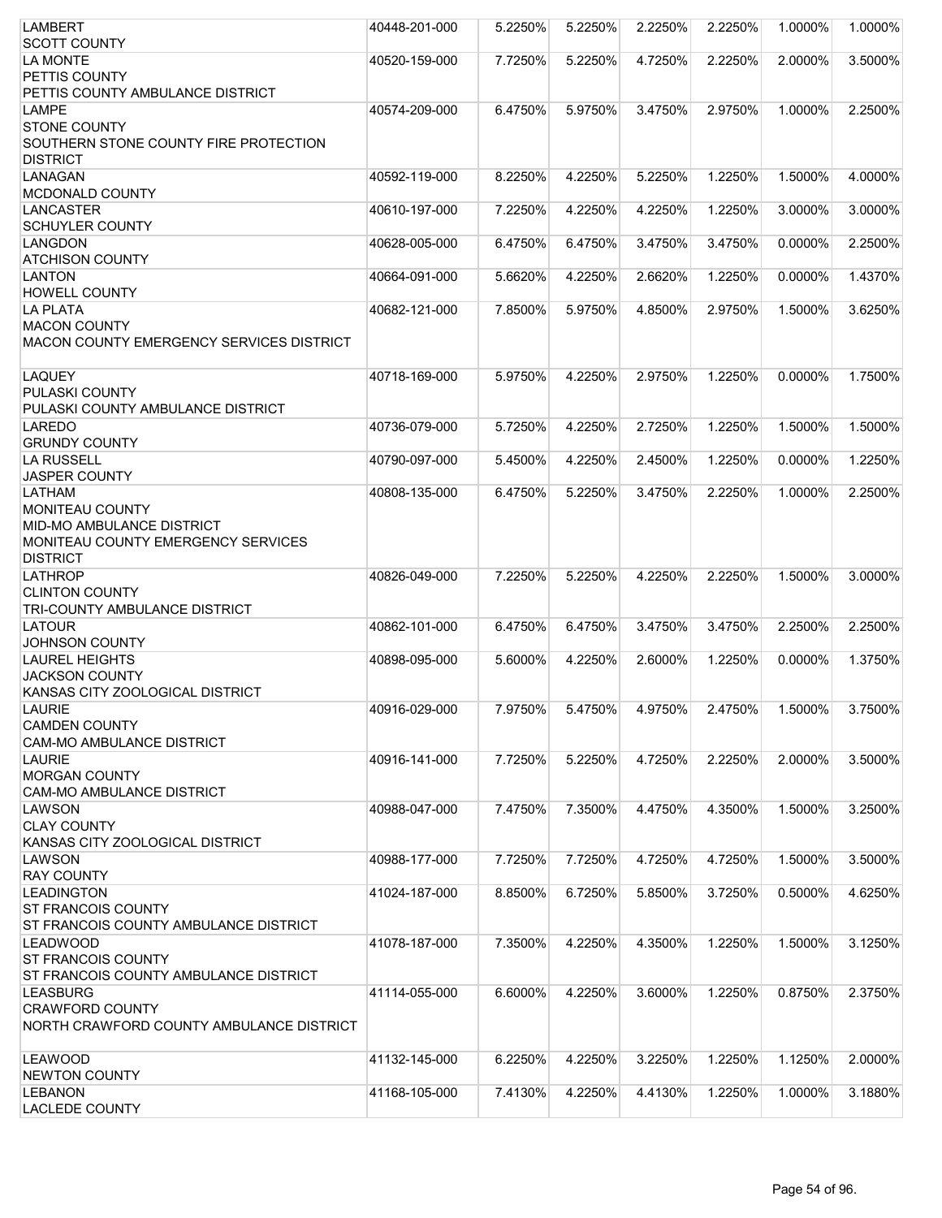| | | | | | | | |
|---|---|---|---|---|---|---|---|
| LAMBERT<br>SCOTT COUNTY | 40448-201-000 | 5.2250% | 5.2250% | 2.2250% | 2.2250% | 1.0000% | 1.0000% |
| LA MONTE<br>PETTIS COUNTY<br>PETTIS COUNTY AMBULANCE DISTRICT | 40520-159-000 | 7.7250% | 5.2250% | 4.7250% | 2.2250% | 2.0000% | 3.5000% |
| LAMPE<br>STONE COUNTY<br>SOUTHERN STONE COUNTY FIRE PROTECTION DISTRICT | 40574-209-000 | 6.4750% | 5.9750% | 3.4750% | 2.9750% | 1.0000% | 2.2500% |
| LANAGAN<br>MCDONALD COUNTY | 40592-119-000 | 8.2250% | 4.2250% | 5.2250% | 1.2250% | 1.5000% | 4.0000% |
| LANCASTER<br>SCHUYLER COUNTY | 40610-197-000 | 7.2250% | 4.2250% | 4.2250% | 1.2250% | 3.0000% | 3.0000% |
| LANGDON<br>ATCHISON COUNTY | 40628-005-000 | 6.4750% | 6.4750% | 3.4750% | 3.4750% | 0.0000% | 2.2500% |
| LANTON<br>HOWELL COUNTY | 40664-091-000 | 5.6620% | 4.2250% | 2.6620% | 1.2250% | 0.0000% | 1.4370% |
| LA PLATA<br>MACON COUNTY<br>MACON COUNTY EMERGENCY SERVICES DISTRICT | 40682-121-000 | 7.8500% | 5.9750% | 4.8500% | 2.9750% | 1.5000% | 3.6250% |
| LAQUEY<br>PULASKI COUNTY<br>PULASKI COUNTY AMBULANCE DISTRICT | 40718-169-000 | 5.9750% | 4.2250% | 2.9750% | 1.2250% | 0.0000% | 1.7500% |
| LAREDO<br>GRUNDY COUNTY | 40736-079-000 | 5.7250% | 4.2250% | 2.7250% | 1.2250% | 1.5000% | 1.5000% |
| LA RUSSELL<br>JASPER COUNTY | 40790-097-000 | 5.4500% | 4.2250% | 2.4500% | 1.2250% | 0.0000% | 1.2250% |
| LATHAM<br>MONITEAU COUNTY<br>MID-MO AMBULANCE DISTRICT<br>MONITEAU COUNTY EMERGENCY SERVICES DISTRICT | 40808-135-000 | 6.4750% | 5.2250% | 3.4750% | 2.2250% | 1.0000% | 2.2500% |
| LATHROP<br>CLINTON COUNTY<br>TRI-COUNTY AMBULANCE DISTRICT | 40826-049-000 | 7.2250% | 5.2250% | 4.2250% | 2.2250% | 1.5000% | 3.0000% |
| LATOUR<br>JOHNSON COUNTY | 40862-101-000 | 6.4750% | 6.4750% | 3.4750% | 3.4750% | 2.2500% | 2.2500% |
| LAUREL HEIGHTS<br>JACKSON COUNTY<br>KANSAS CITY ZOOLOGICAL DISTRICT | 40898-095-000 | 5.6000% | 4.2250% | 2.6000% | 1.2250% | 0.0000% | 1.3750% |
| LAURIE<br>CAMDEN COUNTY<br>CAM-MO AMBULANCE DISTRICT | 40916-029-000 | 7.9750% | 5.4750% | 4.9750% | 2.4750% | 1.5000% | 3.7500% |
| LAURIE<br>MORGAN COUNTY<br>CAM-MO AMBULANCE DISTRICT | 40916-141-000 | 7.7250% | 5.2250% | 4.7250% | 2.2250% | 2.0000% | 3.5000% |
| LAWSON<br>CLAY COUNTY<br>KANSAS CITY ZOOLOGICAL DISTRICT | 40988-047-000 | 7.4750% | 7.3500% | 4.4750% | 4.3500% | 1.5000% | 3.2500% |
| LAWSON<br>RAY COUNTY | 40988-177-000 | 7.7250% | 7.7250% | 4.7250% | 4.7250% | 1.5000% | 3.5000% |
| LEADINGTON<br>ST FRANCOIS COUNTY<br>ST FRANCOIS COUNTY AMBULANCE DISTRICT | 41024-187-000 | 8.8500% | 6.7250% | 5.8500% | 3.7250% | 0.5000% | 4.6250% |
| LEADWOOD<br>ST FRANCOIS COUNTY<br>ST FRANCOIS COUNTY AMBULANCE DISTRICT | 41078-187-000 | 7.3500% | 4.2250% | 4.3500% | 1.2250% | 1.5000% | 3.1250% |
| LEASBURG<br>CRAWFORD COUNTY<br>NORTH CRAWFORD COUNTY AMBULANCE DISTRICT | 41114-055-000 | 6.6000% | 4.2250% | 3.6000% | 1.2250% | 0.8750% | 2.3750% |
| LEAWOOD<br>NEWTON COUNTY | 41132-145-000 | 6.2250% | 4.2250% | 3.2250% | 1.2250% | 1.1250% | 2.0000% |
| LEBANON<br>LACLEDE COUNTY | 41168-105-000 | 7.4130% | 4.2250% | 4.4130% | 1.2250% | 1.0000% | 3.1880% |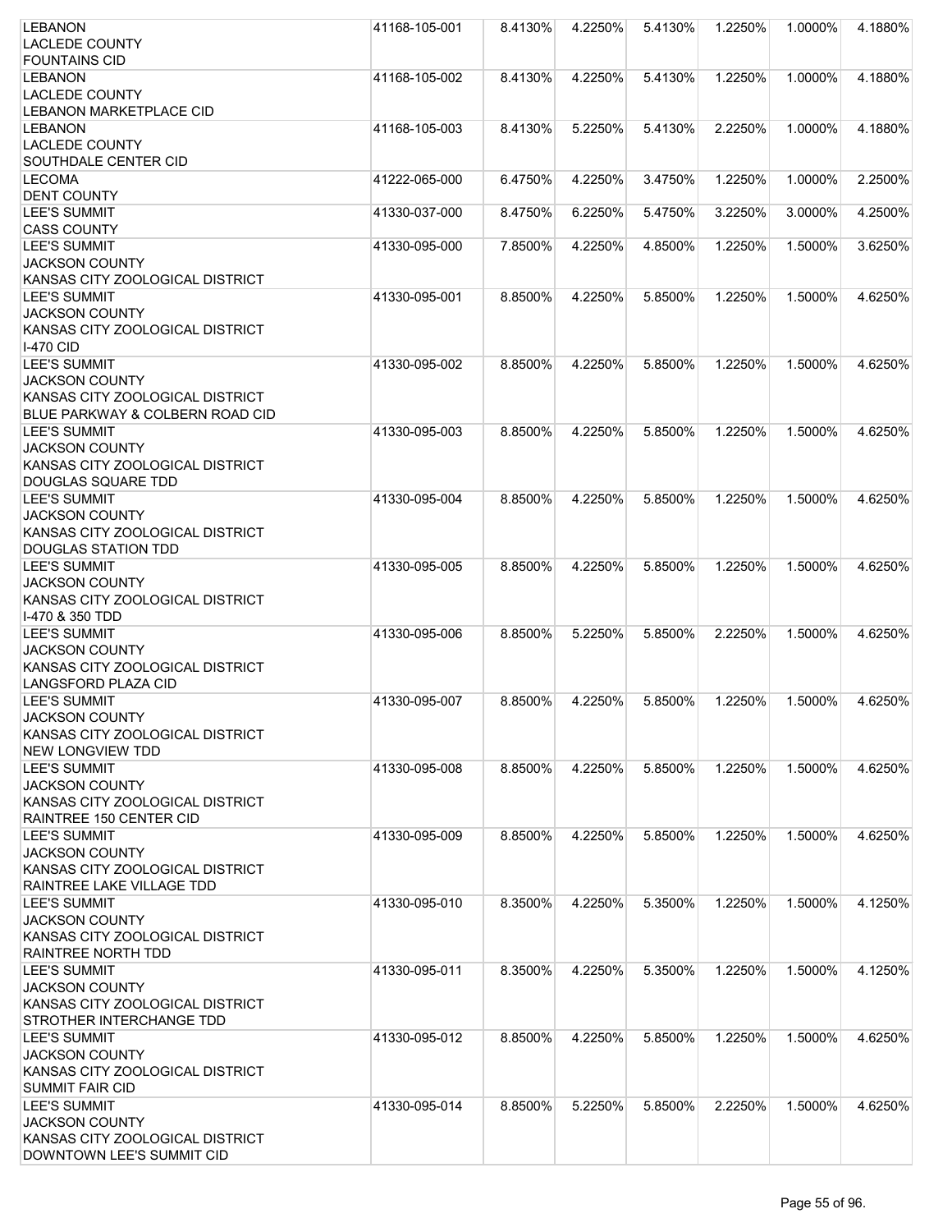| | | | | | | | |
|---|---|---|---|---|---|---|---|
| LEBANON<br>LACLEDE COUNTY<br>FOUNTAINS CID | 41168-105-001 | 8.4130% | 4.2250% | 5.4130% | 1.2250% | 1.0000% | 4.1880% |
| LEBANON<br>LACLEDE COUNTY<br>LEBANON MARKETPLACE CID | 41168-105-002 | 8.4130% | 4.2250% | 5.4130% | 1.2250% | 1.0000% | 4.1880% |
| LEBANON<br>LACLEDE COUNTY<br>SOUTHDALE CENTER CID | 41168-105-003 | 8.4130% | 5.2250% | 5.4130% | 2.2250% | 1.0000% | 4.1880% |
| LECOMA<br>DENT COUNTY | 41222-065-000 | 6.4750% | 4.2250% | 3.4750% | 1.2250% | 1.0000% | 2.2500% |
| LEE'S SUMMIT<br>CASS COUNTY | 41330-037-000 | 8.4750% | 6.2250% | 5.4750% | 3.2250% | 3.0000% | 4.2500% |
| LEE'S SUMMIT<br>JACKSON COUNTY<br>KANSAS CITY ZOOLOGICAL DISTRICT | 41330-095-000 | 7.8500% | 4.2250% | 4.8500% | 1.2250% | 1.5000% | 3.6250% |
| LEE'S SUMMIT<br>JACKSON COUNTY<br>KANSAS CITY ZOOLOGICAL DISTRICT<br>I-470 CID | 41330-095-001 | 8.8500% | 4.2250% | 5.8500% | 1.2250% | 1.5000% | 4.6250% |
| LEE'S SUMMIT<br>JACKSON COUNTY<br>KANSAS CITY ZOOLOGICAL DISTRICT<br>BLUE PARKWAY & COLBERN ROAD CID | 41330-095-002 | 8.8500% | 4.2250% | 5.8500% | 1.2250% | 1.5000% | 4.6250% |
| LEE'S SUMMIT<br>JACKSON COUNTY<br>KANSAS CITY ZOOLOGICAL DISTRICT<br>DOUGLAS SQUARE TDD | 41330-095-003 | 8.8500% | 4.2250% | 5.8500% | 1.2250% | 1.5000% | 4.6250% |
| LEE'S SUMMIT<br>JACKSON COUNTY<br>KANSAS CITY ZOOLOGICAL DISTRICT<br>DOUGLAS STATION TDD | 41330-095-004 | 8.8500% | 4.2250% | 5.8500% | 1.2250% | 1.5000% | 4.6250% |
| LEE'S SUMMIT<br>JACKSON COUNTY<br>KANSAS CITY ZOOLOGICAL DISTRICT<br>I-470 & 350 TDD | 41330-095-005 | 8.8500% | 4.2250% | 5.8500% | 1.2250% | 1.5000% | 4.6250% |
| LEE'S SUMMIT<br>JACKSON COUNTY<br>KANSAS CITY ZOOLOGICAL DISTRICT<br>LANGSFORD PLAZA CID | 41330-095-006 | 8.8500% | 5.2250% | 5.8500% | 2.2250% | 1.5000% | 4.6250% |
| LEE'S SUMMIT<br>JACKSON COUNTY<br>KANSAS CITY ZOOLOGICAL DISTRICT<br>NEW LONGVIEW TDD | 41330-095-007 | 8.8500% | 4.2250% | 5.8500% | 1.2250% | 1.5000% | 4.6250% |
| LEE'S SUMMIT<br>JACKSON COUNTY<br>KANSAS CITY ZOOLOGICAL DISTRICT<br>RAINTREE 150 CENTER CID | 41330-095-008 | 8.8500% | 4.2250% | 5.8500% | 1.2250% | 1.5000% | 4.6250% |
| LEE'S SUMMIT<br>JACKSON COUNTY<br>KANSAS CITY ZOOLOGICAL DISTRICT<br>RAINTREE LAKE VILLAGE TDD | 41330-095-009 | 8.8500% | 4.2250% | 5.8500% | 1.2250% | 1.5000% | 4.6250% |
| LEE'S SUMMIT<br>JACKSON COUNTY<br>KANSAS CITY ZOOLOGICAL DISTRICT<br>RAINTREE NORTH TDD | 41330-095-010 | 8.3500% | 4.2250% | 5.3500% | 1.2250% | 1.5000% | 4.1250% |
| LEE'S SUMMIT<br>JACKSON COUNTY<br>KANSAS CITY ZOOLOGICAL DISTRICT<br>STROTHER INTERCHANGE TDD | 41330-095-011 | 8.3500% | 4.2250% | 5.3500% | 1.2250% | 1.5000% | 4.1250% |
| LEE'S SUMMIT<br>JACKSON COUNTY<br>KANSAS CITY ZOOLOGICAL DISTRICT<br>SUMMIT FAIR CID | 41330-095-012 | 8.8500% | 4.2250% | 5.8500% | 1.2250% | 1.5000% | 4.6250% |
| LEE'S SUMMIT<br>JACKSON COUNTY<br>KANSAS CITY ZOOLOGICAL DISTRICT<br>DOWNTOWN LEE'S SUMMIT CID | 41330-095-014 | 8.8500% | 5.2250% | 5.8500% | 2.2250% | 1.5000% | 4.6250% |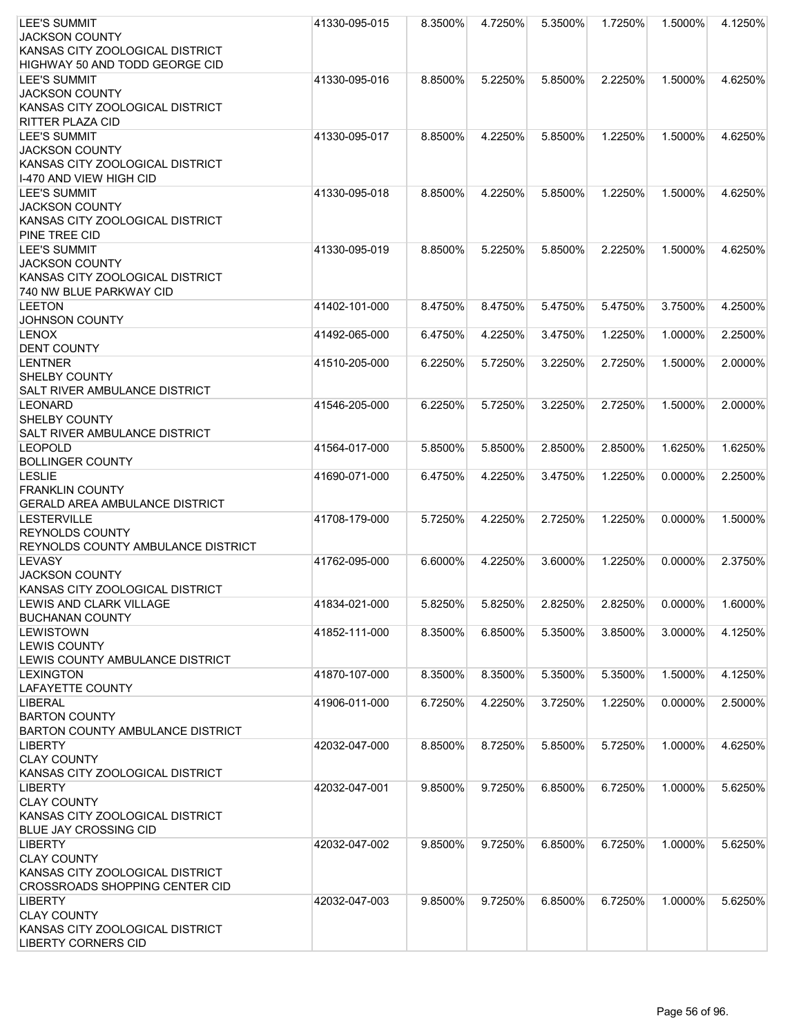| | | | | | | | |
|---|---|---|---|---|---|---|---|
| LEE'S SUMMIT<br>JACKSON COUNTY<br>KANSAS CITY ZOOLOGICAL DISTRICT<br>HIGHWAY 50 AND TODD GEORGE CID | 41330-095-015 | 8.3500% | 4.7250% | 5.3500% | 1.7250% | 1.5000% | 4.1250% |
| LEE'S SUMMIT<br>JACKSON COUNTY<br>KANSAS CITY ZOOLOGICAL DISTRICT<br>RITTER PLAZA CID | 41330-095-016 | 8.8500% | 5.2250% | 5.8500% | 2.2250% | 1.5000% | 4.6250% |
| LEE'S SUMMIT<br>JACKSON COUNTY<br>KANSAS CITY ZOOLOGICAL DISTRICT<br>I-470 AND VIEW HIGH CID | 41330-095-017 | 8.8500% | 4.2250% | 5.8500% | 1.2250% | 1.5000% | 4.6250% |
| LEE'S SUMMIT<br>JACKSON COUNTY<br>KANSAS CITY ZOOLOGICAL DISTRICT<br>PINE TREE CID | 41330-095-018 | 8.8500% | 4.2250% | 5.8500% | 1.2250% | 1.5000% | 4.6250% |
| LEE'S SUMMIT<br>JACKSON COUNTY<br>KANSAS CITY ZOOLOGICAL DISTRICT<br>740 NW BLUE PARKWAY CID | 41330-095-019 | 8.8500% | 5.2250% | 5.8500% | 2.2250% | 1.5000% | 4.6250% |
| LEETON<br>JOHNSON COUNTY | 41402-101-000 | 8.4750% | 8.4750% | 5.4750% | 5.4750% | 3.7500% | 4.2500% |
| LENOX<br>DENT COUNTY | 41492-065-000 | 6.4750% | 4.2250% | 3.4750% | 1.2250% | 1.0000% | 2.2500% |
| LENTNER<br>SHELBY COUNTY<br>SALT RIVER AMBULANCE DISTRICT | 41510-205-000 | 6.2250% | 5.7250% | 3.2250% | 2.7250% | 1.5000% | 2.0000% |
| LEONARD<br>SHELBY COUNTY<br>SALT RIVER AMBULANCE DISTRICT | 41546-205-000 | 6.2250% | 5.7250% | 3.2250% | 2.7250% | 1.5000% | 2.0000% |
| LEOPOLD<br>BOLLINGER COUNTY | 41564-017-000 | 5.8500% | 5.8500% | 2.8500% | 2.8500% | 1.6250% | 1.6250% |
| LESLIE<br>FRANKLIN COUNTY<br>GERALD AREA AMBULANCE DISTRICT | 41690-071-000 | 6.4750% | 4.2250% | 3.4750% | 1.2250% | 0.0000% | 2.2500% |
| LESTERVILLE<br>REYNOLDS COUNTY<br>REYNOLDS COUNTY AMBULANCE DISTRICT | 41708-179-000 | 5.7250% | 4.2250% | 2.7250% | 1.2250% | 0.0000% | 1.5000% |
| LEVASY<br>JACKSON COUNTY<br>KANSAS CITY ZOOLOGICAL DISTRICT | 41762-095-000 | 6.6000% | 4.2250% | 3.6000% | 1.2250% | 0.0000% | 2.3750% |
| LEWIS AND CLARK VILLAGE<br>BUCHANAN COUNTY | 41834-021-000 | 5.8250% | 5.8250% | 2.8250% | 2.8250% | 0.0000% | 1.6000% |
| LEWISTOWN<br>LEWIS COUNTY<br>LEWIS COUNTY AMBULANCE DISTRICT | 41852-111-000 | 8.3500% | 6.8500% | 5.3500% | 3.8500% | 3.0000% | 4.1250% |
| LEXINGTON<br>LAFAYETTE COUNTY | 41870-107-000 | 8.3500% | 8.3500% | 5.3500% | 5.3500% | 1.5000% | 4.1250% |
| LIBERAL<br>BARTON COUNTY<br>BARTON COUNTY AMBULANCE DISTRICT | 41906-011-000 | 6.7250% | 4.2250% | 3.7250% | 1.2250% | 0.0000% | 2.5000% |
| LIBERTY<br>CLAY COUNTY<br>KANSAS CITY ZOOLOGICAL DISTRICT | 42032-047-000 | 8.8500% | 8.7250% | 5.8500% | 5.7250% | 1.0000% | 4.6250% |
| LIBERTY<br>CLAY COUNTY<br>KANSAS CITY ZOOLOGICAL DISTRICT<br>BLUE JAY CROSSING CID | 42032-047-001 | 9.8500% | 9.7250% | 6.8500% | 6.7250% | 1.0000% | 5.6250% |
| LIBERTY<br>CLAY COUNTY<br>KANSAS CITY ZOOLOGICAL DISTRICT<br>CROSSROADS SHOPPING CENTER CID | 42032-047-002 | 9.8500% | 9.7250% | 6.8500% | 6.7250% | 1.0000% | 5.6250% |
| LIBERTY<br>CLAY COUNTY<br>KANSAS CITY ZOOLOGICAL DISTRICT<br>LIBERTY CORNERS CID | 42032-047-003 | 9.8500% | 9.7250% | 6.8500% | 6.7250% | 1.0000% | 5.6250% |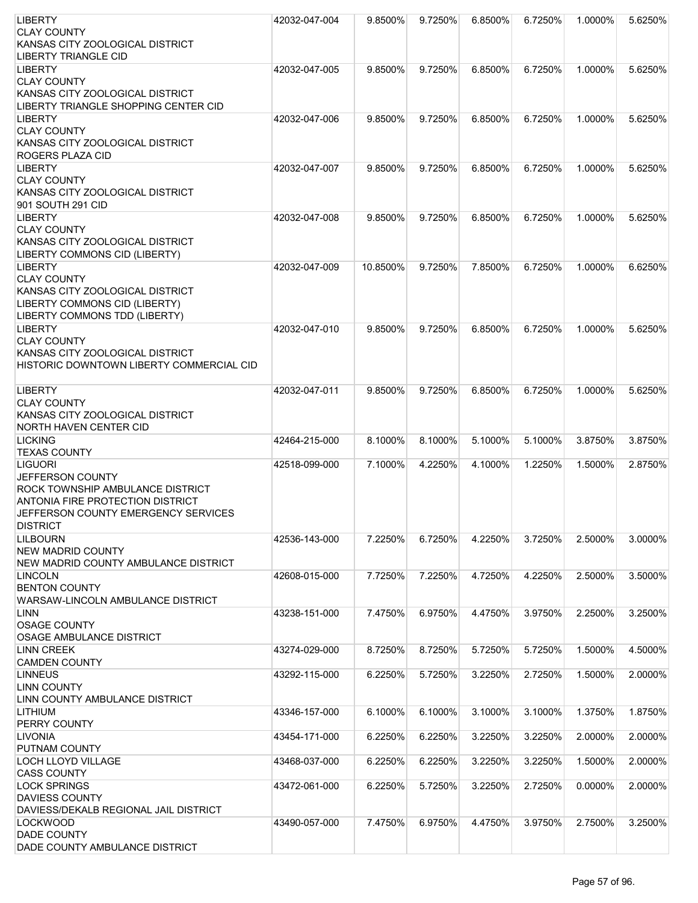| | | | | | | | |
|---|---|---|---|---|---|---|---|
| LIBERTY<br>CLAY COUNTY<br>KANSAS CITY ZOOLOGICAL DISTRICT<br>LIBERTY TRIANGLE CID | 42032-047-004 | 9.8500% | 9.7250% | 6.8500% | 6.7250% | 1.0000% | 5.6250% |
| LIBERTY<br>CLAY COUNTY<br>KANSAS CITY ZOOLOGICAL DISTRICT<br>LIBERTY TRIANGLE SHOPPING CENTER CID | 42032-047-005 | 9.8500% | 9.7250% | 6.8500% | 6.7250% | 1.0000% | 5.6250% |
| LIBERTY<br>CLAY COUNTY<br>KANSAS CITY ZOOLOGICAL DISTRICT<br>ROGERS PLAZA CID | 42032-047-006 | 9.8500% | 9.7250% | 6.8500% | 6.7250% | 1.0000% | 5.6250% |
| LIBERTY<br>CLAY COUNTY<br>KANSAS CITY ZOOLOGICAL DISTRICT<br>901 SOUTH 291 CID | 42032-047-007 | 9.8500% | 9.7250% | 6.8500% | 6.7250% | 1.0000% | 5.6250% |
| LIBERTY<br>CLAY COUNTY<br>KANSAS CITY ZOOLOGICAL DISTRICT<br>LIBERTY COMMONS CID (LIBERTY) | 42032-047-008 | 9.8500% | 9.7250% | 6.8500% | 6.7250% | 1.0000% | 5.6250% |
| LIBERTY<br>CLAY COUNTY<br>KANSAS CITY ZOOLOGICAL DISTRICT<br>LIBERTY COMMONS CID (LIBERTY)<br>LIBERTY COMMONS TDD (LIBERTY) | 42032-047-009 | 10.8500% | 9.7250% | 7.8500% | 6.7250% | 1.0000% | 6.6250% |
| LIBERTY<br>CLAY COUNTY<br>KANSAS CITY ZOOLOGICAL DISTRICT<br>HISTORIC DOWNTOWN LIBERTY COMMERCIAL CID | 42032-047-010 | 9.8500% | 9.7250% | 6.8500% | 6.7250% | 1.0000% | 5.6250% |
| LIBERTY<br>CLAY COUNTY<br>KANSAS CITY ZOOLOGICAL DISTRICT<br>NORTH HAVEN CENTER CID | 42032-047-011 | 9.8500% | 9.7250% | 6.8500% | 6.7250% | 1.0000% | 5.6250% |
| LICKING<br>TEXAS COUNTY | 42464-215-000 | 8.1000% | 8.1000% | 5.1000% | 5.1000% | 3.8750% | 3.8750% |
| LIGUORI<br>JEFFERSON COUNTY<br>ROCK TOWNSHIP AMBULANCE DISTRICT<br>ANTONIA FIRE PROTECTION DISTRICT<br>JEFFERSON COUNTY EMERGENCY SERVICES DISTRICT | 42518-099-000 | 7.1000% | 4.2250% | 4.1000% | 1.2250% | 1.5000% | 2.8750% |
| LILBOURN<br>NEW MADRID COUNTY<br>NEW MADRID COUNTY AMBULANCE DISTRICT | 42536-143-000 | 7.2250% | 6.7250% | 4.2250% | 3.7250% | 2.5000% | 3.0000% |
| LINCOLN<br>BENTON COUNTY<br>WARSAW-LINCOLN AMBULANCE DISTRICT | 42608-015-000 | 7.7250% | 7.2250% | 4.7250% | 4.2250% | 2.5000% | 3.5000% |
| LINN<br>OSAGE COUNTY<br>OSAGE AMBULANCE DISTRICT | 43238-151-000 | 7.4750% | 6.9750% | 4.4750% | 3.9750% | 2.2500% | 3.2500% |
| LINN CREEK<br>CAMDEN COUNTY | 43274-029-000 | 8.7250% | 8.7250% | 5.7250% | 5.7250% | 1.5000% | 4.5000% |
| LINNEUS<br>LINN COUNTY<br>LINN COUNTY AMBULANCE DISTRICT | 43292-115-000 | 6.2250% | 5.7250% | 3.2250% | 2.7250% | 1.5000% | 2.0000% |
| LITHIUM<br>PERRY COUNTY | 43346-157-000 | 6.1000% | 6.1000% | 3.1000% | 3.1000% | 1.3750% | 1.8750% |
| LIVONIA<br>PUTNAM COUNTY | 43454-171-000 | 6.2250% | 6.2250% | 3.2250% | 3.2250% | 2.0000% | 2.0000% |
| LOCH LLOYD VILLAGE<br>CASS COUNTY | 43468-037-000 | 6.2250% | 6.2250% | 3.2250% | 3.2250% | 1.5000% | 2.0000% |
| LOCK SPRINGS<br>DAVIESS COUNTY<br>DAVIESS/DEKALB REGIONAL JAIL DISTRICT | 43472-061-000 | 6.2250% | 5.7250% | 3.2250% | 2.7250% | 0.0000% | 2.0000% |
| LOCKWOOD<br>DADE COUNTY<br>DADE COUNTY AMBULANCE DISTRICT | 43490-057-000 | 7.4750% | 6.9750% | 4.4750% | 3.9750% | 2.7500% | 3.2500% |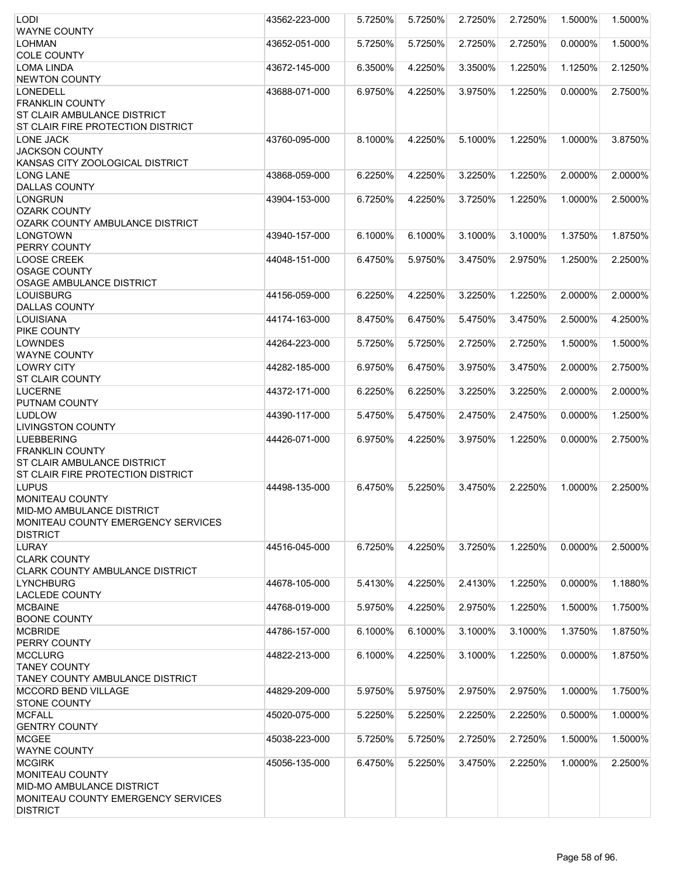| | | | | | | | |
|---|---|---|---|---|---|---|---|
| LODI<br>WAYNE COUNTY | 43562-223-000 | 5.7250% | 5.7250% | 2.7250% | 2.7250% | 1.5000% | 1.5000% |
| LOHMAN<br>COLE COUNTY | 43652-051-000 | 5.7250% | 5.7250% | 2.7250% | 2.7250% | 0.0000% | 1.5000% |
| LOMA LINDA<br>NEWTON COUNTY | 43672-145-000 | 6.3500% | 4.2250% | 3.3500% | 1.2250% | 1.1250% | 2.1250% |
| LONEDELL<br>FRANKLIN COUNTY<br>ST CLAIR AMBULANCE DISTRICT<br>ST CLAIR FIRE PROTECTION DISTRICT | 43688-071-000 | 6.9750% | 4.2250% | 3.9750% | 1.2250% | 0.0000% | 2.7500% |
| LONE JACK<br>JACKSON COUNTY<br>KANSAS CITY ZOOLOGICAL DISTRICT | 43760-095-000 | 8.1000% | 4.2250% | 5.1000% | 1.2250% | 1.0000% | 3.8750% |
| LONG LANE<br>DALLAS COUNTY | 43868-059-000 | 6.2250% | 4.2250% | 3.2250% | 1.2250% | 2.0000% | 2.0000% |
| LONGRUN<br>OZARK COUNTY<br>OZARK COUNTY AMBULANCE DISTRICT | 43904-153-000 | 6.7250% | 4.2250% | 3.7250% | 1.2250% | 1.0000% | 2.5000% |
| LONGTOWN<br>PERRY COUNTY | 43940-157-000 | 6.1000% | 6.1000% | 3.1000% | 3.1000% | 1.3750% | 1.8750% |
| LOOSE CREEK<br>OSAGE COUNTY<br>OSAGE AMBULANCE DISTRICT | 44048-151-000 | 6.4750% | 5.9750% | 3.4750% | 2.9750% | 1.2500% | 2.2500% |
| LOUISBURG<br>DALLAS COUNTY | 44156-059-000 | 6.2250% | 4.2250% | 3.2250% | 1.2250% | 2.0000% | 2.0000% |
| LOUISIANA<br>PIKE COUNTY | 44174-163-000 | 8.4750% | 6.4750% | 5.4750% | 3.4750% | 2.5000% | 4.2500% |
| LOWNDES<br>WAYNE COUNTY | 44264-223-000 | 5.7250% | 5.7250% | 2.7250% | 2.7250% | 1.5000% | 1.5000% |
| LOWRY CITY<br>ST CLAIR COUNTY | 44282-185-000 | 6.9750% | 6.4750% | 3.9750% | 3.4750% | 2.0000% | 2.7500% |
| LUCERNE<br>PUTNAM COUNTY | 44372-171-000 | 6.2250% | 6.2250% | 3.2250% | 3.2250% | 2.0000% | 2.0000% |
| LUDLOW<br>LIVINGSTON COUNTY | 44390-117-000 | 5.4750% | 5.4750% | 2.4750% | 2.4750% | 0.0000% | 1.2500% |
| LUEBBERING<br>FRANKLIN COUNTY<br>ST CLAIR AMBULANCE DISTRICT<br>ST CLAIR FIRE PROTECTION DISTRICT | 44426-071-000 | 6.9750% | 4.2250% | 3.9750% | 1.2250% | 0.0000% | 2.7500% |
| LUPUS<br>MONITEAU COUNTY<br>MID-MO AMBULANCE DISTRICT<br>MONITEAU COUNTY EMERGENCY SERVICES DISTRICT | 44498-135-000 | 6.4750% | 5.2250% | 3.4750% | 2.2250% | 1.0000% | 2.2500% |
| LURAY<br>CLARK COUNTY<br>CLARK COUNTY AMBULANCE DISTRICT | 44516-045-000 | 6.7250% | 4.2250% | 3.7250% | 1.2250% | 0.0000% | 2.5000% |
| LYNCHBURG<br>LACLEDE COUNTY | 44678-105-000 | 5.4130% | 4.2250% | 2.4130% | 1.2250% | 0.0000% | 1.1880% |
| MCBAINE<br>BOONE COUNTY | 44768-019-000 | 5.9750% | 4.2250% | 2.9750% | 1.2250% | 1.5000% | 1.7500% |
| MCBRIDE<br>PERRY COUNTY | 44786-157-000 | 6.1000% | 6.1000% | 3.1000% | 3.1000% | 1.3750% | 1.8750% |
| MCCLURG<br>TANEY COUNTY<br>TANEY COUNTY AMBULANCE DISTRICT | 44822-213-000 | 6.1000% | 4.2250% | 3.1000% | 1.2250% | 0.0000% | 1.8750% |
| MCCORD BEND VILLAGE<br>STONE COUNTY | 44829-209-000 | 5.9750% | 5.9750% | 2.9750% | 2.9750% | 1.0000% | 1.7500% |
| MCFALL<br>GENTRY COUNTY | 45020-075-000 | 5.2250% | 5.2250% | 2.2250% | 2.2250% | 0.5000% | 1.0000% |
| MCGEE<br>WAYNE COUNTY | 45038-223-000 | 5.7250% | 5.7250% | 2.7250% | 2.7250% | 1.5000% | 1.5000% |
| MCGIRK<br>MONITEAU COUNTY<br>MID-MO AMBULANCE DISTRICT<br>MONITEAU COUNTY EMERGENCY SERVICES DISTRICT | 45056-135-000 | 6.4750% | 5.2250% | 3.4750% | 2.2250% | 1.0000% | 2.2500% |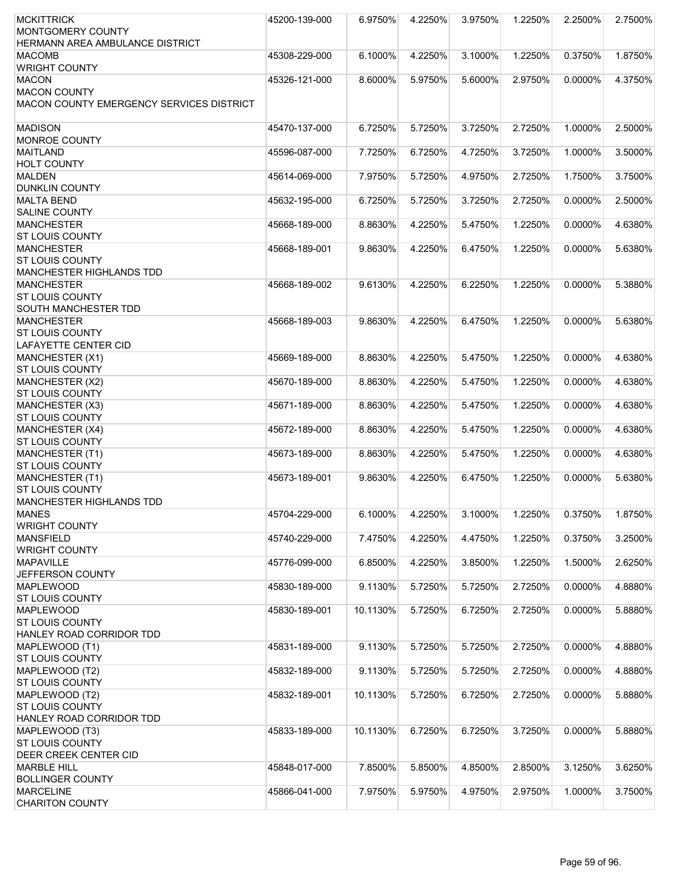| | | | | | | | |
|---|---|---|---|---|---|---|---|
| MCKITTRICK<br>MONTGOMERY COUNTY<br>HERMANN AREA AMBULANCE DISTRICT | 45200-139-000 | 6.9750% | 4.2250% | 3.9750% | 1.2250% | 2.2500% | 2.7500% |
| MACOMB<br>WRIGHT COUNTY | 45308-229-000 | 6.1000% | 4.2250% | 3.1000% | 1.2250% | 0.3750% | 1.8750% |
| MACON<br>MACON COUNTY<br>MACON COUNTY EMERGENCY SERVICES DISTRICT | 45326-121-000 | 8.6000% | 5.9750% | 5.6000% | 2.9750% | 0.0000% | 4.3750% |
| MADISON<br>MONROE COUNTY | 45470-137-000 | 6.7250% | 5.7250% | 3.7250% | 2.7250% | 1.0000% | 2.5000% |
| MAITLAND<br>HOLT COUNTY | 45596-087-000 | 7.7250% | 6.7250% | 4.7250% | 3.7250% | 1.0000% | 3.5000% |
| MALDEN<br>DUNKLIN COUNTY | 45614-069-000 | 7.9750% | 5.7250% | 4.9750% | 2.7250% | 1.7500% | 3.7500% |
| MALTA BEND<br>SALINE COUNTY | 45632-195-000 | 6.7250% | 5.7250% | 3.7250% | 2.7250% | 0.0000% | 2.5000% |
| MANCHESTER<br>ST LOUIS COUNTY | 45668-189-000 | 8.8630% | 4.2250% | 5.4750% | 1.2250% | 0.0000% | 4.6380% |
| MANCHESTER<br>ST LOUIS COUNTY<br>MANCHESTER HIGHLANDS TDD | 45668-189-001 | 9.8630% | 4.2250% | 6.4750% | 1.2250% | 0.0000% | 5.6380% |
| MANCHESTER<br>ST LOUIS COUNTY<br>SOUTH MANCHESTER TDD | 45668-189-002 | 9.6130% | 4.2250% | 6.2250% | 1.2250% | 0.0000% | 5.3880% |
| MANCHESTER<br>ST LOUIS COUNTY<br>LAFAYETTE CENTER CID | 45668-189-003 | 9.8630% | 4.2250% | 6.4750% | 1.2250% | 0.0000% | 5.6380% |
| MANCHESTER (X1)<br>ST LOUIS COUNTY | 45669-189-000 | 8.8630% | 4.2250% | 5.4750% | 1.2250% | 0.0000% | 4.6380% |
| MANCHESTER (X2)<br>ST LOUIS COUNTY | 45670-189-000 | 8.8630% | 4.2250% | 5.4750% | 1.2250% | 0.0000% | 4.6380% |
| MANCHESTER (X3)<br>ST LOUIS COUNTY | 45671-189-000 | 8.8630% | 4.2250% | 5.4750% | 1.2250% | 0.0000% | 4.6380% |
| MANCHESTER (X4)<br>ST LOUIS COUNTY | 45672-189-000 | 8.8630% | 4.2250% | 5.4750% | 1.2250% | 0.0000% | 4.6380% |
| MANCHESTER (T1)<br>ST LOUIS COUNTY | 45673-189-000 | 8.8630% | 4.2250% | 5.4750% | 1.2250% | 0.0000% | 4.6380% |
| MANCHESTER (T1)<br>ST LOUIS COUNTY<br>MANCHESTER HIGHLANDS TDD | 45673-189-001 | 9.8630% | 4.2250% | 6.4750% | 1.2250% | 0.0000% | 5.6380% |
| MANES<br>WRIGHT COUNTY | 45704-229-000 | 6.1000% | 4.2250% | 3.1000% | 1.2250% | 0.3750% | 1.8750% |
| MANSFIELD<br>WRIGHT COUNTY | 45740-229-000 | 7.4750% | 4.2250% | 4.4750% | 1.2250% | 0.3750% | 3.2500% |
| MAPAVILLE<br>JEFFERSON COUNTY | 45776-099-000 | 6.8500% | 4.2250% | 3.8500% | 1.2250% | 1.5000% | 2.6250% |
| MAPLEWOOD<br>ST LOUIS COUNTY | 45830-189-000 | 9.1130% | 5.7250% | 5.7250% | 2.7250% | 0.0000% | 4.8880% |
| MAPLEWOOD<br>ST LOUIS COUNTY<br>HANLEY ROAD CORRIDOR TDD | 45830-189-001 | 10.1130% | 5.7250% | 6.7250% | 2.7250% | 0.0000% | 5.8880% |
| MAPLEWOOD (T1)<br>ST LOUIS COUNTY | 45831-189-000 | 9.1130% | 5.7250% | 5.7250% | 2.7250% | 0.0000% | 4.8880% |
| MAPLEWOOD (T2)<br>ST LOUIS COUNTY | 45832-189-000 | 9.1130% | 5.7250% | 5.7250% | 2.7250% | 0.0000% | 4.8880% |
| MAPLEWOOD (T2)<br>ST LOUIS COUNTY<br>HANLEY ROAD CORRIDOR TDD | 45832-189-001 | 10.1130% | 5.7250% | 6.7250% | 2.7250% | 0.0000% | 5.8880% |
| MAPLEWOOD (T3)<br>ST LOUIS COUNTY<br>DEER CREEK CENTER CID | 45833-189-000 | 10.1130% | 6.7250% | 6.7250% | 3.7250% | 0.0000% | 5.8880% |
| MARBLE HILL<br>BOLLINGER COUNTY | 45848-017-000 | 7.8500% | 5.8500% | 4.8500% | 2.8500% | 3.1250% | 3.6250% |
| MARCELINE<br>CHARITON COUNTY | 45866-041-000 | 7.9750% | 5.9750% | 4.9750% | 2.9750% | 1.0000% | 3.7500% |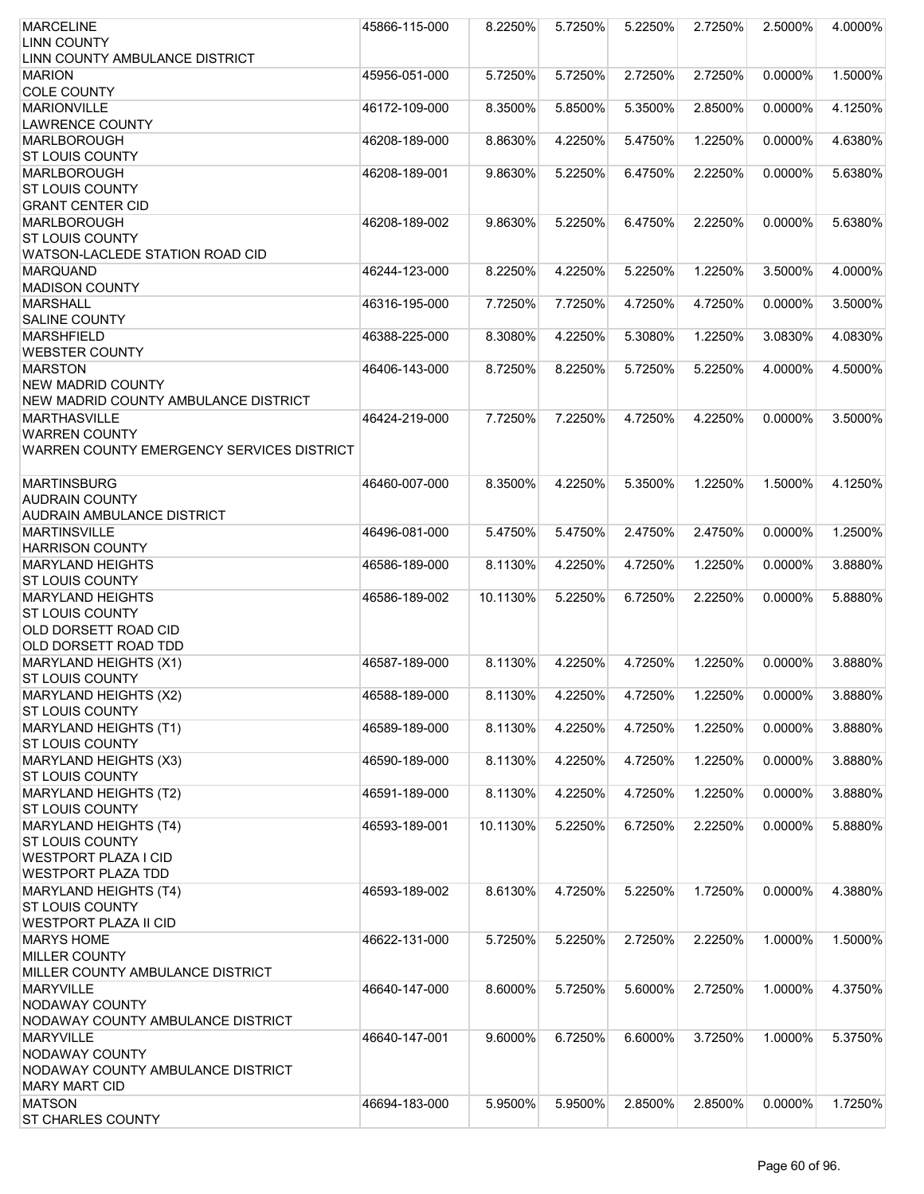| | | | | | | | |
|---|---|---|---|---|---|---|---|
| MARCELINE<br>LINN COUNTY<br>LINN COUNTY AMBULANCE DISTRICT | 45866-115-000 | 8.2250% | 5.7250% | 5.2250% | 2.7250% | 2.5000% | 4.0000% |
| MARION<br>COLE COUNTY | 45956-051-000 | 5.7250% | 5.7250% | 2.7250% | 2.7250% | 0.0000% | 1.5000% |
| MARIONVILLE<br>LAWRENCE COUNTY | 46172-109-000 | 8.3500% | 5.8500% | 5.3500% | 2.8500% | 0.0000% | 4.1250% |
| MARLBOROUGH<br>ST LOUIS COUNTY | 46208-189-000 | 8.8630% | 4.2250% | 5.4750% | 1.2250% | 0.0000% | 4.6380% |
| MARLBOROUGH<br>ST LOUIS COUNTY<br>GRANT CENTER CID | 46208-189-001 | 9.8630% | 5.2250% | 6.4750% | 2.2250% | 0.0000% | 5.6380% |
| MARLBOROUGH<br>ST LOUIS COUNTY<br>WATSON-LACLEDE STATION ROAD CID | 46208-189-002 | 9.8630% | 5.2250% | 6.4750% | 2.2250% | 0.0000% | 5.6380% |
| MARQUAND<br>MADISON COUNTY | 46244-123-000 | 8.2250% | 4.2250% | 5.2250% | 1.2250% | 3.5000% | 4.0000% |
| MARSHALL<br>SALINE COUNTY | 46316-195-000 | 7.7250% | 7.7250% | 4.7250% | 4.7250% | 0.0000% | 3.5000% |
| MARSHFIELD<br>WEBSTER COUNTY | 46388-225-000 | 8.3080% | 4.2250% | 5.3080% | 1.2250% | 3.0830% | 4.0830% |
| MARSTON<br>NEW MADRID COUNTY<br>NEW MADRID COUNTY AMBULANCE DISTRICT | 46406-143-000 | 8.7250% | 8.2250% | 5.7250% | 5.2250% | 4.0000% | 4.5000% |
| MARTHASVILLE<br>WARREN COUNTY<br>WARREN COUNTY EMERGENCY SERVICES DISTRICT | 46424-219-000 | 7.7250% | 7.2250% | 4.7250% | 4.2250% | 0.0000% | 3.5000% |
| MARTINSBURG<br>AUDRAIN COUNTY<br>AUDRAIN AMBULANCE DISTRICT | 46460-007-000 | 8.3500% | 4.2250% | 5.3500% | 1.2250% | 1.5000% | 4.1250% |
| MARTINSVILLE<br>HARRISON COUNTY | 46496-081-000 | 5.4750% | 5.4750% | 2.4750% | 2.4750% | 0.0000% | 1.2500% |
| MARYLAND HEIGHTS<br>ST LOUIS COUNTY | 46586-189-000 | 8.1130% | 4.2250% | 4.7250% | 1.2250% | 0.0000% | 3.8880% |
| MARYLAND HEIGHTS<br>ST LOUIS COUNTY<br>OLD DORSETT ROAD CID<br>OLD DORSETT ROAD TDD | 46586-189-002 | 10.1130% | 5.2250% | 6.7250% | 2.2250% | 0.0000% | 5.8880% |
| MARYLAND HEIGHTS (X1)<br>ST LOUIS COUNTY | 46587-189-000 | 8.1130% | 4.2250% | 4.7250% | 1.2250% | 0.0000% | 3.8880% |
| MARYLAND HEIGHTS (X2)<br>ST LOUIS COUNTY | 46588-189-000 | 8.1130% | 4.2250% | 4.7250% | 1.2250% | 0.0000% | 3.8880% |
| MARYLAND HEIGHTS (T1)<br>ST LOUIS COUNTY | 46589-189-000 | 8.1130% | 4.2250% | 4.7250% | 1.2250% | 0.0000% | 3.8880% |
| MARYLAND HEIGHTS (X3)<br>ST LOUIS COUNTY | 46590-189-000 | 8.1130% | 4.2250% | 4.7250% | 1.2250% | 0.0000% | 3.8880% |
| MARYLAND HEIGHTS (T2)<br>ST LOUIS COUNTY | 46591-189-000 | 8.1130% | 4.2250% | 4.7250% | 1.2250% | 0.0000% | 3.8880% |
| MARYLAND HEIGHTS (T4)<br>ST LOUIS COUNTY<br>WESTPORT PLAZA I CID<br>WESTPORT PLAZA TDD | 46593-189-001 | 10.1130% | 5.2250% | 6.7250% | 2.2250% | 0.0000% | 5.8880% |
| MARYLAND HEIGHTS (T4)<br>ST LOUIS COUNTY<br>WESTPORT PLAZA II CID | 46593-189-002 | 8.6130% | 4.7250% | 5.2250% | 1.7250% | 0.0000% | 4.3880% |
| MARYS HOME<br>MILLER COUNTY<br>MILLER COUNTY AMBULANCE DISTRICT | 46622-131-000 | 5.7250% | 5.2250% | 2.7250% | 2.2250% | 1.0000% | 1.5000% |
| MARYVILLE<br>NODAWAY COUNTY<br>NODAWAY COUNTY AMBULANCE DISTRICT | 46640-147-000 | 8.6000% | 5.7250% | 5.6000% | 2.7250% | 1.0000% | 4.3750% |
| MARYVILLE<br>NODAWAY COUNTY<br>NODAWAY COUNTY AMBULANCE DISTRICT<br>MARY MART CID | 46640-147-001 | 9.6000% | 6.7250% | 6.6000% | 3.7250% | 1.0000% | 5.3750% |
| MATSON<br>ST CHARLES COUNTY | 46694-183-000 | 5.9500% | 5.9500% | 2.8500% | 2.8500% | 0.0000% | 1.7250% |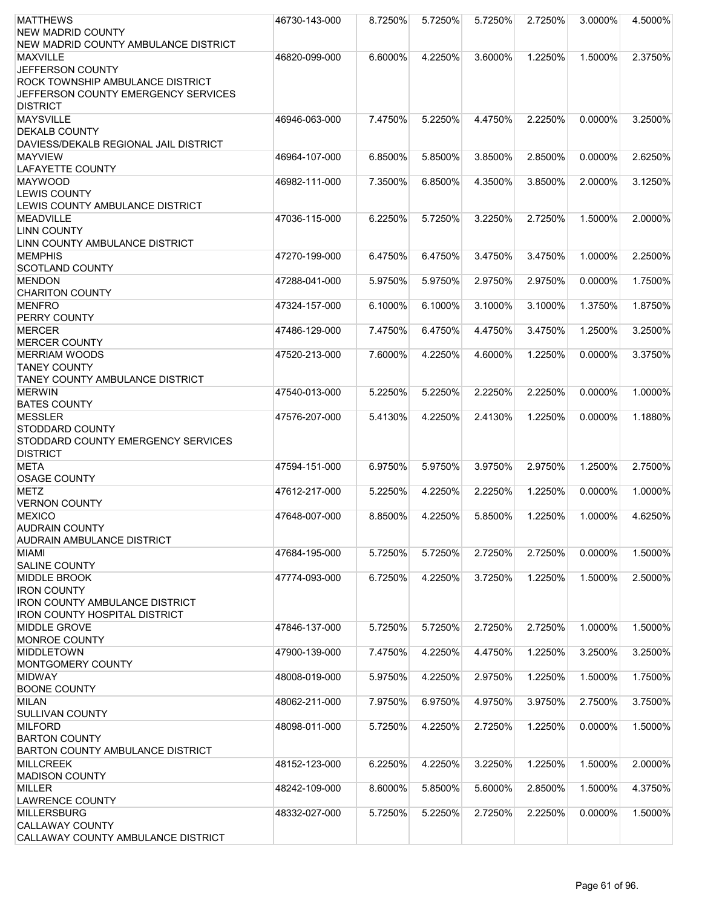| | | | | | | | |
|---|---|---|---|---|---|---|---|
| MATTHEWS<br>NEW MADRID COUNTY<br>NEW MADRID COUNTY AMBULANCE DISTRICT | 46730-143-000 | 8.7250% | 5.7250% | 5.7250% | 2.7250% | 3.0000% | 4.5000% |
| MAXVILLE<br>JEFFERSON COUNTY<br>ROCK TOWNSHIP AMBULANCE DISTRICT<br>JEFFERSON COUNTY EMERGENCY SERVICES DISTRICT | 46820-099-000 | 6.6000% | 4.2250% | 3.6000% | 1.2250% | 1.5000% | 2.3750% |
| MAYSVILLE<br>DEKALB COUNTY<br>DAVIESS/DEKALB REGIONAL JAIL DISTRICT | 46946-063-000 | 7.4750% | 5.2250% | 4.4750% | 2.2250% | 0.0000% | 3.2500% |
| MAYVIEW<br>LAFAYETTE COUNTY | 46964-107-000 | 6.8500% | 5.8500% | 3.8500% | 2.8500% | 0.0000% | 2.6250% |
| MAYWOOD<br>LEWIS COUNTY<br>LEWIS COUNTY AMBULANCE DISTRICT | 46982-111-000 | 7.3500% | 6.8500% | 4.3500% | 3.8500% | 2.0000% | 3.1250% |
| MEADVILLE<br>LINN COUNTY<br>LINN COUNTY AMBULANCE DISTRICT | 47036-115-000 | 6.2250% | 5.7250% | 3.2250% | 2.7250% | 1.5000% | 2.0000% |
| MEMPHIS<br>SCOTLAND COUNTY | 47270-199-000 | 6.4750% | 6.4750% | 3.4750% | 3.4750% | 1.0000% | 2.2500% |
| MENDON<br>CHARITON COUNTY | 47288-041-000 | 5.9750% | 5.9750% | 2.9750% | 2.9750% | 0.0000% | 1.7500% |
| MENFRO<br>PERRY COUNTY | 47324-157-000 | 6.1000% | 6.1000% | 3.1000% | 3.1000% | 1.3750% | 1.8750% |
| MERCER<br>MERCER COUNTY | 47486-129-000 | 7.4750% | 6.4750% | 4.4750% | 3.4750% | 1.2500% | 3.2500% |
| MERRIAM WOODS<br>TANEY COUNTY<br>TANEY COUNTY AMBULANCE DISTRICT | 47520-213-000 | 7.6000% | 4.2250% | 4.6000% | 1.2250% | 0.0000% | 3.3750% |
| MERWIN<br>BATES COUNTY | 47540-013-000 | 5.2250% | 5.2250% | 2.2250% | 2.2250% | 0.0000% | 1.0000% |
| MESSLER<br>STODDARD COUNTY<br>STODDARD COUNTY EMERGENCY SERVICES DISTRICT | 47576-207-000 | 5.4130% | 4.2250% | 2.4130% | 1.2250% | 0.0000% | 1.1880% |
| META<br>OSAGE COUNTY | 47594-151-000 | 6.9750% | 5.9750% | 3.9750% | 2.9750% | 1.2500% | 2.7500% |
| METZ<br>VERNON COUNTY | 47612-217-000 | 5.2250% | 4.2250% | 2.2250% | 1.2250% | 0.0000% | 1.0000% |
| MEXICO<br>AUDRAIN COUNTY<br>AUDRAIN AMBULANCE DISTRICT | 47648-007-000 | 8.8500% | 4.2250% | 5.8500% | 1.2250% | 1.0000% | 4.6250% |
| MIAMI<br>SALINE COUNTY | 47684-195-000 | 5.7250% | 5.7250% | 2.7250% | 2.7250% | 0.0000% | 1.5000% |
| MIDDLE BROOK<br>IRON COUNTY<br>IRON COUNTY AMBULANCE DISTRICT<br>IRON COUNTY HOSPITAL DISTRICT | 47774-093-000 | 6.7250% | 4.2250% | 3.7250% | 1.2250% | 1.5000% | 2.5000% |
| MIDDLE GROVE<br>MONROE COUNTY | 47846-137-000 | 5.7250% | 5.7250% | 2.7250% | 2.7250% | 1.0000% | 1.5000% |
| MIDDLETOWN<br>MONTGOMERY COUNTY | 47900-139-000 | 7.4750% | 4.2250% | 4.4750% | 1.2250% | 3.2500% | 3.2500% |
| MIDWAY<br>BOONE COUNTY | 48008-019-000 | 5.9750% | 4.2250% | 2.9750% | 1.2250% | 1.5000% | 1.7500% |
| MILAN<br>SULLIVAN COUNTY | 48062-211-000 | 7.9750% | 6.9750% | 4.9750% | 3.9750% | 2.7500% | 3.7500% |
| MILFORD<br>BARTON COUNTY<br>BARTON COUNTY AMBULANCE DISTRICT | 48098-011-000 | 5.7250% | 4.2250% | 2.7250% | 1.2250% | 0.0000% | 1.5000% |
| MILLCREEK<br>MADISON COUNTY | 48152-123-000 | 6.2250% | 4.2250% | 3.2250% | 1.2250% | 1.5000% | 2.0000% |
| MILLER<br>LAWRENCE COUNTY | 48242-109-000 | 8.6000% | 5.8500% | 5.6000% | 2.8500% | 1.5000% | 4.3750% |
| MILLERSBURG<br>CALLAWAY COUNTY<br>CALLAWAY COUNTY AMBULANCE DISTRICT | 48332-027-000 | 5.7250% | 5.2250% | 2.7250% | 2.2250% | 0.0000% | 1.5000% |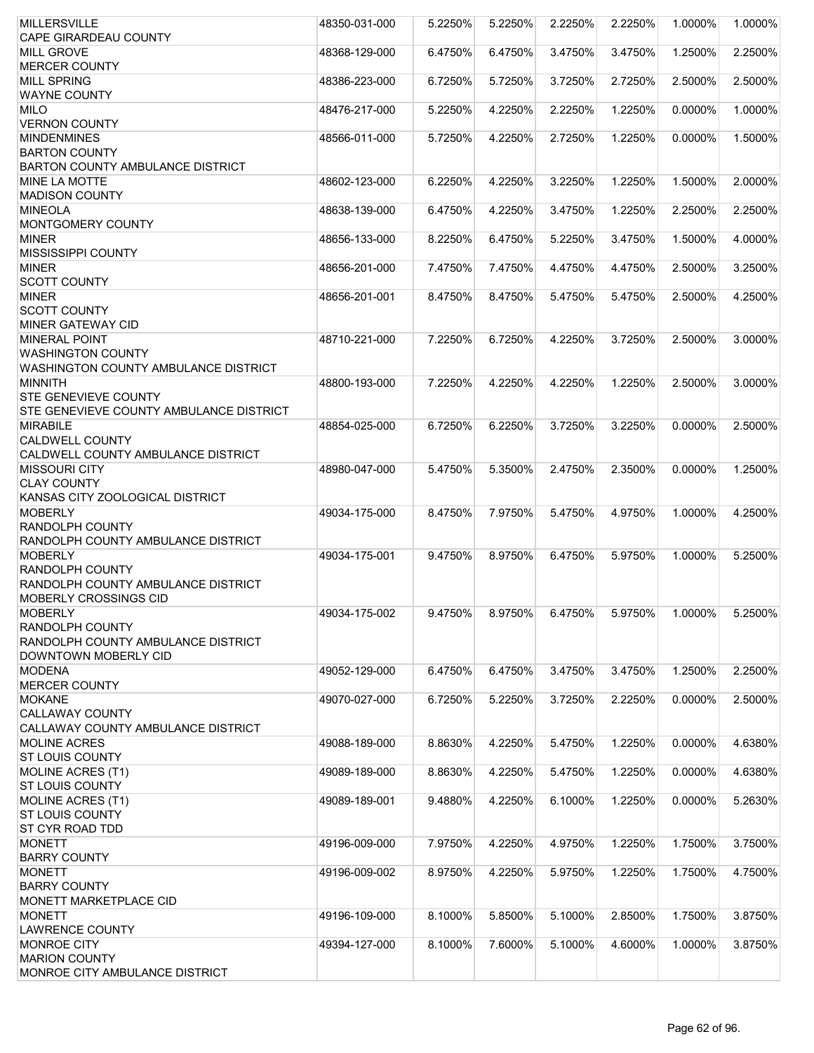| | | | | | | | |
|---|---|---|---|---|---|---|---|
| MILLERSVILLE<br>CAPE GIRARDEAU COUNTY | 48350-031-000 | 5.2250% | 5.2250% | 2.2250% | 2.2250% | 1.0000% | 1.0000% |
| MILL GROVE<br>MERCER COUNTY | 48368-129-000 | 6.4750% | 6.4750% | 3.4750% | 3.4750% | 1.2500% | 2.2500% |
| MILL SPRING<br>WAYNE COUNTY | 48386-223-000 | 6.7250% | 5.7250% | 3.7250% | 2.7250% | 2.5000% | 2.5000% |
| MILO<br>VERNON COUNTY | 48476-217-000 | 5.2250% | 4.2250% | 2.2250% | 1.2250% | 0.0000% | 1.0000% |
| MINDENMINES<br>BARTON COUNTY<br>BARTON COUNTY AMBULANCE DISTRICT | 48566-011-000 | 5.7250% | 4.2250% | 2.7250% | 1.2250% | 0.0000% | 1.5000% |
| MINE LA MOTTE<br>MADISON COUNTY | 48602-123-000 | 6.2250% | 4.2250% | 3.2250% | 1.2250% | 1.5000% | 2.0000% |
| MINEOLA<br>MONTGOMERY COUNTY | 48638-139-000 | 6.4750% | 4.2250% | 3.4750% | 1.2250% | 2.2500% | 2.2500% |
| MINER<br>MISSISSIPPI COUNTY | 48656-133-000 | 8.2250% | 6.4750% | 5.2250% | 3.4750% | 1.5000% | 4.0000% |
| MINER<br>SCOTT COUNTY | 48656-201-000 | 7.4750% | 7.4750% | 4.4750% | 4.4750% | 2.5000% | 3.2500% |
| MINER<br>SCOTT COUNTY<br>MINER GATEWAY CID | 48656-201-001 | 8.4750% | 8.4750% | 5.4750% | 5.4750% | 2.5000% | 4.2500% |
| MINERAL POINT<br>WASHINGTON COUNTY<br>WASHINGTON COUNTY AMBULANCE DISTRICT | 48710-221-000 | 7.2250% | 6.7250% | 4.2250% | 3.7250% | 2.5000% | 3.0000% |
| MINNITH<br>STE GENEVIEVE COUNTY<br>STE GENEVIEVE COUNTY AMBULANCE DISTRICT | 48800-193-000 | 7.2250% | 4.2250% | 4.2250% | 1.2250% | 2.5000% | 3.0000% |
| MIRABILE<br>CALDWELL COUNTY<br>CALDWELL COUNTY AMBULANCE DISTRICT | 48854-025-000 | 6.7250% | 6.2250% | 3.7250% | 3.2250% | 0.0000% | 2.5000% |
| MISSOURI CITY<br>CLAY COUNTY<br>KANSAS CITY ZOOLOGICAL DISTRICT | 48980-047-000 | 5.4750% | 5.3500% | 2.4750% | 2.3500% | 0.0000% | 1.2500% |
| MOBERLY<br>RANDOLPH COUNTY<br>RANDOLPH COUNTY AMBULANCE DISTRICT | 49034-175-000 | 8.4750% | 7.9750% | 5.4750% | 4.9750% | 1.0000% | 4.2500% |
| MOBERLY<br>RANDOLPH COUNTY<br>RANDOLPH COUNTY AMBULANCE DISTRICT<br>MOBERLY CROSSINGS CID | 49034-175-001 | 9.4750% | 8.9750% | 6.4750% | 5.9750% | 1.0000% | 5.2500% |
| MOBERLY<br>RANDOLPH COUNTY<br>RANDOLPH COUNTY AMBULANCE DISTRICT<br>DOWNTOWN MOBERLY CID | 49034-175-002 | 9.4750% | 8.9750% | 6.4750% | 5.9750% | 1.0000% | 5.2500% |
| MODENA<br>MERCER COUNTY | 49052-129-000 | 6.4750% | 6.4750% | 3.4750% | 3.4750% | 1.2500% | 2.2500% |
| MOKANE<br>CALLAWAY COUNTY<br>CALLAWAY COUNTY AMBULANCE DISTRICT | 49070-027-000 | 6.7250% | 5.2250% | 3.7250% | 2.2250% | 0.0000% | 2.5000% |
| MOLINE ACRES<br>ST LOUIS COUNTY | 49088-189-000 | 8.8630% | 4.2250% | 5.4750% | 1.2250% | 0.0000% | 4.6380% |
| MOLINE ACRES (T1)<br>ST LOUIS COUNTY | 49089-189-000 | 8.8630% | 4.2250% | 5.4750% | 1.2250% | 0.0000% | 4.6380% |
| MOLINE ACRES (T1)<br>ST LOUIS COUNTY<br>ST CYR ROAD TDD | 49089-189-001 | 9.4880% | 4.2250% | 6.1000% | 1.2250% | 0.0000% | 5.2630% |
| MONETT<br>BARRY COUNTY | 49196-009-000 | 7.9750% | 4.2250% | 4.9750% | 1.2250% | 1.7500% | 3.7500% |
| MONETT<br>BARRY COUNTY<br>MONETT MARKETPLACE CID | 49196-009-002 | 8.9750% | 4.2250% | 5.9750% | 1.2250% | 1.7500% | 4.7500% |
| MONETT<br>LAWRENCE COUNTY | 49196-109-000 | 8.1000% | 5.8500% | 5.1000% | 2.8500% | 1.7500% | 3.8750% |
| MONROE CITY<br>MARION COUNTY<br>MONROE CITY AMBULANCE DISTRICT | 49394-127-000 | 8.1000% | 7.6000% | 5.1000% | 4.6000% | 1.0000% | 3.8750% |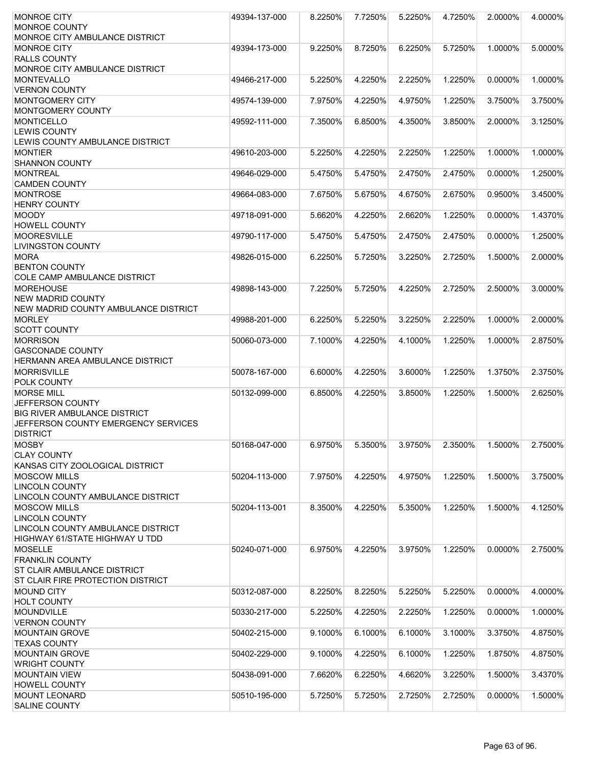| | | | | | | | |
|---|---|---|---|---|---|---|---|
| MONROE CITY<br>MONROE COUNTY<br>MONROE CITY AMBULANCE DISTRICT | 49394-137-000 | 8.2250% | 7.7250% | 5.2250% | 4.7250% | 2.0000% | 4.0000% |
| MONROE CITY<br>RALLS COUNTY<br>MONROE CITY AMBULANCE DISTRICT | 49394-173-000 | 9.2250% | 8.7250% | 6.2250% | 5.7250% | 1.0000% | 5.0000% |
| MONTEVALLO<br>VERNON COUNTY | 49466-217-000 | 5.2250% | 4.2250% | 2.2250% | 1.2250% | 0.0000% | 1.0000% |
| MONTGOMERY CITY<br>MONTGOMERY COUNTY | 49574-139-000 | 7.9750% | 4.2250% | 4.9750% | 1.2250% | 3.7500% | 3.7500% |
| MONTICELLO<br>LEWIS COUNTY<br>LEWIS COUNTY AMBULANCE DISTRICT | 49592-111-000 | 7.3500% | 6.8500% | 4.3500% | 3.8500% | 2.0000% | 3.1250% |
| MONTIER<br>SHANNON COUNTY | 49610-203-000 | 5.2250% | 4.2250% | 2.2250% | 1.2250% | 1.0000% | 1.0000% |
| MONTREAL<br>CAMDEN COUNTY | 49646-029-000 | 5.4750% | 5.4750% | 2.4750% | 2.4750% | 0.0000% | 1.2500% |
| MONTROSE<br>HENRY COUNTY | 49664-083-000 | 7.6750% | 5.6750% | 4.6750% | 2.6750% | 0.9500% | 3.4500% |
| MOODY<br>HOWELL COUNTY | 49718-091-000 | 5.6620% | 4.2250% | 2.6620% | 1.2250% | 0.0000% | 1.4370% |
| MOORESVILLE<br>LIVINGSTON COUNTY | 49790-117-000 | 5.4750% | 5.4750% | 2.4750% | 2.4750% | 0.0000% | 1.2500% |
| MORA<br>BENTON COUNTY<br>COLE CAMP AMBULANCE DISTRICT | 49826-015-000 | 6.2250% | 5.7250% | 3.2250% | 2.7250% | 1.5000% | 2.0000% |
| MOREHOUSE<br>NEW MADRID COUNTY<br>NEW MADRID COUNTY AMBULANCE DISTRICT | 49898-143-000 | 7.2250% | 5.7250% | 4.2250% | 2.7250% | 2.5000% | 3.0000% |
| MORLEY<br>SCOTT COUNTY | 49988-201-000 | 6.2250% | 5.2250% | 3.2250% | 2.2250% | 1.0000% | 2.0000% |
| MORRISON<br>GASCONADE COUNTY<br>HERMANN AREA AMBULANCE DISTRICT | 50060-073-000 | 7.1000% | 4.2250% | 4.1000% | 1.2250% | 1.0000% | 2.8750% |
| MORRISVILLE<br>POLK COUNTY | 50078-167-000 | 6.6000% | 4.2250% | 3.6000% | 1.2250% | 1.3750% | 2.3750% |
| MORSE MILL<br>JEFFERSON COUNTY<br>BIG RIVER AMBULANCE DISTRICT<br>JEFFERSON COUNTY EMERGENCY SERVICES DISTRICT | 50132-099-000 | 6.8500% | 4.2250% | 3.8500% | 1.2250% | 1.5000% | 2.6250% |
| MOSBY<br>CLAY COUNTY<br>KANSAS CITY ZOOLOGICAL DISTRICT | 50168-047-000 | 6.9750% | 5.3500% | 3.9750% | 2.3500% | 1.5000% | 2.7500% |
| MOSCOW MILLS<br>LINCOLN COUNTY<br>LINCOLN COUNTY AMBULANCE DISTRICT | 50204-113-000 | 7.9750% | 4.2250% | 4.9750% | 1.2250% | 1.5000% | 3.7500% |
| MOSCOW MILLS<br>LINCOLN COUNTY<br>LINCOLN COUNTY AMBULANCE DISTRICT<br>HIGHWAY 61/STATE HIGHWAY U TDD | 50204-113-001 | 8.3500% | 4.2250% | 5.3500% | 1.2250% | 1.5000% | 4.1250% |
| MOSELLE<br>FRANKLIN COUNTY<br>ST CLAIR AMBULANCE DISTRICT<br>ST CLAIR FIRE PROTECTION DISTRICT | 50240-071-000 | 6.9750% | 4.2250% | 3.9750% | 1.2250% | 0.0000% | 2.7500% |
| MOUND CITY<br>HOLT COUNTY | 50312-087-000 | 8.2250% | 8.2250% | 5.2250% | 5.2250% | 0.0000% | 4.0000% |
| MOUNDVILLE<br>VERNON COUNTY | 50330-217-000 | 5.2250% | 4.2250% | 2.2250% | 1.2250% | 0.0000% | 1.0000% |
| MOUNTAIN GROVE<br>TEXAS COUNTY | 50402-215-000 | 9.1000% | 6.1000% | 6.1000% | 3.1000% | 3.3750% | 4.8750% |
| MOUNTAIN GROVE<br>WRIGHT COUNTY | 50402-229-000 | 9.1000% | 4.2250% | 6.1000% | 1.2250% | 1.8750% | 4.8750% |
| MOUNTAIN VIEW<br>HOWELL COUNTY | 50438-091-000 | 7.6620% | 6.2250% | 4.6620% | 3.2250% | 1.5000% | 3.4370% |
| MOUNT LEONARD<br>SALINE COUNTY | 50510-195-000 | 5.7250% | 5.7250% | 2.7250% | 2.7250% | 0.0000% | 1.5000% |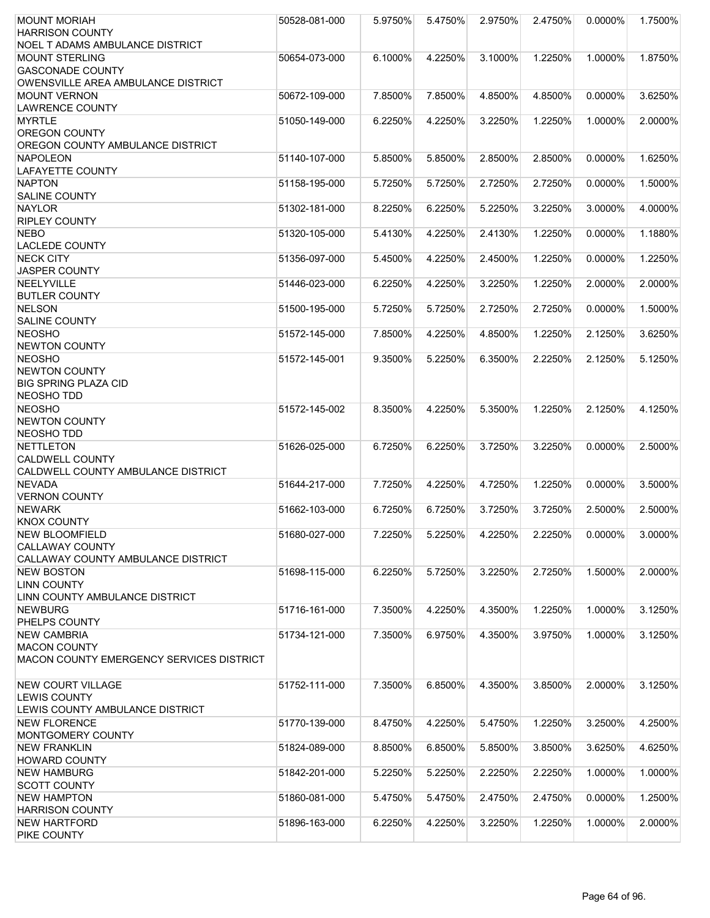| | | | | | | | |
|---|---|---|---|---|---|---|---|
| MOUNT MORIAH<br>HARRISON COUNTY<br>NOEL T ADAMS AMBULANCE DISTRICT | 50528-081-000 | 5.9750% | 5.4750% | 2.9750% | 2.4750% | 0.0000% | 1.7500% |
| MOUNT STERLING<br>GASCONADE COUNTY<br>OWENSVILLE AREA AMBULANCE DISTRICT | 50654-073-000 | 6.1000% | 4.2250% | 3.1000% | 1.2250% | 1.0000% | 1.8750% |
| MOUNT VERNON<br>LAWRENCE COUNTY | 50672-109-000 | 7.8500% | 7.8500% | 4.8500% | 4.8500% | 0.0000% | 3.6250% |
| MYRTLE<br>OREGON COUNTY<br>OREGON COUNTY AMBULANCE DISTRICT | 51050-149-000 | 6.2250% | 4.2250% | 3.2250% | 1.2250% | 1.0000% | 2.0000% |
| NAPOLEON<br>LAFAYETTE COUNTY | 51140-107-000 | 5.8500% | 5.8500% | 2.8500% | 2.8500% | 0.0000% | 1.6250% |
| NAPTON<br>SALINE COUNTY | 51158-195-000 | 5.7250% | 5.7250% | 2.7250% | 2.7250% | 0.0000% | 1.5000% |
| NAYLOR<br>RIPLEY COUNTY | 51302-181-000 | 8.2250% | 6.2250% | 5.2250% | 3.2250% | 3.0000% | 4.0000% |
| NEBO<br>LACLEDE COUNTY | 51320-105-000 | 5.4130% | 4.2250% | 2.4130% | 1.2250% | 0.0000% | 1.1880% |
| NECK CITY<br>JASPER COUNTY | 51356-097-000 | 5.4500% | 4.2250% | 2.4500% | 1.2250% | 0.0000% | 1.2250% |
| NEELYVILLE<br>BUTLER COUNTY | 51446-023-000 | 6.2250% | 4.2250% | 3.2250% | 1.2250% | 2.0000% | 2.0000% |
| NELSON<br>SALINE COUNTY | 51500-195-000 | 5.7250% | 5.7250% | 2.7250% | 2.7250% | 0.0000% | 1.5000% |
| NEOSHO<br>NEWTON COUNTY | 51572-145-000 | 7.8500% | 4.2250% | 4.8500% | 1.2250% | 2.1250% | 3.6250% |
| NEOSHO<br>NEWTON COUNTY<br>BIG SPRING PLAZA CID<br>NEOSHO TDD | 51572-145-001 | 9.3500% | 5.2250% | 6.3500% | 2.2250% | 2.1250% | 5.1250% |
| NEOSHO<br>NEWTON COUNTY<br>NEOSHO TDD | 51572-145-002 | 8.3500% | 4.2250% | 5.3500% | 1.2250% | 2.1250% | 4.1250% |
| NETTLETON<br>CALDWELL COUNTY<br>CALDWELL COUNTY AMBULANCE DISTRICT | 51626-025-000 | 6.7250% | 6.2250% | 3.7250% | 3.2250% | 0.0000% | 2.5000% |
| NEVADA<br>VERNON COUNTY | 51644-217-000 | 7.7250% | 4.2250% | 4.7250% | 1.2250% | 0.0000% | 3.5000% |
| NEWARK<br>KNOX COUNTY | 51662-103-000 | 6.7250% | 6.7250% | 3.7250% | 3.7250% | 2.5000% | 2.5000% |
| NEW BLOOMFIELD<br>CALLAWAY COUNTY<br>CALLAWAY COUNTY AMBULANCE DISTRICT | 51680-027-000 | 7.2250% | 5.2250% | 4.2250% | 2.2250% | 0.0000% | 3.0000% |
| NEW BOSTON<br>LINN COUNTY<br>LINN COUNTY AMBULANCE DISTRICT | 51698-115-000 | 6.2250% | 5.7250% | 3.2250% | 2.7250% | 1.5000% | 2.0000% |
| NEWBURG<br>PHELPS COUNTY | 51716-161-000 | 7.3500% | 4.2250% | 4.3500% | 1.2250% | 1.0000% | 3.1250% |
| NEW CAMBRIA<br>MACON COUNTY<br>MACON COUNTY EMERGENCY SERVICES DISTRICT | 51734-121-000 | 7.3500% | 6.9750% | 4.3500% | 3.9750% | 1.0000% | 3.1250% |
| NEW COURT VILLAGE<br>LEWIS COUNTY<br>LEWIS COUNTY AMBULANCE DISTRICT | 51752-111-000 | 7.3500% | 6.8500% | 4.3500% | 3.8500% | 2.0000% | 3.1250% |
| NEW FLORENCE<br>MONTGOMERY COUNTY | 51770-139-000 | 8.4750% | 4.2250% | 5.4750% | 1.2250% | 3.2500% | 4.2500% |
| NEW FRANKLIN<br>HOWARD COUNTY | 51824-089-000 | 8.8500% | 6.8500% | 5.8500% | 3.8500% | 3.6250% | 4.6250% |
| NEW HAMBURG<br>SCOTT COUNTY | 51842-201-000 | 5.2250% | 5.2250% | 2.2250% | 2.2250% | 1.0000% | 1.0000% |
| NEW HAMPTON<br>HARRISON COUNTY | 51860-081-000 | 5.4750% | 5.4750% | 2.4750% | 2.4750% | 0.0000% | 1.2500% |
| NEW HARTFORD<br>PIKE COUNTY | 51896-163-000 | 6.2250% | 4.2250% | 3.2250% | 1.2250% | 1.0000% | 2.0000% |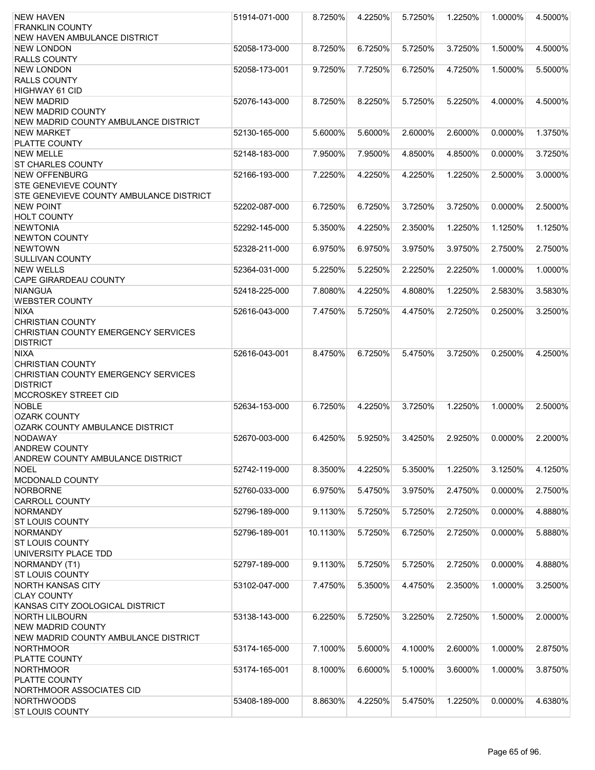| | | | | | | | |
|---|---|---|---|---|---|---|---|
| NEW HAVEN<br>FRANKLIN COUNTY<br>NEW HAVEN AMBULANCE DISTRICT | 51914-071-000 | 8.7250% | 4.2250% | 5.7250% | 1.2250% | 1.0000% | 4.5000% |
| NEW LONDON<br>RALLS COUNTY | 52058-173-000 | 8.7250% | 6.7250% | 5.7250% | 3.7250% | 1.5000% | 4.5000% |
| NEW LONDON<br>RALLS COUNTY<br>HIGHWAY 61 CID | 52058-173-001 | 9.7250% | 7.7250% | 6.7250% | 4.7250% | 1.5000% | 5.5000% |
| NEW MADRID<br>NEW MADRID COUNTY<br>NEW MADRID COUNTY AMBULANCE DISTRICT | 52076-143-000 | 8.7250% | 8.2250% | 5.7250% | 5.2250% | 4.0000% | 4.5000% |
| NEW MARKET<br>PLATTE COUNTY | 52130-165-000 | 5.6000% | 5.6000% | 2.6000% | 2.6000% | 0.0000% | 1.3750% |
| NEW MELLE<br>ST CHARLES COUNTY | 52148-183-000 | 7.9500% | 7.9500% | 4.8500% | 4.8500% | 0.0000% | 3.7250% |
| NEW OFFENBURG<br>STE GENEVIEVE COUNTY<br>STE GENEVIEVE COUNTY AMBULANCE DISTRICT | 52166-193-000 | 7.2250% | 4.2250% | 4.2250% | 1.2250% | 2.5000% | 3.0000% |
| NEW POINT<br>HOLT COUNTY | 52202-087-000 | 6.7250% | 6.7250% | 3.7250% | 3.7250% | 0.0000% | 2.5000% |
| NEWTONIA<br>NEWTON COUNTY | 52292-145-000 | 5.3500% | 4.2250% | 2.3500% | 1.2250% | 1.1250% | 1.1250% |
| NEWTOWN<br>SULLIVAN COUNTY | 52328-211-000 | 6.9750% | 6.9750% | 3.9750% | 3.9750% | 2.7500% | 2.7500% |
| NEW WELLS<br>CAPE GIRARDEAU COUNTY | 52364-031-000 | 5.2250% | 5.2250% | 2.2250% | 2.2250% | 1.0000% | 1.0000% |
| NIANGUA<br>WEBSTER COUNTY | 52418-225-000 | 7.8080% | 4.2250% | 4.8080% | 1.2250% | 2.5830% | 3.5830% |
| NIXA<br>CHRISTIAN COUNTY<br>CHRISTIAN COUNTY EMERGENCY SERVICES DISTRICT | 52616-043-000 | 7.4750% | 5.7250% | 4.4750% | 2.7250% | 0.2500% | 3.2500% |
| NIXA<br>CHRISTIAN COUNTY<br>CHRISTIAN COUNTY EMERGENCY SERVICES DISTRICT<br>MCCROSKEY STREET CID | 52616-043-001 | 8.4750% | 6.7250% | 5.4750% | 3.7250% | 0.2500% | 4.2500% |
| NOBLE<br>OZARK COUNTY<br>OZARK COUNTY AMBULANCE DISTRICT | 52634-153-000 | 6.7250% | 4.2250% | 3.7250% | 1.2250% | 1.0000% | 2.5000% |
| NODAWAY<br>ANDREW COUNTY<br>ANDREW COUNTY AMBULANCE DISTRICT | 52670-003-000 | 6.4250% | 5.9250% | 3.4250% | 2.9250% | 0.0000% | 2.2000% |
| NOEL<br>MCDONALD COUNTY | 52742-119-000 | 8.3500% | 4.2250% | 5.3500% | 1.2250% | 3.1250% | 4.1250% |
| NORBORNE<br>CARROLL COUNTY | 52760-033-000 | 6.9750% | 5.4750% | 3.9750% | 2.4750% | 0.0000% | 2.7500% |
| NORMANDY<br>ST LOUIS COUNTY | 52796-189-000 | 9.1130% | 5.7250% | 5.7250% | 2.7250% | 0.0000% | 4.8880% |
| NORMANDY<br>ST LOUIS COUNTY<br>UNIVERSITY PLACE TDD | 52796-189-001 | 10.1130% | 5.7250% | 6.7250% | 2.7250% | 0.0000% | 5.8880% |
| NORMANDY (T1)<br>ST LOUIS COUNTY | 52797-189-000 | 9.1130% | 5.7250% | 5.7250% | 2.7250% | 0.0000% | 4.8880% |
| NORTH KANSAS CITY<br>CLAY COUNTY<br>KANSAS CITY ZOOLOGICAL DISTRICT | 53102-047-000 | 7.4750% | 5.3500% | 4.4750% | 2.3500% | 1.0000% | 3.2500% |
| NORTH LILBOURN<br>NEW MADRID COUNTY<br>NEW MADRID COUNTY AMBULANCE DISTRICT | 53138-143-000 | 6.2250% | 5.7250% | 3.2250% | 2.7250% | 1.5000% | 2.0000% |
| NORTHMOOR<br>PLATTE COUNTY | 53174-165-000 | 7.1000% | 5.6000% | 4.1000% | 2.6000% | 1.0000% | 2.8750% |
| NORTHMOOR<br>PLATTE COUNTY<br>NORTHMOOR ASSOCIATES CID | 53174-165-001 | 8.1000% | 6.6000% | 5.1000% | 3.6000% | 1.0000% | 3.8750% |
| NORTHWOODS<br>ST LOUIS COUNTY | 53408-189-000 | 8.8630% | 4.2250% | 5.4750% | 1.2250% | 0.0000% | 4.6380% |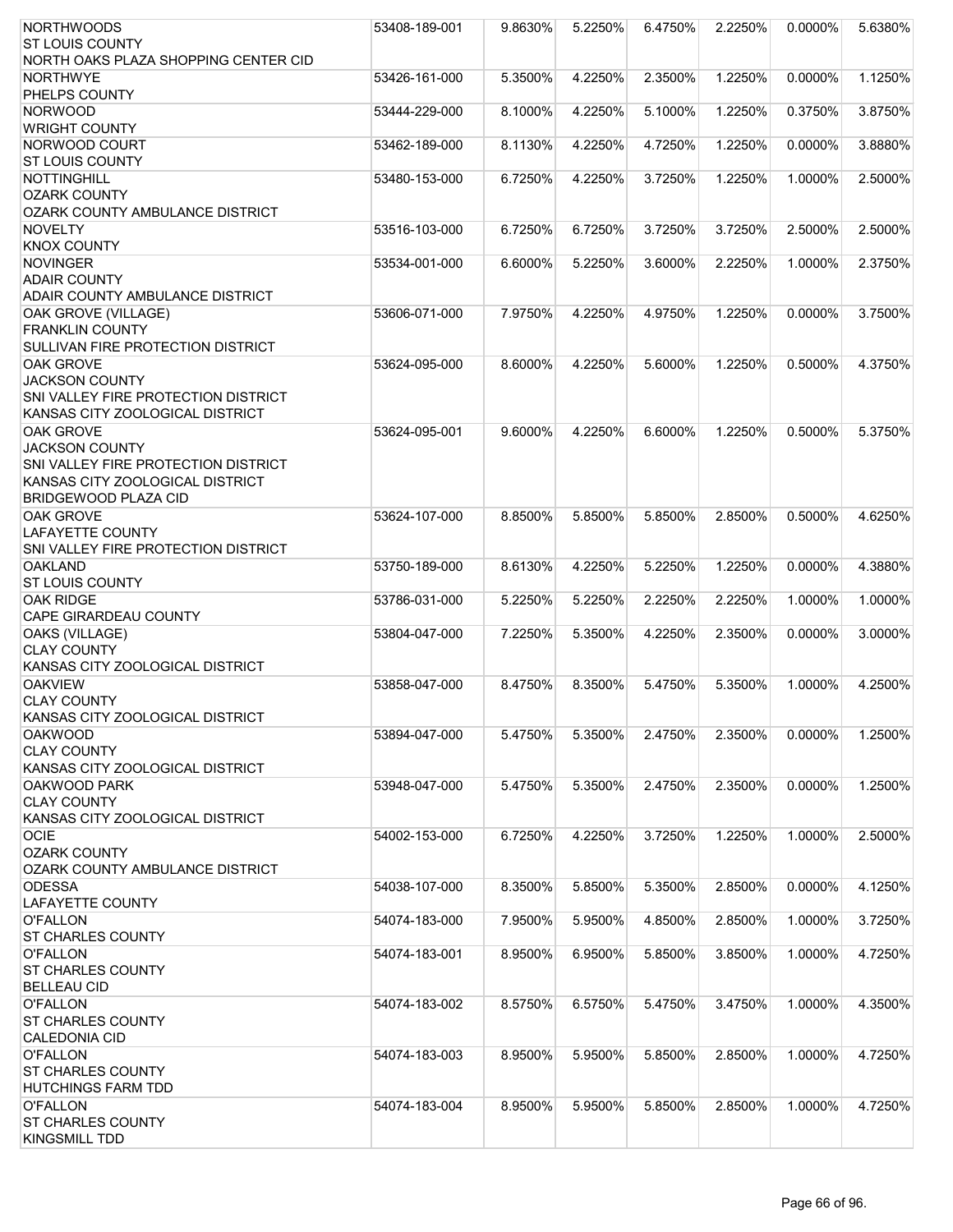| | | | | | | | |
|---|---|---|---|---|---|---|---|
| NORTHWOODS<br>ST LOUIS COUNTY<br>NORTH OAKS PLAZA SHOPPING CENTER CID | 53408-189-001 | 9.8630% | 5.2250% | 6.4750% | 2.2250% | 0.0000% | 5.6380% |
| NORTHWYE<br>PHELPS COUNTY | 53426-161-000 | 5.3500% | 4.2250% | 2.3500% | 1.2250% | 0.0000% | 1.1250% |
| NORWOOD<br>WRIGHT COUNTY | 53444-229-000 | 8.1000% | 4.2250% | 5.1000% | 1.2250% | 0.3750% | 3.8750% |
| NORWOOD COURT<br>ST LOUIS COUNTY | 53462-189-000 | 8.1130% | 4.2250% | 4.7250% | 1.2250% | 0.0000% | 3.8880% |
| NOTTINGHILL<br>OZARK COUNTY<br>OZARK COUNTY AMBULANCE DISTRICT | 53480-153-000 | 6.7250% | 4.2250% | 3.7250% | 1.2250% | 1.0000% | 2.5000% |
| NOVELTY<br>KNOX COUNTY | 53516-103-000 | 6.7250% | 6.7250% | 3.7250% | 3.7250% | 2.5000% | 2.5000% |
| NOVINGER<br>ADAIR COUNTY<br>ADAIR COUNTY AMBULANCE DISTRICT | 53534-001-000 | 6.6000% | 5.2250% | 3.6000% | 2.2250% | 1.0000% | 2.3750% |
| OAK GROVE (VILLAGE)<br>FRANKLIN COUNTY<br>SULLIVAN FIRE PROTECTION DISTRICT | 53606-071-000 | 7.9750% | 4.2250% | 4.9750% | 1.2250% | 0.0000% | 3.7500% |
| OAK GROVE<br>JACKSON COUNTY<br>SNI VALLEY FIRE PROTECTION DISTRICT<br>KANSAS CITY ZOOLOGICAL DISTRICT | 53624-095-000 | 8.6000% | 4.2250% | 5.6000% | 1.2250% | 0.5000% | 4.3750% |
| OAK GROVE<br>JACKSON COUNTY<br>SNI VALLEY FIRE PROTECTION DISTRICT<br>KANSAS CITY ZOOLOGICAL DISTRICT<br>BRIDGEWOOD PLAZA CID | 53624-095-001 | 9.6000% | 4.2250% | 6.6000% | 1.2250% | 0.5000% | 5.3750% |
| OAK GROVE<br>LAFAYETTE COUNTY<br>SNI VALLEY FIRE PROTECTION DISTRICT | 53624-107-000 | 8.8500% | 5.8500% | 5.8500% | 2.8500% | 0.5000% | 4.6250% |
| OAKLAND<br>ST LOUIS COUNTY | 53750-189-000 | 8.6130% | 4.2250% | 5.2250% | 1.2250% | 0.0000% | 4.3880% |
| OAK RIDGE<br>CAPE GIRARDEAU COUNTY | 53786-031-000 | 5.2250% | 5.2250% | 2.2250% | 2.2250% | 1.0000% | 1.0000% |
| OAKS (VILLAGE)<br>CLAY COUNTY<br>KANSAS CITY ZOOLOGICAL DISTRICT | 53804-047-000 | 7.2250% | 5.3500% | 4.2250% | 2.3500% | 0.0000% | 3.0000% |
| OAKVIEW<br>CLAY COUNTY<br>KANSAS CITY ZOOLOGICAL DISTRICT | 53858-047-000 | 8.4750% | 8.3500% | 5.4750% | 5.3500% | 1.0000% | 4.2500% |
| OAKWOOD<br>CLAY COUNTY<br>KANSAS CITY ZOOLOGICAL DISTRICT | 53894-047-000 | 5.4750% | 5.3500% | 2.4750% | 2.3500% | 0.0000% | 1.2500% |
| OAKWOOD PARK<br>CLAY COUNTY<br>KANSAS CITY ZOOLOGICAL DISTRICT | 53948-047-000 | 5.4750% | 5.3500% | 2.4750% | 2.3500% | 0.0000% | 1.2500% |
| OCIE<br>OZARK COUNTY<br>OZARK COUNTY AMBULANCE DISTRICT | 54002-153-000 | 6.7250% | 4.2250% | 3.7250% | 1.2250% | 1.0000% | 2.5000% |
| ODESSA<br>LAFAYETTE COUNTY | 54038-107-000 | 8.3500% | 5.8500% | 5.3500% | 2.8500% | 0.0000% | 4.1250% |
| O'FALLON<br>ST CHARLES COUNTY | 54074-183-000 | 7.9500% | 5.9500% | 4.8500% | 2.8500% | 1.0000% | 3.7250% |
| O'FALLON<br>ST CHARLES COUNTY<br>BELLEAU CID | 54074-183-001 | 8.9500% | 6.9500% | 5.8500% | 3.8500% | 1.0000% | 4.7250% |
| O'FALLON<br>ST CHARLES COUNTY<br>CALEDONIA CID | 54074-183-002 | 8.5750% | 6.5750% | 5.4750% | 3.4750% | 1.0000% | 4.3500% |
| O'FALLON<br>ST CHARLES COUNTY<br>HUTCHINGS FARM TDD | 54074-183-003 | 8.9500% | 5.9500% | 5.8500% | 2.8500% | 1.0000% | 4.7250% |
| O'FALLON<br>ST CHARLES COUNTY<br>KINGSMILL TDD | 54074-183-004 | 8.9500% | 5.9500% | 5.8500% | 2.8500% | 1.0000% | 4.7250% |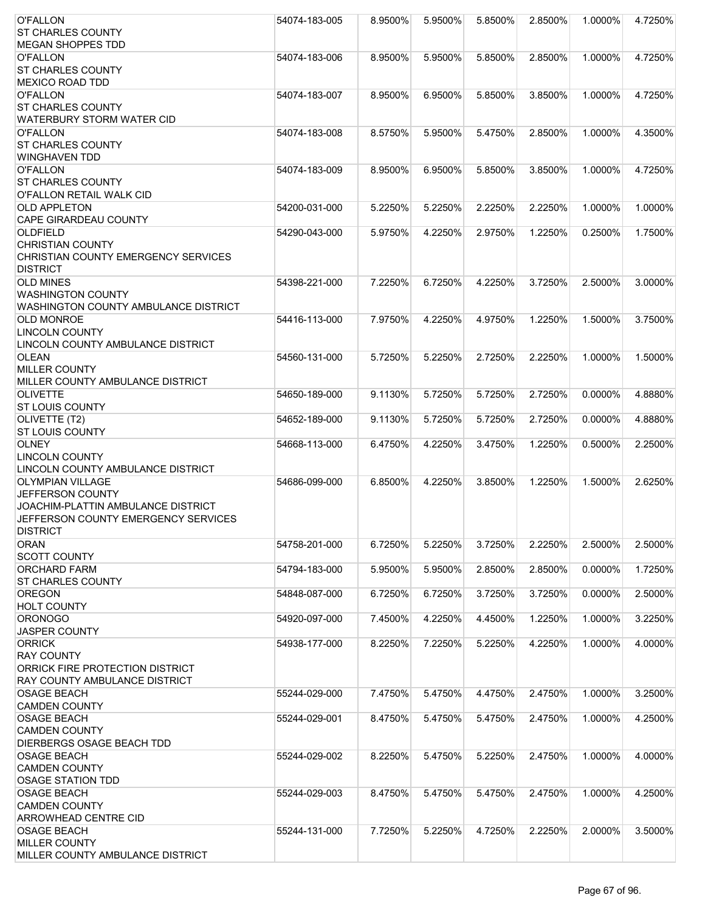| | | | | | | | |
|---|---|---|---|---|---|---|---|
| O'FALLON<br>ST CHARLES COUNTY<br>MEGAN SHOPPES TDD | 54074-183-005 | 8.9500% | 5.9500% | 5.8500% | 2.8500% | 1.0000% | 4.7250% |
| O'FALLON<br>ST CHARLES COUNTY<br>MEXICO ROAD TDD | 54074-183-006 | 8.9500% | 5.9500% | 5.8500% | 2.8500% | 1.0000% | 4.7250% |
| O'FALLON<br>ST CHARLES COUNTY<br>WATERBURY STORM WATER CID | 54074-183-007 | 8.9500% | 6.9500% | 5.8500% | 3.8500% | 1.0000% | 4.7250% |
| O'FALLON<br>ST CHARLES COUNTY<br>WINGHAVEN TDD | 54074-183-008 | 8.5750% | 5.9500% | 5.4750% | 2.8500% | 1.0000% | 4.3500% |
| O'FALLON<br>ST CHARLES COUNTY<br>O'FALLON RETAIL WALK CID | 54074-183-009 | 8.9500% | 6.9500% | 5.8500% | 3.8500% | 1.0000% | 4.7250% |
| OLD APPLETON<br>CAPE GIRARDEAU COUNTY | 54200-031-000 | 5.2250% | 5.2250% | 2.2250% | 2.2250% | 1.0000% | 1.0000% |
| OLDFIELD<br>CHRISTIAN COUNTY<br>CHRISTIAN COUNTY EMERGENCY SERVICES DISTRICT | 54290-043-000 | 5.9750% | 4.2250% | 2.9750% | 1.2250% | 0.2500% | 1.7500% |
| OLD MINES<br>WASHINGTON COUNTY<br>WASHINGTON COUNTY AMBULANCE DISTRICT | 54398-221-000 | 7.2250% | 6.7250% | 4.2250% | 3.7250% | 2.5000% | 3.0000% |
| OLD MONROE<br>LINCOLN COUNTY<br>LINCOLN COUNTY AMBULANCE DISTRICT | 54416-113-000 | 7.9750% | 4.2250% | 4.9750% | 1.2250% | 1.5000% | 3.7500% |
| OLEAN<br>MILLER COUNTY<br>MILLER COUNTY AMBULANCE DISTRICT | 54560-131-000 | 5.7250% | 5.2250% | 2.7250% | 2.2250% | 1.0000% | 1.5000% |
| OLIVETTE<br>ST LOUIS COUNTY | 54650-189-000 | 9.1130% | 5.7250% | 5.7250% | 2.7250% | 0.0000% | 4.8880% |
| OLIVETTE (T2)<br>ST LOUIS COUNTY | 54652-189-000 | 9.1130% | 5.7250% | 5.7250% | 2.7250% | 0.0000% | 4.8880% |
| OLNEY<br>LINCOLN COUNTY<br>LINCOLN COUNTY AMBULANCE DISTRICT | 54668-113-000 | 6.4750% | 4.2250% | 3.4750% | 1.2250% | 0.5000% | 2.2500% |
| OLYMPIAN VILLAGE<br>JEFFERSON COUNTY<br>JOACHIM-PLATTIN AMBULANCE DISTRICT<br>JEFFERSON COUNTY EMERGENCY SERVICES DISTRICT | 54686-099-000 | 6.8500% | 4.2250% | 3.8500% | 1.2250% | 1.5000% | 2.6250% |
| ORAN<br>SCOTT COUNTY | 54758-201-000 | 6.7250% | 5.2250% | 3.7250% | 2.2250% | 2.5000% | 2.5000% |
| ORCHARD FARM<br>ST CHARLES COUNTY | 54794-183-000 | 5.9500% | 5.9500% | 2.8500% | 2.8500% | 0.0000% | 1.7250% |
| OREGON<br>HOLT COUNTY | 54848-087-000 | 6.7250% | 6.7250% | 3.7250% | 3.7250% | 0.0000% | 2.5000% |
| ORONOGO<br>JASPER COUNTY | 54920-097-000 | 7.4500% | 4.2250% | 4.4500% | 1.2250% | 1.0000% | 3.2250% |
| ORRICK<br>RAY COUNTY<br>ORRICK FIRE PROTECTION DISTRICT<br>RAY COUNTY AMBULANCE DISTRICT | 54938-177-000 | 8.2250% | 7.2250% | 5.2250% | 4.2250% | 1.0000% | 4.0000% |
| OSAGE BEACH<br>CAMDEN COUNTY | 55244-029-000 | 7.4750% | 5.4750% | 4.4750% | 2.4750% | 1.0000% | 3.2500% |
| OSAGE BEACH<br>CAMDEN COUNTY<br>DIERBERGS OSAGE BEACH TDD | 55244-029-001 | 8.4750% | 5.4750% | 5.4750% | 2.4750% | 1.0000% | 4.2500% |
| OSAGE BEACH<br>CAMDEN COUNTY<br>OSAGE STATION TDD | 55244-029-002 | 8.2250% | 5.4750% | 5.2250% | 2.4750% | 1.0000% | 4.0000% |
| OSAGE BEACH<br>CAMDEN COUNTY<br>ARROWHEAD CENTRE CID | 55244-029-003 | 8.4750% | 5.4750% | 5.4750% | 2.4750% | 1.0000% | 4.2500% |
| OSAGE BEACH<br>MILLER COUNTY<br>MILLER COUNTY AMBULANCE DISTRICT | 55244-131-000 | 7.7250% | 5.2250% | 4.7250% | 2.2250% | 2.0000% | 3.5000% |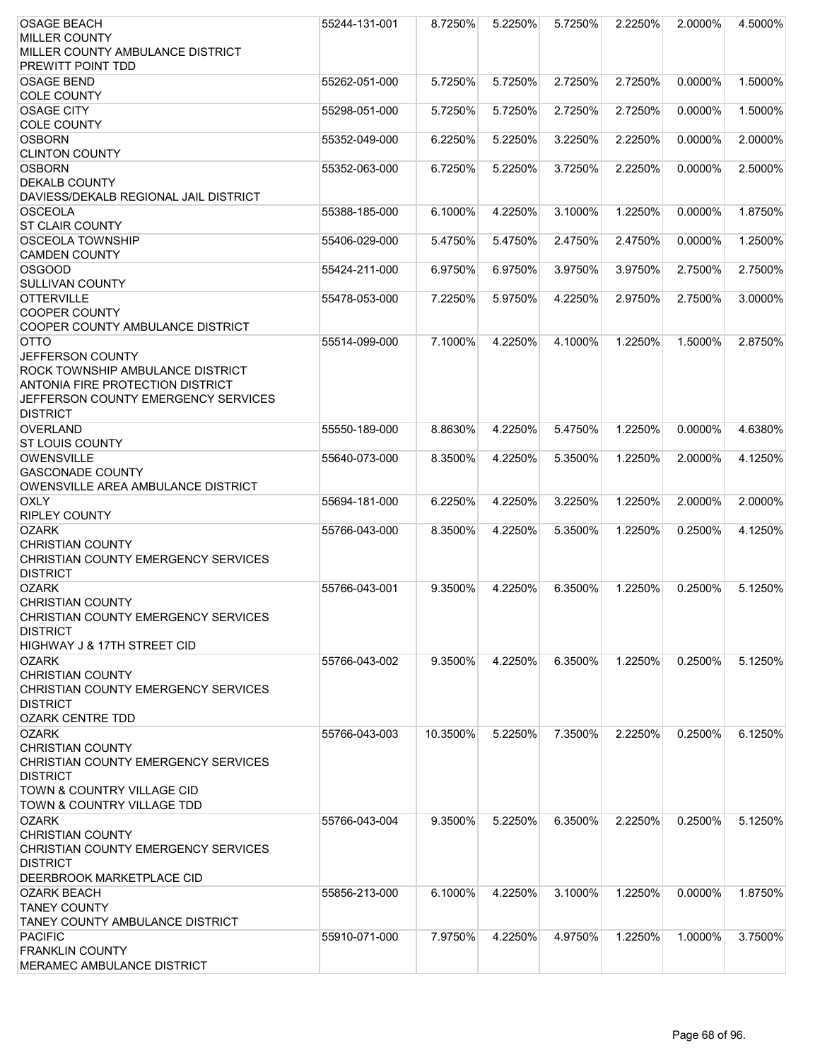| | | | | | | | |
|---|---|---|---|---|---|---|---|
| OSAGE BEACH<br>MILLER COUNTY<br>MILLER COUNTY AMBULANCE DISTRICT<br>PREWITT POINT TDD | 55244-131-001 | 8.7250% | 5.2250% | 5.7250% | 2.2250% | 2.0000% | 4.5000% |
| OSAGE BEND<br>COLE COUNTY | 55262-051-000 | 5.7250% | 5.7250% | 2.7250% | 2.7250% | 0.0000% | 1.5000% |
| OSAGE CITY<br>COLE COUNTY | 55298-051-000 | 5.7250% | 5.7250% | 2.7250% | 2.7250% | 0.0000% | 1.5000% |
| OSBORN<br>CLINTON COUNTY | 55352-049-000 | 6.2250% | 5.2250% | 3.2250% | 2.2250% | 0.0000% | 2.0000% |
| OSBORN<br>DEKALB COUNTY<br>DAVIESS/DEKALB REGIONAL JAIL DISTRICT | 55352-063-000 | 6.7250% | 5.2250% | 3.7250% | 2.2250% | 0.0000% | 2.5000% |
| OSCEOLA<br>ST CLAIR COUNTY | 55388-185-000 | 6.1000% | 4.2250% | 3.1000% | 1.2250% | 0.0000% | 1.8750% |
| OSCEOLA TOWNSHIP<br>CAMDEN COUNTY | 55406-029-000 | 5.4750% | 5.4750% | 2.4750% | 2.4750% | 0.0000% | 1.2500% |
| OSGOOD<br>SULLIVAN COUNTY | 55424-211-000 | 6.9750% | 6.9750% | 3.9750% | 3.9750% | 2.7500% | 2.7500% |
| OTTERVILLE<br>COOPER COUNTY<br>COOPER COUNTY AMBULANCE DISTRICT | 55478-053-000 | 7.2250% | 5.9750% | 4.2250% | 2.9750% | 2.7500% | 3.0000% |
| OTTO<br>JEFFERSON COUNTY<br>ROCK TOWNSHIP AMBULANCE DISTRICT<br>ANTONIA FIRE PROTECTION DISTRICT<br>JEFFERSON COUNTY EMERGENCY SERVICES DISTRICT | 55514-099-000 | 7.1000% | 4.2250% | 4.1000% | 1.2250% | 1.5000% | 2.8750% |
| OVERLAND<br>ST LOUIS COUNTY | 55550-189-000 | 8.8630% | 4.2250% | 5.4750% | 1.2250% | 0.0000% | 4.6380% |
| OWENSVILLE<br>GASCONADE COUNTY<br>OWENSVILLE AREA AMBULANCE DISTRICT | 55640-073-000 | 8.3500% | 4.2250% | 5.3500% | 1.2250% | 2.0000% | 4.1250% |
| OXLY<br>RIPLEY COUNTY | 55694-181-000 | 6.2250% | 4.2250% | 3.2250% | 1.2250% | 2.0000% | 2.0000% |
| OZARK<br>CHRISTIAN COUNTY<br>CHRISTIAN COUNTY EMERGENCY SERVICES DISTRICT | 55766-043-000 | 8.3500% | 4.2250% | 5.3500% | 1.2250% | 0.2500% | 4.1250% |
| OZARK<br>CHRISTIAN COUNTY<br>CHRISTIAN COUNTY EMERGENCY SERVICES DISTRICT<br>HIGHWAY J & 17TH STREET CID | 55766-043-001 | 9.3500% | 4.2250% | 6.3500% | 1.2250% | 0.2500% | 5.1250% |
| OZARK<br>CHRISTIAN COUNTY<br>CHRISTIAN COUNTY EMERGENCY SERVICES DISTRICT<br>OZARK CENTRE TDD | 55766-043-002 | 9.3500% | 4.2250% | 6.3500% | 1.2250% | 0.2500% | 5.1250% |
| OZARK<br>CHRISTIAN COUNTY<br>CHRISTIAN COUNTY EMERGENCY SERVICES DISTRICT<br>TOWN & COUNTRY VILLAGE CID<br>TOWN & COUNTRY VILLAGE TDD | 55766-043-003 | 10.3500% | 5.2250% | 7.3500% | 2.2250% | 0.2500% | 6.1250% |
| OZARK<br>CHRISTIAN COUNTY<br>CHRISTIAN COUNTY EMERGENCY SERVICES DISTRICT<br>DEERBROOK MARKETPLACE CID | 55766-043-004 | 9.3500% | 5.2250% | 6.3500% | 2.2250% | 0.2500% | 5.1250% |
| OZARK BEACH<br>TANEY COUNTY<br>TANEY COUNTY AMBULANCE DISTRICT | 55856-213-000 | 6.1000% | 4.2250% | 3.1000% | 1.2250% | 0.0000% | 1.8750% |
| PACIFIC<br>FRANKLIN COUNTY<br>MERAMEC AMBULANCE DISTRICT | 55910-071-000 | 7.9750% | 4.2250% | 4.9750% | 1.2250% | 1.0000% | 3.7500% |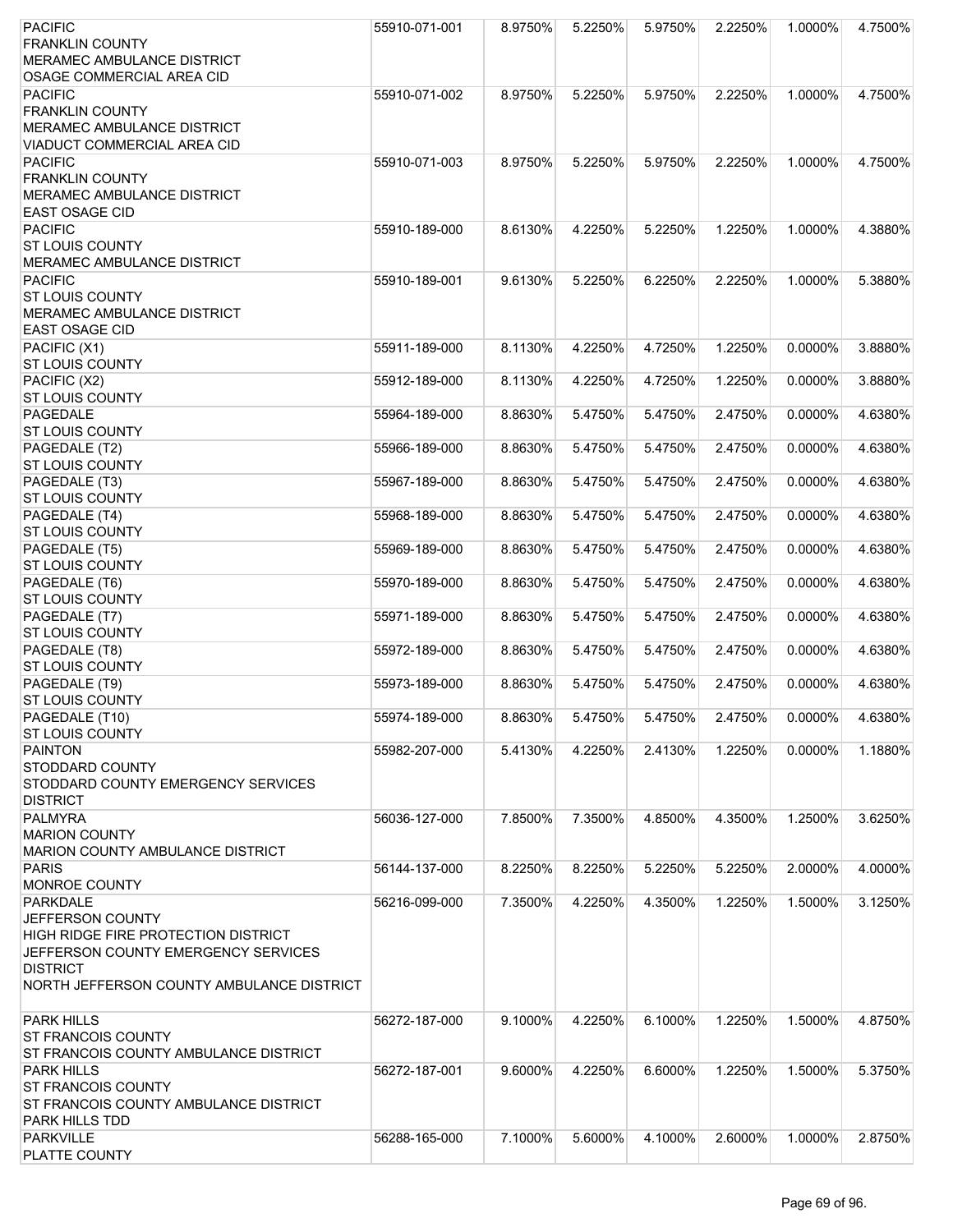| | | | | | | | |
|---|---|---|---|---|---|---|---|
| PACIFIC<br>FRANKLIN COUNTY<br>MERAMEC AMBULANCE DISTRICT<br>OSAGE COMMERCIAL AREA CID | 55910-071-001 | 8.9750% | 5.2250% | 5.9750% | 2.2250% | 1.0000% | 4.7500% |
| PACIFIC<br>FRANKLIN COUNTY<br>MERAMEC AMBULANCE DISTRICT<br>VIADUCT COMMERCIAL AREA CID | 55910-071-002 | 8.9750% | 5.2250% | 5.9750% | 2.2250% | 1.0000% | 4.7500% |
| PACIFIC<br>FRANKLIN COUNTY<br>MERAMEC AMBULANCE DISTRICT<br>EAST OSAGE CID | 55910-071-003 | 8.9750% | 5.2250% | 5.9750% | 2.2250% | 1.0000% | 4.7500% |
| PACIFIC<br>ST LOUIS COUNTY<br>MERAMEC AMBULANCE DISTRICT | 55910-189-000 | 8.6130% | 4.2250% | 5.2250% | 1.2250% | 1.0000% | 4.3880% |
| PACIFIC<br>ST LOUIS COUNTY<br>MERAMEC AMBULANCE DISTRICT<br>EAST OSAGE CID | 55910-189-001 | 9.6130% | 5.2250% | 6.2250% | 2.2250% | 1.0000% | 5.3880% |
| PACIFIC (X1)<br>ST LOUIS COUNTY | 55911-189-000 | 8.1130% | 4.2250% | 4.7250% | 1.2250% | 0.0000% | 3.8880% |
| PACIFIC (X2)<br>ST LOUIS COUNTY | 55912-189-000 | 8.1130% | 4.2250% | 4.7250% | 1.2250% | 0.0000% | 3.8880% |
| PAGEDALE<br>ST LOUIS COUNTY | 55964-189-000 | 8.8630% | 5.4750% | 5.4750% | 2.4750% | 0.0000% | 4.6380% |
| PAGEDALE (T2)<br>ST LOUIS COUNTY | 55966-189-000 | 8.8630% | 5.4750% | 5.4750% | 2.4750% | 0.0000% | 4.6380% |
| PAGEDALE (T3)<br>ST LOUIS COUNTY | 55967-189-000 | 8.8630% | 5.4750% | 5.4750% | 2.4750% | 0.0000% | 4.6380% |
| PAGEDALE (T4)<br>ST LOUIS COUNTY | 55968-189-000 | 8.8630% | 5.4750% | 5.4750% | 2.4750% | 0.0000% | 4.6380% |
| PAGEDALE (T5)<br>ST LOUIS COUNTY | 55969-189-000 | 8.8630% | 5.4750% | 5.4750% | 2.4750% | 0.0000% | 4.6380% |
| PAGEDALE (T6)<br>ST LOUIS COUNTY | 55970-189-000 | 8.8630% | 5.4750% | 5.4750% | 2.4750% | 0.0000% | 4.6380% |
| PAGEDALE (T7)<br>ST LOUIS COUNTY | 55971-189-000 | 8.8630% | 5.4750% | 5.4750% | 2.4750% | 0.0000% | 4.6380% |
| PAGEDALE (T8)<br>ST LOUIS COUNTY | 55972-189-000 | 8.8630% | 5.4750% | 5.4750% | 2.4750% | 0.0000% | 4.6380% |
| PAGEDALE (T9)<br>ST LOUIS COUNTY | 55973-189-000 | 8.8630% | 5.4750% | 5.4750% | 2.4750% | 0.0000% | 4.6380% |
| PAGEDALE (T10)<br>ST LOUIS COUNTY | 55974-189-000 | 8.8630% | 5.4750% | 5.4750% | 2.4750% | 0.0000% | 4.6380% |
| PAINTON<br>STODDARD COUNTY<br>STODDARD COUNTY EMERGENCY SERVICES DISTRICT | 55982-207-000 | 5.4130% | 4.2250% | 2.4130% | 1.2250% | 0.0000% | 1.1880% |
| PALMYRA<br>MARION COUNTY<br>MARION COUNTY AMBULANCE DISTRICT | 56036-127-000 | 7.8500% | 7.3500% | 4.8500% | 4.3500% | 1.2500% | 3.6250% |
| PARIS<br>MONROE COUNTY | 56144-137-000 | 8.2250% | 8.2250% | 5.2250% | 5.2250% | 2.0000% | 4.0000% |
| PARKDALE<br>JEFFERSON COUNTY<br>HIGH RIDGE FIRE PROTECTION DISTRICT<br>JEFFERSON COUNTY EMERGENCY SERVICES DISTRICT<br>NORTH JEFFERSON COUNTY AMBULANCE DISTRICT | 56216-099-000 | 7.3500% | 4.2250% | 4.3500% | 1.2250% | 1.5000% | 3.1250% |
| PARK HILLS<br>ST FRANCOIS COUNTY<br>ST FRANCOIS COUNTY AMBULANCE DISTRICT | 56272-187-000 | 9.1000% | 4.2250% | 6.1000% | 1.2250% | 1.5000% | 4.8750% |
| PARK HILLS<br>ST FRANCOIS COUNTY<br>ST FRANCOIS COUNTY AMBULANCE DISTRICT<br>PARK HILLS TDD | 56272-187-001 | 9.6000% | 4.2250% | 6.6000% | 1.2250% | 1.5000% | 5.3750% |
| PARKVILLE<br>PLATTE COUNTY | 56288-165-000 | 7.1000% | 5.6000% | 4.1000% | 2.6000% | 1.0000% | 2.8750% |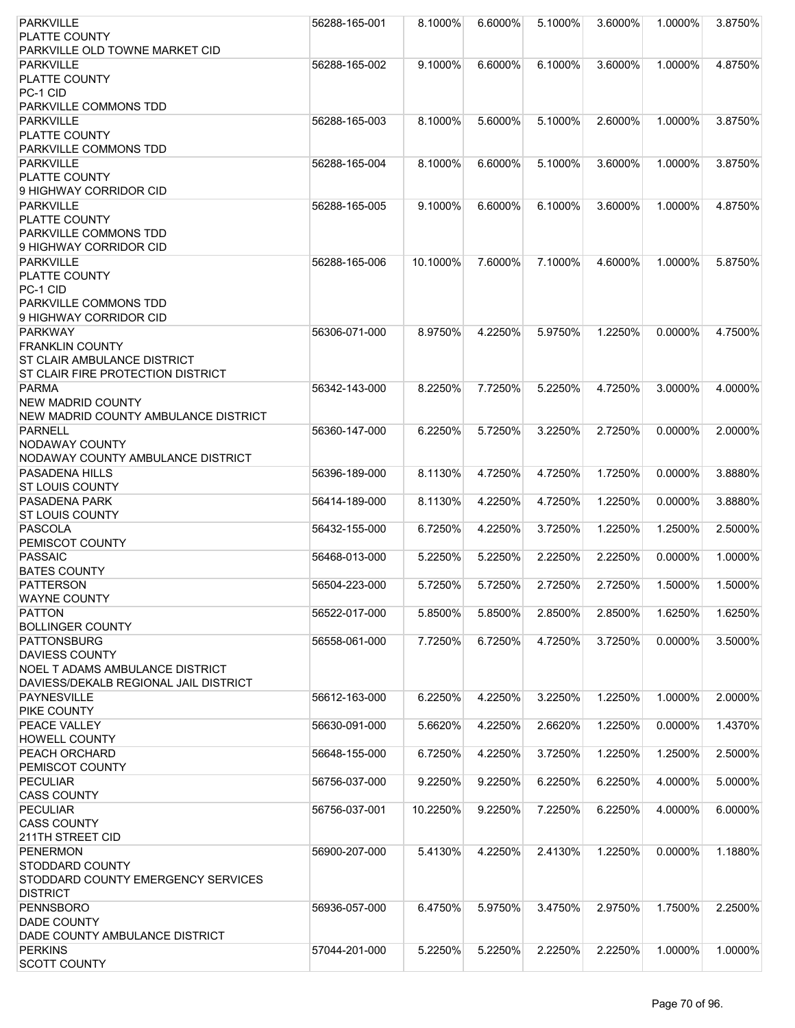| | | | | | | | |
|---|---|---|---|---|---|---|---|
| PARKVILLE<br>PLATTE COUNTY<br>PARKVILLE OLD TOWNE MARKET CID | 56288-165-001 | 8.1000% | 6.6000% | 5.1000% | 3.6000% | 1.0000% | 3.8750% |
| PARKVILLE<br>PLATTE COUNTY<br>PC-1 CID<br>PARKVILLE COMMONS TDD | 56288-165-002 | 9.1000% | 6.6000% | 6.1000% | 3.6000% | 1.0000% | 4.8750% |
| PARKVILLE<br>PLATTE COUNTY<br>PARKVILLE COMMONS TDD | 56288-165-003 | 8.1000% | 5.6000% | 5.1000% | 2.6000% | 1.0000% | 3.8750% |
| PARKVILLE<br>PLATTE COUNTY<br>9 HIGHWAY CORRIDOR CID | 56288-165-004 | 8.1000% | 6.6000% | 5.1000% | 3.6000% | 1.0000% | 3.8750% |
| PARKVILLE<br>PLATTE COUNTY<br>PARKVILLE COMMONS TDD<br>9 HIGHWAY CORRIDOR CID | 56288-165-005 | 9.1000% | 6.6000% | 6.1000% | 3.6000% | 1.0000% | 4.8750% |
| PARKVILLE<br>PLATTE COUNTY<br>PC-1 CID<br>PARKVILLE COMMONS TDD<br>9 HIGHWAY CORRIDOR CID | 56288-165-006 | 10.1000% | 7.6000% | 7.1000% | 4.6000% | 1.0000% | 5.8750% |
| PARKWAY<br>FRANKLIN COUNTY<br>ST CLAIR AMBULANCE DISTRICT<br>ST CLAIR FIRE PROTECTION DISTRICT | 56306-071-000 | 8.9750% | 4.2250% | 5.9750% | 1.2250% | 0.0000% | 4.7500% |
| PARMA<br>NEW MADRID COUNTY<br>NEW MADRID COUNTY AMBULANCE DISTRICT | 56342-143-000 | 8.2250% | 7.7250% | 5.2250% | 4.7250% | 3.0000% | 4.0000% |
| PARNELL<br>NODAWAY COUNTY<br>NODAWAY COUNTY AMBULANCE DISTRICT | 56360-147-000 | 6.2250% | 5.7250% | 3.2250% | 2.7250% | 0.0000% | 2.0000% |
| PASADENA HILLS<br>ST LOUIS COUNTY | 56396-189-000 | 8.1130% | 4.7250% | 4.7250% | 1.7250% | 0.0000% | 3.8880% |
| PASADENA PARK<br>ST LOUIS COUNTY | 56414-189-000 | 8.1130% | 4.2250% | 4.7250% | 1.2250% | 0.0000% | 3.8880% |
| PASCOLA<br>PEMISCOT COUNTY | 56432-155-000 | 6.7250% | 4.2250% | 3.7250% | 1.2250% | 1.2500% | 2.5000% |
| PASSAIC<br>BATES COUNTY | 56468-013-000 | 5.2250% | 5.2250% | 2.2250% | 2.2250% | 0.0000% | 1.0000% |
| PATTERSON<br>WAYNE COUNTY | 56504-223-000 | 5.7250% | 5.7250% | 2.7250% | 2.7250% | 1.5000% | 1.5000% |
| PATTON<br>BOLLINGER COUNTY | 56522-017-000 | 5.8500% | 5.8500% | 2.8500% | 2.8500% | 1.6250% | 1.6250% |
| PATTONSBURG<br>DAVIESS COUNTY<br>NOEL T ADAMS AMBULANCE DISTRICT<br>DAVIESS/DEKALB REGIONAL JAIL DISTRICT | 56558-061-000 | 7.7250% | 6.7250% | 4.7250% | 3.7250% | 0.0000% | 3.5000% |
| PAYNESVILLE<br>PIKE COUNTY | 56612-163-000 | 6.2250% | 4.2250% | 3.2250% | 1.2250% | 1.0000% | 2.0000% |
| PEACE VALLEY<br>HOWELL COUNTY | 56630-091-000 | 5.6620% | 4.2250% | 2.6620% | 1.2250% | 0.0000% | 1.4370% |
| PEACH ORCHARD<br>PEMISCOT COUNTY | 56648-155-000 | 6.7250% | 4.2250% | 3.7250% | 1.2250% | 1.2500% | 2.5000% |
| PECULIAR<br>CASS COUNTY | 56756-037-000 | 9.2250% | 9.2250% | 6.2250% | 6.2250% | 4.0000% | 5.0000% |
| PECULIAR<br>CASS COUNTY<br>211TH STREET CID | 56756-037-001 | 10.2250% | 9.2250% | 7.2250% | 6.2250% | 4.0000% | 6.0000% |
| PENERMON<br>STODDARD COUNTY<br>STODDARD COUNTY EMERGENCY SERVICES DISTRICT | 56900-207-000 | 5.4130% | 4.2250% | 2.4130% | 1.2250% | 0.0000% | 1.1880% |
| PENNSBORO<br>DADE COUNTY<br>DADE COUNTY AMBULANCE DISTRICT | 56936-057-000 | 6.4750% | 5.9750% | 3.4750% | 2.9750% | 1.7500% | 2.2500% |
| PERKINS<br>SCOTT COUNTY | 57044-201-000 | 5.2250% | 5.2250% | 2.2250% | 2.2250% | 1.0000% | 1.0000% |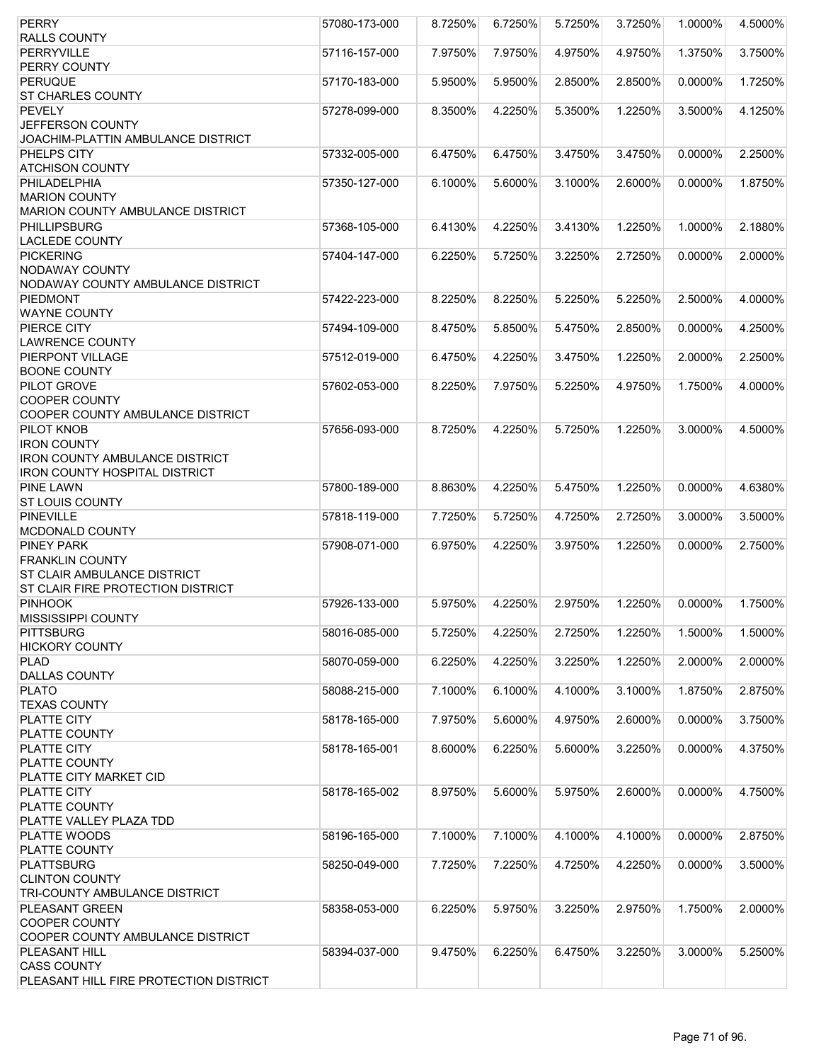| | | | | | | | |
|---|---|---|---|---|---|---|---|
| PERRY<br>RALLS COUNTY | 57080-173-000 | 8.7250% | 6.7250% | 5.7250% | 3.7250% | 1.0000% | 4.5000% |
| PERRYVILLE<br>PERRY COUNTY | 57116-157-000 | 7.9750% | 7.9750% | 4.9750% | 4.9750% | 1.3750% | 3.7500% |
| PERUQUE<br>ST CHARLES COUNTY | 57170-183-000 | 5.9500% | 5.9500% | 2.8500% | 2.8500% | 0.0000% | 1.7250% |
| PEVELY<br>JEFFERSON COUNTY<br>JOACHIM-PLATTIN AMBULANCE DISTRICT | 57278-099-000 | 8.3500% | 4.2250% | 5.3500% | 1.2250% | 3.5000% | 4.1250% |
| PHELPS CITY<br>ATCHISON COUNTY | 57332-005-000 | 6.4750% | 6.4750% | 3.4750% | 3.4750% | 0.0000% | 2.2500% |
| PHILADELPHIA<br>MARION COUNTY<br>MARION COUNTY AMBULANCE DISTRICT | 57350-127-000 | 6.1000% | 5.6000% | 3.1000% | 2.6000% | 0.0000% | 1.8750% |
| PHILLIPSBURG<br>LACLEDE COUNTY | 57368-105-000 | 6.4130% | 4.2250% | 3.4130% | 1.2250% | 1.0000% | 2.1880% |
| PICKERING<br>NODAWAY COUNTY<br>NODAWAY COUNTY AMBULANCE DISTRICT | 57404-147-000 | 6.2250% | 5.7250% | 3.2250% | 2.7250% | 0.0000% | 2.0000% |
| PIEDMONT<br>WAYNE COUNTY | 57422-223-000 | 8.2250% | 8.2250% | 5.2250% | 5.2250% | 2.5000% | 4.0000% |
| PIERCE CITY<br>LAWRENCE COUNTY | 57494-109-000 | 8.4750% | 5.8500% | 5.4750% | 2.8500% | 0.0000% | 4.2500% |
| PIERPONT VILLAGE<br>BOONE COUNTY | 57512-019-000 | 6.4750% | 4.2250% | 3.4750% | 1.2250% | 2.0000% | 2.2500% |
| PILOT GROVE<br>COOPER COUNTY<br>COOPER COUNTY AMBULANCE DISTRICT | 57602-053-000 | 8.2250% | 7.9750% | 5.2250% | 4.9750% | 1.7500% | 4.0000% |
| PILOT KNOB<br>IRON COUNTY<br>IRON COUNTY AMBULANCE DISTRICT<br>IRON COUNTY HOSPITAL DISTRICT | 57656-093-000 | 8.7250% | 4.2250% | 5.7250% | 1.2250% | 3.0000% | 4.5000% |
| PINE LAWN<br>ST LOUIS COUNTY | 57800-189-000 | 8.8630% | 4.2250% | 5.4750% | 1.2250% | 0.0000% | 4.6380% |
| PINEVILLE<br>MCDONALD COUNTY | 57818-119-000 | 7.7250% | 5.7250% | 4.7250% | 2.7250% | 3.0000% | 3.5000% |
| PINEY PARK<br>FRANKLIN COUNTY<br>ST CLAIR AMBULANCE DISTRICT<br>ST CLAIR FIRE PROTECTION DISTRICT | 57908-071-000 | 6.9750% | 4.2250% | 3.9750% | 1.2250% | 0.0000% | 2.7500% |
| PINHOOK<br>MISSISSIPPI COUNTY | 57926-133-000 | 5.9750% | 4.2250% | 2.9750% | 1.2250% | 0.0000% | 1.7500% |
| PITTSBURG<br>HICKORY COUNTY | 58016-085-000 | 5.7250% | 4.2250% | 2.7250% | 1.2250% | 1.5000% | 1.5000% |
| PLAD<br>DALLAS COUNTY | 58070-059-000 | 6.2250% | 4.2250% | 3.2250% | 1.2250% | 2.0000% | 2.0000% |
| PLATO<br>TEXAS COUNTY | 58088-215-000 | 7.1000% | 6.1000% | 4.1000% | 3.1000% | 1.8750% | 2.8750% |
| PLATTE CITY<br>PLATTE COUNTY | 58178-165-000 | 7.9750% | 5.6000% | 4.9750% | 2.6000% | 0.0000% | 3.7500% |
| PLATTE CITY<br>PLATTE COUNTY<br>PLATTE CITY MARKET CID | 58178-165-001 | 8.6000% | 6.2250% | 5.6000% | 3.2250% | 0.0000% | 4.3750% |
| PLATTE CITY<br>PLATTE COUNTY<br>PLATTE VALLEY PLAZA TDD | 58178-165-002 | 8.9750% | 5.6000% | 5.9750% | 2.6000% | 0.0000% | 4.7500% |
| PLATTE WOODS<br>PLATTE COUNTY | 58196-165-000 | 7.1000% | 7.1000% | 4.1000% | 4.1000% | 0.0000% | 2.8750% |
| PLATTSBURG<br>CLINTON COUNTY<br>TRI-COUNTY AMBULANCE DISTRICT | 58250-049-000 | 7.7250% | 7.2250% | 4.7250% | 4.2250% | 0.0000% | 3.5000% |
| PLEASANT GREEN<br>COOPER COUNTY<br>COOPER COUNTY AMBULANCE DISTRICT | 58358-053-000 | 6.2250% | 5.9750% | 3.2250% | 2.9750% | 1.7500% | 2.0000% |
| PLEASANT HILL<br>CASS COUNTY<br>PLEASANT HILL FIRE PROTECTION DISTRICT | 58394-037-000 | 9.4750% | 6.2250% | 6.4750% | 3.2250% | 3.0000% | 5.2500% |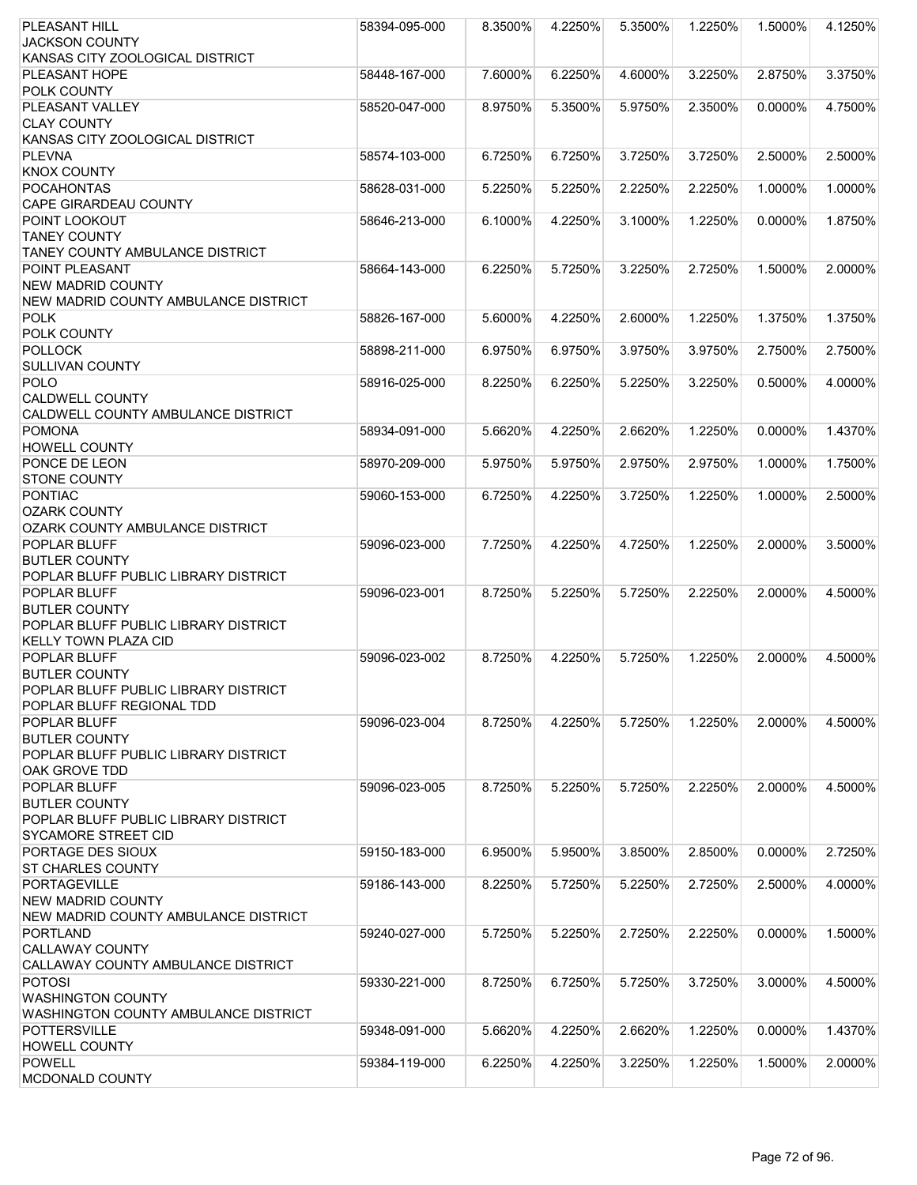| | | | | | | | |
|---|---|---|---|---|---|---|---|
| PLEASANT HILL<br>JACKSON COUNTY<br>KANSAS CITY ZOOLOGICAL DISTRICT | 58394-095-000 | 8.3500% | 4.2250% | 5.3500% | 1.2250% | 1.5000% | 4.1250% |
| PLEASANT HOPE<br>POLK COUNTY | 58448-167-000 | 7.6000% | 6.2250% | 4.6000% | 3.2250% | 2.8750% | 3.3750% |
| PLEASANT VALLEY<br>CLAY COUNTY<br>KANSAS CITY ZOOLOGICAL DISTRICT | 58520-047-000 | 8.9750% | 5.3500% | 5.9750% | 2.3500% | 0.0000% | 4.7500% |
| PLEVNA<br>KNOX COUNTY | 58574-103-000 | 6.7250% | 6.7250% | 3.7250% | 3.7250% | 2.5000% | 2.5000% |
| POCAHONTAS<br>CAPE GIRARDEAU COUNTY | 58628-031-000 | 5.2250% | 5.2250% | 2.2250% | 2.2250% | 1.0000% | 1.0000% |
| POINT LOOKOUT<br>TANEY COUNTY<br>TANEY COUNTY AMBULANCE DISTRICT | 58646-213-000 | 6.1000% | 4.2250% | 3.1000% | 1.2250% | 0.0000% | 1.8750% |
| POINT PLEASANT<br>NEW MADRID COUNTY<br>NEW MADRID COUNTY AMBULANCE DISTRICT | 58664-143-000 | 6.2250% | 5.7250% | 3.2250% | 2.7250% | 1.5000% | 2.0000% |
| POLK<br>POLK COUNTY | 58826-167-000 | 5.6000% | 4.2250% | 2.6000% | 1.2250% | 1.3750% | 1.3750% |
| POLLOCK<br>SULLIVAN COUNTY | 58898-211-000 | 6.9750% | 6.9750% | 3.9750% | 3.9750% | 2.7500% | 2.7500% |
| POLO<br>CALDWELL COUNTY<br>CALDWELL COUNTY AMBULANCE DISTRICT | 58916-025-000 | 8.2250% | 6.2250% | 5.2250% | 3.2250% | 0.5000% | 4.0000% |
| POMONA<br>HOWELL COUNTY | 58934-091-000 | 5.6620% | 4.2250% | 2.6620% | 1.2250% | 0.0000% | 1.4370% |
| PONCE DE LEON<br>STONE COUNTY | 58970-209-000 | 5.9750% | 5.9750% | 2.9750% | 2.9750% | 1.0000% | 1.7500% |
| PONTIAC<br>OZARK COUNTY<br>OZARK COUNTY AMBULANCE DISTRICT | 59060-153-000 | 6.7250% | 4.2250% | 3.7250% | 1.2250% | 1.0000% | 2.5000% |
| POPLAR BLUFF<br>BUTLER COUNTY<br>POPLAR BLUFF PUBLIC LIBRARY DISTRICT | 59096-023-000 | 7.7250% | 4.2250% | 4.7250% | 1.2250% | 2.0000% | 3.5000% |
| POPLAR BLUFF<br>BUTLER COUNTY<br>POPLAR BLUFF PUBLIC LIBRARY DISTRICT<br>KELLY TOWN PLAZA CID | 59096-023-001 | 8.7250% | 5.2250% | 5.7250% | 2.2250% | 2.0000% | 4.5000% |
| POPLAR BLUFF<br>BUTLER COUNTY<br>POPLAR BLUFF PUBLIC LIBRARY DISTRICT<br>POPLAR BLUFF REGIONAL TDD | 59096-023-002 | 8.7250% | 4.2250% | 5.7250% | 1.2250% | 2.0000% | 4.5000% |
| POPLAR BLUFF<br>BUTLER COUNTY<br>POPLAR BLUFF PUBLIC LIBRARY DISTRICT<br>OAK GROVE TDD | 59096-023-004 | 8.7250% | 4.2250% | 5.7250% | 1.2250% | 2.0000% | 4.5000% |
| POPLAR BLUFF<br>BUTLER COUNTY<br>POPLAR BLUFF PUBLIC LIBRARY DISTRICT<br>SYCAMORE STREET CID | 59096-023-005 | 8.7250% | 5.2250% | 5.7250% | 2.2250% | 2.0000% | 4.5000% |
| PORTAGE DES SIOUX<br>ST CHARLES COUNTY | 59150-183-000 | 6.9500% | 5.9500% | 3.8500% | 2.8500% | 0.0000% | 2.7250% |
| PORTAGEVILLE<br>NEW MADRID COUNTY<br>NEW MADRID COUNTY AMBULANCE DISTRICT | 59186-143-000 | 8.2250% | 5.7250% | 5.2250% | 2.7250% | 2.5000% | 4.0000% |
| PORTLAND<br>CALLAWAY COUNTY<br>CALLAWAY COUNTY AMBULANCE DISTRICT | 59240-027-000 | 5.7250% | 5.2250% | 2.7250% | 2.2250% | 0.0000% | 1.5000% |
| POTOSI<br>WASHINGTON COUNTY<br>WASHINGTON COUNTY AMBULANCE DISTRICT | 59330-221-000 | 8.7250% | 6.7250% | 5.7250% | 3.7250% | 3.0000% | 4.5000% |
| POTTERSVILLE<br>HOWELL COUNTY | 59348-091-000 | 5.6620% | 4.2250% | 2.6620% | 1.2250% | 0.0000% | 1.4370% |
| POWELL<br>MCDONALD COUNTY | 59384-119-000 | 6.2250% | 4.2250% | 3.2250% | 1.2250% | 1.5000% | 2.0000% |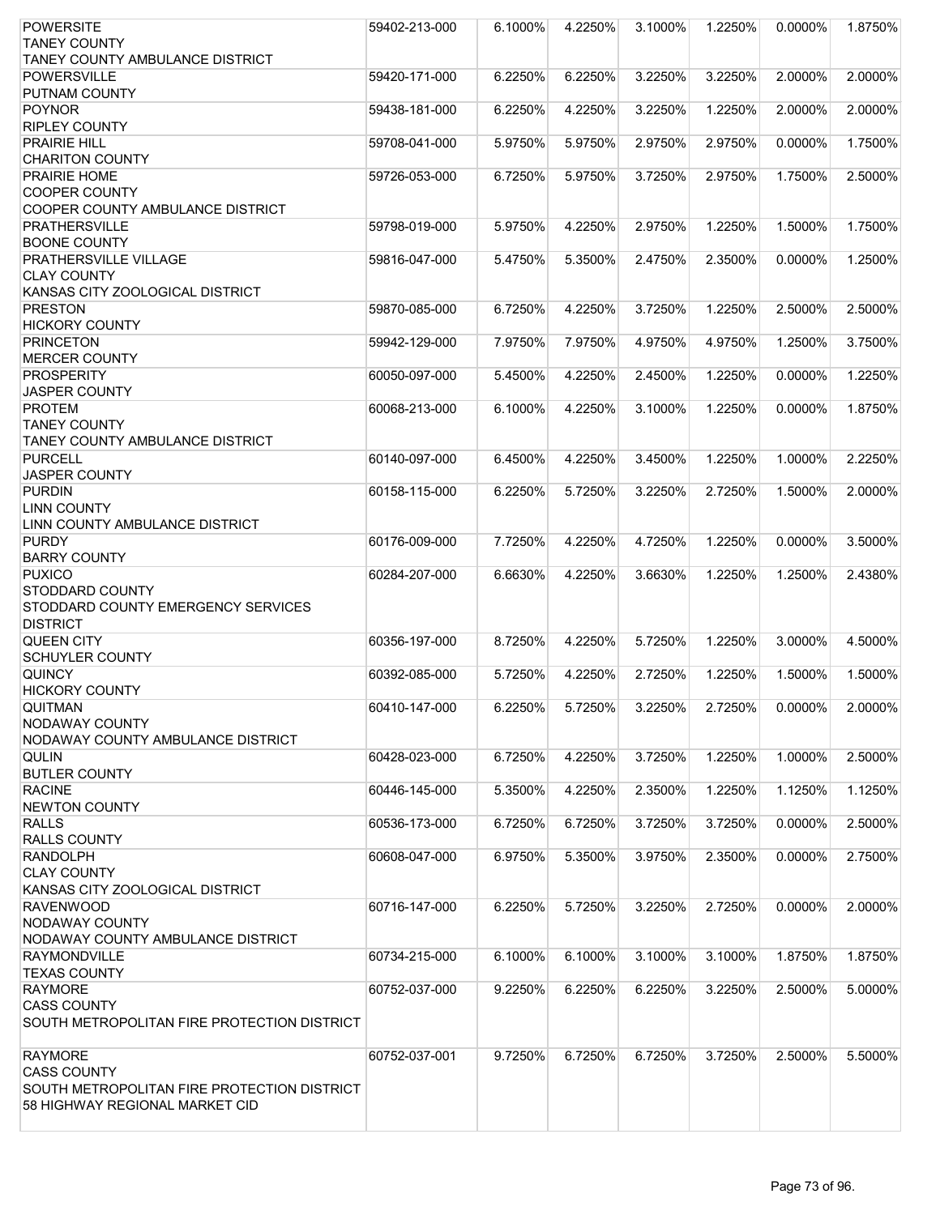| | | | | | | | |
|---|---|---|---|---|---|---|---|
| POWERSITE<br>TANEY COUNTY<br>TANEY COUNTY AMBULANCE DISTRICT | 59402-213-000 | 6.1000% | 4.2250% | 3.1000% | 1.2250% | 0.0000% | 1.8750% |
| POWERSVILLE<br>PUTNAM COUNTY | 59420-171-000 | 6.2250% | 6.2250% | 3.2250% | 3.2250% | 2.0000% | 2.0000% |
| POYNOR<br>RIPLEY COUNTY | 59438-181-000 | 6.2250% | 4.2250% | 3.2250% | 1.2250% | 2.0000% | 2.0000% |
| PRAIRIE HILL<br>CHARITON COUNTY | 59708-041-000 | 5.9750% | 5.9750% | 2.9750% | 2.9750% | 0.0000% | 1.7500% |
| PRAIRIE HOME<br>COOPER COUNTY<br>COOPER COUNTY AMBULANCE DISTRICT | 59726-053-000 | 6.7250% | 5.9750% | 3.7250% | 2.9750% | 1.7500% | 2.5000% |
| PRATHERSVILLE<br>BOONE COUNTY | 59798-019-000 | 5.9750% | 4.2250% | 2.9750% | 1.2250% | 1.5000% | 1.7500% |
| PRATHERSVILLE VILLAGE<br>CLAY COUNTY<br>KANSAS CITY ZOOLOGICAL DISTRICT | 59816-047-000 | 5.4750% | 5.3500% | 2.4750% | 2.3500% | 0.0000% | 1.2500% |
| PRESTON<br>HICKORY COUNTY | 59870-085-000 | 6.7250% | 4.2250% | 3.7250% | 1.2250% | 2.5000% | 2.5000% |
| PRINCETON<br>MERCER COUNTY | 59942-129-000 | 7.9750% | 7.9750% | 4.9750% | 4.9750% | 1.2500% | 3.7500% |
| PROSPERITY<br>JASPER COUNTY | 60050-097-000 | 5.4500% | 4.2250% | 2.4500% | 1.2250% | 0.0000% | 1.2250% |
| PROTEM<br>TANEY COUNTY<br>TANEY COUNTY AMBULANCE DISTRICT | 60068-213-000 | 6.1000% | 4.2250% | 3.1000% | 1.2250% | 0.0000% | 1.8750% |
| PURCELL<br>JASPER COUNTY | 60140-097-000 | 6.4500% | 4.2250% | 3.4500% | 1.2250% | 1.0000% | 2.2250% |
| PURDIN<br>LINN COUNTY<br>LINN COUNTY AMBULANCE DISTRICT | 60158-115-000 | 6.2250% | 5.7250% | 3.2250% | 2.7250% | 1.5000% | 2.0000% |
| PURDY<br>BARRY COUNTY | 60176-009-000 | 7.7250% | 4.2250% | 4.7250% | 1.2250% | 0.0000% | 3.5000% |
| PUXICO<br>STODDARD COUNTY<br>STODDARD COUNTY EMERGENCY SERVICES DISTRICT | 60284-207-000 | 6.6630% | 4.2250% | 3.6630% | 1.2250% | 1.2500% | 2.4380% |
| QUEEN CITY<br>SCHUYLER COUNTY | 60356-197-000 | 8.7250% | 4.2250% | 5.7250% | 1.2250% | 3.0000% | 4.5000% |
| QUINCY<br>HICKORY COUNTY | 60392-085-000 | 5.7250% | 4.2250% | 2.7250% | 1.2250% | 1.5000% | 1.5000% |
| QUITMAN<br>NODAWAY COUNTY<br>NODAWAY COUNTY AMBULANCE DISTRICT | 60410-147-000 | 6.2250% | 5.7250% | 3.2250% | 2.7250% | 0.0000% | 2.0000% |
| QULIN<br>BUTLER COUNTY | 60428-023-000 | 6.7250% | 4.2250% | 3.7250% | 1.2250% | 1.0000% | 2.5000% |
| RACINE<br>NEWTON COUNTY | 60446-145-000 | 5.3500% | 4.2250% | 2.3500% | 1.2250% | 1.1250% | 1.1250% |
| RALLS<br>RALLS COUNTY | 60536-173-000 | 6.7250% | 6.7250% | 3.7250% | 3.7250% | 0.0000% | 2.5000% |
| RANDOLPH<br>CLAY COUNTY<br>KANSAS CITY ZOOLOGICAL DISTRICT | 60608-047-000 | 6.9750% | 5.3500% | 3.9750% | 2.3500% | 0.0000% | 2.7500% |
| RAVENWOOD<br>NODAWAY COUNTY<br>NODAWAY COUNTY AMBULANCE DISTRICT | 60716-147-000 | 6.2250% | 5.7250% | 3.2250% | 2.7250% | 0.0000% | 2.0000% |
| RAYMONDVILLE<br>TEXAS COUNTY | 60734-215-000 | 6.1000% | 6.1000% | 3.1000% | 3.1000% | 1.8750% | 1.8750% |
| RAYMORE<br>CASS COUNTY<br>SOUTH METROPOLITAN FIRE PROTECTION DISTRICT | 60752-037-000 | 9.2250% | 6.2250% | 6.2250% | 3.2250% | 2.5000% | 5.0000% |
| RAYMORE<br>CASS COUNTY<br>SOUTH METROPOLITAN FIRE PROTECTION DISTRICT<br>58 HIGHWAY REGIONAL MARKET CID | 60752-037-001 | 9.7250% | 6.7250% | 6.7250% | 3.7250% | 2.5000% | 5.5000% |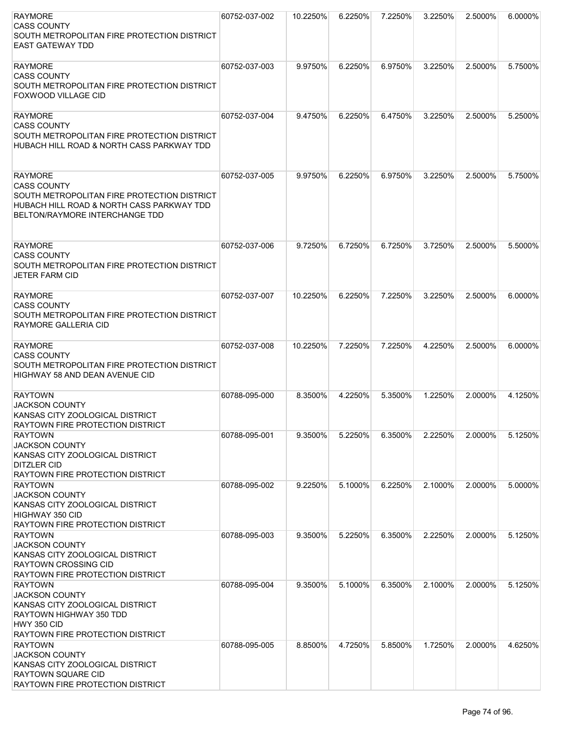| | | | | | | | |
|---|---|---|---|---|---|---|---|
| RAYMORE<br>CASS COUNTY<br>SOUTH METROPOLITAN FIRE PROTECTION DISTRICT<br>EAST GATEWAY TDD | 60752-037-002 | 10.2250% | 6.2250% | 7.2250% | 3.2250% | 2.5000% | 6.0000% |
| RAYMORE<br>CASS COUNTY<br>SOUTH METROPOLITAN FIRE PROTECTION DISTRICT<br>FOXWOOD VILLAGE CID | 60752-037-003 | 9.9750% | 6.2250% | 6.9750% | 3.2250% | 2.5000% | 5.7500% |
| RAYMORE<br>CASS COUNTY<br>SOUTH METROPOLITAN FIRE PROTECTION DISTRICT<br>HUBACH HILL ROAD & NORTH CASS PARKWAY TDD | 60752-037-004 | 9.4750% | 6.2250% | 6.4750% | 3.2250% | 2.5000% | 5.2500% |
| RAYMORE<br>CASS COUNTY<br>SOUTH METROPOLITAN FIRE PROTECTION DISTRICT<br>HUBACH HILL ROAD & NORTH CASS PARKWAY TDD<br>BELTON/RAYMORE INTERCHANGE TDD | 60752-037-005 | 9.9750% | 6.2250% | 6.9750% | 3.2250% | 2.5000% | 5.7500% |
| RAYMORE<br>CASS COUNTY<br>SOUTH METROPOLITAN FIRE PROTECTION DISTRICT<br>JETER FARM CID | 60752-037-006 | 9.7250% | 6.7250% | 6.7250% | 3.7250% | 2.5000% | 5.5000% |
| RAYMORE<br>CASS COUNTY<br>SOUTH METROPOLITAN FIRE PROTECTION DISTRICT<br>RAYMORE GALLERIA CID | 60752-037-007 | 10.2250% | 6.2250% | 7.2250% | 3.2250% | 2.5000% | 6.0000% |
| RAYMORE<br>CASS COUNTY<br>SOUTH METROPOLITAN FIRE PROTECTION DISTRICT<br>HIGHWAY 58 AND DEAN AVENUE CID | 60752-037-008 | 10.2250% | 7.2250% | 7.2250% | 4.2250% | 2.5000% | 6.0000% |
| RAYTOWN<br>JACKSON COUNTY<br>KANSAS CITY ZOOLOGICAL DISTRICT<br>RAYTOWN FIRE PROTECTION DISTRICT | 60788-095-000 | 8.3500% | 4.2250% | 5.3500% | 1.2250% | 2.0000% | 4.1250% |
| RAYTOWN<br>JACKSON COUNTY<br>KANSAS CITY ZOOLOGICAL DISTRICT<br>DITZLER CID<br>RAYTOWN FIRE PROTECTION DISTRICT | 60788-095-001 | 9.3500% | 5.2250% | 6.3500% | 2.2250% | 2.0000% | 5.1250% |
| RAYTOWN<br>JACKSON COUNTY<br>KANSAS CITY ZOOLOGICAL DISTRICT<br>HIGHWAY 350 CID<br>RAYTOWN FIRE PROTECTION DISTRICT | 60788-095-002 | 9.2250% | 5.1000% | 6.2250% | 2.1000% | 2.0000% | 5.0000% |
| RAYTOWN<br>JACKSON COUNTY<br>KANSAS CITY ZOOLOGICAL DISTRICT<br>RAYTOWN CROSSING CID<br>RAYTOWN FIRE PROTECTION DISTRICT | 60788-095-003 | 9.3500% | 5.2250% | 6.3500% | 2.2250% | 2.0000% | 5.1250% |
| RAYTOWN<br>JACKSON COUNTY<br>KANSAS CITY ZOOLOGICAL DISTRICT<br>RAYTOWN HIGHWAY 350 TDD<br>HWY 350 CID<br>RAYTOWN FIRE PROTECTION DISTRICT | 60788-095-004 | 9.3500% | 5.1000% | 6.3500% | 2.1000% | 2.0000% | 5.1250% |
| RAYTOWN<br>JACKSON COUNTY<br>KANSAS CITY ZOOLOGICAL DISTRICT<br>RAYTOWN SQUARE CID<br>RAYTOWN FIRE PROTECTION DISTRICT | 60788-095-005 | 8.8500% | 4.7250% | 5.8500% | 1.7250% | 2.0000% | 4.6250% |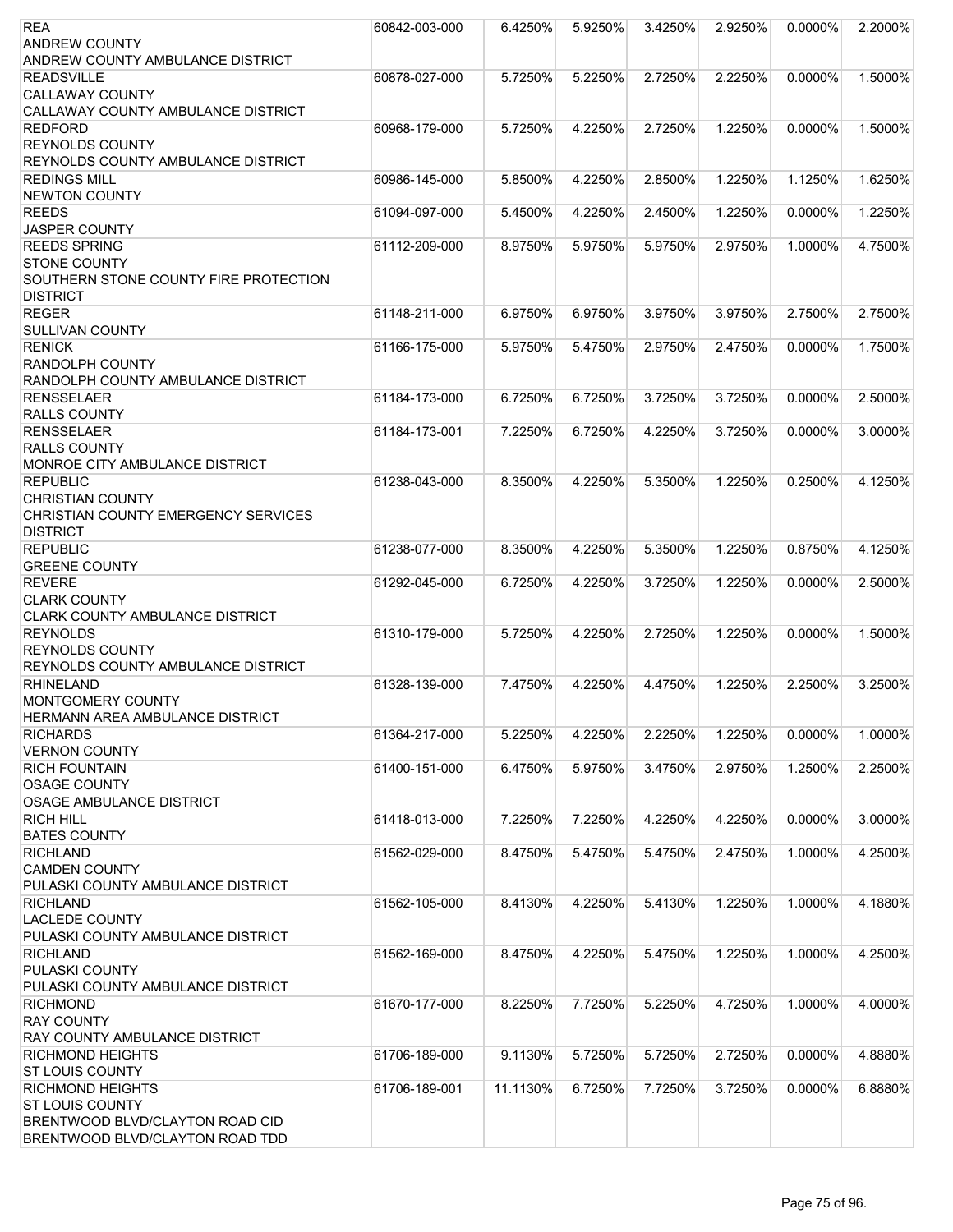| | | | | | | | |
|---|---|---|---|---|---|---|---|
| REA<br>ANDREW COUNTY<br>ANDREW COUNTY AMBULANCE DISTRICT | 60842-003-000 | 6.4250% | 5.9250% | 3.4250% | 2.9250% | 0.0000% | 2.2000% |
| READSVILLE<br>CALLAWAY COUNTY<br>CALLAWAY COUNTY AMBULANCE DISTRICT | 60878-027-000 | 5.7250% | 5.2250% | 2.7250% | 2.2250% | 0.0000% | 1.5000% |
| REDFORD<br>REYNOLDS COUNTY<br>REYNOLDS COUNTY AMBULANCE DISTRICT | 60968-179-000 | 5.7250% | 4.2250% | 2.7250% | 1.2250% | 0.0000% | 1.5000% |
| REDINGS MILL<br>NEWTON COUNTY | 60986-145-000 | 5.8500% | 4.2250% | 2.8500% | 1.2250% | 1.1250% | 1.6250% |
| REEDS<br>JASPER COUNTY | 61094-097-000 | 5.4500% | 4.2250% | 2.4500% | 1.2250% | 0.0000% | 1.2250% |
| REEDS SPRING<br>STONE COUNTY<br>SOUTHERN STONE COUNTY FIRE PROTECTION DISTRICT | 61112-209-000 | 8.9750% | 5.9750% | 5.9750% | 2.9750% | 1.0000% | 4.7500% |
| REGER<br>SULLIVAN COUNTY | 61148-211-000 | 6.9750% | 6.9750% | 3.9750% | 3.9750% | 2.7500% | 2.7500% |
| RENICK<br>RANDOLPH COUNTY<br>RANDOLPH COUNTY AMBULANCE DISTRICT | 61166-175-000 | 5.9750% | 5.4750% | 2.9750% | 2.4750% | 0.0000% | 1.7500% |
| RENSSELAER<br>RALLS COUNTY | 61184-173-000 | 6.7250% | 6.7250% | 3.7250% | 3.7250% | 0.0000% | 2.5000% |
| RENSSELAER<br>RALLS COUNTY<br>MONROE CITY AMBULANCE DISTRICT | 61184-173-001 | 7.2250% | 6.7250% | 4.2250% | 3.7250% | 0.0000% | 3.0000% |
| REPUBLIC<br>CHRISTIAN COUNTY<br>CHRISTIAN COUNTY EMERGENCY SERVICES DISTRICT | 61238-043-000 | 8.3500% | 4.2250% | 5.3500% | 1.2250% | 0.2500% | 4.1250% |
| REPUBLIC<br>GREENE COUNTY | 61238-077-000 | 8.3500% | 4.2250% | 5.3500% | 1.2250% | 0.8750% | 4.1250% |
| REVERE<br>CLARK COUNTY<br>CLARK COUNTY AMBULANCE DISTRICT | 61292-045-000 | 6.7250% | 4.2250% | 3.7250% | 1.2250% | 0.0000% | 2.5000% |
| REYNOLDS<br>REYNOLDS COUNTY<br>REYNOLDS COUNTY AMBULANCE DISTRICT | 61310-179-000 | 5.7250% | 4.2250% | 2.7250% | 1.2250% | 0.0000% | 1.5000% |
| RHINELAND<br>MONTGOMERY COUNTY<br>HERMANN AREA AMBULANCE DISTRICT | 61328-139-000 | 7.4750% | 4.2250% | 4.4750% | 1.2250% | 2.2500% | 3.2500% |
| RICHARDS<br>VERNON COUNTY | 61364-217-000 | 5.2250% | 4.2250% | 2.2250% | 1.2250% | 0.0000% | 1.0000% |
| RICH FOUNTAIN<br>OSAGE COUNTY<br>OSAGE AMBULANCE DISTRICT | 61400-151-000 | 6.4750% | 5.9750% | 3.4750% | 2.9750% | 1.2500% | 2.2500% |
| RICH HILL<br>BATES COUNTY | 61418-013-000 | 7.2250% | 7.2250% | 4.2250% | 4.2250% | 0.0000% | 3.0000% |
| RICHLAND<br>CAMDEN COUNTY<br>PULASKI COUNTY AMBULANCE DISTRICT | 61562-029-000 | 8.4750% | 5.4750% | 5.4750% | 2.4750% | 1.0000% | 4.2500% |
| RICHLAND<br>LACLEDE COUNTY<br>PULASKI COUNTY AMBULANCE DISTRICT | 61562-105-000 | 8.4130% | 4.2250% | 5.4130% | 1.2250% | 1.0000% | 4.1880% |
| RICHLAND<br>PULASKI COUNTY<br>PULASKI COUNTY AMBULANCE DISTRICT | 61562-169-000 | 8.4750% | 4.2250% | 5.4750% | 1.2250% | 1.0000% | 4.2500% |
| RICHMOND<br>RAY COUNTY<br>RAY COUNTY AMBULANCE DISTRICT | 61670-177-000 | 8.2250% | 7.7250% | 5.2250% | 4.7250% | 1.0000% | 4.0000% |
| RICHMOND HEIGHTS<br>ST LOUIS COUNTY | 61706-189-000 | 9.1130% | 5.7250% | 5.7250% | 2.7250% | 0.0000% | 4.8880% |
| RICHMOND HEIGHTS<br>ST LOUIS COUNTY<br>BRENTWOOD BLVD/CLAYTON ROAD CID<br>BRENTWOOD BLVD/CLAYTON ROAD TDD | 61706-189-001 | 11.1130% | 6.7250% | 7.7250% | 3.7250% | 0.0000% | 6.8880% |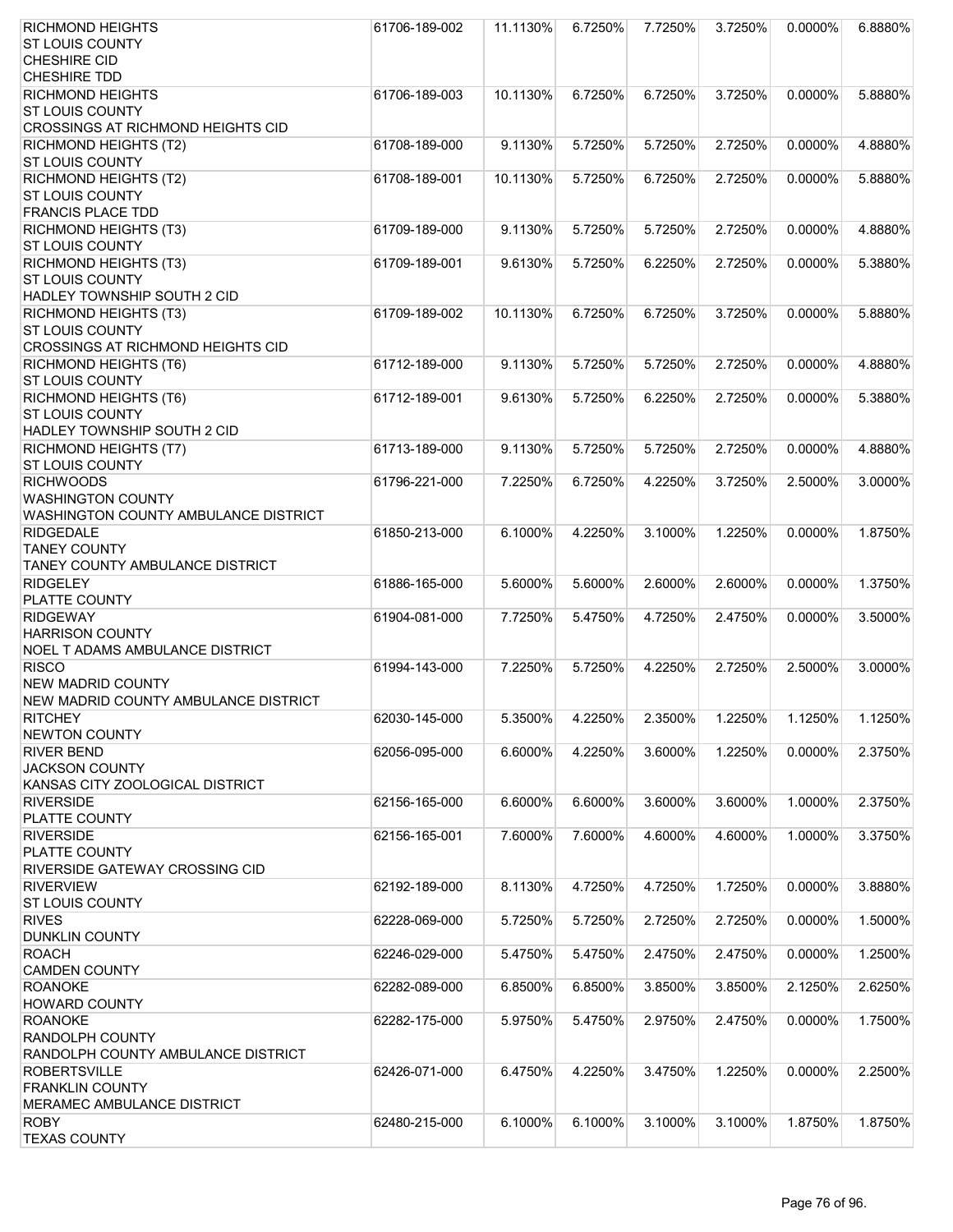| | | | | | | | |
|---|---|---|---|---|---|---|---|
| RICHMOND HEIGHTS<br>ST LOUIS COUNTY<br>CHESHIRE CID<br>CHESHIRE TDD | 61706-189-002 | 11.1130% | 6.7250% | 7.7250% | 3.7250% | 0.0000% | 6.8880% |
| RICHMOND HEIGHTS<br>ST LOUIS COUNTY<br>CROSSINGS AT RICHMOND HEIGHTS CID | 61706-189-003 | 10.1130% | 6.7250% | 6.7250% | 3.7250% | 0.0000% | 5.8880% |
| RICHMOND HEIGHTS (T2)<br>ST LOUIS COUNTY | 61708-189-000 | 9.1130% | 5.7250% | 5.7250% | 2.7250% | 0.0000% | 4.8880% |
| RICHMOND HEIGHTS (T2)<br>ST LOUIS COUNTY<br>FRANCIS PLACE TDD | 61708-189-001 | 10.1130% | 5.7250% | 6.7250% | 2.7250% | 0.0000% | 5.8880% |
| RICHMOND HEIGHTS (T3)<br>ST LOUIS COUNTY | 61709-189-000 | 9.1130% | 5.7250% | 5.7250% | 2.7250% | 0.0000% | 4.8880% |
| RICHMOND HEIGHTS (T3)<br>ST LOUIS COUNTY<br>HADLEY TOWNSHIP SOUTH 2 CID | 61709-189-001 | 9.6130% | 5.7250% | 6.2250% | 2.7250% | 0.0000% | 5.3880% |
| RICHMOND HEIGHTS (T3)<br>ST LOUIS COUNTY<br>CROSSINGS AT RICHMOND HEIGHTS CID | 61709-189-002 | 10.1130% | 6.7250% | 6.7250% | 3.7250% | 0.0000% | 5.8880% |
| RICHMOND HEIGHTS (T6)<br>ST LOUIS COUNTY | 61712-189-000 | 9.1130% | 5.7250% | 5.7250% | 2.7250% | 0.0000% | 4.8880% |
| RICHMOND HEIGHTS (T6)<br>ST LOUIS COUNTY<br>HADLEY TOWNSHIP SOUTH 2 CID | 61712-189-001 | 9.6130% | 5.7250% | 6.2250% | 2.7250% | 0.0000% | 5.3880% |
| RICHMOND HEIGHTS (T7)<br>ST LOUIS COUNTY | 61713-189-000 | 9.1130% | 5.7250% | 5.7250% | 2.7250% | 0.0000% | 4.8880% |
| RICHWOODS<br>WASHINGTON COUNTY<br>WASHINGTON COUNTY AMBULANCE DISTRICT | 61796-221-000 | 7.2250% | 6.7250% | 4.2250% | 3.7250% | 2.5000% | 3.0000% |
| RIDGEDALE<br>TANEY COUNTY<br>TANEY COUNTY AMBULANCE DISTRICT | 61850-213-000 | 6.1000% | 4.2250% | 3.1000% | 1.2250% | 0.0000% | 1.8750% |
| RIDGELEY<br>PLATTE COUNTY | 61886-165-000 | 5.6000% | 5.6000% | 2.6000% | 2.6000% | 0.0000% | 1.3750% |
| RIDGEWAY<br>HARRISON COUNTY<br>NOEL T ADAMS AMBULANCE DISTRICT | 61904-081-000 | 7.7250% | 5.4750% | 4.7250% | 2.4750% | 0.0000% | 3.5000% |
| RISCO<br>NEW MADRID COUNTY<br>NEW MADRID COUNTY AMBULANCE DISTRICT | 61994-143-000 | 7.2250% | 5.7250% | 4.2250% | 2.7250% | 2.5000% | 3.0000% |
| RITCHEY<br>NEWTON COUNTY | 62030-145-000 | 5.3500% | 4.2250% | 2.3500% | 1.2250% | 1.1250% | 1.1250% |
| RIVER BEND<br>JACKSON COUNTY<br>KANSAS CITY ZOOLOGICAL DISTRICT | 62056-095-000 | 6.6000% | 4.2250% | 3.6000% | 1.2250% | 0.0000% | 2.3750% |
| RIVERSIDE<br>PLATTE COUNTY | 62156-165-000 | 6.6000% | 6.6000% | 3.6000% | 3.6000% | 1.0000% | 2.3750% |
| RIVERSIDE<br>PLATTE COUNTY<br>RIVERSIDE GATEWAY CROSSING CID | 62156-165-001 | 7.6000% | 7.6000% | 4.6000% | 4.6000% | 1.0000% | 3.3750% |
| RIVERVIEW<br>ST LOUIS COUNTY | 62192-189-000 | 8.1130% | 4.7250% | 4.7250% | 1.7250% | 0.0000% | 3.8880% |
| RIVES<br>DUNKLIN COUNTY | 62228-069-000 | 5.7250% | 5.7250% | 2.7250% | 2.7250% | 0.0000% | 1.5000% |
| ROACH<br>CAMDEN COUNTY | 62246-029-000 | 5.4750% | 5.4750% | 2.4750% | 2.4750% | 0.0000% | 1.2500% |
| ROANOKE<br>HOWARD COUNTY | 62282-089-000 | 6.8500% | 6.8500% | 3.8500% | 3.8500% | 2.1250% | 2.6250% |
| ROANOKE<br>RANDOLPH COUNTY<br>RANDOLPH COUNTY AMBULANCE DISTRICT | 62282-175-000 | 5.9750% | 5.4750% | 2.9750% | 2.4750% | 0.0000% | 1.7500% |
| ROBERTSVILLE<br>FRANKLIN COUNTY<br>MERAMEC AMBULANCE DISTRICT | 62426-071-000 | 6.4750% | 4.2250% | 3.4750% | 1.2250% | 0.0000% | 2.2500% |
| ROBY<br>TEXAS COUNTY | 62480-215-000 | 6.1000% | 6.1000% | 3.1000% | 3.1000% | 1.8750% | 1.8750% |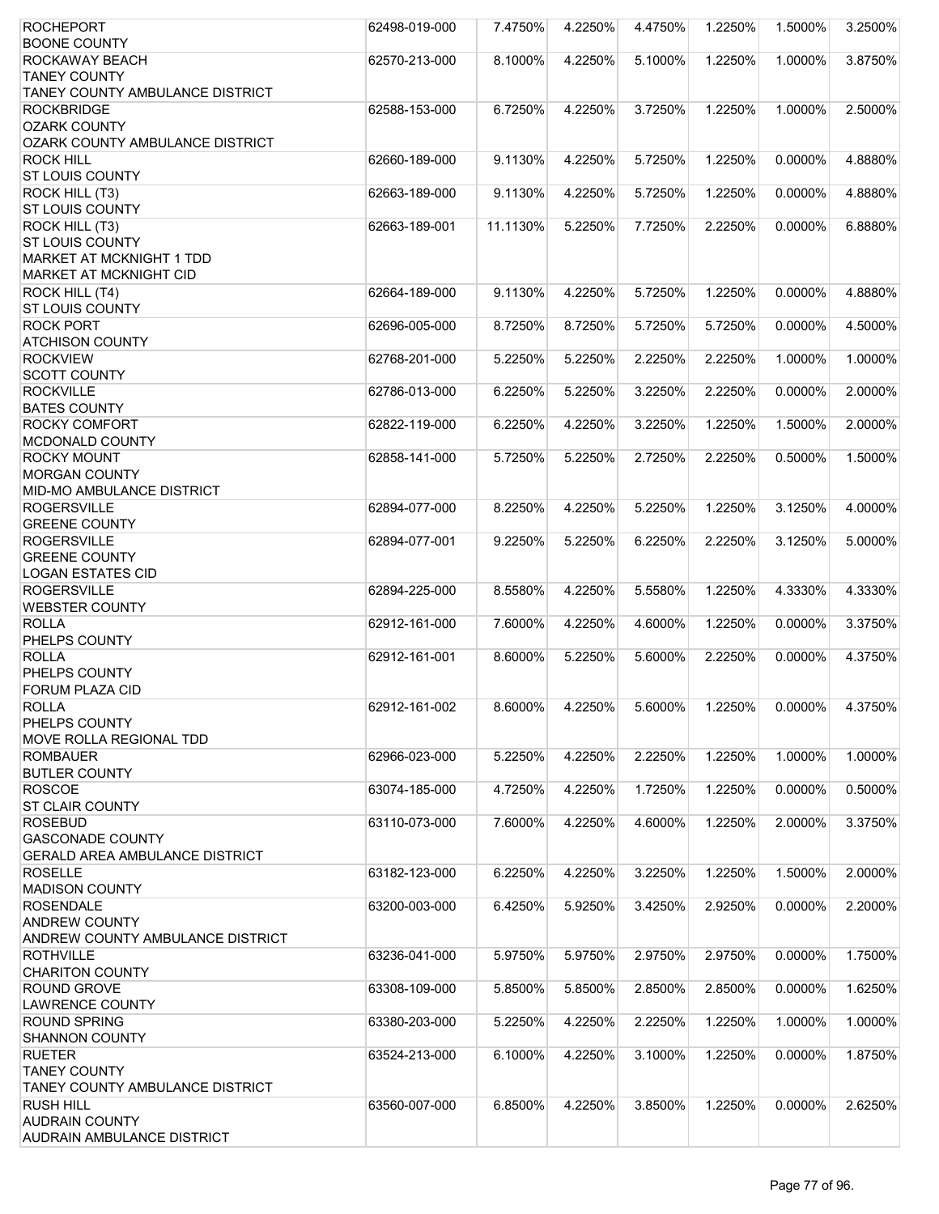| | | | | | | | |
|---|---|---|---|---|---|---|---|
| ROCHEPORT<br>BOONE COUNTY | 62498-019-000 | 7.4750% | 4.2250% | 4.4750% | 1.2250% | 1.5000% | 3.2500% |
| ROCKAWAY BEACH<br>TANEY COUNTY<br>TANEY COUNTY AMBULANCE DISTRICT | 62570-213-000 | 8.1000% | 4.2250% | 5.1000% | 1.2250% | 1.0000% | 3.8750% |
| ROCKBRIDGE<br>OZARK COUNTY<br>OZARK COUNTY AMBULANCE DISTRICT | 62588-153-000 | 6.7250% | 4.2250% | 3.7250% | 1.2250% | 1.0000% | 2.5000% |
| ROCK HILL<br>ST LOUIS COUNTY | 62660-189-000 | 9.1130% | 4.2250% | 5.7250% | 1.2250% | 0.0000% | 4.8880% |
| ROCK HILL (T3)<br>ST LOUIS COUNTY | 62663-189-000 | 9.1130% | 4.2250% | 5.7250% | 1.2250% | 0.0000% | 4.8880% |
| ROCK HILL (T3)<br>ST LOUIS COUNTY<br>MARKET AT MCKNIGHT 1 TDD<br>MARKET AT MCKNIGHT CID | 62663-189-001 | 11.1130% | 5.2250% | 7.7250% | 2.2250% | 0.0000% | 6.8880% |
| ROCK HILL (T4)<br>ST LOUIS COUNTY | 62664-189-000 | 9.1130% | 4.2250% | 5.7250% | 1.2250% | 0.0000% | 4.8880% |
| ROCK PORT<br>ATCHISON COUNTY | 62696-005-000 | 8.7250% | 8.7250% | 5.7250% | 5.7250% | 0.0000% | 4.5000% |
| ROCKVIEW<br>SCOTT COUNTY | 62768-201-000 | 5.2250% | 5.2250% | 2.2250% | 2.2250% | 1.0000% | 1.0000% |
| ROCKVILLE<br>BATES COUNTY | 62786-013-000 | 6.2250% | 5.2250% | 3.2250% | 2.2250% | 0.0000% | 2.0000% |
| ROCKY COMFORT<br>MCDONALD COUNTY | 62822-119-000 | 6.2250% | 4.2250% | 3.2250% | 1.2250% | 1.5000% | 2.0000% |
| ROCKY MOUNT<br>MORGAN COUNTY<br>MID-MO AMBULANCE DISTRICT | 62858-141-000 | 5.7250% | 5.2250% | 2.7250% | 2.2250% | 0.5000% | 1.5000% |
| ROGERSVILLE<br>GREENE COUNTY | 62894-077-000 | 8.2250% | 4.2250% | 5.2250% | 1.2250% | 3.1250% | 4.0000% |
| ROGERSVILLE<br>GREENE COUNTY<br>LOGAN ESTATES CID | 62894-077-001 | 9.2250% | 5.2250% | 6.2250% | 2.2250% | 3.1250% | 5.0000% |
| ROGERSVILLE<br>WEBSTER COUNTY | 62894-225-000 | 8.5580% | 4.2250% | 5.5580% | 1.2250% | 4.3330% | 4.3330% |
| ROLLA<br>PHELPS COUNTY | 62912-161-000 | 7.6000% | 4.2250% | 4.6000% | 1.2250% | 0.0000% | 3.3750% |
| ROLLA<br>PHELPS COUNTY<br>FORUM PLAZA CID | 62912-161-001 | 8.6000% | 5.2250% | 5.6000% | 2.2250% | 0.0000% | 4.3750% |
| ROLLA<br>PHELPS COUNTY<br>MOVE ROLLA REGIONAL TDD | 62912-161-002 | 8.6000% | 4.2250% | 5.6000% | 1.2250% | 0.0000% | 4.3750% |
| ROMBAUER<br>BUTLER COUNTY | 62966-023-000 | 5.2250% | 4.2250% | 2.2250% | 1.2250% | 1.0000% | 1.0000% |
| ROSCOE<br>ST CLAIR COUNTY | 63074-185-000 | 4.7250% | 4.2250% | 1.7250% | 1.2250% | 0.0000% | 0.5000% |
| ROSEBUD<br>GASCONADE COUNTY<br>GERALD AREA AMBULANCE DISTRICT | 63110-073-000 | 7.6000% | 4.2250% | 4.6000% | 1.2250% | 2.0000% | 3.3750% |
| ROSELLE<br>MADISON COUNTY | 63182-123-000 | 6.2250% | 4.2250% | 3.2250% | 1.2250% | 1.5000% | 2.0000% |
| ROSENDALE<br>ANDREW COUNTY<br>ANDREW COUNTY AMBULANCE DISTRICT | 63200-003-000 | 6.4250% | 5.9250% | 3.4250% | 2.9250% | 0.0000% | 2.2000% |
| ROTHVILLE<br>CHARITON COUNTY | 63236-041-000 | 5.9750% | 5.9750% | 2.9750% | 2.9750% | 0.0000% | 1.7500% |
| ROUND GROVE<br>LAWRENCE COUNTY | 63308-109-000 | 5.8500% | 5.8500% | 2.8500% | 2.8500% | 0.0000% | 1.6250% |
| ROUND SPRING<br>SHANNON COUNTY | 63380-203-000 | 5.2250% | 4.2250% | 2.2250% | 1.2250% | 1.0000% | 1.0000% |
| RUETER<br>TANEY COUNTY<br>TANEY COUNTY AMBULANCE DISTRICT | 63524-213-000 | 6.1000% | 4.2250% | 3.1000% | 1.2250% | 0.0000% | 1.8750% |
| RUSH HILL<br>AUDRAIN COUNTY<br>AUDRAIN AMBULANCE DISTRICT | 63560-007-000 | 6.8500% | 4.2250% | 3.8500% | 1.2250% | 0.0000% | 2.6250% |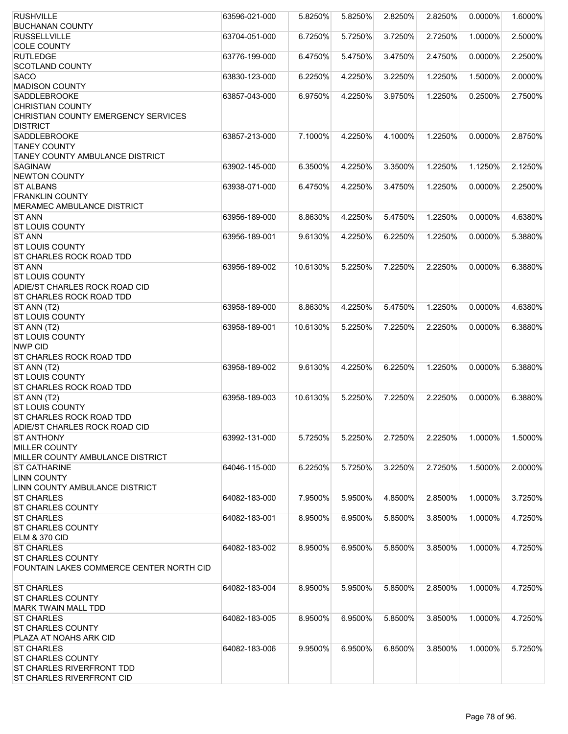| | | | | | | | |
|---|---|---|---|---|---|---|---|
| RUSHVILLE<br>BUCHANAN COUNTY | 63596-021-000 | 5.8250% | 5.8250% | 2.8250% | 2.8250% | 0.0000% | 1.6000% |
| RUSSELLVILLE<br>COLE COUNTY | 63704-051-000 | 6.7250% | 5.7250% | 3.7250% | 2.7250% | 1.0000% | 2.5000% |
| RUTLEDGE<br>SCOTLAND COUNTY | 63776-199-000 | 6.4750% | 5.4750% | 3.4750% | 2.4750% | 0.0000% | 2.2500% |
| SACO<br>MADISON COUNTY | 63830-123-000 | 6.2250% | 4.2250% | 3.2250% | 1.2250% | 1.5000% | 2.0000% |
| SADDLEBROOKE<br>CHRISTIAN COUNTY<br>CHRISTIAN COUNTY EMERGENCY SERVICES DISTRICT | 63857-043-000 | 6.9750% | 4.2250% | 3.9750% | 1.2250% | 0.2500% | 2.7500% |
| SADDLEBROOKE<br>TANEY COUNTY<br>TANEY COUNTY AMBULANCE DISTRICT | 63857-213-000 | 7.1000% | 4.2250% | 4.1000% | 1.2250% | 0.0000% | 2.8750% |
| SAGINAW<br>NEWTON COUNTY | 63902-145-000 | 6.3500% | 4.2250% | 3.3500% | 1.2250% | 1.1250% | 2.1250% |
| ST ALBANS<br>FRANKLIN COUNTY<br>MERAMEC AMBULANCE DISTRICT | 63938-071-000 | 6.4750% | 4.2250% | 3.4750% | 1.2250% | 0.0000% | 2.2500% |
| ST ANN<br>ST LOUIS COUNTY | 63956-189-000 | 8.8630% | 4.2250% | 5.4750% | 1.2250% | 0.0000% | 4.6380% |
| ST ANN<br>ST LOUIS COUNTY<br>ST CHARLES ROCK ROAD TDD | 63956-189-001 | 9.6130% | 4.2250% | 6.2250% | 1.2250% | 0.0000% | 5.3880% |
| ST ANN<br>ST LOUIS COUNTY<br>ADIE/ST CHARLES ROCK ROAD CID<br>ST CHARLES ROCK ROAD TDD | 63956-189-002 | 10.6130% | 5.2250% | 7.2250% | 2.2250% | 0.0000% | 6.3880% |
| ST ANN (T2)<br>ST LOUIS COUNTY | 63958-189-000 | 8.8630% | 4.2250% | 5.4750% | 1.2250% | 0.0000% | 4.6380% |
| ST ANN (T2)<br>ST LOUIS COUNTY<br>NWP CID<br>ST CHARLES ROCK ROAD TDD | 63958-189-001 | 10.6130% | 5.2250% | 7.2250% | 2.2250% | 0.0000% | 6.3880% |
| ST ANN (T2)<br>ST LOUIS COUNTY<br>ST CHARLES ROCK ROAD TDD | 63958-189-002 | 9.6130% | 4.2250% | 6.2250% | 1.2250% | 0.0000% | 5.3880% |
| ST ANN (T2)<br>ST LOUIS COUNTY<br>ST CHARLES ROCK ROAD TDD<br>ADIE/ST CHARLES ROCK ROAD CID | 63958-189-003 | 10.6130% | 5.2250% | 7.2250% | 2.2250% | 0.0000% | 6.3880% |
| ST ANTHONY<br>MILLER COUNTY<br>MILLER COUNTY AMBULANCE DISTRICT | 63992-131-000 | 5.7250% | 5.2250% | 2.7250% | 2.2250% | 1.0000% | 1.5000% |
| ST CATHARINE<br>LINN COUNTY<br>LINN COUNTY AMBULANCE DISTRICT | 64046-115-000 | 6.2250% | 5.7250% | 3.2250% | 2.7250% | 1.5000% | 2.0000% |
| ST CHARLES<br>ST CHARLES COUNTY | 64082-183-000 | 7.9500% | 5.9500% | 4.8500% | 2.8500% | 1.0000% | 3.7250% |
| ST CHARLES<br>ST CHARLES COUNTY<br>ELM & 370 CID | 64082-183-001 | 8.9500% | 6.9500% | 5.8500% | 3.8500% | 1.0000% | 4.7250% |
| ST CHARLES<br>ST CHARLES COUNTY<br>FOUNTAIN LAKES COMMERCE CENTER NORTH CID | 64082-183-002 | 8.9500% | 6.9500% | 5.8500% | 3.8500% | 1.0000% | 4.7250% |
| ST CHARLES<br>ST CHARLES COUNTY<br>MARK TWAIN MALL TDD | 64082-183-004 | 8.9500% | 5.9500% | 5.8500% | 2.8500% | 1.0000% | 4.7250% |
| ST CHARLES<br>ST CHARLES COUNTY<br>PLAZA AT NOAHS ARK CID | 64082-183-005 | 8.9500% | 6.9500% | 5.8500% | 3.8500% | 1.0000% | 4.7250% |
| ST CHARLES<br>ST CHARLES COUNTY<br>ST CHARLES RIVERFRONT TDD<br>ST CHARLES RIVERFRONT CID | 64082-183-006 | 9.9500% | 6.9500% | 6.8500% | 3.8500% | 1.0000% | 5.7250% |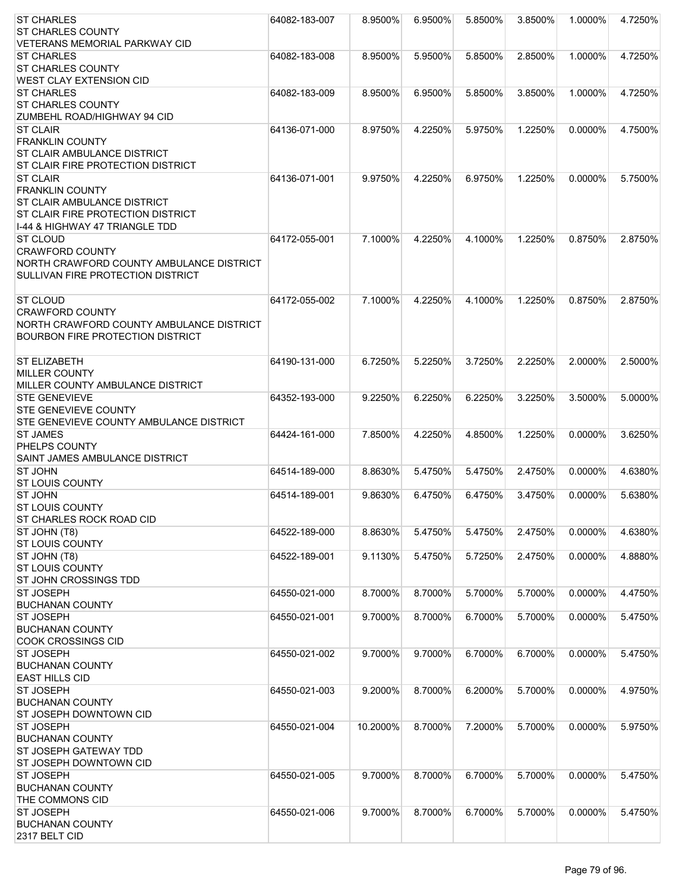| | | | | | | | |
|---|---|---|---|---|---|---|---|
| ST CHARLES<br>ST CHARLES COUNTY<br>VETERANS MEMORIAL PARKWAY CID | 64082-183-007 | 8.9500% | 6.9500% | 5.8500% | 3.8500% | 1.0000% | 4.7250% |
| ST CHARLES<br>ST CHARLES COUNTY<br>WEST CLAY EXTENSION CID | 64082-183-008 | 8.9500% | 5.9500% | 5.8500% | 2.8500% | 1.0000% | 4.7250% |
| ST CHARLES<br>ST CHARLES COUNTY<br>ZUMBEHL ROAD/HIGHWAY 94 CID | 64082-183-009 | 8.9500% | 6.9500% | 5.8500% | 3.8500% | 1.0000% | 4.7250% |
| ST CLAIR<br>FRANKLIN COUNTY<br>ST CLAIR AMBULANCE DISTRICT<br>ST CLAIR FIRE PROTECTION DISTRICT | 64136-071-000 | 8.9750% | 4.2250% | 5.9750% | 1.2250% | 0.0000% | 4.7500% |
| ST CLAIR<br>FRANKLIN COUNTY<br>ST CLAIR AMBULANCE DISTRICT<br>ST CLAIR FIRE PROTECTION DISTRICT<br>I-44 & HIGHWAY 47 TRIANGLE TDD | 64136-071-001 | 9.9750% | 4.2250% | 6.9750% | 1.2250% | 0.0000% | 5.7500% |
| ST CLOUD<br>CRAWFORD COUNTY<br>NORTH CRAWFORD COUNTY AMBULANCE DISTRICT<br>SULLIVAN FIRE PROTECTION DISTRICT | 64172-055-001 | 7.1000% | 4.2250% | 4.1000% | 1.2250% | 0.8750% | 2.8750% |
| ST CLOUD<br>CRAWFORD COUNTY<br>NORTH CRAWFORD COUNTY AMBULANCE DISTRICT<br>BOURBON FIRE PROTECTION DISTRICT | 64172-055-002 | 7.1000% | 4.2250% | 4.1000% | 1.2250% | 0.8750% | 2.8750% |
| ST ELIZABETH<br>MILLER COUNTY<br>MILLER COUNTY AMBULANCE DISTRICT | 64190-131-000 | 6.7250% | 5.2250% | 3.7250% | 2.2250% | 2.0000% | 2.5000% |
| STE GENEVIEVE<br>STE GENEVIEVE COUNTY<br>STE GENEVIEVE COUNTY AMBULANCE DISTRICT | 64352-193-000 | 9.2250% | 6.2250% | 6.2250% | 3.2250% | 3.5000% | 5.0000% |
| ST JAMES<br>PHELPS COUNTY<br>SAINT JAMES AMBULANCE DISTRICT | 64424-161-000 | 7.8500% | 4.2250% | 4.8500% | 1.2250% | 0.0000% | 3.6250% |
| ST JOHN<br>ST LOUIS COUNTY | 64514-189-000 | 8.8630% | 5.4750% | 5.4750% | 2.4750% | 0.0000% | 4.6380% |
| ST JOHN<br>ST LOUIS COUNTY<br>ST CHARLES ROCK ROAD CID | 64514-189-001 | 9.8630% | 6.4750% | 6.4750% | 3.4750% | 0.0000% | 5.6380% |
| ST JOHN (T8)<br>ST LOUIS COUNTY | 64522-189-000 | 8.8630% | 5.4750% | 5.4750% | 2.4750% | 0.0000% | 4.6380% |
| ST JOHN (T8)<br>ST LOUIS COUNTY<br>ST JOHN CROSSINGS TDD | 64522-189-001 | 9.1130% | 5.4750% | 5.7250% | 2.4750% | 0.0000% | 4.8880% |
| ST JOSEPH<br>BUCHANAN COUNTY | 64550-021-000 | 8.7000% | 8.7000% | 5.7000% | 5.7000% | 0.0000% | 4.4750% |
| ST JOSEPH<br>BUCHANAN COUNTY<br>COOK CROSSINGS CID | 64550-021-001 | 9.7000% | 8.7000% | 6.7000% | 5.7000% | 0.0000% | 5.4750% |
| ST JOSEPH<br>BUCHANAN COUNTY<br>EAST HILLS CID | 64550-021-002 | 9.7000% | 9.7000% | 6.7000% | 6.7000% | 0.0000% | 5.4750% |
| ST JOSEPH<br>BUCHANAN COUNTY<br>ST JOSEPH DOWNTOWN CID | 64550-021-003 | 9.2000% | 8.7000% | 6.2000% | 5.7000% | 0.0000% | 4.9750% |
| ST JOSEPH<br>BUCHANAN COUNTY<br>ST JOSEPH GATEWAY TDD<br>ST JOSEPH DOWNTOWN CID | 64550-021-004 | 10.2000% | 8.7000% | 7.2000% | 5.7000% | 0.0000% | 5.9750% |
| ST JOSEPH<br>BUCHANAN COUNTY<br>THE COMMONS CID | 64550-021-005 | 9.7000% | 8.7000% | 6.7000% | 5.7000% | 0.0000% | 5.4750% |
| ST JOSEPH<br>BUCHANAN COUNTY<br>2317 BELT CID | 64550-021-006 | 9.7000% | 8.7000% | 6.7000% | 5.7000% | 0.0000% | 5.4750% |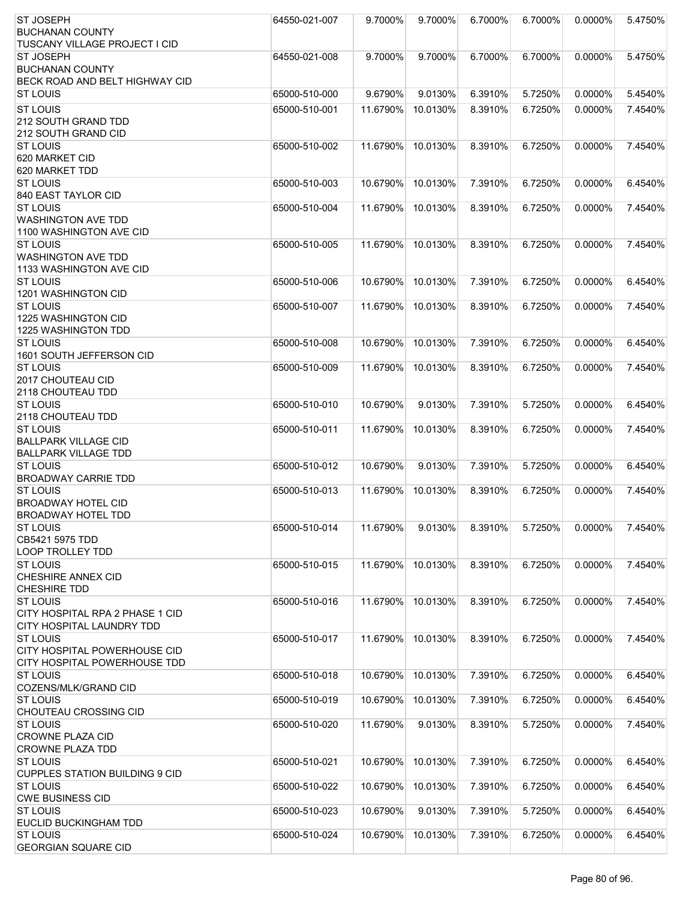| | | | | | | | |
|---|---|---|---|---|---|---|---|
| ST JOSEPH<br>BUCHANAN COUNTY<br>TUSCANY VILLAGE PROJECT I CID | 64550-021-007 | 9.7000% | 9.7000% | 6.7000% | 6.7000% | 0.0000% | 5.4750% |
| ST JOSEPH<br>BUCHANAN COUNTY<br>BECK ROAD AND BELT HIGHWAY CID | 64550-021-008 | 9.7000% | 9.7000% | 6.7000% | 6.7000% | 0.0000% | 5.4750% |
| ST LOUIS | 65000-510-000 | 9.6790% | 9.0130% | 6.3910% | 5.7250% | 0.0000% | 5.4540% |
| ST LOUIS<br>212 SOUTH GRAND TDD<br>212 SOUTH GRAND CID | 65000-510-001 | 11.6790% | 10.0130% | 8.3910% | 6.7250% | 0.0000% | 7.4540% |
| ST LOUIS<br>620 MARKET CID<br>620 MARKET TDD | 65000-510-002 | 11.6790% | 10.0130% | 8.3910% | 6.7250% | 0.0000% | 7.4540% |
| ST LOUIS<br>840 EAST TAYLOR CID | 65000-510-003 | 10.6790% | 10.0130% | 7.3910% | 6.7250% | 0.0000% | 6.4540% |
| ST LOUIS<br>WASHINGTON AVE TDD<br>1100 WASHINGTON AVE CID | 65000-510-004 | 11.6790% | 10.0130% | 8.3910% | 6.7250% | 0.0000% | 7.4540% |
| ST LOUIS<br>WASHINGTON AVE TDD<br>1133 WASHINGTON AVE CID | 65000-510-005 | 11.6790% | 10.0130% | 8.3910% | 6.7250% | 0.0000% | 7.4540% |
| ST LOUIS<br>1201 WASHINGTON CID | 65000-510-006 | 10.6790% | 10.0130% | 7.3910% | 6.7250% | 0.0000% | 6.4540% |
| ST LOUIS<br>1225 WASHINGTON CID<br>1225 WASHINGTON TDD | 65000-510-007 | 11.6790% | 10.0130% | 8.3910% | 6.7250% | 0.0000% | 7.4540% |
| ST LOUIS<br>1601 SOUTH JEFFERSON CID | 65000-510-008 | 10.6790% | 10.0130% | 7.3910% | 6.7250% | 0.0000% | 6.4540% |
| ST LOUIS<br>2017 CHOUTEAU CID<br>2118 CHOUTEAU TDD | 65000-510-009 | 11.6790% | 10.0130% | 8.3910% | 6.7250% | 0.0000% | 7.4540% |
| ST LOUIS<br>2118 CHOUTEAU TDD | 65000-510-010 | 10.6790% | 9.0130% | 7.3910% | 5.7250% | 0.0000% | 6.4540% |
| ST LOUIS<br>BALLPARK VILLAGE CID<br>BALLPARK VILLAGE TDD | 65000-510-011 | 11.6790% | 10.0130% | 8.3910% | 6.7250% | 0.0000% | 7.4540% |
| ST LOUIS<br>BROADWAY CARRIE TDD | 65000-510-012 | 10.6790% | 9.0130% | 7.3910% | 5.7250% | 0.0000% | 6.4540% |
| ST LOUIS<br>BROADWAY HOTEL CID<br>BROADWAY HOTEL TDD | 65000-510-013 | 11.6790% | 10.0130% | 8.3910% | 6.7250% | 0.0000% | 7.4540% |
| ST LOUIS<br>CB5421 5975 TDD<br>LOOP TROLLEY TDD | 65000-510-014 | 11.6790% | 9.0130% | 8.3910% | 5.7250% | 0.0000% | 7.4540% |
| ST LOUIS<br>CHESHIRE ANNEX CID<br>CHESHIRE TDD | 65000-510-015 | 11.6790% | 10.0130% | 8.3910% | 6.7250% | 0.0000% | 7.4540% |
| ST LOUIS<br>CITY HOSPITAL RPA 2 PHASE 1 CID<br>CITY HOSPITAL LAUNDRY TDD | 65000-510-016 | 11.6790% | 10.0130% | 8.3910% | 6.7250% | 0.0000% | 7.4540% |
| ST LOUIS<br>CITY HOSPITAL POWERHOUSE CID<br>CITY HOSPITAL POWERHOUSE TDD | 65000-510-017 | 11.6790% | 10.0130% | 8.3910% | 6.7250% | 0.0000% | 7.4540% |
| ST LOUIS<br>COZENS/MLK/GRAND CID | 65000-510-018 | 10.6790% | 10.0130% | 7.3910% | 6.7250% | 0.0000% | 6.4540% |
| ST LOUIS<br>CHOUTEAU CROSSING CID | 65000-510-019 | 10.6790% | 10.0130% | 7.3910% | 6.7250% | 0.0000% | 6.4540% |
| ST LOUIS<br>CROWNE PLAZA CID<br>CROWNE PLAZA TDD | 65000-510-020 | 11.6790% | 9.0130% | 8.3910% | 5.7250% | 0.0000% | 7.4540% |
| ST LOUIS<br>CUPPLES STATION BUILDING 9 CID | 65000-510-021 | 10.6790% | 10.0130% | 7.3910% | 6.7250% | 0.0000% | 6.4540% |
| ST LOUIS<br>CWE BUSINESS CID | 65000-510-022 | 10.6790% | 10.0130% | 7.3910% | 6.7250% | 0.0000% | 6.4540% |
| ST LOUIS<br>EUCLID BUCKINGHAM TDD | 65000-510-023 | 10.6790% | 9.0130% | 7.3910% | 5.7250% | 0.0000% | 6.4540% |
| ST LOUIS<br>GEORGIAN SQUARE CID | 65000-510-024 | 10.6790% | 10.0130% | 7.3910% | 6.7250% | 0.0000% | 6.4540% |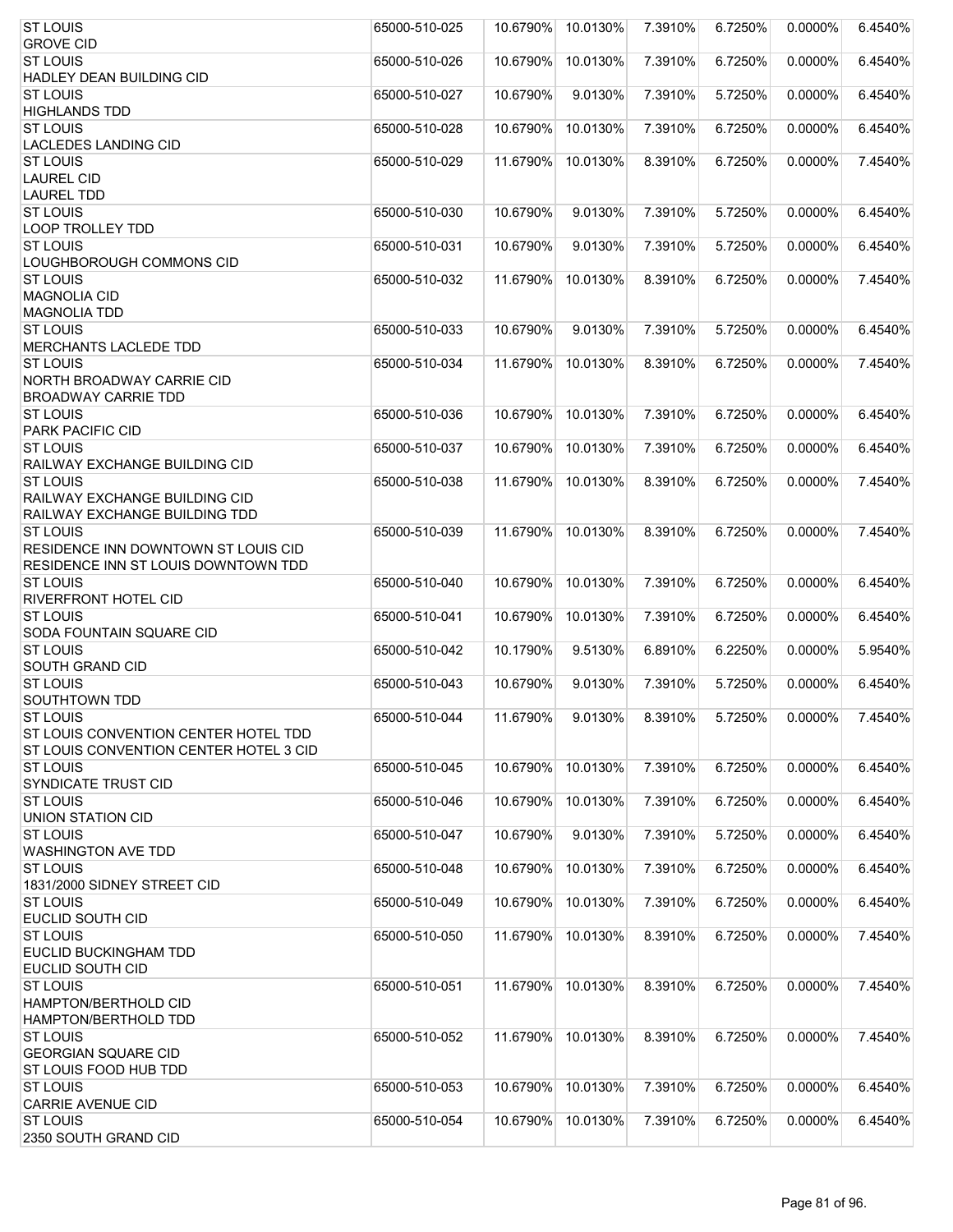| | | | | | | | |
|---|---|---|---|---|---|---|---|
| ST LOUIS<br>GROVE CID | 65000-510-025 | 10.6790% | 10.0130% | 7.3910% | 6.7250% | 0.0000% | 6.4540% |
| ST LOUIS<br>HADLEY DEAN BUILDING CID | 65000-510-026 | 10.6790% | 10.0130% | 7.3910% | 6.7250% | 0.0000% | 6.4540% |
| ST LOUIS<br>HIGHLANDS TDD | 65000-510-027 | 10.6790% | 9.0130% | 7.3910% | 5.7250% | 0.0000% | 6.4540% |
| ST LOUIS<br>LACLEDES LANDING CID | 65000-510-028 | 10.6790% | 10.0130% | 7.3910% | 6.7250% | 0.0000% | 6.4540% |
| ST LOUIS<br>LAUREL CID<br>LAUREL TDD | 65000-510-029 | 11.6790% | 10.0130% | 8.3910% | 6.7250% | 0.0000% | 7.4540% |
| ST LOUIS<br>LOOP TROLLEY TDD | 65000-510-030 | 10.6790% | 9.0130% | 7.3910% | 5.7250% | 0.0000% | 6.4540% |
| ST LOUIS<br>LOUGHBOROUGH COMMONS CID | 65000-510-031 | 10.6790% | 9.0130% | 7.3910% | 5.7250% | 0.0000% | 6.4540% |
| ST LOUIS<br>MAGNOLIA CID<br>MAGNOLIA TDD | 65000-510-032 | 11.6790% | 10.0130% | 8.3910% | 6.7250% | 0.0000% | 7.4540% |
| ST LOUIS<br>MERCHANTS LACLEDE TDD | 65000-510-033 | 10.6790% | 9.0130% | 7.3910% | 5.7250% | 0.0000% | 6.4540% |
| ST LOUIS<br>NORTH BROADWAY CARRIE CID<br>BROADWAY CARRIE TDD | 65000-510-034 | 11.6790% | 10.0130% | 8.3910% | 6.7250% | 0.0000% | 7.4540% |
| ST LOUIS<br>PARK PACIFIC CID | 65000-510-036 | 10.6790% | 10.0130% | 7.3910% | 6.7250% | 0.0000% | 6.4540% |
| ST LOUIS<br>RAILWAY EXCHANGE BUILDING CID | 65000-510-037 | 10.6790% | 10.0130% | 7.3910% | 6.7250% | 0.0000% | 6.4540% |
| ST LOUIS<br>RAILWAY EXCHANGE BUILDING CID<br>RAILWAY EXCHANGE BUILDING TDD | 65000-510-038 | 11.6790% | 10.0130% | 8.3910% | 6.7250% | 0.0000% | 7.4540% |
| ST LOUIS<br>RESIDENCE INN DOWNTOWN ST LOUIS CID<br>RESIDENCE INN ST LOUIS DOWNTOWN TDD | 65000-510-039 | 11.6790% | 10.0130% | 8.3910% | 6.7250% | 0.0000% | 7.4540% |
| ST LOUIS<br>RIVERFRONT HOTEL CID | 65000-510-040 | 10.6790% | 10.0130% | 7.3910% | 6.7250% | 0.0000% | 6.4540% |
| ST LOUIS<br>SODA FOUNTAIN SQUARE CID | 65000-510-041 | 10.6790% | 10.0130% | 7.3910% | 6.7250% | 0.0000% | 6.4540% |
| ST LOUIS<br>SOUTH GRAND CID | 65000-510-042 | 10.1790% | 9.5130% | 6.8910% | 6.2250% | 0.0000% | 5.9540% |
| ST LOUIS<br>SOUTHTOWN TDD | 65000-510-043 | 10.6790% | 9.0130% | 7.3910% | 5.7250% | 0.0000% | 6.4540% |
| ST LOUIS<br>ST LOUIS CONVENTION CENTER HOTEL TDD<br>ST LOUIS CONVENTION CENTER HOTEL 3 CID | 65000-510-044 | 11.6790% | 9.0130% | 8.3910% | 5.7250% | 0.0000% | 7.4540% |
| ST LOUIS<br>SYNDICATE TRUST CID | 65000-510-045 | 10.6790% | 10.0130% | 7.3910% | 6.7250% | 0.0000% | 6.4540% |
| ST LOUIS<br>UNION STATION CID | 65000-510-046 | 10.6790% | 10.0130% | 7.3910% | 6.7250% | 0.0000% | 6.4540% |
| ST LOUIS<br>WASHINGTON AVE TDD | 65000-510-047 | 10.6790% | 9.0130% | 7.3910% | 5.7250% | 0.0000% | 6.4540% |
| ST LOUIS<br>1831/2000 SIDNEY STREET CID | 65000-510-048 | 10.6790% | 10.0130% | 7.3910% | 6.7250% | 0.0000% | 6.4540% |
| ST LOUIS<br>EUCLID SOUTH CID | 65000-510-049 | 10.6790% | 10.0130% | 7.3910% | 6.7250% | 0.0000% | 6.4540% |
| ST LOUIS<br>EUCLID BUCKINGHAM TDD<br>EUCLID SOUTH CID | 65000-510-050 | 11.6790% | 10.0130% | 8.3910% | 6.7250% | 0.0000% | 7.4540% |
| ST LOUIS<br>HAMPTON/BERTHOLD CID<br>HAMPTON/BERTHOLD TDD | 65000-510-051 | 11.6790% | 10.0130% | 8.3910% | 6.7250% | 0.0000% | 7.4540% |
| ST LOUIS<br>GEORGIAN SQUARE CID<br>ST LOUIS FOOD HUB TDD | 65000-510-052 | 11.6790% | 10.0130% | 8.3910% | 6.7250% | 0.0000% | 7.4540% |
| ST LOUIS<br>CARRIE AVENUE CID | 65000-510-053 | 10.6790% | 10.0130% | 7.3910% | 6.7250% | 0.0000% | 6.4540% |
| ST LOUIS<br>2350 SOUTH GRAND CID | 65000-510-054 | 10.6790% | 10.0130% | 7.3910% | 6.7250% | 0.0000% | 6.4540% |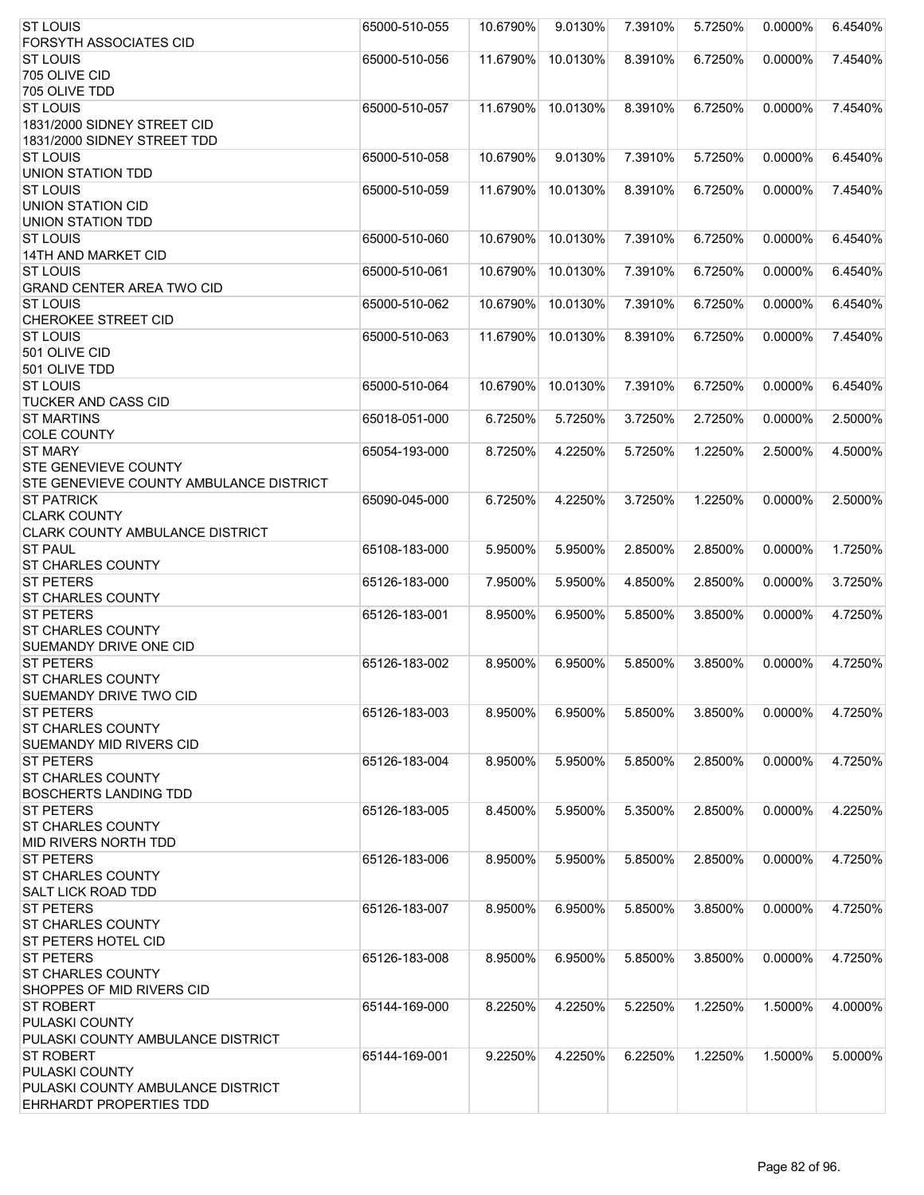| | | | | | | | |
|---|---|---|---|---|---|---|---|
| ST LOUIS<br>FORSYTH ASSOCIATES CID | 65000-510-055 | 10.6790% | 9.0130% | 7.3910% | 5.7250% | 0.0000% | 6.4540% |
| ST LOUIS<br>705 OLIVE CID<br>705 OLIVE TDD | 65000-510-056 | 11.6790% | 10.0130% | 8.3910% | 6.7250% | 0.0000% | 7.4540% |
| ST LOUIS<br>1831/2000 SIDNEY STREET CID<br>1831/2000 SIDNEY STREET TDD | 65000-510-057 | 11.6790% | 10.0130% | 8.3910% | 6.7250% | 0.0000% | 7.4540% |
| ST LOUIS<br>UNION STATION TDD | 65000-510-058 | 10.6790% | 9.0130% | 7.3910% | 5.7250% | 0.0000% | 6.4540% |
| ST LOUIS<br>UNION STATION CID<br>UNION STATION TDD | 65000-510-059 | 11.6790% | 10.0130% | 8.3910% | 6.7250% | 0.0000% | 7.4540% |
| ST LOUIS<br>14TH AND MARKET CID | 65000-510-060 | 10.6790% | 10.0130% | 7.3910% | 6.7250% | 0.0000% | 6.4540% |
| ST LOUIS<br>GRAND CENTER AREA TWO CID | 65000-510-061 | 10.6790% | 10.0130% | 7.3910% | 6.7250% | 0.0000% | 6.4540% |
| ST LOUIS<br>CHEROKEE STREET CID | 65000-510-062 | 10.6790% | 10.0130% | 7.3910% | 6.7250% | 0.0000% | 6.4540% |
| ST LOUIS<br>501 OLIVE CID<br>501 OLIVE TDD | 65000-510-063 | 11.6790% | 10.0130% | 8.3910% | 6.7250% | 0.0000% | 7.4540% |
| ST LOUIS<br>TUCKER AND CASS CID | 65000-510-064 | 10.6790% | 10.0130% | 7.3910% | 6.7250% | 0.0000% | 6.4540% |
| ST MARTINS<br>COLE COUNTY | 65018-051-000 | 6.7250% | 5.7250% | 3.7250% | 2.7250% | 0.0000% | 2.5000% |
| ST MARY<br>STE GENEVIEVE COUNTY<br>STE GENEVIEVE COUNTY AMBULANCE DISTRICT | 65054-193-000 | 8.7250% | 4.2250% | 5.7250% | 1.2250% | 2.5000% | 4.5000% |
| ST PATRICK<br>CLARK COUNTY<br>CLARK COUNTY AMBULANCE DISTRICT | 65090-045-000 | 6.7250% | 4.2250% | 3.7250% | 1.2250% | 0.0000% | 2.5000% |
| ST PAUL<br>ST CHARLES COUNTY | 65108-183-000 | 5.9500% | 5.9500% | 2.8500% | 2.8500% | 0.0000% | 1.7250% |
| ST PETERS<br>ST CHARLES COUNTY | 65126-183-000 | 7.9500% | 5.9500% | 4.8500% | 2.8500% | 0.0000% | 3.7250% |
| ST PETERS<br>ST CHARLES COUNTY<br>SUEMANDY DRIVE ONE CID | 65126-183-001 | 8.9500% | 6.9500% | 5.8500% | 3.8500% | 0.0000% | 4.7250% |
| ST PETERS<br>ST CHARLES COUNTY<br>SUEMANDY DRIVE TWO CID | 65126-183-002 | 8.9500% | 6.9500% | 5.8500% | 3.8500% | 0.0000% | 4.7250% |
| ST PETERS<br>ST CHARLES COUNTY<br>SUEMANDY MID RIVERS CID | 65126-183-003 | 8.9500% | 6.9500% | 5.8500% | 3.8500% | 0.0000% | 4.7250% |
| ST PETERS<br>ST CHARLES COUNTY<br>BOSCHERTS LANDING TDD | 65126-183-004 | 8.9500% | 5.9500% | 5.8500% | 2.8500% | 0.0000% | 4.7250% |
| ST PETERS<br>ST CHARLES COUNTY<br>MID RIVERS NORTH TDD | 65126-183-005 | 8.4500% | 5.9500% | 5.3500% | 2.8500% | 0.0000% | 4.2250% |
| ST PETERS<br>ST CHARLES COUNTY<br>SALT LICK ROAD TDD | 65126-183-006 | 8.9500% | 5.9500% | 5.8500% | 2.8500% | 0.0000% | 4.7250% |
| ST PETERS<br>ST CHARLES COUNTY<br>ST PETERS HOTEL CID | 65126-183-007 | 8.9500% | 6.9500% | 5.8500% | 3.8500% | 0.0000% | 4.7250% |
| ST PETERS<br>ST CHARLES COUNTY<br>SHOPPES OF MID RIVERS CID | 65126-183-008 | 8.9500% | 6.9500% | 5.8500% | 3.8500% | 0.0000% | 4.7250% |
| ST ROBERT<br>PULASKI COUNTY<br>PULASKI COUNTY AMBULANCE DISTRICT | 65144-169-000 | 8.2250% | 4.2250% | 5.2250% | 1.2250% | 1.5000% | 4.0000% |
| ST ROBERT<br>PULASKI COUNTY<br>PULASKI COUNTY AMBULANCE DISTRICT<br>EHRHARDT PROPERTIES TDD | 65144-169-001 | 9.2250% | 4.2250% | 6.2250% | 1.2250% | 1.5000% | 5.0000% |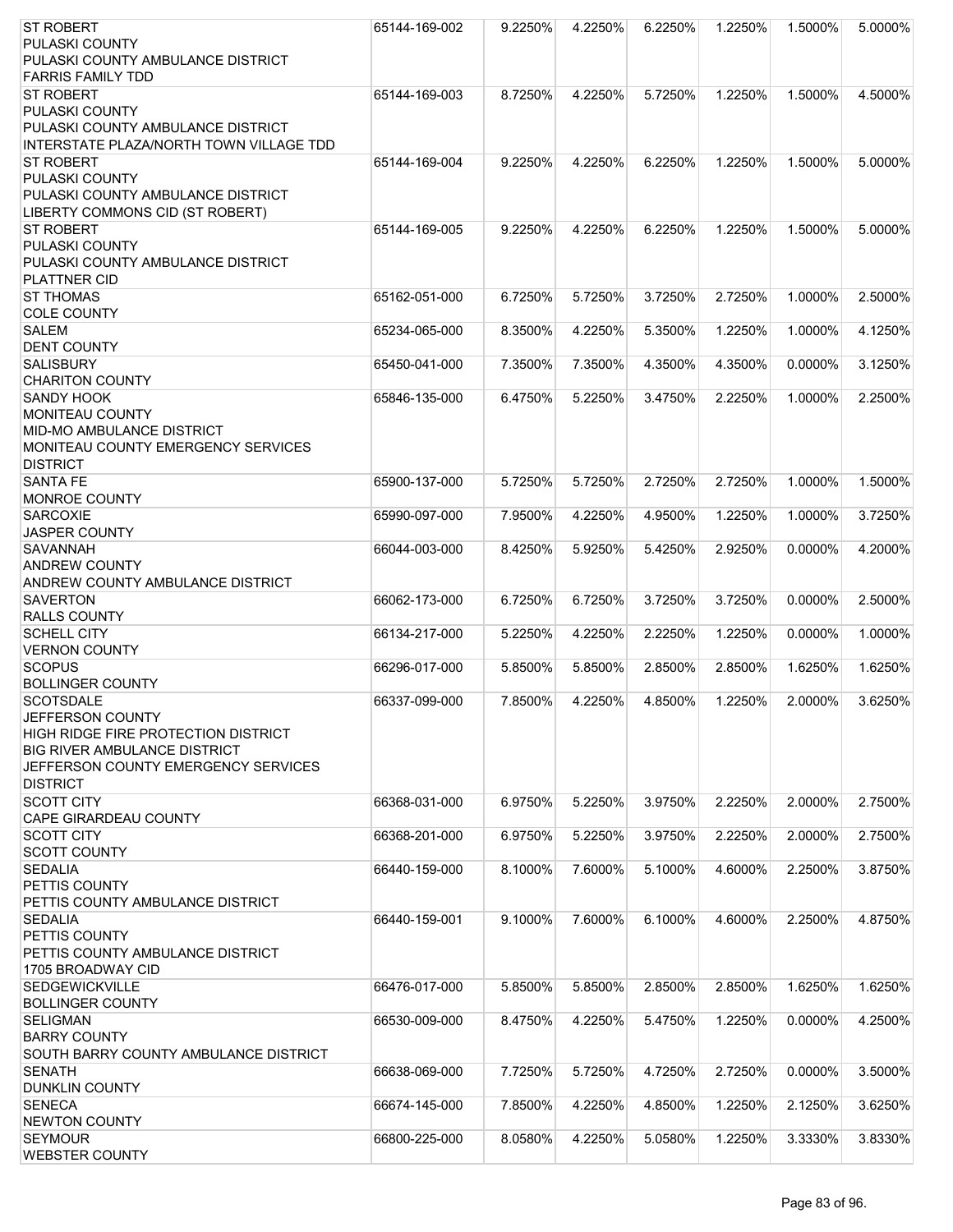| | | | | | | | |
|---|---|---|---|---|---|---|---|
| ST ROBERT<br>PULASKI COUNTY<br>PULASKI COUNTY AMBULANCE DISTRICT<br>FARRIS FAMILY TDD | 65144-169-002 | 9.2250% | 4.2250% | 6.2250% | 1.2250% | 1.5000% | 5.0000% |
| ST ROBERT<br>PULASKI COUNTY<br>PULASKI COUNTY AMBULANCE DISTRICT<br>INTERSTATE PLAZA/NORTH TOWN VILLAGE TDD | 65144-169-003 | 8.7250% | 4.2250% | 5.7250% | 1.2250% | 1.5000% | 4.5000% |
| ST ROBERT<br>PULASKI COUNTY<br>PULASKI COUNTY AMBULANCE DISTRICT<br>LIBERTY COMMONS CID (ST ROBERT) | 65144-169-004 | 9.2250% | 4.2250% | 6.2250% | 1.2250% | 1.5000% | 5.0000% |
| ST ROBERT<br>PULASKI COUNTY<br>PULASKI COUNTY AMBULANCE DISTRICT<br>PLATTNER CID | 65144-169-005 | 9.2250% | 4.2250% | 6.2250% | 1.2250% | 1.5000% | 5.0000% |
| ST THOMAS<br>COLE COUNTY | 65162-051-000 | 6.7250% | 5.7250% | 3.7250% | 2.7250% | 1.0000% | 2.5000% |
| SALEM<br>DENT COUNTY | 65234-065-000 | 8.3500% | 4.2250% | 5.3500% | 1.2250% | 1.0000% | 4.1250% |
| SALISBURY<br>CHARITON COUNTY | 65450-041-000 | 7.3500% | 7.3500% | 4.3500% | 4.3500% | 0.0000% | 3.1250% |
| SANDY HOOK<br>MONITEAU COUNTY<br>MID-MO AMBULANCE DISTRICT<br>MONITEAU COUNTY EMERGENCY SERVICES DISTRICT | 65846-135-000 | 6.4750% | 5.2250% | 3.4750% | 2.2250% | 1.0000% | 2.2500% |
| SANTA FE<br>MONROE COUNTY | 65900-137-000 | 5.7250% | 5.7250% | 2.7250% | 2.7250% | 1.0000% | 1.5000% |
| SARCOXIE<br>JASPER COUNTY | 65990-097-000 | 7.9500% | 4.2250% | 4.9500% | 1.2250% | 1.0000% | 3.7250% |
| SAVANNAH<br>ANDREW COUNTY<br>ANDREW COUNTY AMBULANCE DISTRICT | 66044-003-000 | 8.4250% | 5.9250% | 5.4250% | 2.9250% | 0.0000% | 4.2000% |
| SAVERTON<br>RALLS COUNTY | 66062-173-000 | 6.7250% | 6.7250% | 3.7250% | 3.7250% | 0.0000% | 2.5000% |
| SCHELL CITY<br>VERNON COUNTY | 66134-217-000 | 5.2250% | 4.2250% | 2.2250% | 1.2250% | 0.0000% | 1.0000% |
| SCOPUS<br>BOLLINGER COUNTY | 66296-017-000 | 5.8500% | 5.8500% | 2.8500% | 2.8500% | 1.6250% | 1.6250% |
| SCOTSDALE<br>JEFFERSON COUNTY<br>HIGH RIDGE FIRE PROTECTION DISTRICT<br>BIG RIVER AMBULANCE DISTRICT<br>JEFFERSON COUNTY EMERGENCY SERVICES DISTRICT | 66337-099-000 | 7.8500% | 4.2250% | 4.8500% | 1.2250% | 2.0000% | 3.6250% |
| SCOTT CITY<br>CAPE GIRARDEAU COUNTY | 66368-031-000 | 6.9750% | 5.2250% | 3.9750% | 2.2250% | 2.0000% | 2.7500% |
| SCOTT CITY<br>SCOTT COUNTY | 66368-201-000 | 6.9750% | 5.2250% | 3.9750% | 2.2250% | 2.0000% | 2.7500% |
| SEDALIA<br>PETTIS COUNTY<br>PETTIS COUNTY AMBULANCE DISTRICT | 66440-159-000 | 8.1000% | 7.6000% | 5.1000% | 4.6000% | 2.2500% | 3.8750% |
| SEDALIA<br>PETTIS COUNTY<br>PETTIS COUNTY AMBULANCE DISTRICT<br>1705 BROADWAY CID | 66440-159-001 | 9.1000% | 7.6000% | 6.1000% | 4.6000% | 2.2500% | 4.8750% |
| SEDGEWICKVILLE<br>BOLLINGER COUNTY | 66476-017-000 | 5.8500% | 5.8500% | 2.8500% | 2.8500% | 1.6250% | 1.6250% |
| SELIGMAN<br>BARRY COUNTY<br>SOUTH BARRY COUNTY AMBULANCE DISTRICT | 66530-009-000 | 8.4750% | 4.2250% | 5.4750% | 1.2250% | 0.0000% | 4.2500% |
| SENATH<br>DUNKLIN COUNTY | 66638-069-000 | 7.7250% | 5.7250% | 4.7250% | 2.7250% | 0.0000% | 3.5000% |
| SENECA<br>NEWTON COUNTY | 66674-145-000 | 7.8500% | 4.2250% | 4.8500% | 1.2250% | 2.1250% | 3.6250% |
| SEYMOUR<br>WEBSTER COUNTY | 66800-225-000 | 8.0580% | 4.2250% | 5.0580% | 1.2250% | 3.3330% | 3.8330% |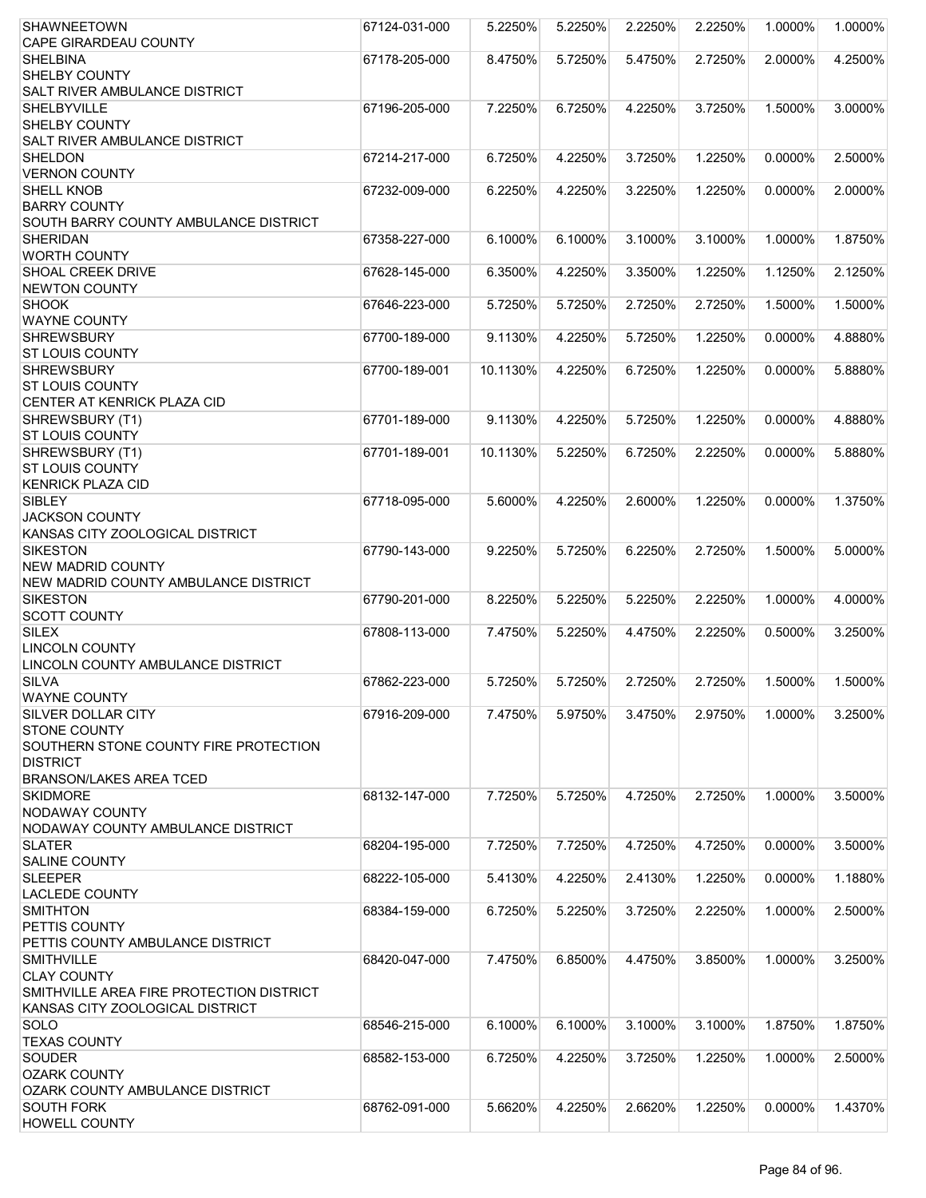| | | | | | | | |
|---|---|---|---|---|---|---|---|
| SHAWNEETOWN<br>CAPE GIRARDEAU COUNTY | 67124-031-000 | 5.2250% | 5.2250% | 2.2250% | 2.2250% | 1.0000% | 1.0000% |
| SHELBINA<br>SHELBY COUNTY<br>SALT RIVER AMBULANCE DISTRICT | 67178-205-000 | 8.4750% | 5.7250% | 5.4750% | 2.7250% | 2.0000% | 4.2500% |
| SHELBYVILLE<br>SHELBY COUNTY<br>SALT RIVER AMBULANCE DISTRICT | 67196-205-000 | 7.2250% | 6.7250% | 4.2250% | 3.7250% | 1.5000% | 3.0000% |
| SHELDON<br>VERNON COUNTY | 67214-217-000 | 6.7250% | 4.2250% | 3.7250% | 1.2250% | 0.0000% | 2.5000% |
| SHELL KNOB<br>BARRY COUNTY<br>SOUTH BARRY COUNTY AMBULANCE DISTRICT | 67232-009-000 | 6.2250% | 4.2250% | 3.2250% | 1.2250% | 0.0000% | 2.0000% |
| SHERIDAN<br>WORTH COUNTY | 67358-227-000 | 6.1000% | 6.1000% | 3.1000% | 3.1000% | 1.0000% | 1.8750% |
| SHOAL CREEK DRIVE<br>NEWTON COUNTY | 67628-145-000 | 6.3500% | 4.2250% | 3.3500% | 1.2250% | 1.1250% | 2.1250% |
| SHOOK<br>WAYNE COUNTY | 67646-223-000 | 5.7250% | 5.7250% | 2.7250% | 2.7250% | 1.5000% | 1.5000% |
| SHREWSBURY<br>ST LOUIS COUNTY | 67700-189-000 | 9.1130% | 4.2250% | 5.7250% | 1.2250% | 0.0000% | 4.8880% |
| SHREWSBURY<br>ST LOUIS COUNTY<br>CENTER AT KENRICK PLAZA CID | 67700-189-001 | 10.1130% | 4.2250% | 6.7250% | 1.2250% | 0.0000% | 5.8880% |
| SHREWSBURY (T1)<br>ST LOUIS COUNTY | 67701-189-000 | 9.1130% | 4.2250% | 5.7250% | 1.2250% | 0.0000% | 4.8880% |
| SHREWSBURY (T1)<br>ST LOUIS COUNTY<br>KENRICK PLAZA CID | 67701-189-001 | 10.1130% | 5.2250% | 6.7250% | 2.2250% | 0.0000% | 5.8880% |
| SIBLEY<br>JACKSON COUNTY<br>KANSAS CITY ZOOLOGICAL DISTRICT | 67718-095-000 | 5.6000% | 4.2250% | 2.6000% | 1.2250% | 0.0000% | 1.3750% |
| SIKESTON<br>NEW MADRID COUNTY<br>NEW MADRID COUNTY AMBULANCE DISTRICT | 67790-143-000 | 9.2250% | 5.7250% | 6.2250% | 2.7250% | 1.5000% | 5.0000% |
| SIKESTON<br>SCOTT COUNTY | 67790-201-000 | 8.2250% | 5.2250% | 5.2250% | 2.2250% | 1.0000% | 4.0000% |
| SILEX<br>LINCOLN COUNTY<br>LINCOLN COUNTY AMBULANCE DISTRICT | 67808-113-000 | 7.4750% | 5.2250% | 4.4750% | 2.2250% | 0.5000% | 3.2500% |
| SILVA<br>WAYNE COUNTY | 67862-223-000 | 5.7250% | 5.7250% | 2.7250% | 2.7250% | 1.5000% | 1.5000% |
| SILVER DOLLAR CITY<br>STONE COUNTY<br>SOUTHERN STONE COUNTY FIRE PROTECTION DISTRICT<br>BRANSON/LAKES AREA TCED | 67916-209-000 | 7.4750% | 5.9750% | 3.4750% | 2.9750% | 1.0000% | 3.2500% |
| SKIDMORE<br>NODAWAY COUNTY<br>NODAWAY COUNTY AMBULANCE DISTRICT | 68132-147-000 | 7.7250% | 5.7250% | 4.7250% | 2.7250% | 1.0000% | 3.5000% |
| SLATER<br>SALINE COUNTY | 68204-195-000 | 7.7250% | 7.7250% | 4.7250% | 4.7250% | 0.0000% | 3.5000% |
| SLEEPER<br>LACLEDE COUNTY | 68222-105-000 | 5.4130% | 4.2250% | 2.4130% | 1.2250% | 0.0000% | 1.1880% |
| SMITHTON<br>PETTIS COUNTY<br>PETTIS COUNTY AMBULANCE DISTRICT | 68384-159-000 | 6.7250% | 5.2250% | 3.7250% | 2.2250% | 1.0000% | 2.5000% |
| SMITHVILLE<br>CLAY COUNTY<br>SMITHVILLE AREA FIRE PROTECTION DISTRICT<br>KANSAS CITY ZOOLOGICAL DISTRICT | 68420-047-000 | 7.4750% | 6.8500% | 4.4750% | 3.8500% | 1.0000% | 3.2500% |
| SOLO<br>TEXAS COUNTY | 68546-215-000 | 6.1000% | 6.1000% | 3.1000% | 3.1000% | 1.8750% | 1.8750% |
| SOUDER<br>OZARK COUNTY<br>OZARK COUNTY AMBULANCE DISTRICT | 68582-153-000 | 6.7250% | 4.2250% | 3.7250% | 1.2250% | 1.0000% | 2.5000% |
| SOUTH FORK<br>HOWELL COUNTY | 68762-091-000 | 5.6620% | 4.2250% | 2.6620% | 1.2250% | 0.0000% | 1.4370% |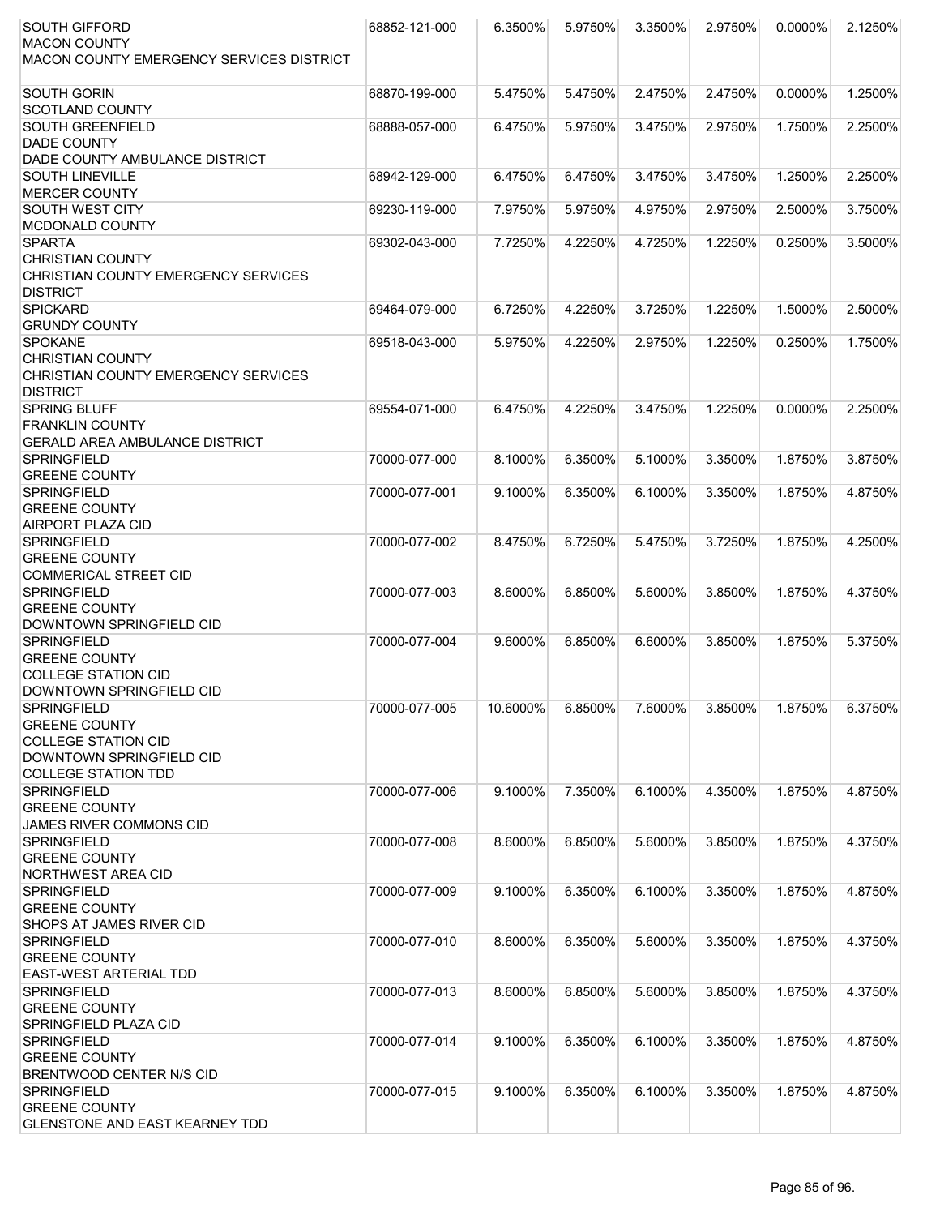| | | | | | | | |
|---|---|---|---|---|---|---|---|
| SOUTH GIFFORD<br>MACON COUNTY<br>MACON COUNTY EMERGENCY SERVICES DISTRICT | 68852-121-000 | 6.3500% | 5.9750% | 3.3500% | 2.9750% | 0.0000% | 2.1250% |
| SOUTH GORIN<br>SCOTLAND COUNTY | 68870-199-000 | 5.4750% | 5.4750% | 2.4750% | 2.4750% | 0.0000% | 1.2500% |
| SOUTH GREENFIELD<br>DADE COUNTY<br>DADE COUNTY AMBULANCE DISTRICT | 68888-057-000 | 6.4750% | 5.9750% | 3.4750% | 2.9750% | 1.7500% | 2.2500% |
| SOUTH LINEVILLE<br>MERCER COUNTY | 68942-129-000 | 6.4750% | 6.4750% | 3.4750% | 3.4750% | 1.2500% | 2.2500% |
| SOUTH WEST CITY<br>MCDONALD COUNTY | 69230-119-000 | 7.9750% | 5.9750% | 4.9750% | 2.9750% | 2.5000% | 3.7500% |
| SPARTA<br>CHRISTIAN COUNTY<br>CHRISTIAN COUNTY EMERGENCY SERVICES DISTRICT | 69302-043-000 | 7.7250% | 4.2250% | 4.7250% | 1.2250% | 0.2500% | 3.5000% |
| SPICKARD<br>GRUNDY COUNTY | 69464-079-000 | 6.7250% | 4.2250% | 3.7250% | 1.2250% | 1.5000% | 2.5000% |
| SPOKANE<br>CHRISTIAN COUNTY<br>CHRISTIAN COUNTY EMERGENCY SERVICES DISTRICT | 69518-043-000 | 5.9750% | 4.2250% | 2.9750% | 1.2250% | 0.2500% | 1.7500% |
| SPRING BLUFF<br>FRANKLIN COUNTY<br>GERALD AREA AMBULANCE DISTRICT | 69554-071-000 | 6.4750% | 4.2250% | 3.4750% | 1.2250% | 0.0000% | 2.2500% |
| SPRINGFIELD<br>GREENE COUNTY | 70000-077-000 | 8.1000% | 6.3500% | 5.1000% | 3.3500% | 1.8750% | 3.8750% |
| SPRINGFIELD<br>GREENE COUNTY<br>AIRPORT PLAZA CID | 70000-077-001 | 9.1000% | 6.3500% | 6.1000% | 3.3500% | 1.8750% | 4.8750% |
| SPRINGFIELD<br>GREENE COUNTY<br>COMMERICAL STREET CID | 70000-077-002 | 8.4750% | 6.7250% | 5.4750% | 3.7250% | 1.8750% | 4.2500% |
| SPRINGFIELD<br>GREENE COUNTY<br>DOWNTOWN SPRINGFIELD CID | 70000-077-003 | 8.6000% | 6.8500% | 5.6000% | 3.8500% | 1.8750% | 4.3750% |
| SPRINGFIELD<br>GREENE COUNTY<br>COLLEGE STATION CID<br>DOWNTOWN SPRINGFIELD CID | 70000-077-004 | 9.6000% | 6.8500% | 6.6000% | 3.8500% | 1.8750% | 5.3750% |
| SPRINGFIELD<br>GREENE COUNTY<br>COLLEGE STATION CID<br>DOWNTOWN SPRINGFIELD CID<br>COLLEGE STATION TDD | 70000-077-005 | 10.6000% | 6.8500% | 7.6000% | 3.8500% | 1.8750% | 6.3750% |
| SPRINGFIELD<br>GREENE COUNTY<br>JAMES RIVER COMMONS CID | 70000-077-006 | 9.1000% | 7.3500% | 6.1000% | 4.3500% | 1.8750% | 4.8750% |
| SPRINGFIELD<br>GREENE COUNTY<br>NORTHWEST AREA CID | 70000-077-008 | 8.6000% | 6.8500% | 5.6000% | 3.8500% | 1.8750% | 4.3750% |
| SPRINGFIELD<br>GREENE COUNTY<br>SHOPS AT JAMES RIVER CID | 70000-077-009 | 9.1000% | 6.3500% | 6.1000% | 3.3500% | 1.8750% | 4.8750% |
| SPRINGFIELD<br>GREENE COUNTY<br>EAST-WEST ARTERIAL TDD | 70000-077-010 | 8.6000% | 6.3500% | 5.6000% | 3.3500% | 1.8750% | 4.3750% |
| SPRINGFIELD<br>GREENE COUNTY<br>SPRINGFIELD PLAZA CID | 70000-077-013 | 8.6000% | 6.8500% | 5.6000% | 3.8500% | 1.8750% | 4.3750% |
| SPRINGFIELD<br>GREENE COUNTY<br>BRENTWOOD CENTER N/S CID | 70000-077-014 | 9.1000% | 6.3500% | 6.1000% | 3.3500% | 1.8750% | 4.8750% |
| SPRINGFIELD<br>GREENE COUNTY<br>GLENSTONE AND EAST KEARNEY TDD | 70000-077-015 | 9.1000% | 6.3500% | 6.1000% | 3.3500% | 1.8750% | 4.8750% |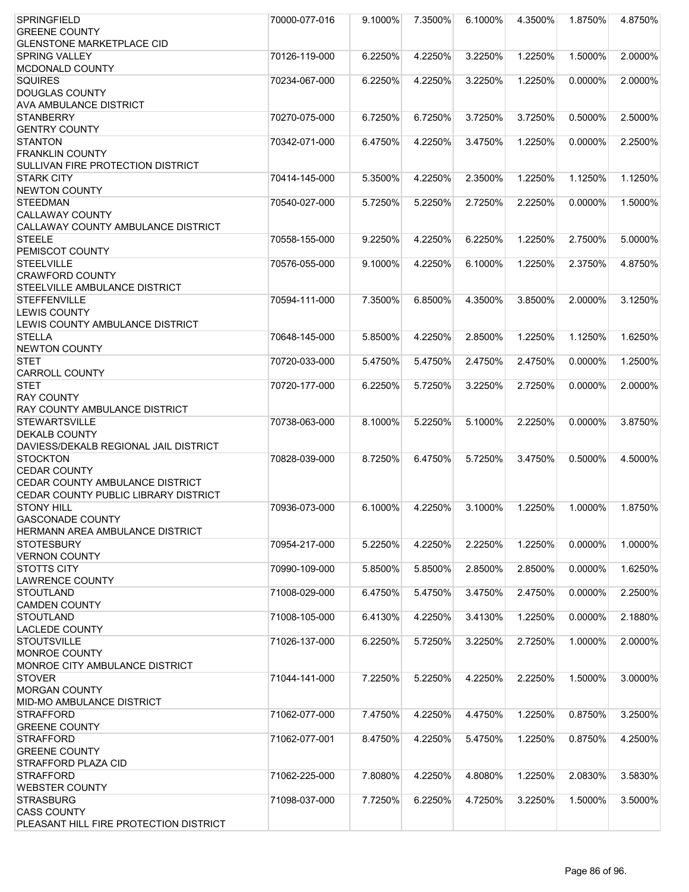| | | | | | | | |
|---|---|---|---|---|---|---|---|
| SPRINGFIELD<br>GREENE COUNTY<br>GLENSTONE MARKETPLACE CID | 70000-077-016 | 9.1000% | 7.3500% | 6.1000% | 4.3500% | 1.8750% | 4.8750% |
| SPRING VALLEY<br>MCDONALD COUNTY | 70126-119-000 | 6.2250% | 4.2250% | 3.2250% | 1.2250% | 1.5000% | 2.0000% |
| SQUIRES<br>DOUGLAS COUNTY<br>AVA AMBULANCE DISTRICT | 70234-067-000 | 6.2250% | 4.2250% | 3.2250% | 1.2250% | 0.0000% | 2.0000% |
| STANBERRY<br>GENTRY COUNTY | 70270-075-000 | 6.7250% | 6.7250% | 3.7250% | 3.7250% | 0.5000% | 2.5000% |
| STANTON<br>FRANKLIN COUNTY<br>SULLIVAN FIRE PROTECTION DISTRICT | 70342-071-000 | 6.4750% | 4.2250% | 3.4750% | 1.2250% | 0.0000% | 2.2500% |
| STARK CITY<br>NEWTON COUNTY | 70414-145-000 | 5.3500% | 4.2250% | 2.3500% | 1.2250% | 1.1250% | 1.1250% |
| STEEDMAN<br>CALLAWAY COUNTY<br>CALLAWAY COUNTY AMBULANCE DISTRICT | 70540-027-000 | 5.7250% | 5.2250% | 2.7250% | 2.2250% | 0.0000% | 1.5000% |
| STEELE<br>PEMISCOT COUNTY | 70558-155-000 | 9.2250% | 4.2250% | 6.2250% | 1.2250% | 2.7500% | 5.0000% |
| STEELVILLE<br>CRAWFORD COUNTY<br>STEELVILLE AMBULANCE DISTRICT | 70576-055-000 | 9.1000% | 4.2250% | 6.1000% | 1.2250% | 2.3750% | 4.8750% |
| STEFFENVILLE<br>LEWIS COUNTY<br>LEWIS COUNTY AMBULANCE DISTRICT | 70594-111-000 | 7.3500% | 6.8500% | 4.3500% | 3.8500% | 2.0000% | 3.1250% |
| STELLA<br>NEWTON COUNTY | 70648-145-000 | 5.8500% | 4.2250% | 2.8500% | 1.2250% | 1.1250% | 1.6250% |
| STET<br>CARROLL COUNTY | 70720-033-000 | 5.4750% | 5.4750% | 2.4750% | 2.4750% | 0.0000% | 1.2500% |
| STET<br>RAY COUNTY<br>RAY COUNTY AMBULANCE DISTRICT | 70720-177-000 | 6.2250% | 5.7250% | 3.2250% | 2.7250% | 0.0000% | 2.0000% |
| STEWARTSVILLE<br>DEKALB COUNTY<br>DAVIESS/DEKALB REGIONAL JAIL DISTRICT | 70738-063-000 | 8.1000% | 5.2250% | 5.1000% | 2.2250% | 0.0000% | 3.8750% |
| STOCKTON<br>CEDAR COUNTY<br>CEDAR COUNTY AMBULANCE DISTRICT<br>CEDAR COUNTY PUBLIC LIBRARY DISTRICT | 70828-039-000 | 8.7250% | 6.4750% | 5.7250% | 3.4750% | 0.5000% | 4.5000% |
| STONY HILL<br>GASCONADE COUNTY<br>HERMANN AREA AMBULANCE DISTRICT | 70936-073-000 | 6.1000% | 4.2250% | 3.1000% | 1.2250% | 1.0000% | 1.8750% |
| STOTESBURY<br>VERNON COUNTY | 70954-217-000 | 5.2250% | 4.2250% | 2.2250% | 1.2250% | 0.0000% | 1.0000% |
| STOTTS CITY<br>LAWRENCE COUNTY | 70990-109-000 | 5.8500% | 5.8500% | 2.8500% | 2.8500% | 0.0000% | 1.6250% |
| STOUTLAND<br>CAMDEN COUNTY | 71008-029-000 | 6.4750% | 5.4750% | 3.4750% | 2.4750% | 0.0000% | 2.2500% |
| STOUTLAND<br>LACLEDE COUNTY | 71008-105-000 | 6.4130% | 4.2250% | 3.4130% | 1.2250% | 0.0000% | 2.1880% |
| STOUTSVILLE<br>MONROE COUNTY<br>MONROE CITY AMBULANCE DISTRICT | 71026-137-000 | 6.2250% | 5.7250% | 3.2250% | 2.7250% | 1.0000% | 2.0000% |
| STOVER<br>MORGAN COUNTY<br>MID-MO AMBULANCE DISTRICT | 71044-141-000 | 7.2250% | 5.2250% | 4.2250% | 2.2250% | 1.5000% | 3.0000% |
| STRAFFORD<br>GREENE COUNTY | 71062-077-000 | 7.4750% | 4.2250% | 4.4750% | 1.2250% | 0.8750% | 3.2500% |
| STRAFFORD<br>GREENE COUNTY<br>STRAFFORD PLAZA CID | 71062-077-001 | 8.4750% | 4.2250% | 5.4750% | 1.2250% | 0.8750% | 4.2500% |
| STRAFFORD<br>WEBSTER COUNTY | 71062-225-000 | 7.8080% | 4.2250% | 4.8080% | 1.2250% | 2.0830% | 3.5830% |
| STRASBURG<br>CASS COUNTY<br>PLEASANT HILL FIRE PROTECTION DISTRICT | 71098-037-000 | 7.7250% | 6.2250% | 4.7250% | 3.2250% | 1.5000% | 3.5000% |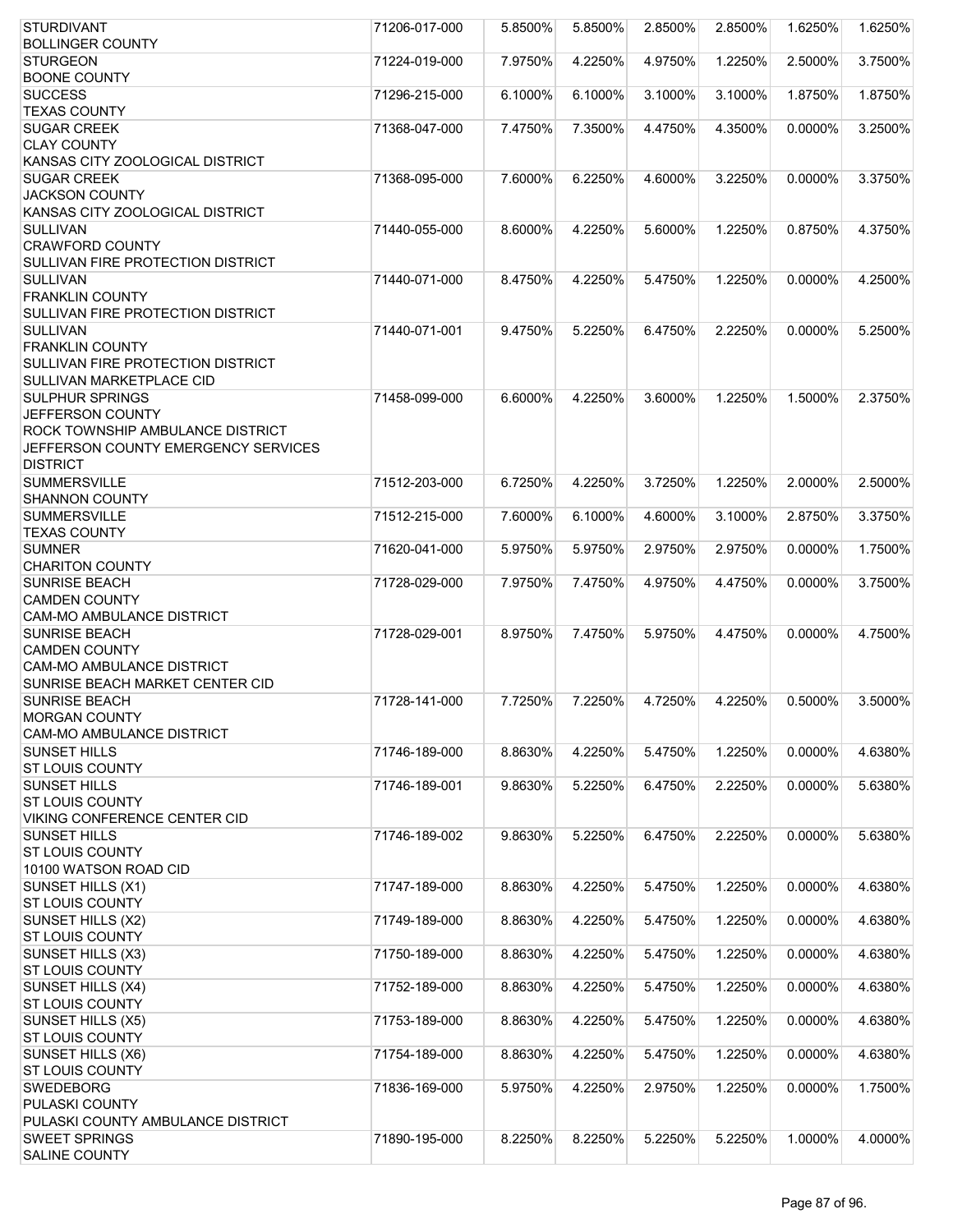| | | | | | | | |
|---|---|---|---|---|---|---|---|
| STURDIVANT<br>BOLLINGER COUNTY | 71206-017-000 | 5.8500% | 5.8500% | 2.8500% | 2.8500% | 1.6250% | 1.6250% |
| STURGEON<br>BOONE COUNTY | 71224-019-000 | 7.9750% | 4.2250% | 4.9750% | 1.2250% | 2.5000% | 3.7500% |
| SUCCESS<br>TEXAS COUNTY | 71296-215-000 | 6.1000% | 6.1000% | 3.1000% | 3.1000% | 1.8750% | 1.8750% |
| SUGAR CREEK<br>CLAY COUNTY<br>KANSAS CITY ZOOLOGICAL DISTRICT | 71368-047-000 | 7.4750% | 7.3500% | 4.4750% | 4.3500% | 0.0000% | 3.2500% |
| SUGAR CREEK<br>JACKSON COUNTY<br>KANSAS CITY ZOOLOGICAL DISTRICT | 71368-095-000 | 7.6000% | 6.2250% | 4.6000% | 3.2250% | 0.0000% | 3.3750% |
| SULLIVAN<br>CRAWFORD COUNTY<br>SULLIVAN FIRE PROTECTION DISTRICT | 71440-055-000 | 8.6000% | 4.2250% | 5.6000% | 1.2250% | 0.8750% | 4.3750% |
| SULLIVAN<br>FRANKLIN COUNTY<br>SULLIVAN FIRE PROTECTION DISTRICT | 71440-071-000 | 8.4750% | 4.2250% | 5.4750% | 1.2250% | 0.0000% | 4.2500% |
| SULLIVAN<br>FRANKLIN COUNTY<br>SULLIVAN FIRE PROTECTION DISTRICT<br>SULLIVAN MARKETPLACE CID | 71440-071-001 | 9.4750% | 5.2250% | 6.4750% | 2.2250% | 0.0000% | 5.2500% |
| SULPHUR SPRINGS<br>JEFFERSON COUNTY<br>ROCK TOWNSHIP AMBULANCE DISTRICT<br>JEFFERSON COUNTY EMERGENCY SERVICES DISTRICT | 71458-099-000 | 6.6000% | 4.2250% | 3.6000% | 1.2250% | 1.5000% | 2.3750% |
| SUMMERSVILLE<br>SHANNON COUNTY | 71512-203-000 | 6.7250% | 4.2250% | 3.7250% | 1.2250% | 2.0000% | 2.5000% |
| SUMMERSVILLE<br>TEXAS COUNTY | 71512-215-000 | 7.6000% | 6.1000% | 4.6000% | 3.1000% | 2.8750% | 3.3750% |
| SUMNER<br>CHARITON COUNTY | 71620-041-000 | 5.9750% | 5.9750% | 2.9750% | 2.9750% | 0.0000% | 1.7500% |
| SUNRISE BEACH<br>CAMDEN COUNTY<br>CAM-MO AMBULANCE DISTRICT | 71728-029-000 | 7.9750% | 7.4750% | 4.9750% | 4.4750% | 0.0000% | 3.7500% |
| SUNRISE BEACH<br>CAMDEN COUNTY<br>CAM-MO AMBULANCE DISTRICT<br>SUNRISE BEACH MARKET CENTER CID | 71728-029-001 | 8.9750% | 7.4750% | 5.9750% | 4.4750% | 0.0000% | 4.7500% |
| SUNRISE BEACH<br>MORGAN COUNTY<br>CAM-MO AMBULANCE DISTRICT | 71728-141-000 | 7.7250% | 7.2250% | 4.7250% | 4.2250% | 0.5000% | 3.5000% |
| SUNSET HILLS<br>ST LOUIS COUNTY | 71746-189-000 | 8.8630% | 4.2250% | 5.4750% | 1.2250% | 0.0000% | 4.6380% |
| SUNSET HILLS<br>ST LOUIS COUNTY<br>VIKING CONFERENCE CENTER CID | 71746-189-001 | 9.8630% | 5.2250% | 6.4750% | 2.2250% | 0.0000% | 5.6380% |
| SUNSET HILLS<br>ST LOUIS COUNTY<br>10100 WATSON ROAD CID | 71746-189-002 | 9.8630% | 5.2250% | 6.4750% | 2.2250% | 0.0000% | 5.6380% |
| SUNSET HILLS (X1)<br>ST LOUIS COUNTY | 71747-189-000 | 8.8630% | 4.2250% | 5.4750% | 1.2250% | 0.0000% | 4.6380% |
| SUNSET HILLS (X2)<br>ST LOUIS COUNTY | 71749-189-000 | 8.8630% | 4.2250% | 5.4750% | 1.2250% | 0.0000% | 4.6380% |
| SUNSET HILLS (X3)<br>ST LOUIS COUNTY | 71750-189-000 | 8.8630% | 4.2250% | 5.4750% | 1.2250% | 0.0000% | 4.6380% |
| SUNSET HILLS (X4)<br>ST LOUIS COUNTY | 71752-189-000 | 8.8630% | 4.2250% | 5.4750% | 1.2250% | 0.0000% | 4.6380% |
| SUNSET HILLS (X5)<br>ST LOUIS COUNTY | 71753-189-000 | 8.8630% | 4.2250% | 5.4750% | 1.2250% | 0.0000% | 4.6380% |
| SUNSET HILLS (X6)<br>ST LOUIS COUNTY | 71754-189-000 | 8.8630% | 4.2250% | 5.4750% | 1.2250% | 0.0000% | 4.6380% |
| SWEDEBORG<br>PULASKI COUNTY<br>PULASKI COUNTY AMBULANCE DISTRICT | 71836-169-000 | 5.9750% | 4.2250% | 2.9750% | 1.2250% | 0.0000% | 1.7500% |
| SWEET SPRINGS<br>SALINE COUNTY | 71890-195-000 | 8.2250% | 8.2250% | 5.2250% | 5.2250% | 1.0000% | 4.0000% |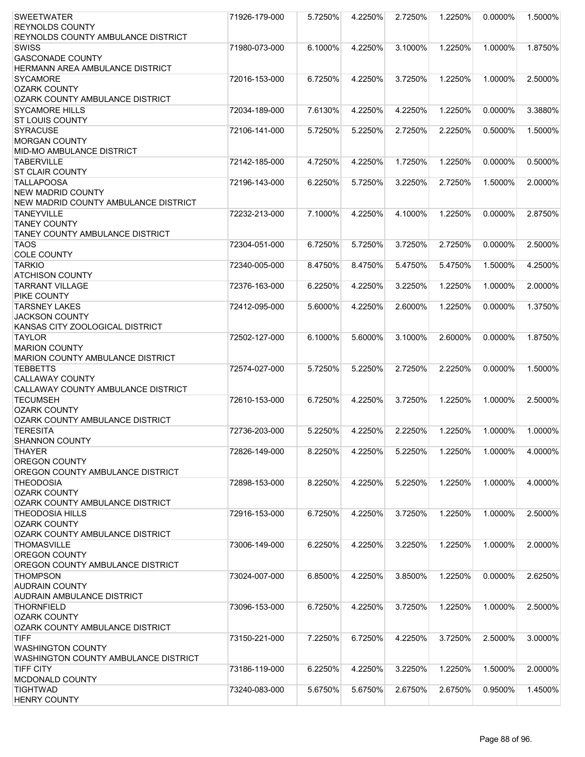| | | | | | | | |
|---|---|---|---|---|---|---|---|
| SWEETWATER<br>REYNOLDS COUNTY<br>REYNOLDS COUNTY AMBULANCE DISTRICT | 71926-179-000 | 5.7250% | 4.2250% | 2.7250% | 1.2250% | 0.0000% | 1.5000% |
| SWISS<br>GASCONADE COUNTY<br>HERMANN AREA AMBULANCE DISTRICT | 71980-073-000 | 6.1000% | 4.2250% | 3.1000% | 1.2250% | 1.0000% | 1.8750% |
| SYCAMORE<br>OZARK COUNTY<br>OZARK COUNTY AMBULANCE DISTRICT | 72016-153-000 | 6.7250% | 4.2250% | 3.7250% | 1.2250% | 1.0000% | 2.5000% |
| SYCAMORE HILLS<br>ST LOUIS COUNTY | 72034-189-000 | 7.6130% | 4.2250% | 4.2250% | 1.2250% | 0.0000% | 3.3880% |
| SYRACUSE<br>MORGAN COUNTY<br>MID-MO AMBULANCE DISTRICT | 72106-141-000 | 5.7250% | 5.2250% | 2.7250% | 2.2250% | 0.5000% | 1.5000% |
| TABERVILLE<br>ST CLAIR COUNTY | 72142-185-000 | 4.7250% | 4.2250% | 1.7250% | 1.2250% | 0.0000% | 0.5000% |
| TALLAPOOSA<br>NEW MADRID COUNTY<br>NEW MADRID COUNTY AMBULANCE DISTRICT | 72196-143-000 | 6.2250% | 5.7250% | 3.2250% | 2.7250% | 1.5000% | 2.0000% |
| TANEYVILLE<br>TANEY COUNTY<br>TANEY COUNTY AMBULANCE DISTRICT | 72232-213-000 | 7.1000% | 4.2250% | 4.1000% | 1.2250% | 0.0000% | 2.8750% |
| TAOS<br>COLE COUNTY | 72304-051-000 | 6.7250% | 5.7250% | 3.7250% | 2.7250% | 0.0000% | 2.5000% |
| TARKIO<br>ATCHISON COUNTY | 72340-005-000 | 8.4750% | 8.4750% | 5.4750% | 5.4750% | 1.5000% | 4.2500% |
| TARRANT VILLAGE<br>PIKE COUNTY | 72376-163-000 | 6.2250% | 4.2250% | 3.2250% | 1.2250% | 1.0000% | 2.0000% |
| TARSNEY LAKES<br>JACKSON COUNTY<br>KANSAS CITY ZOOLOGICAL DISTRICT | 72412-095-000 | 5.6000% | 4.2250% | 2.6000% | 1.2250% | 0.0000% | 1.3750% |
| TAYLOR<br>MARION COUNTY<br>MARION COUNTY AMBULANCE DISTRICT | 72502-127-000 | 6.1000% | 5.6000% | 3.1000% | 2.6000% | 0.0000% | 1.8750% |
| TEBBETTS<br>CALLAWAY COUNTY<br>CALLAWAY COUNTY AMBULANCE DISTRICT | 72574-027-000 | 5.7250% | 5.2250% | 2.7250% | 2.2250% | 0.0000% | 1.5000% |
| TECUMSEH<br>OZARK COUNTY<br>OZARK COUNTY AMBULANCE DISTRICT | 72610-153-000 | 6.7250% | 4.2250% | 3.7250% | 1.2250% | 1.0000% | 2.5000% |
| TERESITA<br>SHANNON COUNTY | 72736-203-000 | 5.2250% | 4.2250% | 2.2250% | 1.2250% | 1.0000% | 1.0000% |
| THAYER<br>OREGON COUNTY<br>OREGON COUNTY AMBULANCE DISTRICT | 72826-149-000 | 8.2250% | 4.2250% | 5.2250% | 1.2250% | 1.0000% | 4.0000% |
| THEODOSIA<br>OZARK COUNTY<br>OZARK COUNTY AMBULANCE DISTRICT | 72898-153-000 | 8.2250% | 4.2250% | 5.2250% | 1.2250% | 1.0000% | 4.0000% |
| THEODOSIA HILLS<br>OZARK COUNTY<br>OZARK COUNTY AMBULANCE DISTRICT | 72916-153-000 | 6.7250% | 4.2250% | 3.7250% | 1.2250% | 1.0000% | 2.5000% |
| THOMASVILLE<br>OREGON COUNTY<br>OREGON COUNTY AMBULANCE DISTRICT | 73006-149-000 | 6.2250% | 4.2250% | 3.2250% | 1.2250% | 1.0000% | 2.0000% |
| THOMPSON<br>AUDRAIN COUNTY<br>AUDRAIN AMBULANCE DISTRICT | 73024-007-000 | 6.8500% | 4.2250% | 3.8500% | 1.2250% | 0.0000% | 2.6250% |
| THORNFIELD<br>OZARK COUNTY<br>OZARK COUNTY AMBULANCE DISTRICT | 73096-153-000 | 6.7250% | 4.2250% | 3.7250% | 1.2250% | 1.0000% | 2.5000% |
| TIFF<br>WASHINGTON COUNTY<br>WASHINGTON COUNTY AMBULANCE DISTRICT | 73150-221-000 | 7.2250% | 6.7250% | 4.2250% | 3.7250% | 2.5000% | 3.0000% |
| TIFF CITY<br>MCDONALD COUNTY | 73186-119-000 | 6.2250% | 4.2250% | 3.2250% | 1.2250% | 1.5000% | 2.0000% |
| TIGHTWAD<br>HENRY COUNTY | 73240-083-000 | 5.6750% | 5.6750% | 2.6750% | 2.6750% | 0.9500% | 1.4500% |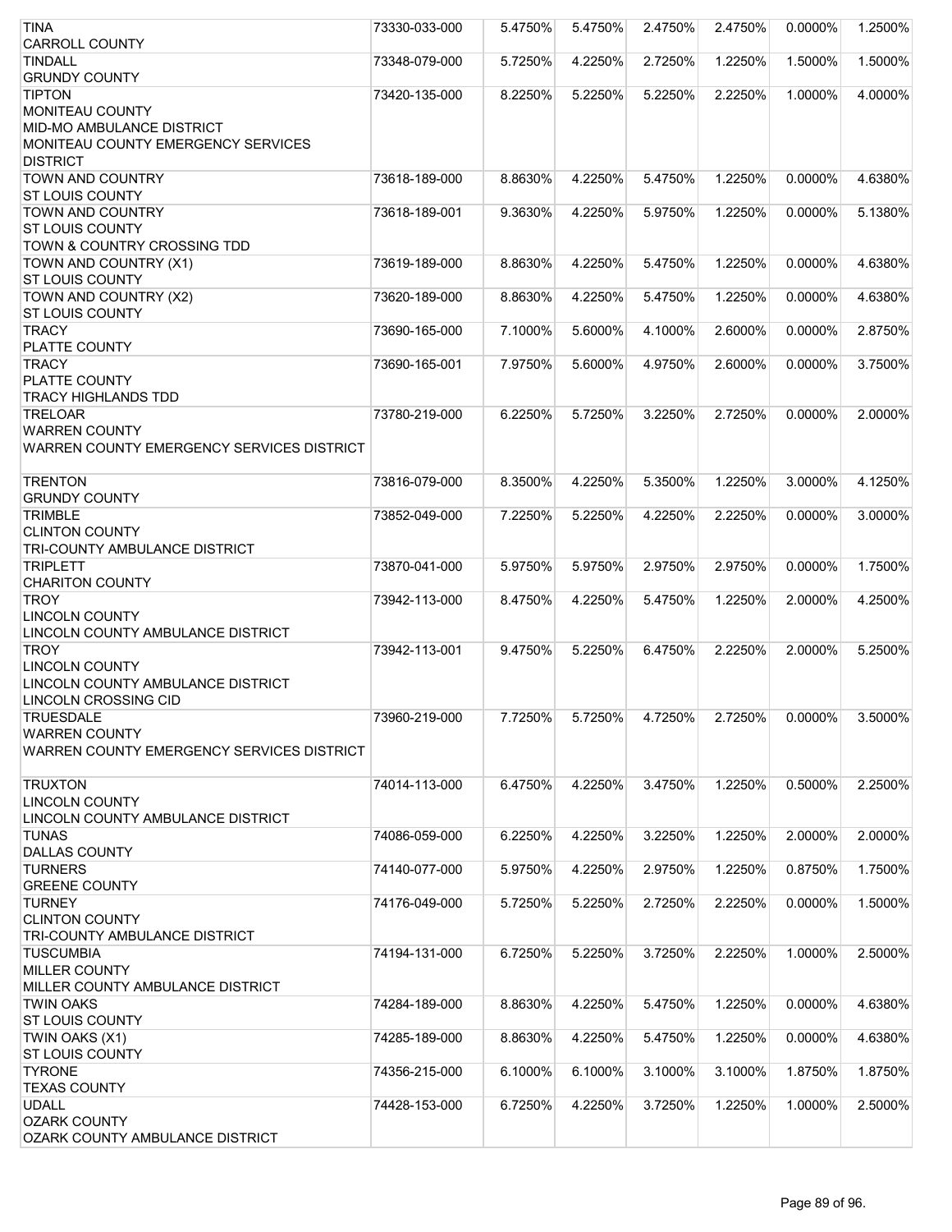| | | | | | | | |
|---|---|---|---|---|---|---|---|
| TINA<br>CARROLL COUNTY | 73330-033-000 | 5.4750% | 5.4750% | 2.4750% | 2.4750% | 0.0000% | 1.2500% |
| TINDALL<br>GRUNDY COUNTY | 73348-079-000 | 5.7250% | 4.2250% | 2.7250% | 1.2250% | 1.5000% | 1.5000% |
| TIPTON<br>MONITEAU COUNTY<br>MID-MO AMBULANCE DISTRICT<br>MONITEAU COUNTY EMERGENCY SERVICES DISTRICT | 73420-135-000 | 8.2250% | 5.2250% | 5.2250% | 2.2250% | 1.0000% | 4.0000% |
| TOWN AND COUNTRY<br>ST LOUIS COUNTY | 73618-189-000 | 8.8630% | 4.2250% | 5.4750% | 1.2250% | 0.0000% | 4.6380% |
| TOWN AND COUNTRY<br>ST LOUIS COUNTY<br>TOWN & COUNTRY CROSSING TDD | 73618-189-001 | 9.3630% | 4.2250% | 5.9750% | 1.2250% | 0.0000% | 5.1380% |
| TOWN AND COUNTRY (X1)<br>ST LOUIS COUNTY | 73619-189-000 | 8.8630% | 4.2250% | 5.4750% | 1.2250% | 0.0000% | 4.6380% |
| TOWN AND COUNTRY (X2)<br>ST LOUIS COUNTY | 73620-189-000 | 8.8630% | 4.2250% | 5.4750% | 1.2250% | 0.0000% | 4.6380% |
| TRACY<br>PLATTE COUNTY | 73690-165-000 | 7.1000% | 5.6000% | 4.1000% | 2.6000% | 0.0000% | 2.8750% |
| TRACY<br>PLATTE COUNTY<br>TRACY HIGHLANDS TDD | 73690-165-001 | 7.9750% | 5.6000% | 4.9750% | 2.6000% | 0.0000% | 3.7500% |
| TRELOAR<br>WARREN COUNTY<br>WARREN COUNTY EMERGENCY SERVICES DISTRICT | 73780-219-000 | 6.2250% | 5.7250% | 3.2250% | 2.7250% | 0.0000% | 2.0000% |
| TRENTON<br>GRUNDY COUNTY | 73816-079-000 | 8.3500% | 4.2250% | 5.3500% | 1.2250% | 3.0000% | 4.1250% |
| TRIMBLE<br>CLINTON COUNTY<br>TRI-COUNTY AMBULANCE DISTRICT | 73852-049-000 | 7.2250% | 5.2250% | 4.2250% | 2.2250% | 0.0000% | 3.0000% |
| TRIPLETT<br>CHARITON COUNTY | 73870-041-000 | 5.9750% | 5.9750% | 2.9750% | 2.9750% | 0.0000% | 1.7500% |
| TROY<br>LINCOLN COUNTY<br>LINCOLN COUNTY AMBULANCE DISTRICT | 73942-113-000 | 8.4750% | 4.2250% | 5.4750% | 1.2250% | 2.0000% | 4.2500% |
| TROY<br>LINCOLN COUNTY<br>LINCOLN COUNTY AMBULANCE DISTRICT<br>LINCOLN CROSSING CID | 73942-113-001 | 9.4750% | 5.2250% | 6.4750% | 2.2250% | 2.0000% | 5.2500% |
| TRUESDALE<br>WARREN COUNTY<br>WARREN COUNTY EMERGENCY SERVICES DISTRICT | 73960-219-000 | 7.7250% | 5.7250% | 4.7250% | 2.7250% | 0.0000% | 3.5000% |
| TRUXTON<br>LINCOLN COUNTY<br>LINCOLN COUNTY AMBULANCE DISTRICT | 74014-113-000 | 6.4750% | 4.2250% | 3.4750% | 1.2250% | 0.5000% | 2.2500% |
| TUNAS<br>DALLAS COUNTY | 74086-059-000 | 6.2250% | 4.2250% | 3.2250% | 1.2250% | 2.0000% | 2.0000% |
| TURNERS<br>GREENE COUNTY | 74140-077-000 | 5.9750% | 4.2250% | 2.9750% | 1.2250% | 0.8750% | 1.7500% |
| TURNEY<br>CLINTON COUNTY<br>TRI-COUNTY AMBULANCE DISTRICT | 74176-049-000 | 5.7250% | 5.2250% | 2.7250% | 2.2250% | 0.0000% | 1.5000% |
| TUSCUMBIA<br>MILLER COUNTY<br>MILLER COUNTY AMBULANCE DISTRICT | 74194-131-000 | 6.7250% | 5.2250% | 3.7250% | 2.2250% | 1.0000% | 2.5000% |
| TWIN OAKS<br>ST LOUIS COUNTY | 74284-189-000 | 8.8630% | 4.2250% | 5.4750% | 1.2250% | 0.0000% | 4.6380% |
| TWIN OAKS (X1)<br>ST LOUIS COUNTY | 74285-189-000 | 8.8630% | 4.2250% | 5.4750% | 1.2250% | 0.0000% | 4.6380% |
| TYRONE<br>TEXAS COUNTY | 74356-215-000 | 6.1000% | 6.1000% | 3.1000% | 3.1000% | 1.8750% | 1.8750% |
| UDALL<br>OZARK COUNTY<br>OZARK COUNTY AMBULANCE DISTRICT | 74428-153-000 | 6.7250% | 4.2250% | 3.7250% | 1.2250% | 1.0000% | 2.5000% |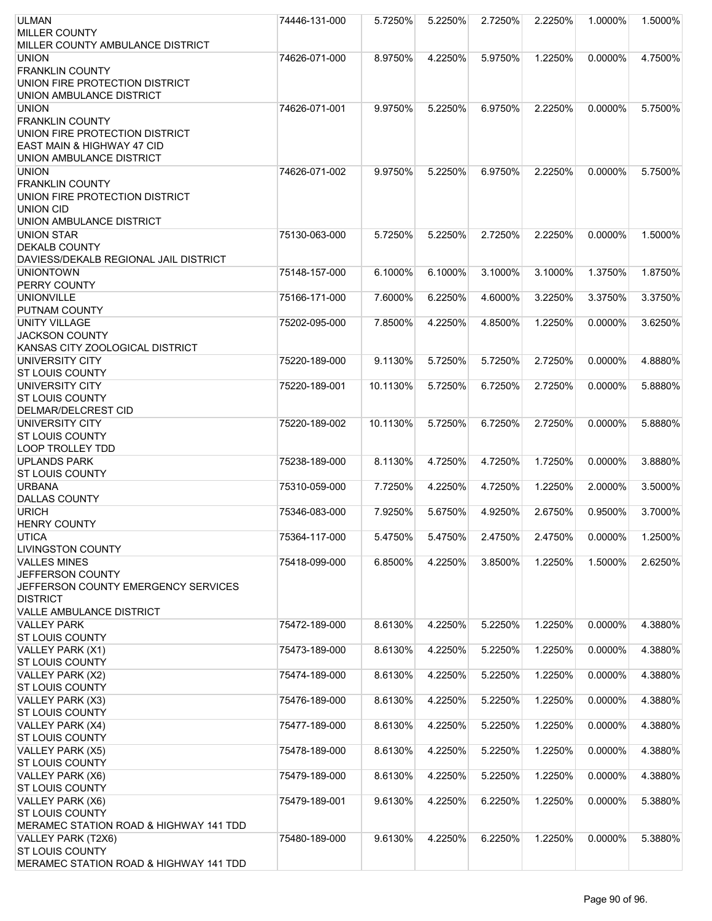| | | | | | | | |
|---|---|---|---|---|---|---|---|
| ULMAN<br>MILLER COUNTY<br>MILLER COUNTY AMBULANCE DISTRICT | 74446-131-000 | 5.7250% | 5.2250% | 2.7250% | 2.2250% | 1.0000% | 1.5000% |
| UNION<br>FRANKLIN COUNTY<br>UNION FIRE PROTECTION DISTRICT<br>UNION AMBULANCE DISTRICT | 74626-071-000 | 8.9750% | 4.2250% | 5.9750% | 1.2250% | 0.0000% | 4.7500% |
| UNION<br>FRANKLIN COUNTY<br>UNION FIRE PROTECTION DISTRICT<br>EAST MAIN & HIGHWAY 47 CID<br>UNION AMBULANCE DISTRICT | 74626-071-001 | 9.9750% | 5.2250% | 6.9750% | 2.2250% | 0.0000% | 5.7500% |
| UNION<br>FRANKLIN COUNTY<br>UNION FIRE PROTECTION DISTRICT<br>UNION CID<br>UNION AMBULANCE DISTRICT | 74626-071-002 | 9.9750% | 5.2250% | 6.9750% | 2.2250% | 0.0000% | 5.7500% |
| UNION STAR<br>DEKALB COUNTY<br>DAVIESS/DEKALB REGIONAL JAIL DISTRICT | 75130-063-000 | 5.7250% | 5.2250% | 2.7250% | 2.2250% | 0.0000% | 1.5000% |
| UNIONTOWN<br>PERRY COUNTY | 75148-157-000 | 6.1000% | 6.1000% | 3.1000% | 3.1000% | 1.3750% | 1.8750% |
| UNIONVILLE<br>PUTNAM COUNTY | 75166-171-000 | 7.6000% | 6.2250% | 4.6000% | 3.2250% | 3.3750% | 3.3750% |
| UNITY VILLAGE<br>JACKSON COUNTY<br>KANSAS CITY ZOOLOGICAL DISTRICT | 75202-095-000 | 7.8500% | 4.2250% | 4.8500% | 1.2250% | 0.0000% | 3.6250% |
| UNIVERSITY CITY<br>ST LOUIS COUNTY | 75220-189-000 | 9.1130% | 5.7250% | 5.7250% | 2.7250% | 0.0000% | 4.8880% |
| UNIVERSITY CITY<br>ST LOUIS COUNTY<br>DELMAR/DELCREST CID | 75220-189-001 | 10.1130% | 5.7250% | 6.7250% | 2.7250% | 0.0000% | 5.8880% |
| UNIVERSITY CITY<br>ST LOUIS COUNTY<br>LOOP TROLLEY TDD | 75220-189-002 | 10.1130% | 5.7250% | 6.7250% | 2.7250% | 0.0000% | 5.8880% |
| UPLANDS PARK<br>ST LOUIS COUNTY | 75238-189-000 | 8.1130% | 4.7250% | 4.7250% | 1.7250% | 0.0000% | 3.8880% |
| URBANA<br>DALLAS COUNTY | 75310-059-000 | 7.7250% | 4.2250% | 4.7250% | 1.2250% | 2.0000% | 3.5000% |
| URICH<br>HENRY COUNTY | 75346-083-000 | 7.9250% | 5.6750% | 4.9250% | 2.6750% | 0.9500% | 3.7000% |
| UTICA<br>LIVINGSTON COUNTY | 75364-117-000 | 5.4750% | 5.4750% | 2.4750% | 2.4750% | 0.0000% | 1.2500% |
| VALLES MINES<br>JEFFERSON COUNTY<br>JEFFERSON COUNTY EMERGENCY SERVICES DISTRICT<br>VALLE AMBULANCE DISTRICT | 75418-099-000 | 6.8500% | 4.2250% | 3.8500% | 1.2250% | 1.5000% | 2.6250% |
| VALLEY PARK<br>ST LOUIS COUNTY | 75472-189-000 | 8.6130% | 4.2250% | 5.2250% | 1.2250% | 0.0000% | 4.3880% |
| VALLEY PARK (X1)<br>ST LOUIS COUNTY | 75473-189-000 | 8.6130% | 4.2250% | 5.2250% | 1.2250% | 0.0000% | 4.3880% |
| VALLEY PARK (X2)<br>ST LOUIS COUNTY | 75474-189-000 | 8.6130% | 4.2250% | 5.2250% | 1.2250% | 0.0000% | 4.3880% |
| VALLEY PARK (X3)<br>ST LOUIS COUNTY | 75476-189-000 | 8.6130% | 4.2250% | 5.2250% | 1.2250% | 0.0000% | 4.3880% |
| VALLEY PARK (X4)<br>ST LOUIS COUNTY | 75477-189-000 | 8.6130% | 4.2250% | 5.2250% | 1.2250% | 0.0000% | 4.3880% |
| VALLEY PARK (X5)<br>ST LOUIS COUNTY | 75478-189-000 | 8.6130% | 4.2250% | 5.2250% | 1.2250% | 0.0000% | 4.3880% |
| VALLEY PARK (X6)<br>ST LOUIS COUNTY | 75479-189-000 | 8.6130% | 4.2250% | 5.2250% | 1.2250% | 0.0000% | 4.3880% |
| VALLEY PARK (X6)<br>ST LOUIS COUNTY<br>MERAMEC STATION ROAD & HIGHWAY 141 TDD | 75479-189-001 | 9.6130% | 4.2250% | 6.2250% | 1.2250% | 0.0000% | 5.3880% |
| VALLEY PARK (T2X6)<br>ST LOUIS COUNTY<br>MERAMEC STATION ROAD & HIGHWAY 141 TDD | 75480-189-000 | 9.6130% | 4.2250% | 6.2250% | 1.2250% | 0.0000% | 5.3880% |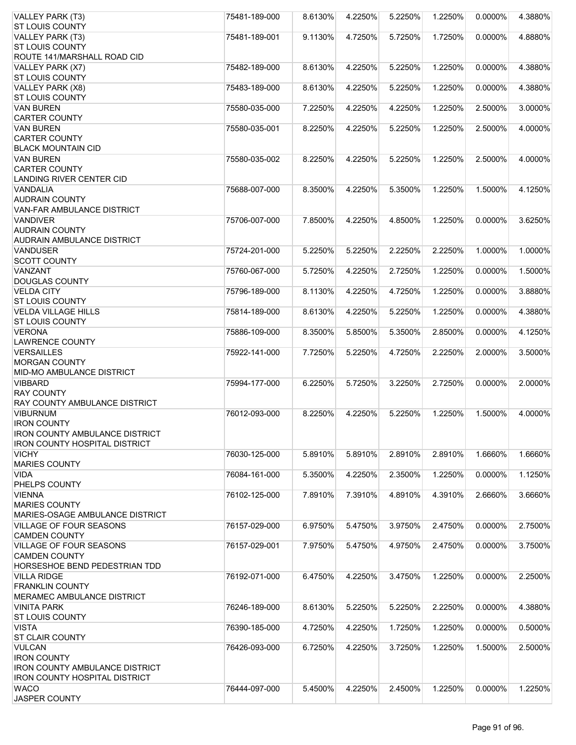| | | | | | | | |
|---|---|---|---|---|---|---|---|
| VALLEY PARK (T3)<br>ST LOUIS COUNTY | 75481-189-000 | 8.6130% | 4.2250% | 5.2250% | 1.2250% | 0.0000% | 4.3880% |
| VALLEY PARK (T3)<br>ST LOUIS COUNTY<br>ROUTE 141/MARSHALL ROAD CID | 75481-189-001 | 9.1130% | 4.7250% | 5.7250% | 1.7250% | 0.0000% | 4.8880% |
| VALLEY PARK (X7)<br>ST LOUIS COUNTY | 75482-189-000 | 8.6130% | 4.2250% | 5.2250% | 1.2250% | 0.0000% | 4.3880% |
| VALLEY PARK (X8)<br>ST LOUIS COUNTY | 75483-189-000 | 8.6130% | 4.2250% | 5.2250% | 1.2250% | 0.0000% | 4.3880% |
| VAN BUREN<br>CARTER COUNTY | 75580-035-000 | 7.2250% | 4.2250% | 4.2250% | 1.2250% | 2.5000% | 3.0000% |
| VAN BUREN<br>CARTER COUNTY<br>BLACK MOUNTAIN CID | 75580-035-001 | 8.2250% | 4.2250% | 5.2250% | 1.2250% | 2.5000% | 4.0000% |
| VAN BUREN<br>CARTER COUNTY<br>LANDING RIVER CENTER CID | 75580-035-002 | 8.2250% | 4.2250% | 5.2250% | 1.2250% | 2.5000% | 4.0000% |
| VANDALIA<br>AUDRAIN COUNTY<br>VAN-FAR AMBULANCE DISTRICT | 75688-007-000 | 8.3500% | 4.2250% | 5.3500% | 1.2250% | 1.5000% | 4.1250% |
| VANDIVER<br>AUDRAIN COUNTY<br>AUDRAIN AMBULANCE DISTRICT | 75706-007-000 | 7.8500% | 4.2250% | 4.8500% | 1.2250% | 0.0000% | 3.6250% |
| VANDUSER<br>SCOTT COUNTY | 75724-201-000 | 5.2250% | 5.2250% | 2.2250% | 2.2250% | 1.0000% | 1.0000% |
| VANZANT<br>DOUGLAS COUNTY | 75760-067-000 | 5.7250% | 4.2250% | 2.7250% | 1.2250% | 0.0000% | 1.5000% |
| VELDA CITY<br>ST LOUIS COUNTY | 75796-189-000 | 8.1130% | 4.2250% | 4.7250% | 1.2250% | 0.0000% | 3.8880% |
| VELDA VILLAGE HILLS<br>ST LOUIS COUNTY | 75814-189-000 | 8.6130% | 4.2250% | 5.2250% | 1.2250% | 0.0000% | 4.3880% |
| VERONA<br>LAWRENCE COUNTY | 75886-109-000 | 8.3500% | 5.8500% | 5.3500% | 2.8500% | 0.0000% | 4.1250% |
| VERSAILLES<br>MORGAN COUNTY<br>MID-MO AMBULANCE DISTRICT | 75922-141-000 | 7.7250% | 5.2250% | 4.7250% | 2.2250% | 2.0000% | 3.5000% |
| VIBBARD<br>RAY COUNTY<br>RAY COUNTY AMBULANCE DISTRICT | 75994-177-000 | 6.2250% | 5.7250% | 3.2250% | 2.7250% | 0.0000% | 2.0000% |
| VIBURNUM<br>IRON COUNTY<br>IRON COUNTY AMBULANCE DISTRICT<br>IRON COUNTY HOSPITAL DISTRICT | 76012-093-000 | 8.2250% | 4.2250% | 5.2250% | 1.2250% | 1.5000% | 4.0000% |
| VICHY<br>MARIES COUNTY | 76030-125-000 | 5.8910% | 5.8910% | 2.8910% | 2.8910% | 1.6660% | 1.6660% |
| VIDA<br>PHELPS COUNTY | 76084-161-000 | 5.3500% | 4.2250% | 2.3500% | 1.2250% | 0.0000% | 1.1250% |
| VIENNA<br>MARIES COUNTY<br>MARIES-OSAGE AMBULANCE DISTRICT | 76102-125-000 | 7.8910% | 7.3910% | 4.8910% | 4.3910% | 2.6660% | 3.6660% |
| VILLAGE OF FOUR SEASONS<br>CAMDEN COUNTY | 76157-029-000 | 6.9750% | 5.4750% | 3.9750% | 2.4750% | 0.0000% | 2.7500% |
| VILLAGE OF FOUR SEASONS<br>CAMDEN COUNTY<br>HORSESHOE BEND PEDESTRIAN TDD | 76157-029-001 | 7.9750% | 5.4750% | 4.9750% | 2.4750% | 0.0000% | 3.7500% |
| VILLA RIDGE<br>FRANKLIN COUNTY<br>MERAMEC AMBULANCE DISTRICT | 76192-071-000 | 6.4750% | 4.2250% | 3.4750% | 1.2250% | 0.0000% | 2.2500% |
| VINITA PARK<br>ST LOUIS COUNTY | 76246-189-000 | 8.6130% | 5.2250% | 5.2250% | 2.2250% | 0.0000% | 4.3880% |
| VISTA<br>ST CLAIR COUNTY | 76390-185-000 | 4.7250% | 4.2250% | 1.7250% | 1.2250% | 0.0000% | 0.5000% |
| VULCAN<br>IRON COUNTY<br>IRON COUNTY AMBULANCE DISTRICT<br>IRON COUNTY HOSPITAL DISTRICT | 76426-093-000 | 6.7250% | 4.2250% | 3.7250% | 1.2250% | 1.5000% | 2.5000% |
| WACO<br>JASPER COUNTY | 76444-097-000 | 5.4500% | 4.2250% | 2.4500% | 1.2250% | 0.0000% | 1.2250% |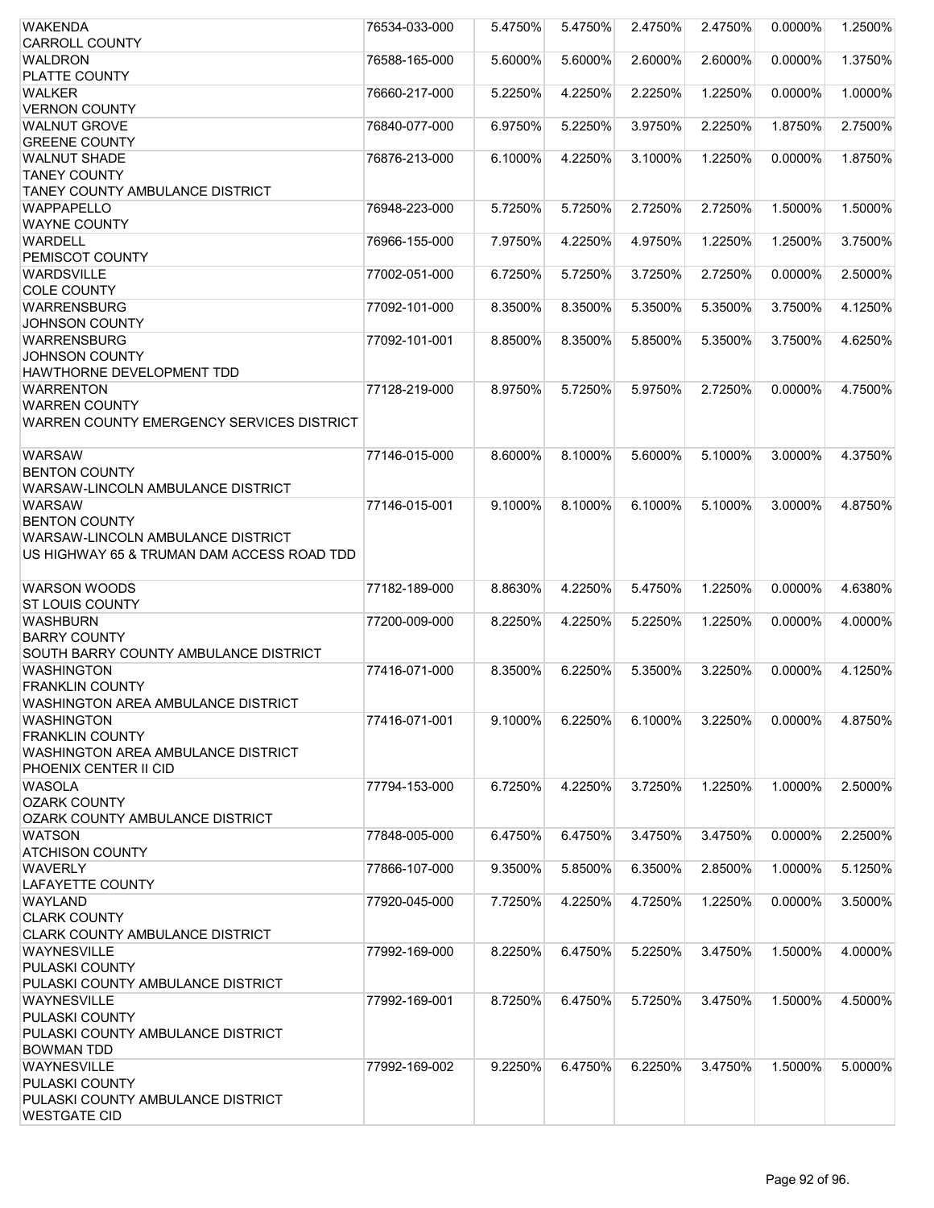| | | | | | | | |
|---|---|---|---|---|---|---|---|
| WAKENDA<br>CARROLL COUNTY | 76534-033-000 | 5.4750% | 5.4750% | 2.4750% | 2.4750% | 0.0000% | 1.2500% |
| WALDRON<br>PLATTE COUNTY | 76588-165-000 | 5.6000% | 5.6000% | 2.6000% | 2.6000% | 0.0000% | 1.3750% |
| WALKER<br>VERNON COUNTY | 76660-217-000 | 5.2250% | 4.2250% | 2.2250% | 1.2250% | 0.0000% | 1.0000% |
| WALNUT GROVE<br>GREENE COUNTY | 76840-077-000 | 6.9750% | 5.2250% | 3.9750% | 2.2250% | 1.8750% | 2.7500% |
| WALNUT SHADE<br>TANEY COUNTY<br>TANEY COUNTY AMBULANCE DISTRICT | 76876-213-000 | 6.1000% | 4.2250% | 3.1000% | 1.2250% | 0.0000% | 1.8750% |
| WAPPAPELLO<br>WAYNE COUNTY | 76948-223-000 | 5.7250% | 5.7250% | 2.7250% | 2.7250% | 1.5000% | 1.5000% |
| WARDELL<br>PEMISCOT COUNTY | 76966-155-000 | 7.9750% | 4.2250% | 4.9750% | 1.2250% | 1.2500% | 3.7500% |
| WARDSVILLE<br>COLE COUNTY | 77002-051-000 | 6.7250% | 5.7250% | 3.7250% | 2.7250% | 0.0000% | 2.5000% |
| WARRENSBURG<br>JOHNSON COUNTY | 77092-101-000 | 8.3500% | 8.3500% | 5.3500% | 5.3500% | 3.7500% | 4.1250% |
| WARRENSBURG<br>JOHNSON COUNTY<br>HAWTHORNE DEVELOPMENT TDD | 77092-101-001 | 8.8500% | 8.3500% | 5.8500% | 5.3500% | 3.7500% | 4.6250% |
| WARRENTON<br>WARREN COUNTY<br>WARREN COUNTY EMERGENCY SERVICES DISTRICT | 77128-219-000 | 8.9750% | 5.7250% | 5.9750% | 2.7250% | 0.0000% | 4.7500% |
| WARSAW<br>BENTON COUNTY<br>WARSAW-LINCOLN AMBULANCE DISTRICT | 77146-015-000 | 8.6000% | 8.1000% | 5.6000% | 5.1000% | 3.0000% | 4.3750% |
| WARSAW<br>BENTON COUNTY<br>WARSAW-LINCOLN AMBULANCE DISTRICT<br>US HIGHWAY 65 & TRUMAN DAM ACCESS ROAD TDD | 77146-015-001 | 9.1000% | 8.1000% | 6.1000% | 5.1000% | 3.0000% | 4.8750% |
| WARSON WOODS<br>ST LOUIS COUNTY | 77182-189-000 | 8.8630% | 4.2250% | 5.4750% | 1.2250% | 0.0000% | 4.6380% |
| WASHBURN<br>BARRY COUNTY<br>SOUTH BARRY COUNTY AMBULANCE DISTRICT | 77200-009-000 | 8.2250% | 4.2250% | 5.2250% | 1.2250% | 0.0000% | 4.0000% |
| WASHINGTON<br>FRANKLIN COUNTY<br>WASHINGTON AREA AMBULANCE DISTRICT | 77416-071-000 | 8.3500% | 6.2250% | 5.3500% | 3.2250% | 0.0000% | 4.1250% |
| WASHINGTON<br>FRANKLIN COUNTY<br>WASHINGTON AREA AMBULANCE DISTRICT<br>PHOENIX CENTER II CID | 77416-071-001 | 9.1000% | 6.2250% | 6.1000% | 3.2250% | 0.0000% | 4.8750% |
| WASOLA<br>OZARK COUNTY<br>OZARK COUNTY AMBULANCE DISTRICT | 77794-153-000 | 6.7250% | 4.2250% | 3.7250% | 1.2250% | 1.0000% | 2.5000% |
| WATSON<br>ATCHISON COUNTY | 77848-005-000 | 6.4750% | 6.4750% | 3.4750% | 3.4750% | 0.0000% | 2.2500% |
| WAVERLY<br>LAFAYETTE COUNTY | 77866-107-000 | 9.3500% | 5.8500% | 6.3500% | 2.8500% | 1.0000% | 5.1250% |
| WAYLAND<br>CLARK COUNTY<br>CLARK COUNTY AMBULANCE DISTRICT | 77920-045-000 | 7.7250% | 4.2250% | 4.7250% | 1.2250% | 0.0000% | 3.5000% |
| WAYNESVILLE<br>PULASKI COUNTY<br>PULASKI COUNTY AMBULANCE DISTRICT | 77992-169-000 | 8.2250% | 6.4750% | 5.2250% | 3.4750% | 1.5000% | 4.0000% |
| WAYNESVILLE<br>PULASKI COUNTY<br>PULASKI COUNTY AMBULANCE DISTRICT<br>BOWMAN TDD | 77992-169-001 | 8.7250% | 6.4750% | 5.7250% | 3.4750% | 1.5000% | 4.5000% |
| WAYNESVILLE<br>PULASKI COUNTY<br>PULASKI COUNTY AMBULANCE DISTRICT<br>WESTGATE CID | 77992-169-002 | 9.2250% | 6.4750% | 6.2250% | 3.4750% | 1.5000% | 5.0000% |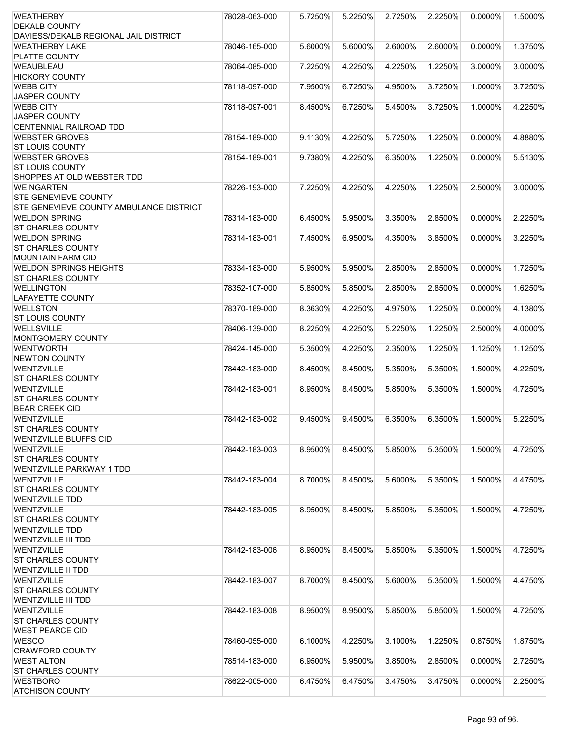| | | | | | | | |
|---|---|---|---|---|---|---|---|
| WEATHERBY<br>DEKALB COUNTY<br>DAVIESS/DEKALB REGIONAL JAIL DISTRICT | 78028-063-000 | 5.7250% | 5.2250% | 2.7250% | 2.2250% | 0.0000% | 1.5000% |
| WEATHERBY LAKE<br>PLATTE COUNTY | 78046-165-000 | 5.6000% | 5.6000% | 2.6000% | 2.6000% | 0.0000% | 1.3750% |
| WEAUBLEAU<br>HICKORY COUNTY | 78064-085-000 | 7.2250% | 4.2250% | 4.2250% | 1.2250% | 3.0000% | 3.0000% |
| WEBB CITY<br>JASPER COUNTY | 78118-097-000 | 7.9500% | 6.7250% | 4.9500% | 3.7250% | 1.0000% | 3.7250% |
| WEBB CITY<br>JASPER COUNTY<br>CENTENNIAL RAILROAD TDD | 78118-097-001 | 8.4500% | 6.7250% | 5.4500% | 3.7250% | 1.0000% | 4.2250% |
| WEBSTER GROVES<br>ST LOUIS COUNTY | 78154-189-000 | 9.1130% | 4.2250% | 5.7250% | 1.2250% | 0.0000% | 4.8880% |
| WEBSTER GROVES<br>ST LOUIS COUNTY<br>SHOPPES AT OLD WEBSTER TDD | 78154-189-001 | 9.7380% | 4.2250% | 6.3500% | 1.2250% | 0.0000% | 5.5130% |
| WEINGARTEN<br>STE GENEVIEVE COUNTY<br>STE GENEVIEVE COUNTY AMBULANCE DISTRICT | 78226-193-000 | 7.2250% | 4.2250% | 4.2250% | 1.2250% | 2.5000% | 3.0000% |
| WELDON SPRING<br>ST CHARLES COUNTY | 78314-183-000 | 6.4500% | 5.9500% | 3.3500% | 2.8500% | 0.0000% | 2.2250% |
| WELDON SPRING<br>ST CHARLES COUNTY<br>MOUNTAIN FARM CID | 78314-183-001 | 7.4500% | 6.9500% | 4.3500% | 3.8500% | 0.0000% | 3.2250% |
| WELDON SPRINGS HEIGHTS<br>ST CHARLES COUNTY | 78334-183-000 | 5.9500% | 5.9500% | 2.8500% | 2.8500% | 0.0000% | 1.7250% |
| WELLINGTON<br>LAFAYETTE COUNTY | 78352-107-000 | 5.8500% | 5.8500% | 2.8500% | 2.8500% | 0.0000% | 1.6250% |
| WELLSTON<br>ST LOUIS COUNTY | 78370-189-000 | 8.3630% | 4.2250% | 4.9750% | 1.2250% | 0.0000% | 4.1380% |
| WELLSVILLE<br>MONTGOMERY COUNTY | 78406-139-000 | 8.2250% | 4.2250% | 5.2250% | 1.2250% | 2.5000% | 4.0000% |
| WENTWORTH<br>NEWTON COUNTY | 78424-145-000 | 5.3500% | 4.2250% | 2.3500% | 1.2250% | 1.1250% | 1.1250% |
| WENTZVILLE<br>ST CHARLES COUNTY | 78442-183-000 | 8.4500% | 8.4500% | 5.3500% | 5.3500% | 1.5000% | 4.2250% |
| WENTZVILLE<br>ST CHARLES COUNTY<br>BEAR CREEK CID | 78442-183-001 | 8.9500% | 8.4500% | 5.8500% | 5.3500% | 1.5000% | 4.7250% |
| WENTZVILLE<br>ST CHARLES COUNTY<br>WENTZVILLE BLUFFS CID | 78442-183-002 | 9.4500% | 9.4500% | 6.3500% | 6.3500% | 1.5000% | 5.2250% |
| WENTZVILLE<br>ST CHARLES COUNTY<br>WENTZVILLE PARKWAY 1 TDD | 78442-183-003 | 8.9500% | 8.4500% | 5.8500% | 5.3500% | 1.5000% | 4.7250% |
| WENTZVILLE<br>ST CHARLES COUNTY<br>WENTZVILLE TDD | 78442-183-004 | 8.7000% | 8.4500% | 5.6000% | 5.3500% | 1.5000% | 4.4750% |
| WENTZVILLE<br>ST CHARLES COUNTY<br>WENTZVILLE TDD<br>WENTZVILLE III TDD | 78442-183-005 | 8.9500% | 8.4500% | 5.8500% | 5.3500% | 1.5000% | 4.7250% |
| WENTZVILLE<br>ST CHARLES COUNTY<br>WENTZVILLE II TDD | 78442-183-006 | 8.9500% | 8.4500% | 5.8500% | 5.3500% | 1.5000% | 4.7250% |
| WENTZVILLE<br>ST CHARLES COUNTY<br>WENTZVILLE III TDD | 78442-183-007 | 8.7000% | 8.4500% | 5.6000% | 5.3500% | 1.5000% | 4.4750% |
| WENTZVILLE<br>ST CHARLES COUNTY<br>WEST PEARCE CID | 78442-183-008 | 8.9500% | 8.9500% | 5.8500% | 5.8500% | 1.5000% | 4.7250% |
| WESCO<br>CRAWFORD COUNTY | 78460-055-000 | 6.1000% | 4.2250% | 3.1000% | 1.2250% | 0.8750% | 1.8750% |
| WEST ALTON<br>ST CHARLES COUNTY | 78514-183-000 | 6.9500% | 5.9500% | 3.8500% | 2.8500% | 0.0000% | 2.7250% |
| WESTBORO<br>ATCHISON COUNTY | 78622-005-000 | 6.4750% | 6.4750% | 3.4750% | 3.4750% | 0.0000% | 2.2500% |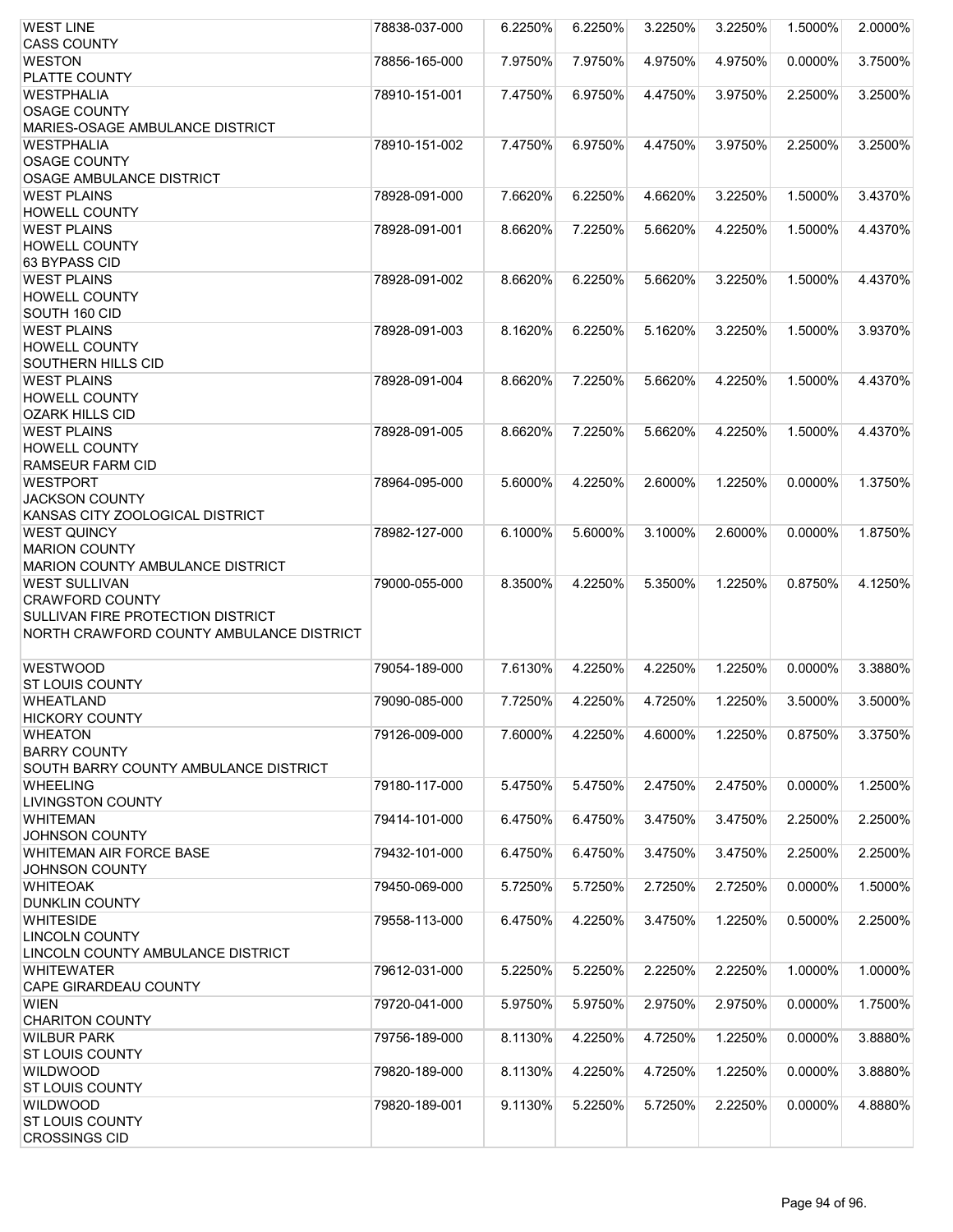| | | | | | | | |
|---|---|---|---|---|---|---|---|
| WEST LINE<br>CASS COUNTY | 78838-037-000 | 6.2250% | 6.2250% | 3.2250% | 3.2250% | 1.5000% | 2.0000% |
| WESTON<br>PLATTE COUNTY | 78856-165-000 | 7.9750% | 7.9750% | 4.9750% | 4.9750% | 0.0000% | 3.7500% |
| WESTPHALIA<br>OSAGE COUNTY<br>MARIES-OSAGE AMBULANCE DISTRICT | 78910-151-001 | 7.4750% | 6.9750% | 4.4750% | 3.9750% | 2.2500% | 3.2500% |
| WESTPHALIA<br>OSAGE COUNTY<br>OSAGE AMBULANCE DISTRICT | 78910-151-002 | 7.4750% | 6.9750% | 4.4750% | 3.9750% | 2.2500% | 3.2500% |
| WEST PLAINS<br>HOWELL COUNTY | 78928-091-000 | 7.6620% | 6.2250% | 4.6620% | 3.2250% | 1.5000% | 3.4370% |
| WEST PLAINS<br>HOWELL COUNTY<br>63 BYPASS CID | 78928-091-001 | 8.6620% | 7.2250% | 5.6620% | 4.2250% | 1.5000% | 4.4370% |
| WEST PLAINS<br>HOWELL COUNTY<br>SOUTH 160 CID | 78928-091-002 | 8.6620% | 6.2250% | 5.6620% | 3.2250% | 1.5000% | 4.4370% |
| WEST PLAINS<br>HOWELL COUNTY<br>SOUTHERN HILLS CID | 78928-091-003 | 8.1620% | 6.2250% | 5.1620% | 3.2250% | 1.5000% | 3.9370% |
| WEST PLAINS<br>HOWELL COUNTY<br>OZARK HILLS CID | 78928-091-004 | 8.6620% | 7.2250% | 5.6620% | 4.2250% | 1.5000% | 4.4370% |
| WEST PLAINS<br>HOWELL COUNTY<br>RAMSEUR FARM CID | 78928-091-005 | 8.6620% | 7.2250% | 5.6620% | 4.2250% | 1.5000% | 4.4370% |
| WESTPORT<br>JACKSON COUNTY<br>KANSAS CITY ZOOLOGICAL DISTRICT | 78964-095-000 | 5.6000% | 4.2250% | 2.6000% | 1.2250% | 0.0000% | 1.3750% |
| WEST QUINCY<br>MARION COUNTY<br>MARION COUNTY AMBULANCE DISTRICT | 78982-127-000 | 6.1000% | 5.6000% | 3.1000% | 2.6000% | 0.0000% | 1.8750% |
| WEST SULLIVAN<br>CRAWFORD COUNTY<br>SULLIVAN FIRE PROTECTION DISTRICT<br>NORTH CRAWFORD COUNTY AMBULANCE DISTRICT | 79000-055-000 | 8.3500% | 4.2250% | 5.3500% | 1.2250% | 0.8750% | 4.1250% |
| WESTWOOD<br>ST LOUIS COUNTY | 79054-189-000 | 7.6130% | 4.2250% | 4.2250% | 1.2250% | 0.0000% | 3.3880% |
| WHEATLAND<br>HICKORY COUNTY | 79090-085-000 | 7.7250% | 4.2250% | 4.7250% | 1.2250% | 3.5000% | 3.5000% |
| WHEATON<br>BARRY COUNTY<br>SOUTH BARRY COUNTY AMBULANCE DISTRICT | 79126-009-000 | 7.6000% | 4.2250% | 4.6000% | 1.2250% | 0.8750% | 3.3750% |
| WHEELING<br>LIVINGSTON COUNTY | 79180-117-000 | 5.4750% | 5.4750% | 2.4750% | 2.4750% | 0.0000% | 1.2500% |
| WHITEMAN<br>JOHNSON COUNTY | 79414-101-000 | 6.4750% | 6.4750% | 3.4750% | 3.4750% | 2.2500% | 2.2500% |
| WHITEMAN AIR FORCE BASE<br>JOHNSON COUNTY | 79432-101-000 | 6.4750% | 6.4750% | 3.4750% | 3.4750% | 2.2500% | 2.2500% |
| WHITEOAK<br>DUNKLIN COUNTY | 79450-069-000 | 5.7250% | 5.7250% | 2.7250% | 2.7250% | 0.0000% | 1.5000% |
| WHITESIDE<br>LINCOLN COUNTY<br>LINCOLN COUNTY AMBULANCE DISTRICT | 79558-113-000 | 6.4750% | 4.2250% | 3.4750% | 1.2250% | 0.5000% | 2.2500% |
| WHITEWATER<br>CAPE GIRARDEAU COUNTY | 79612-031-000 | 5.2250% | 5.2250% | 2.2250% | 2.2250% | 1.0000% | 1.0000% |
| WIEN<br>CHARITON COUNTY | 79720-041-000 | 5.9750% | 5.9750% | 2.9750% | 2.9750% | 0.0000% | 1.7500% |
| WILBUR PARK<br>ST LOUIS COUNTY | 79756-189-000 | 8.1130% | 4.2250% | 4.7250% | 1.2250% | 0.0000% | 3.8880% |
| WILDWOOD<br>ST LOUIS COUNTY | 79820-189-000 | 8.1130% | 4.2250% | 4.7250% | 1.2250% | 0.0000% | 3.8880% |
| WILDWOOD<br>ST LOUIS COUNTY<br>CROSSINGS CID | 79820-189-001 | 9.1130% | 5.2250% | 5.7250% | 2.2250% | 0.0000% | 4.8880% |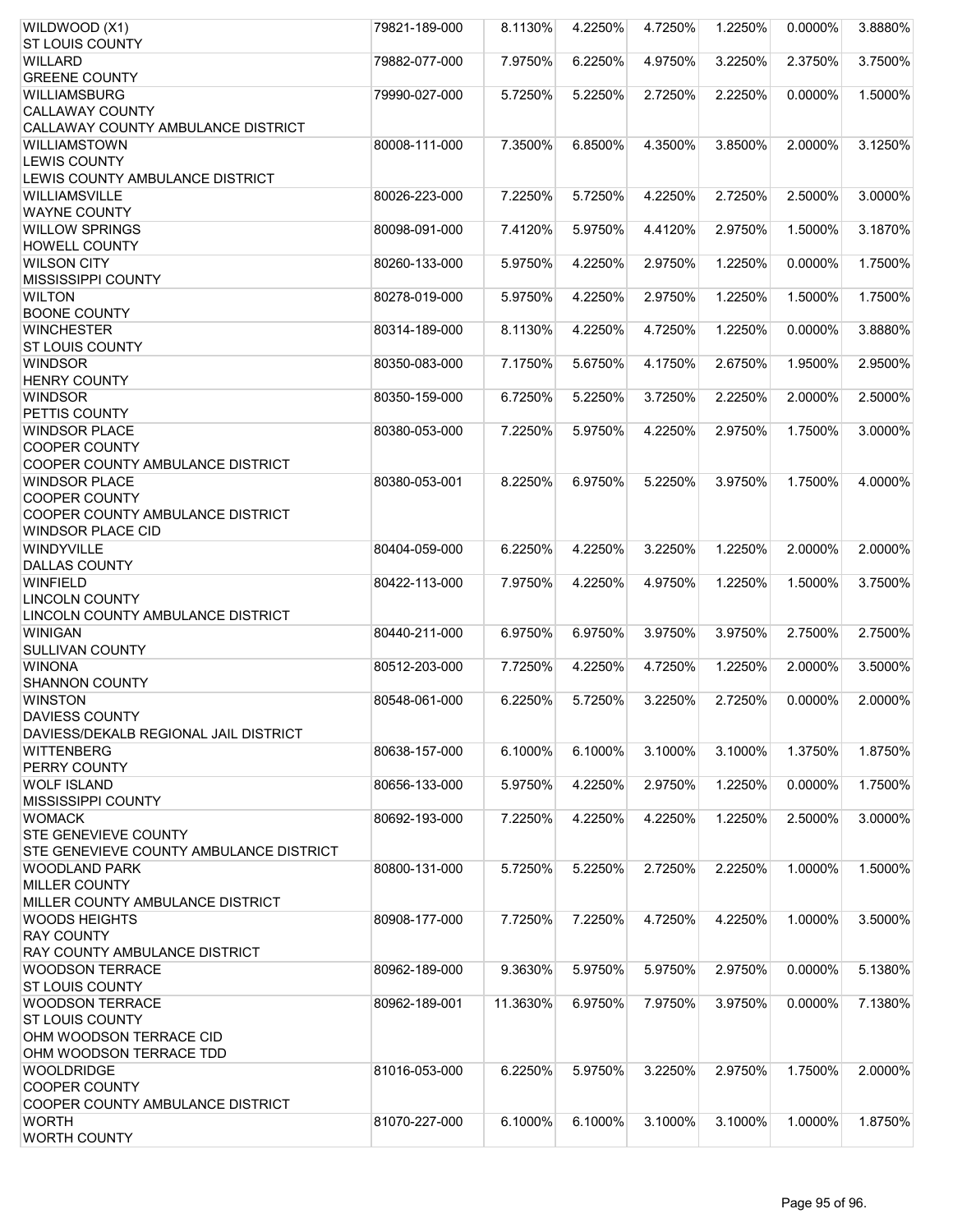| | | | | | | | |
|---|---|---|---|---|---|---|---|
| WILDWOOD (X1)<br>ST LOUIS COUNTY | 79821-189-000 | 8.1130% | 4.2250% | 4.7250% | 1.2250% | 0.0000% | 3.8880% |
| WILLARD<br>GREENE COUNTY | 79882-077-000 | 7.9750% | 6.2250% | 4.9750% | 3.2250% | 2.3750% | 3.7500% |
| WILLIAMSBURG<br>CALLAWAY COUNTY<br>CALLAWAY COUNTY AMBULANCE DISTRICT | 79990-027-000 | 5.7250% | 5.2250% | 2.7250% | 2.2250% | 0.0000% | 1.5000% |
| WILLIAMSTOWN<br>LEWIS COUNTY<br>LEWIS COUNTY AMBULANCE DISTRICT | 80008-111-000 | 7.3500% | 6.8500% | 4.3500% | 3.8500% | 2.0000% | 3.1250% |
| WILLIAMSVILLE<br>WAYNE COUNTY | 80026-223-000 | 7.2250% | 5.7250% | 4.2250% | 2.7250% | 2.5000% | 3.0000% |
| WILLOW SPRINGS<br>HOWELL COUNTY | 80098-091-000 | 7.4120% | 5.9750% | 4.4120% | 2.9750% | 1.5000% | 3.1870% |
| WILSON CITY<br>MISSISSIPPI COUNTY | 80260-133-000 | 5.9750% | 4.2250% | 2.9750% | 1.2250% | 0.0000% | 1.7500% |
| WILTON<br>BOONE COUNTY | 80278-019-000 | 5.9750% | 4.2250% | 2.9750% | 1.2250% | 1.5000% | 1.7500% |
| WINCHESTER<br>ST LOUIS COUNTY | 80314-189-000 | 8.1130% | 4.2250% | 4.7250% | 1.2250% | 0.0000% | 3.8880% |
| WINDSOR<br>HENRY COUNTY | 80350-083-000 | 7.1750% | 5.6750% | 4.1750% | 2.6750% | 1.9500% | 2.9500% |
| WINDSOR<br>PETTIS COUNTY | 80350-159-000 | 6.7250% | 5.2250% | 3.7250% | 2.2250% | 2.0000% | 2.5000% |
| WINDSOR PLACE<br>COOPER COUNTY<br>COOPER COUNTY AMBULANCE DISTRICT | 80380-053-000 | 7.2250% | 5.9750% | 4.2250% | 2.9750% | 1.7500% | 3.0000% |
| WINDSOR PLACE<br>COOPER COUNTY<br>COOPER COUNTY AMBULANCE DISTRICT<br>WINDSOR PLACE CID | 80380-053-001 | 8.2250% | 6.9750% | 5.2250% | 3.9750% | 1.7500% | 4.0000% |
| WINDYVILLE<br>DALLAS COUNTY | 80404-059-000 | 6.2250% | 4.2250% | 3.2250% | 1.2250% | 2.0000% | 2.0000% |
| WINFIELD<br>LINCOLN COUNTY<br>LINCOLN COUNTY AMBULANCE DISTRICT | 80422-113-000 | 7.9750% | 4.2250% | 4.9750% | 1.2250% | 1.5000% | 3.7500% |
| WINIGAN<br>SULLIVAN COUNTY | 80440-211-000 | 6.9750% | 6.9750% | 3.9750% | 3.9750% | 2.7500% | 2.7500% |
| WINONA<br>SHANNON COUNTY | 80512-203-000 | 7.7250% | 4.2250% | 4.7250% | 1.2250% | 2.0000% | 3.5000% |
| WINSTON<br>DAVIESS COUNTY<br>DAVIESS/DEKALB REGIONAL JAIL DISTRICT | 80548-061-000 | 6.2250% | 5.7250% | 3.2250% | 2.7250% | 0.0000% | 2.0000% |
| WITTENBERG<br>PERRY COUNTY | 80638-157-000 | 6.1000% | 6.1000% | 3.1000% | 3.1000% | 1.3750% | 1.8750% |
| WOLF ISLAND<br>MISSISSIPPI COUNTY | 80656-133-000 | 5.9750% | 4.2250% | 2.9750% | 1.2250% | 0.0000% | 1.7500% |
| WOMACK<br>STE GENEVIEVE COUNTY<br>STE GENEVIEVE COUNTY AMBULANCE DISTRICT | 80692-193-000 | 7.2250% | 4.2250% | 4.2250% | 1.2250% | 2.5000% | 3.0000% |
| WOODLAND PARK<br>MILLER COUNTY<br>MILLER COUNTY AMBULANCE DISTRICT | 80800-131-000 | 5.7250% | 5.2250% | 2.7250% | 2.2250% | 1.0000% | 1.5000% |
| WOODS HEIGHTS<br>RAY COUNTY<br>RAY COUNTY AMBULANCE DISTRICT | 80908-177-000 | 7.7250% | 7.2250% | 4.7250% | 4.2250% | 1.0000% | 3.5000% |
| WOODSON TERRACE<br>ST LOUIS COUNTY | 80962-189-000 | 9.3630% | 5.9750% | 5.9750% | 2.9750% | 0.0000% | 5.1380% |
| WOODSON TERRACE<br>ST LOUIS COUNTY<br>OHM WOODSON TERRACE CID<br>OHM WOODSON TERRACE TDD | 80962-189-001 | 11.3630% | 6.9750% | 7.9750% | 3.9750% | 0.0000% | 7.1380% |
| WOOLDRIDGE<br>COOPER COUNTY<br>COOPER COUNTY AMBULANCE DISTRICT | 81016-053-000 | 6.2250% | 5.9750% | 3.2250% | 2.9750% | 1.7500% | 2.0000% |
| WORTH<br>WORTH COUNTY | 81070-227-000 | 6.1000% | 6.1000% | 3.1000% | 3.1000% | 1.0000% | 1.8750% |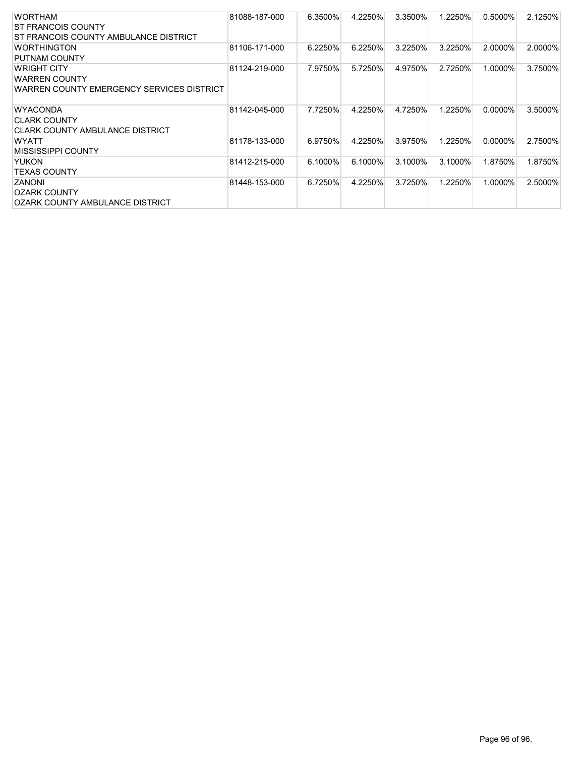| | | | | | | | |
|---|---|---|---|---|---|---|---|
| WORTHAM<br>ST FRANCOIS COUNTY<br>ST FRANCOIS COUNTY AMBULANCE DISTRICT | 81088-187-000 | 6.3500% | 4.2250% | 3.3500% | 1.2250% | 0.5000% | 2.1250% |
| WORTHINGTON<br>PUTNAM COUNTY | 81106-171-000 | 6.2250% | 6.2250% | 3.2250% | 3.2250% | 2.0000% | 2.0000% |
| WRIGHT CITY<br>WARREN COUNTY<br>WARREN COUNTY EMERGENCY SERVICES DISTRICT | 81124-219-000 | 7.9750% | 5.7250% | 4.9750% | 2.7250% | 1.0000% | 3.7500% |
| WYACONDA<br>CLARK COUNTY<br>CLARK COUNTY AMBULANCE DISTRICT | 81142-045-000 | 7.7250% | 4.2250% | 4.7250% | 1.2250% | 0.0000% | 3.5000% |
| WYATT<br>MISSISSIPPI COUNTY | 81178-133-000 | 6.9750% | 4.2250% | 3.9750% | 1.2250% | 0.0000% | 2.7500% |
| YUKON<br>TEXAS COUNTY | 81412-215-000 | 6.1000% | 6.1000% | 3.1000% | 3.1000% | 1.8750% | 1.8750% |
| ZANONI<br>OZARK COUNTY<br>OZARK COUNTY AMBULANCE DISTRICT | 81448-153-000 | 6.7250% | 4.2250% | 3.7250% | 1.2250% | 1.0000% | 2.5000% |